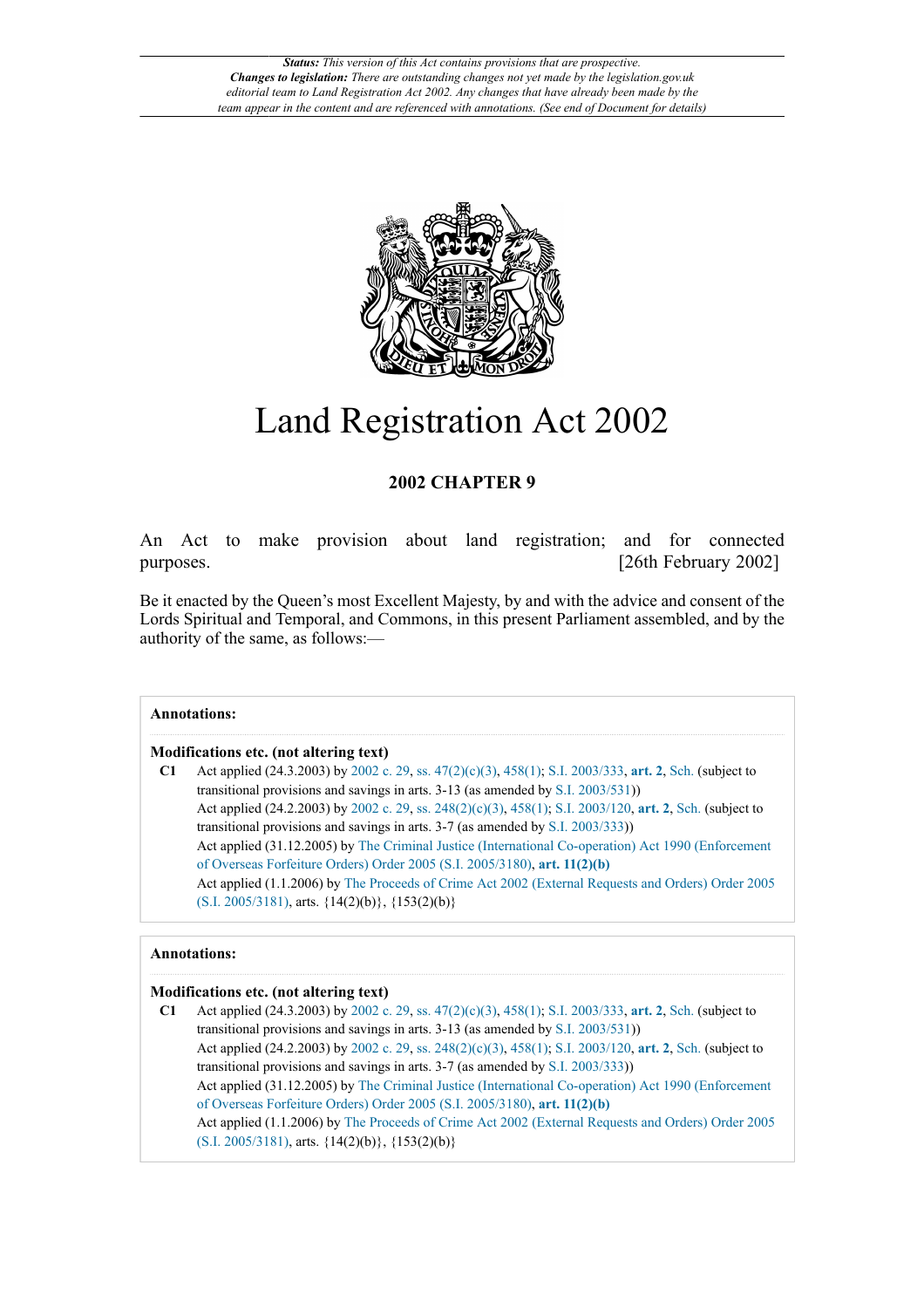*Status: This version of this Act contains provisions that are prospective.*
***Changes to legislation:** There are outstanding changes not yet made by the legislation.gov.uk editorial team to Land Registration Act 2002. Any changes that have already been made by the team appear in the content and are referenced with annotations. (See end of Document for details)*

# Land Registration Act 2002

## 2002 CHAPTER 9

An Act to make provision about land registration; and for connected purposes. [26th February 2002]

Be it enacted by the Queen's most Excellent Majesty, by and with the advice and consent of the Lords Spiritual and Temporal, and Commons, in this present Parliament assembled, and by the authority of the same, as follows:—

**Annotations:**

**Modifications etc. (not altering text)**

**C1** Act applied (24.3.2003) by 2002 c. 29, ss. 47(2)(c)(3), 458(1); S.I. 2003/333, **art. 2**, Sch. (subject to transitional provisions and savings in arts. 3-13 (as amended by S.I. 2003/531))
Act applied (24.2.2003) by 2002 c. 29, ss. 248(2)(c)(3), 458(1); S.I. 2003/120, **art. 2**, Sch. (subject to transitional provisions and savings in arts. 3-7 (as amended by S.I. 2003/333))
Act applied (31.12.2005) by The Criminal Justice (International Co-operation) Act 1990 (Enforcement of Overseas Forfeiture Orders) Order 2005 (S.I. 2005/3180), **art. 11(2)(b)**
Act applied (1.1.2006) by The Proceeds of Crime Act 2002 (External Requests and Orders) Order 2005 (S.I. 2005/3181), arts. {14(2)(b)}, {153(2)(b)}

**Annotations:**

**Modifications etc. (not altering text)**

**C1** Act applied (24.3.2003) by 2002 c. 29, ss. 47(2)(c)(3), 458(1); S.I. 2003/333, **art. 2**, Sch. (subject to transitional provisions and savings in arts. 3-13 (as amended by S.I. 2003/531))
Act applied (24.2.2003) by 2002 c. 29, ss. 248(2)(c)(3), 458(1); S.I. 2003/120, **art. 2**, Sch. (subject to transitional provisions and savings in arts. 3-7 (as amended by S.I. 2003/333))
Act applied (31.12.2005) by The Criminal Justice (International Co-operation) Act 1990 (Enforcement of Overseas Forfeiture Orders) Order 2005 (S.I. 2005/3180), **art. 11(2)(b)**
Act applied (1.1.2006) by The Proceeds of Crime Act 2002 (External Requests and Orders) Order 2005 (S.I. 2005/3181), arts. {14(2)(b)}, {153(2)(b)}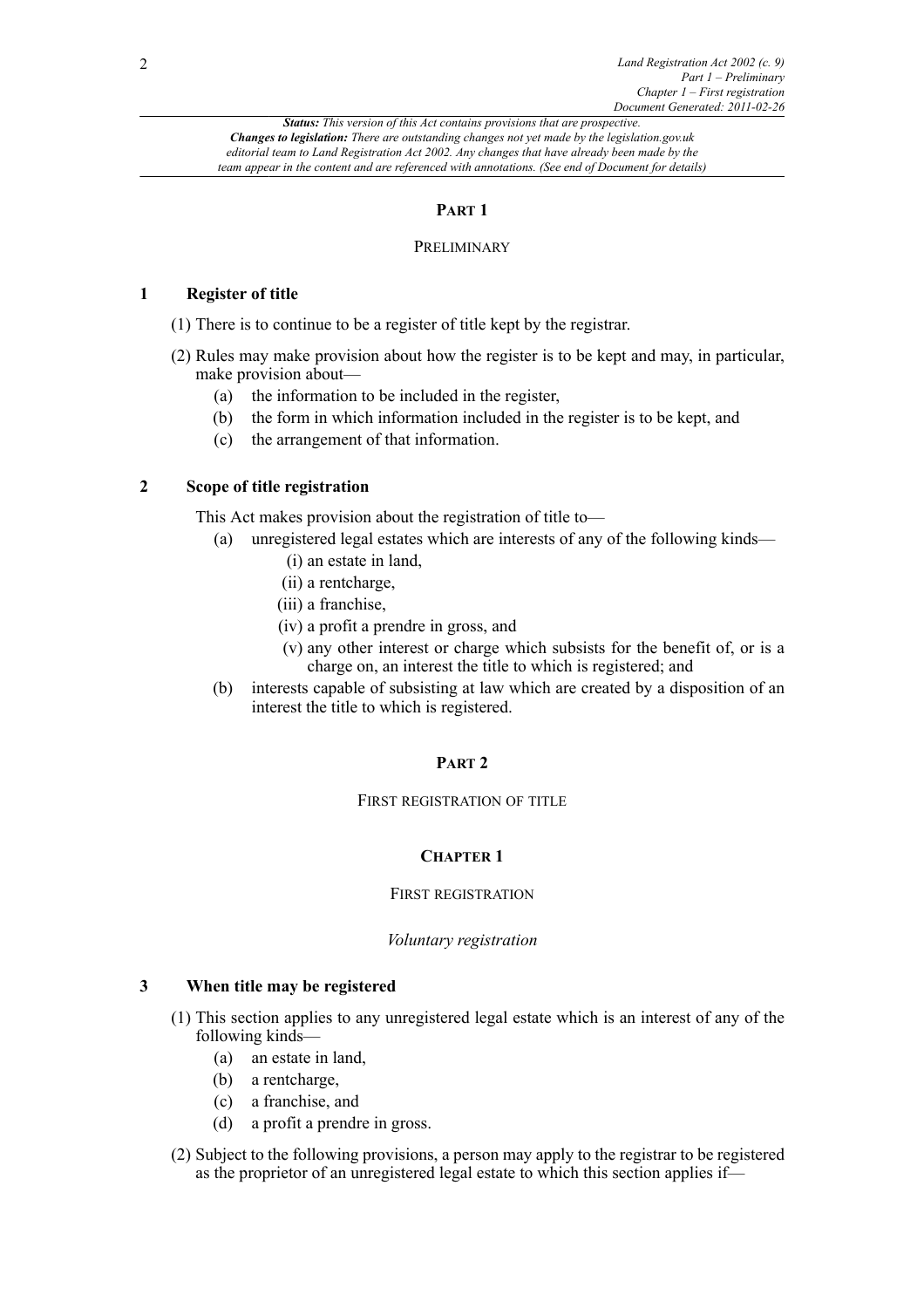## PART 1

### PRELIMINARY

#### 1 Register of title

(1) There is to continue to be a register of title kept by the registrar.

(2) Rules may make provision about how the register is to be kept and may, in particular, make provision about—

- (a) the information to be included in the register,
- (b) the form in which information included in the register is to be kept, and
- (c) the arrangement of that information.

#### 2 Scope of title registration

This Act makes provision about the registration of title to—

- (a) unregistered legal estates which are interests of any of the following kinds—
  - (i) an estate in land,
  - (ii) a rentcharge,
  - (iii) a franchise,
  - (iv) a profit a prendre in gross, and
  - (v) any other interest or charge which subsists for the benefit of, or is a charge on, an interest the title to which is registered; and
- (b) interests capable of subsisting at law which are created by a disposition of an interest the title to which is registered.

## PART 2

### FIRST REGISTRATION OF TITLE

### CHAPTER 1

### FIRST REGISTRATION

*Voluntary registration*

#### 3 When title may be registered

(1) This section applies to any unregistered legal estate which is an interest of any of the following kinds—

- (a) an estate in land,
- (b) a rentcharge,
- (c) a franchise, and
- (d) a profit a prendre in gross.

(2) Subject to the following provisions, a person may apply to the registrar to be registered as the proprietor of an unregistered legal estate to which this section applies if—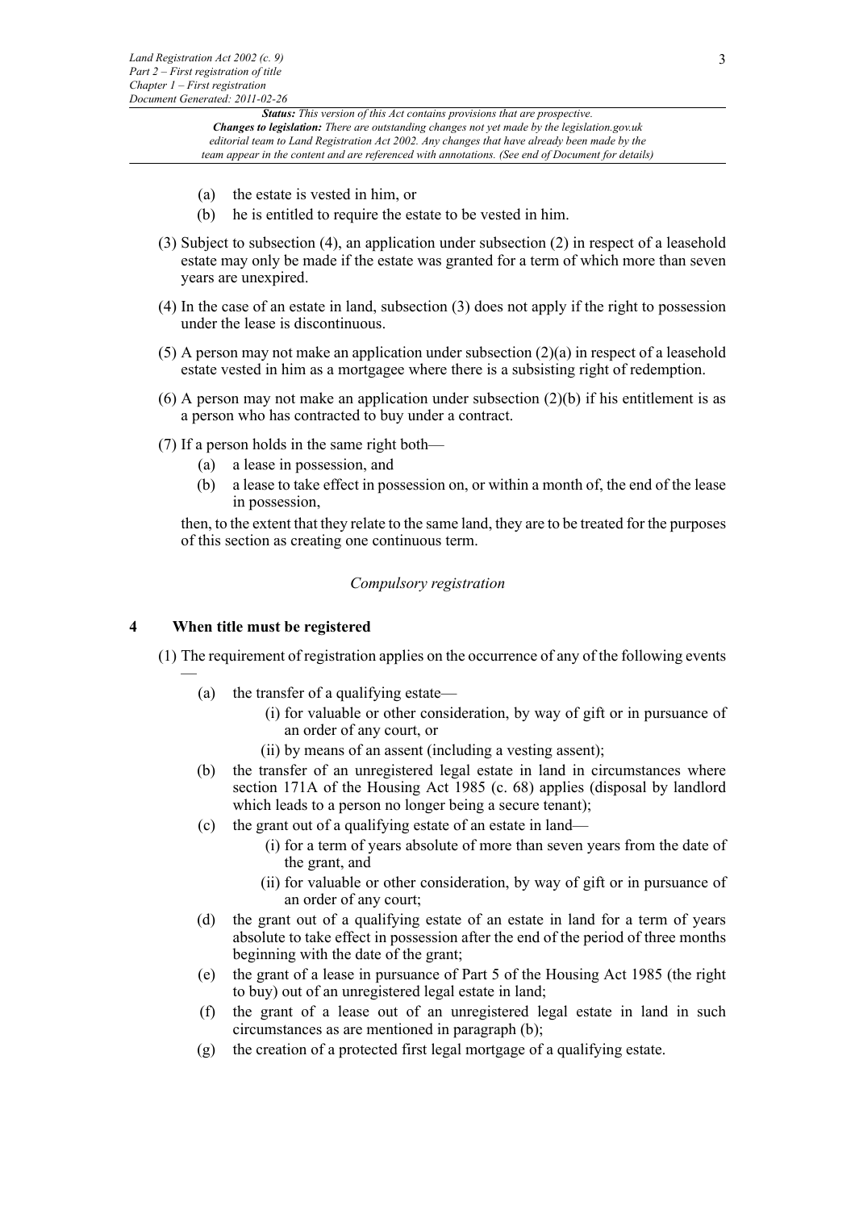(a) the estate is vested in him, or

(b) he is entitled to require the estate to be vested in him.

(3) Subject to subsection (4), an application under subsection (2) in respect of a leasehold estate may only be made if the estate was granted for a term of which more than seven years are unexpired.

(4) In the case of an estate in land, subsection (3) does not apply if the right to possession under the lease is discontinuous.

(5) A person may not make an application under subsection (2)(a) in respect of a leasehold estate vested in him as a mortgagee where there is a subsisting right of redemption.

(6) A person may not make an application under subsection (2)(b) if his entitlement is as a person who has contracted to buy under a contract.

(7) If a person holds in the same right both—

(a) a lease in possession, and

(b) a lease to take effect in possession on, or within a month of, the end of the lease in possession,

then, to the extent that they relate to the same land, they are to be treated for the purposes of this section as creating one continuous term.

*Compulsory registration*

## 4 When title must be registered

(1) The requirement of registration applies on the occurrence of any of the following events —

(a) the transfer of a qualifying estate—

(i) for valuable or other consideration, by way of gift or in pursuance of an order of any court, or

(ii) by means of an assent (including a vesting assent);

(b) the transfer of an unregistered legal estate in land in circumstances where section 171A of the Housing Act 1985 (c. 68) applies (disposal by landlord which leads to a person no longer being a secure tenant);

(c) the grant out of a qualifying estate of an estate in land—

(i) for a term of years absolute of more than seven years from the date of the grant, and

(ii) for valuable or other consideration, by way of gift or in pursuance of an order of any court;

(d) the grant out of a qualifying estate of an estate in land for a term of years absolute to take effect in possession after the end of the period of three months beginning with the date of the grant;

(e) the grant of a lease in pursuance of Part 5 of the Housing Act 1985 (the right to buy) out of an unregistered legal estate in land;

(f) the grant of a lease out of an unregistered legal estate in land in such circumstances as are mentioned in paragraph (b);

(g) the creation of a protected first legal mortgage of a qualifying estate.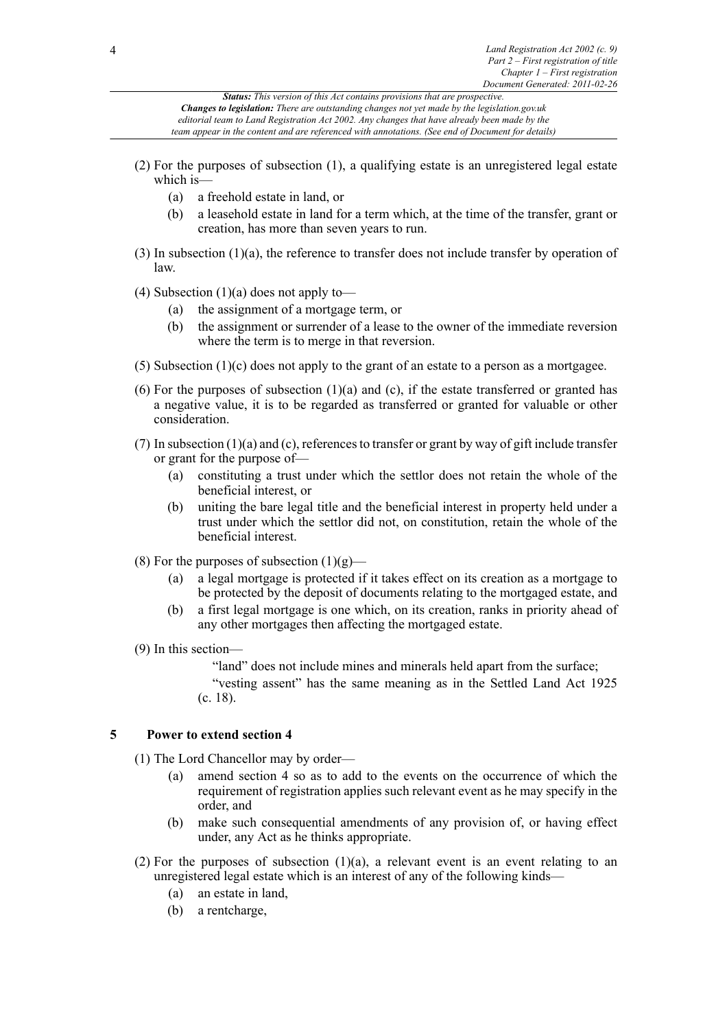(2) For the purposes of subsection (1), a qualifying estate is an unregistered legal estate which is—

(a) a freehold estate in land, or

(b) a leasehold estate in land for a term which, at the time of the transfer, grant or creation, has more than seven years to run.

(3) In subsection (1)(a), the reference to transfer does not include transfer by operation of law.

(4) Subsection (1)(a) does not apply to—

(a) the assignment of a mortgage term, or

(b) the assignment or surrender of a lease to the owner of the immediate reversion where the term is to merge in that reversion.

(5) Subsection (1)(c) does not apply to the grant of an estate to a person as a mortgagee.

(6) For the purposes of subsection (1)(a) and (c), if the estate transferred or granted has a negative value, it is to be regarded as transferred or granted for valuable or other consideration.

(7) In subsection (1)(a) and (c), references to transfer or grant by way of gift include transfer or grant for the purpose of—

(a) constituting a trust under which the settlor does not retain the whole of the beneficial interest, or

(b) uniting the bare legal title and the beneficial interest in property held under a trust under which the settlor did not, on constitution, retain the whole of the beneficial interest.

(8) For the purposes of subsection (1)(g)—

(a) a legal mortgage is protected if it takes effect on its creation as a mortgage to be protected by the deposit of documents relating to the mortgaged estate, and

(b) a first legal mortgage is one which, on its creation, ranks in priority ahead of any other mortgages then affecting the mortgaged estate.

(9) In this section—

"land" does not include mines and minerals held apart from the surface;

"vesting assent" has the same meaning as in the Settled Land Act 1925 (c. 18).

### 5 Power to extend section 4

(1) The Lord Chancellor may by order—

(a) amend section 4 so as to add to the events on the occurrence of which the requirement of registration applies such relevant event as he may specify in the order, and

(b) make such consequential amendments of any provision of, or having effect under, any Act as he thinks appropriate.

(2) For the purposes of subsection (1)(a), a relevant event is an event relating to an unregistered legal estate which is an interest of any of the following kinds—

(a) an estate in land,

(b) a rentcharge,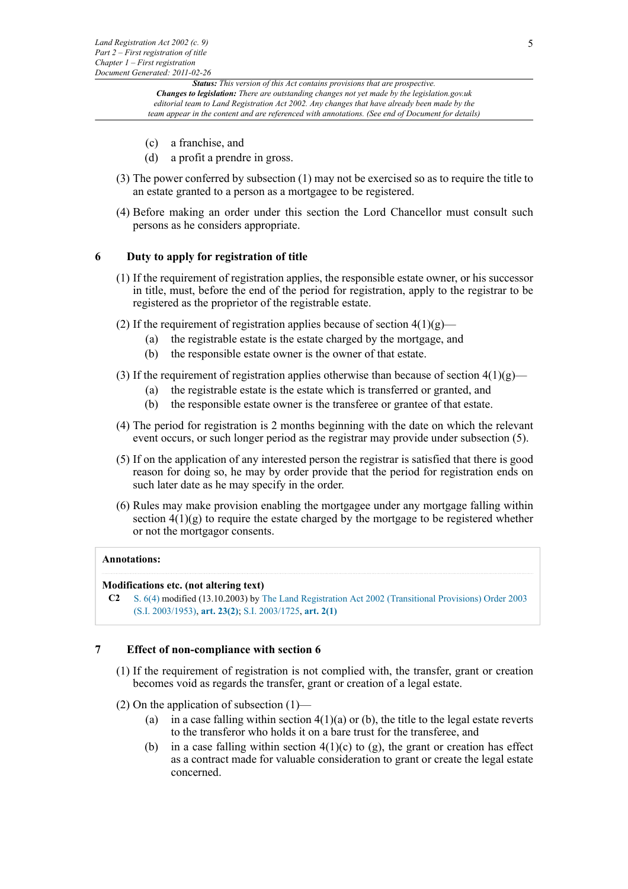(c) a franchise, and

(d) a profit a prendre in gross.

(3) The power conferred by subsection (1) may not be exercised so as to require the title to an estate granted to a person as a mortgagee to be registered.

(4) Before making an order under this section the Lord Chancellor must consult such persons as he considers appropriate.

## 6 Duty to apply for registration of title

(1) If the requirement of registration applies, the responsible estate owner, or his successor in title, must, before the end of the period for registration, apply to the registrar to be registered as the proprietor of the registrable estate.

(2) If the requirement of registration applies because of section 4(1)(g)—

(a) the registrable estate is the estate charged by the mortgage, and

(b) the responsible estate owner is the owner of that estate.

(3) If the requirement of registration applies otherwise than because of section 4(1)(g)—

(a) the registrable estate is the estate which is transferred or granted, and

(b) the responsible estate owner is the transferee or grantee of that estate.

(4) The period for registration is 2 months beginning with the date on which the relevant event occurs, or such longer period as the registrar may provide under subsection (5).

(5) If on the application of any interested person the registrar is satisfied that there is good reason for doing so, he may by order provide that the period for registration ends on such later date as he may specify in the order.

(6) Rules may make provision enabling the mortgagee under any mortgage falling within section 4(1)(g) to require the estate charged by the mortgage to be registered whether or not the mortgagor consents.

**Annotations:**

**Modifications etc. (not altering text)**

**C2** S. 6(4) modified (13.10.2003) by The Land Registration Act 2002 (Transitional Provisions) Order 2003 (S.I. 2003/1953), **art. 23(2)**; S.I. 2003/1725, **art. 2(1)**

## 7 Effect of non-compliance with section 6

(1) If the requirement of registration is not complied with, the transfer, grant or creation becomes void as regards the transfer, grant or creation of a legal estate.

(2) On the application of subsection (1)—

(a) in a case falling within section 4(1)(a) or (b), the title to the legal estate reverts to the transferor who holds it on a bare trust for the transferee, and

(b) in a case falling within section 4(1)(c) to (g), the grant or creation has effect as a contract made for valuable consideration to grant or create the legal estate concerned.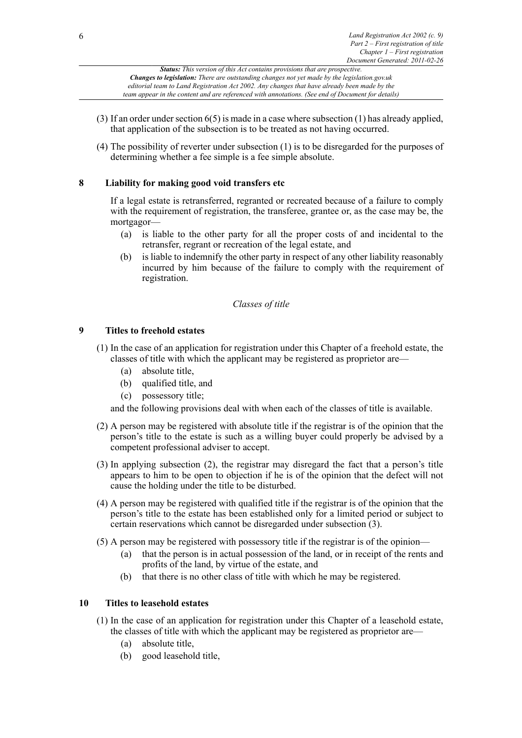(3) If an order under section 6(5) is made in a case where subsection (1) has already applied, that application of the subsection is to be treated as not having occurred.

(4) The possibility of reverter under subsection (1) is to be disregarded for the purposes of determining whether a fee simple is a fee simple absolute.

## 8 Liability for making good void transfers etc

If a legal estate is retransferred, regranted or recreated because of a failure to comply with the requirement of registration, the transferee, grantee or, as the case may be, the mortgagor—

- (a) is liable to the other party for all the proper costs of and incidental to the retransfer, regrant or recreation of the legal estate, and
- (b) is liable to indemnify the other party in respect of any other liability reasonably incurred by him because of the failure to comply with the requirement of registration.

*Classes of title*

## 9 Titles to freehold estates

(1) In the case of an application for registration under this Chapter of a freehold estate, the classes of title with which the applicant may be registered as proprietor are—

- (a) absolute title,
- (b) qualified title, and
- (c) possessory title;

and the following provisions deal with when each of the classes of title is available.

(2) A person may be registered with absolute title if the registrar is of the opinion that the person's title to the estate is such as a willing buyer could properly be advised by a competent professional adviser to accept.

(3) In applying subsection (2), the registrar may disregard the fact that a person's title appears to him to be open to objection if he is of the opinion that the defect will not cause the holding under the title to be disturbed.

(4) A person may be registered with qualified title if the registrar is of the opinion that the person's title to the estate has been established only for a limited period or subject to certain reservations which cannot be disregarded under subsection (3).

(5) A person may be registered with possessory title if the registrar is of the opinion—

- (a) that the person is in actual possession of the land, or in receipt of the rents and profits of the land, by virtue of the estate, and
- (b) that there is no other class of title with which he may be registered.

## 10 Titles to leasehold estates

(1) In the case of an application for registration under this Chapter of a leasehold estate, the classes of title with which the applicant may be registered as proprietor are—

- (a) absolute title,
- (b) good leasehold title,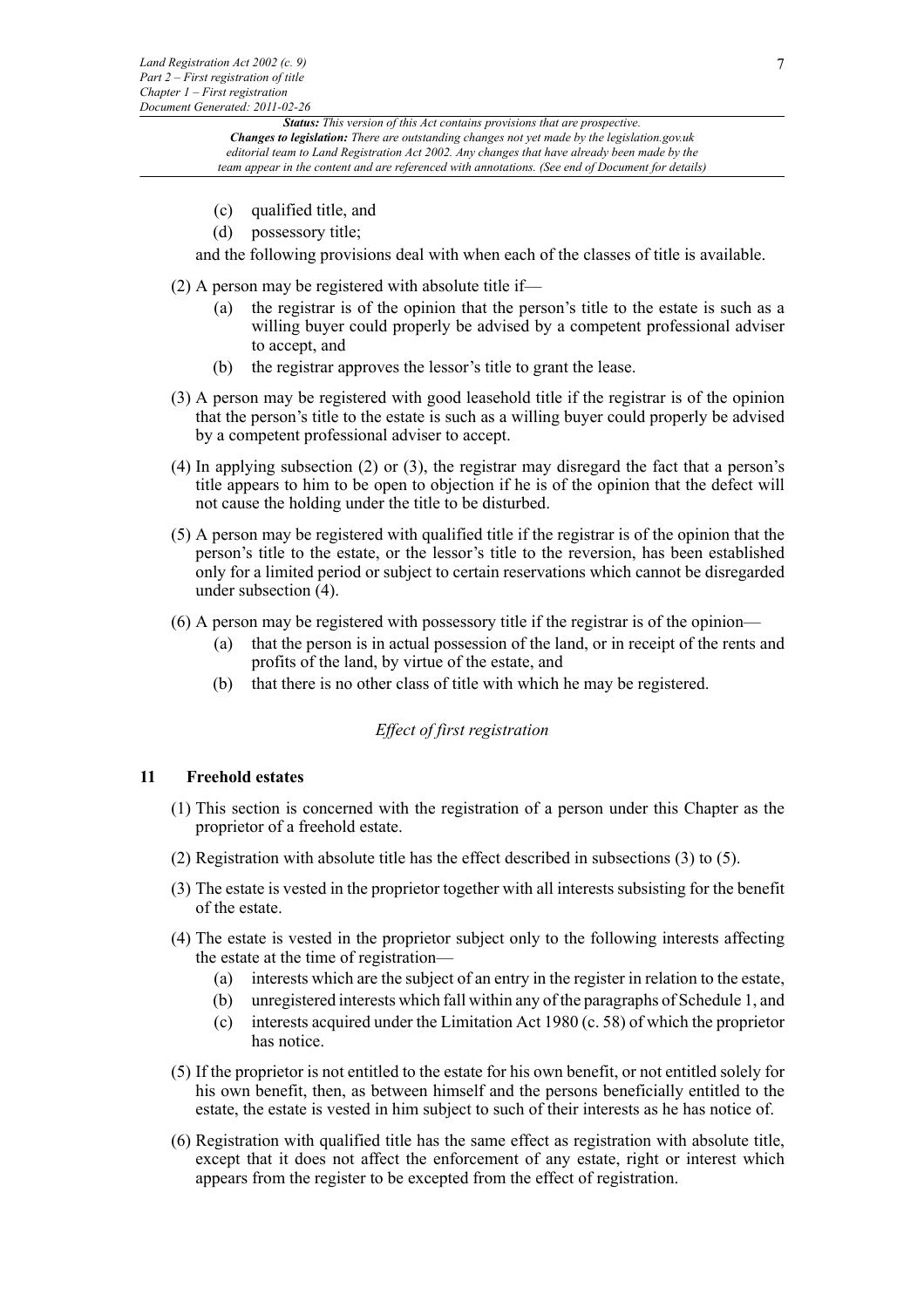(c) qualified title, and

(d) possessory title;

and the following provisions deal with when each of the classes of title is available.

(2) A person may be registered with absolute title if—

(a) the registrar is of the opinion that the person's title to the estate is such as a willing buyer could properly be advised by a competent professional adviser to accept, and

(b) the registrar approves the lessor's title to grant the lease.

(3) A person may be registered with good leasehold title if the registrar is of the opinion that the person's title to the estate is such as a willing buyer could properly be advised by a competent professional adviser to accept.

(4) In applying subsection (2) or (3), the registrar may disregard the fact that a person's title appears to him to be open to objection if he is of the opinion that the defect will not cause the holding under the title to be disturbed.

(5) A person may be registered with qualified title if the registrar is of the opinion that the person's title to the estate, or the lessor's title to the reversion, has been established only for a limited period or subject to certain reservations which cannot be disregarded under subsection (4).

(6) A person may be registered with possessory title if the registrar is of the opinion—

(a) that the person is in actual possession of the land, or in receipt of the rents and profits of the land, by virtue of the estate, and

(b) that there is no other class of title with which he may be registered.

*Effect of first registration*

### 11 Freehold estates

(1) This section is concerned with the registration of a person under this Chapter as the proprietor of a freehold estate.

(2) Registration with absolute title has the effect described in subsections (3) to (5).

(3) The estate is vested in the proprietor together with all interests subsisting for the benefit of the estate.

(4) The estate is vested in the proprietor subject only to the following interests affecting the estate at the time of registration—

(a) interests which are the subject of an entry in the register in relation to the estate,

(b) unregistered interests which fall within any of the paragraphs of Schedule 1, and

(c) interests acquired under the Limitation Act 1980 (c. 58) of which the proprietor has notice.

(5) If the proprietor is not entitled to the estate for his own benefit, or not entitled solely for his own benefit, then, as between himself and the persons beneficially entitled to the estate, the estate is vested in him subject to such of their interests as he has notice of.

(6) Registration with qualified title has the same effect as registration with absolute title, except that it does not affect the enforcement of any estate, right or interest which appears from the register to be excepted from the effect of registration.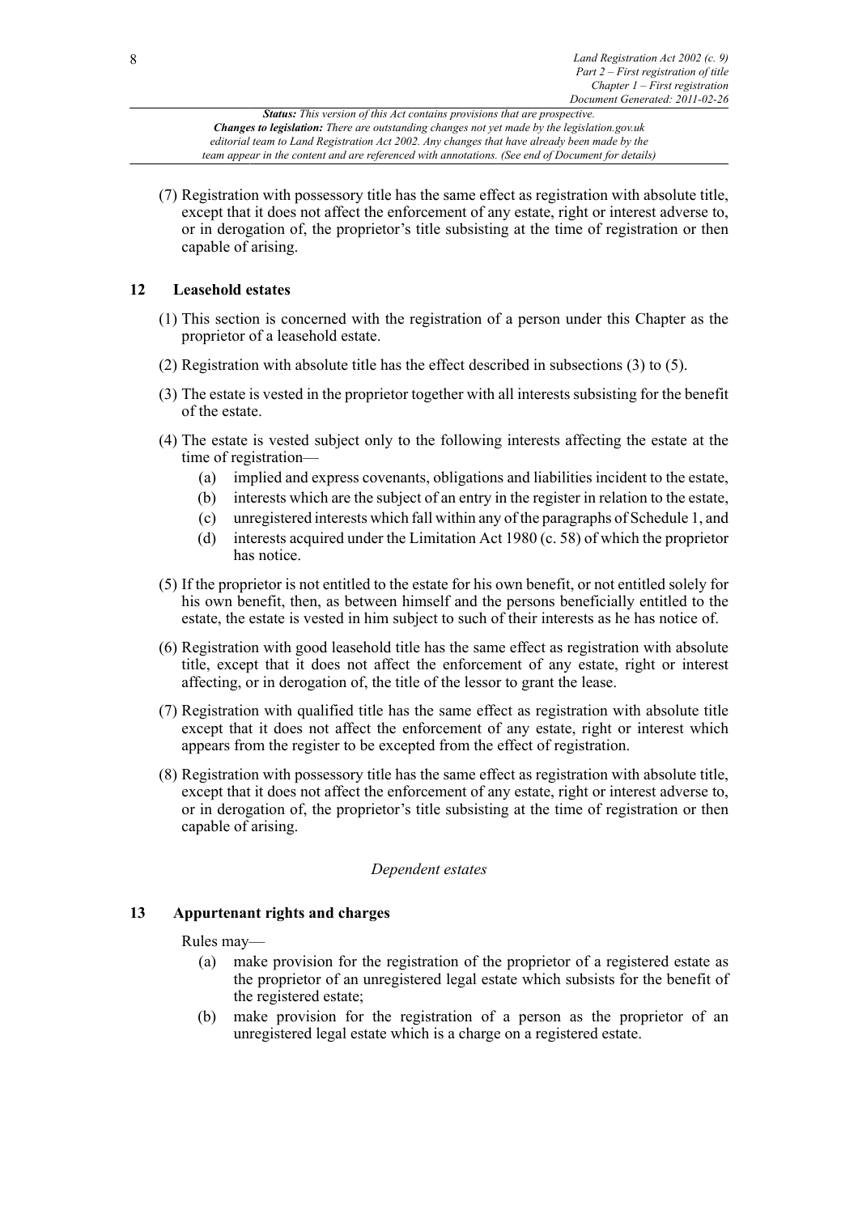(7) Registration with possessory title has the same effect as registration with absolute title, except that it does not affect the enforcement of any estate, right or interest adverse to, or in derogation of, the proprietor's title subsisting at the time of registration or then capable of arising.

### 12 Leasehold estates

(1) This section is concerned with the registration of a person under this Chapter as the proprietor of a leasehold estate.

(2) Registration with absolute title has the effect described in subsections (3) to (5).

(3) The estate is vested in the proprietor together with all interests subsisting for the benefit of the estate.

(4) The estate is vested subject only to the following interests affecting the estate at the time of registration—

- (a) implied and express covenants, obligations and liabilities incident to the estate,
- (b) interests which are the subject of an entry in the register in relation to the estate,
- (c) unregistered interests which fall within any of the paragraphs of Schedule 1, and
- (d) interests acquired under the Limitation Act 1980 (c. 58) of which the proprietor has notice.

(5) If the proprietor is not entitled to the estate for his own benefit, or not entitled solely for his own benefit, then, as between himself and the persons beneficially entitled to the estate, the estate is vested in him subject to such of their interests as he has notice of.

(6) Registration with good leasehold title has the same effect as registration with absolute title, except that it does not affect the enforcement of any estate, right or interest affecting, or in derogation of, the title of the lessor to grant the lease.

(7) Registration with qualified title has the same effect as registration with absolute title except that it does not affect the enforcement of any estate, right or interest which appears from the register to be excepted from the effect of registration.

(8) Registration with possessory title has the same effect as registration with absolute title, except that it does not affect the enforcement of any estate, right or interest adverse to, or in derogation of, the proprietor's title subsisting at the time of registration or then capable of arising.

*Dependent estates*

### 13 Appurtenant rights and charges

Rules may—

- (a) make provision for the registration of the proprietor of a registered estate as the proprietor of an unregistered legal estate which subsists for the benefit of the registered estate;
- (b) make provision for the registration of a person as the proprietor of an unregistered legal estate which is a charge on a registered estate.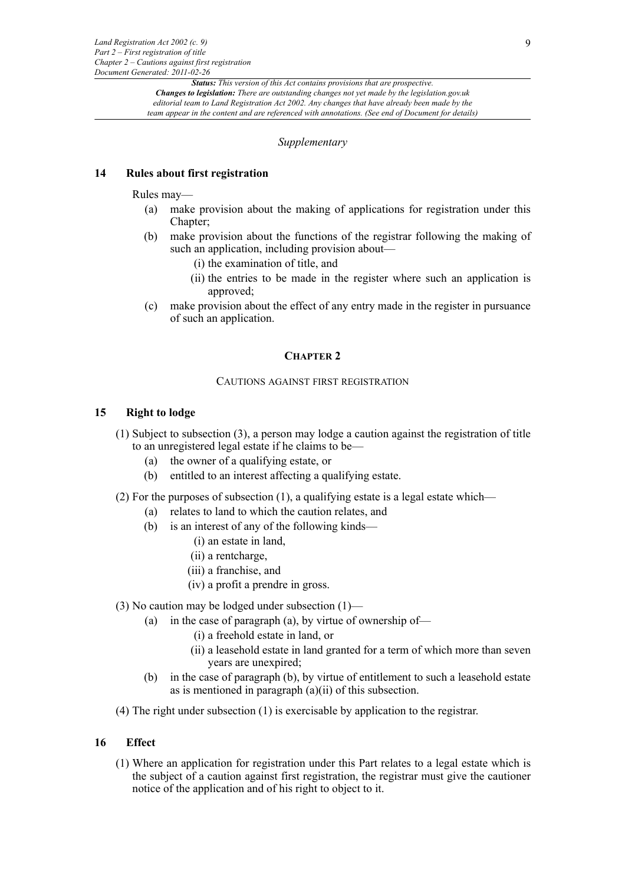*Supplementary*

### 14 Rules about first registration

Rules may—

- (a) make provision about the making of applications for registration under this Chapter;
- (b) make provision about the functions of the registrar following the making of such an application, including provision about—
  - (i) the examination of title, and
  - (ii) the entries to be made in the register where such an application is approved;
- (c) make provision about the effect of any entry made in the register in pursuance of such an application.

## CHAPTER 2

### CAUTIONS AGAINST FIRST REGISTRATION

### 15 Right to lodge

(1) Subject to subsection (3), a person may lodge a caution against the registration of title to an unregistered legal estate if he claims to be—

- (a) the owner of a qualifying estate, or
- (b) entitled to an interest affecting a qualifying estate.

(2) For the purposes of subsection (1), a qualifying estate is a legal estate which—

- (a) relates to land to which the caution relates, and
- (b) is an interest of any of the following kinds—
  - (i) an estate in land,
  - (ii) a rentcharge,
  - (iii) a franchise, and
  - (iv) a profit a prendre in gross.

(3) No caution may be lodged under subsection (1)—

- (a) in the case of paragraph (a), by virtue of ownership of—
  - (i) a freehold estate in land, or
  - (ii) a leasehold estate in land granted for a term of which more than seven years are unexpired;
- (b) in the case of paragraph (b), by virtue of entitlement to such a leasehold estate as is mentioned in paragraph (a)(ii) of this subsection.

(4) The right under subsection (1) is exercisable by application to the registrar.

### 16 Effect

(1) Where an application for registration under this Part relates to a legal estate which is the subject of a caution against first registration, the registrar must give the cautioner notice of the application and of his right to object to it.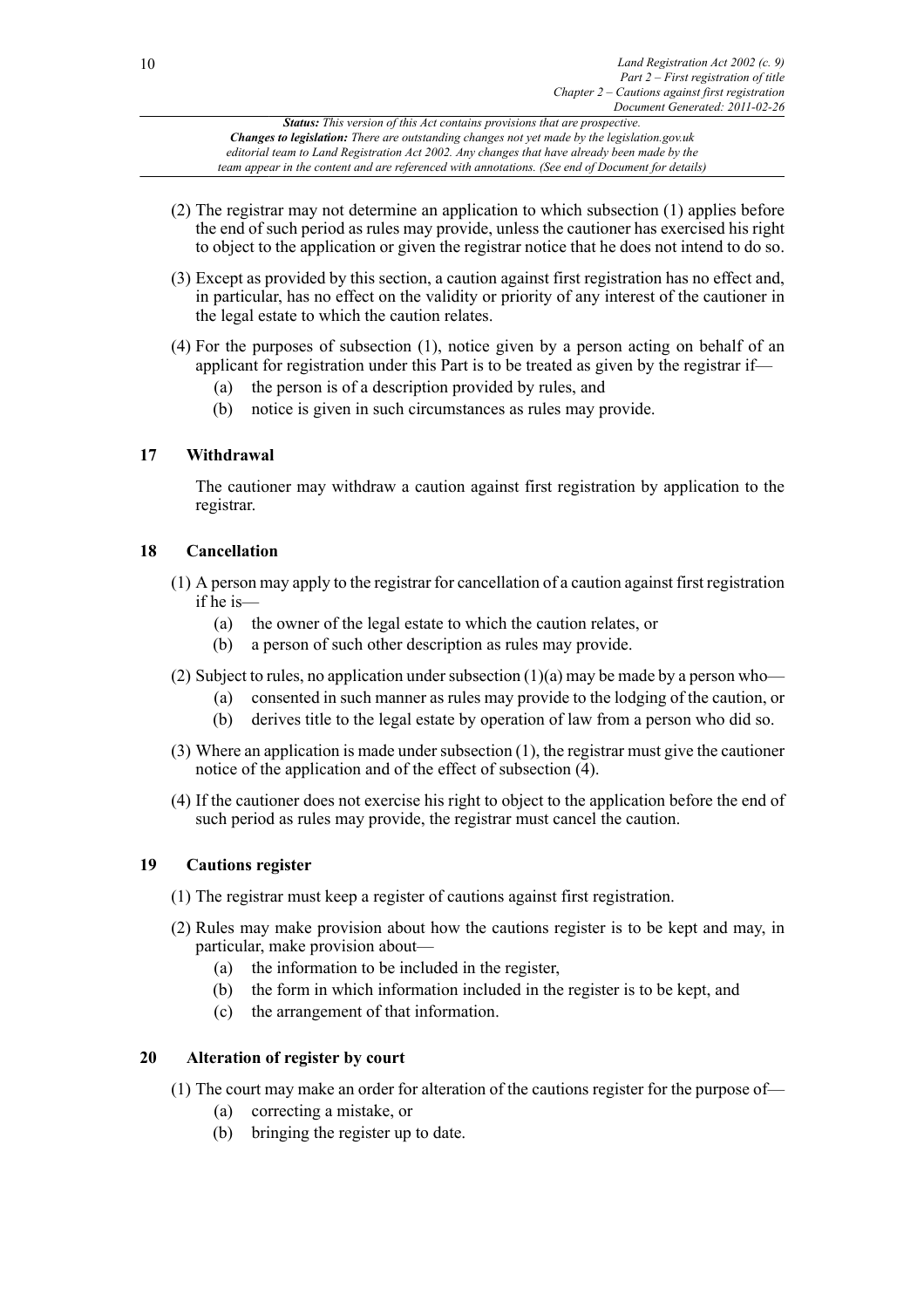(2) The registrar may not determine an application to which subsection (1) applies before the end of such period as rules may provide, unless the cautioner has exercised his right to object to the application or given the registrar notice that he does not intend to do so.

(3) Except as provided by this section, a caution against first registration has no effect and, in particular, has no effect on the validity or priority of any interest of the cautioner in the legal estate to which the caution relates.

(4) For the purposes of subsection (1), notice given by a person acting on behalf of an applicant for registration under this Part is to be treated as given by the registrar if—

- (a) the person is of a description provided by rules, and
- (b) notice is given in such circumstances as rules may provide.

### 17 Withdrawal

The cautioner may withdraw a caution against first registration by application to the registrar.

### 18 Cancellation

(1) A person may apply to the registrar for cancellation of a caution against first registration if he is—

- (a) the owner of the legal estate to which the caution relates, or
- (b) a person of such other description as rules may provide.

(2) Subject to rules, no application under subsection (1)(a) may be made by a person who—

- (a) consented in such manner as rules may provide to the lodging of the caution, or
- (b) derives title to the legal estate by operation of law from a person who did so.

(3) Where an application is made under subsection (1), the registrar must give the cautioner notice of the application and of the effect of subsection (4).

(4) If the cautioner does not exercise his right to object to the application before the end of such period as rules may provide, the registrar must cancel the caution.

### 19 Cautions register

(1) The registrar must keep a register of cautions against first registration.

(2) Rules may make provision about how the cautions register is to be kept and may, in particular, make provision about—

- (a) the information to be included in the register,
- (b) the form in which information included in the register is to be kept, and
- (c) the arrangement of that information.

### 20 Alteration of register by court

(1) The court may make an order for alteration of the cautions register for the purpose of—

- (a) correcting a mistake, or
- (b) bringing the register up to date.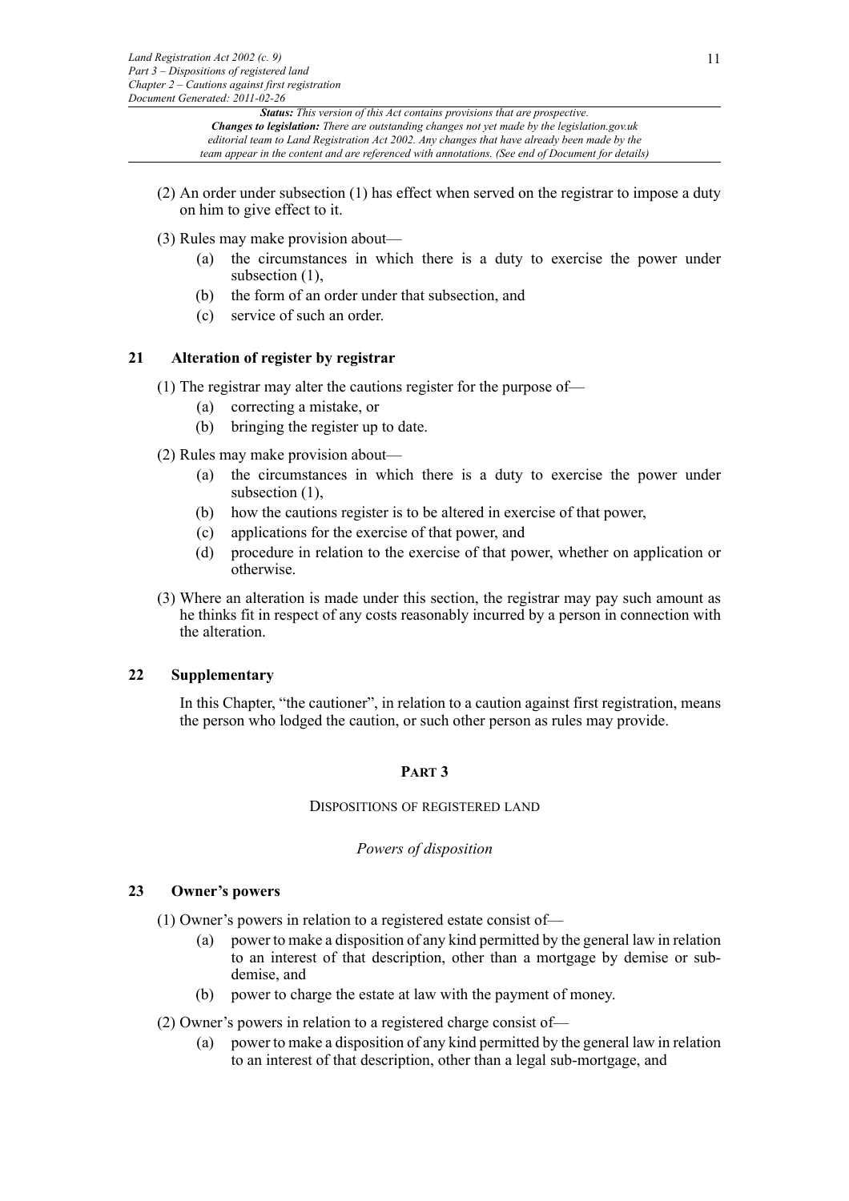(2) An order under subsection (1) has effect when served on the registrar to impose a duty on him to give effect to it.

(3) Rules may make provision about—

(a) the circumstances in which there is a duty to exercise the power under subsection (1),

(b) the form of an order under that subsection, and

(c) service of such an order.

### 21 Alteration of register by registrar

(1) The registrar may alter the cautions register for the purpose of—

(a) correcting a mistake, or

(b) bringing the register up to date.

(2) Rules may make provision about—

(a) the circumstances in which there is a duty to exercise the power under subsection (1),

(b) how the cautions register is to be altered in exercise of that power,

(c) applications for the exercise of that power, and

(d) procedure in relation to the exercise of that power, whether on application or otherwise.

(3) Where an alteration is made under this section, the registrar may pay such amount as he thinks fit in respect of any costs reasonably incurred by a person in connection with the alteration.

### 22 Supplementary

In this Chapter, "the cautioner", in relation to a caution against first registration, means the person who lodged the caution, or such other person as rules may provide.

## PART 3

## DISPOSITIONS OF REGISTERED LAND

*Powers of disposition*

### 23 Owner's powers

(1) Owner's powers in relation to a registered estate consist of—

(a) power to make a disposition of any kind permitted by the general law in relation to an interest of that description, other than a mortgage by demise or sub-demise, and

(b) power to charge the estate at law with the payment of money.

(2) Owner's powers in relation to a registered charge consist of—

(a) power to make a disposition of any kind permitted by the general law in relation to an interest of that description, other than a legal sub-mortgage, and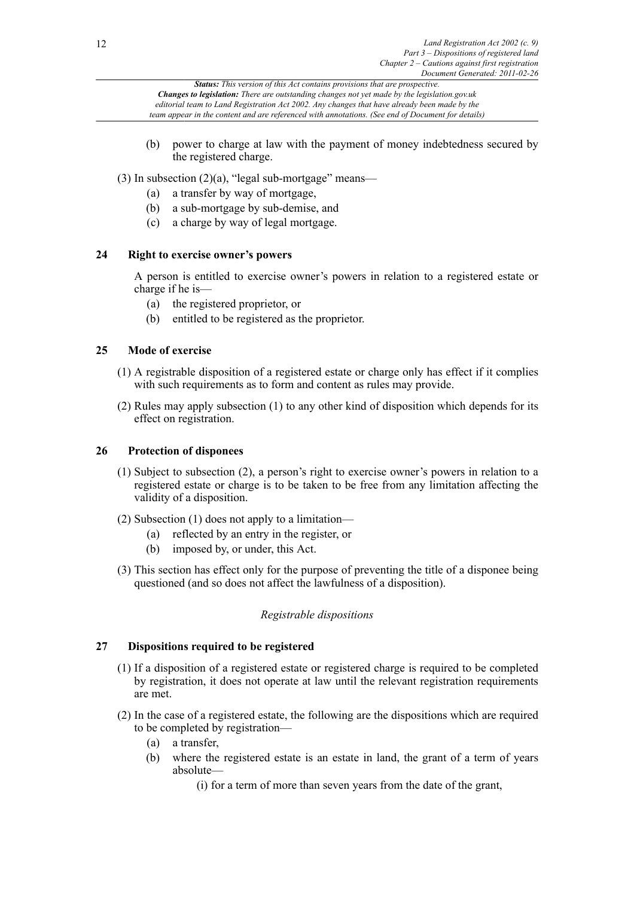(b) power to charge at law with the payment of money indebtedness secured by the registered charge.

(3) In subsection (2)(a), "legal sub-mortgage" means—

(a) a transfer by way of mortgage,

(b) a sub-mortgage by sub-demise, and

(c) a charge by way of legal mortgage.

### 24 Right to exercise owner's powers

A person is entitled to exercise owner's powers in relation to a registered estate or charge if he is—

(a) the registered proprietor, or

(b) entitled to be registered as the proprietor.

### 25 Mode of exercise

(1) A registrable disposition of a registered estate or charge only has effect if it complies with such requirements as to form and content as rules may provide.

(2) Rules may apply subsection (1) to any other kind of disposition which depends for its effect on registration.

### 26 Protection of disponees

(1) Subject to subsection (2), a person's right to exercise owner's powers in relation to a registered estate or charge is to be taken to be free from any limitation affecting the validity of a disposition.

(2) Subsection (1) does not apply to a limitation—

(a) reflected by an entry in the register, or

(b) imposed by, or under, this Act.

(3) This section has effect only for the purpose of preventing the title of a disponee being questioned (and so does not affect the lawfulness of a disposition).

*Registrable dispositions*

### 27 Dispositions required to be registered

(1) If a disposition of a registered estate or registered charge is required to be completed by registration, it does not operate at law until the relevant registration requirements are met.

(2) In the case of a registered estate, the following are the dispositions which are required to be completed by registration—

(a) a transfer,

(b) where the registered estate is an estate in land, the grant of a term of years absolute—

(i) for a term of more than seven years from the date of the grant,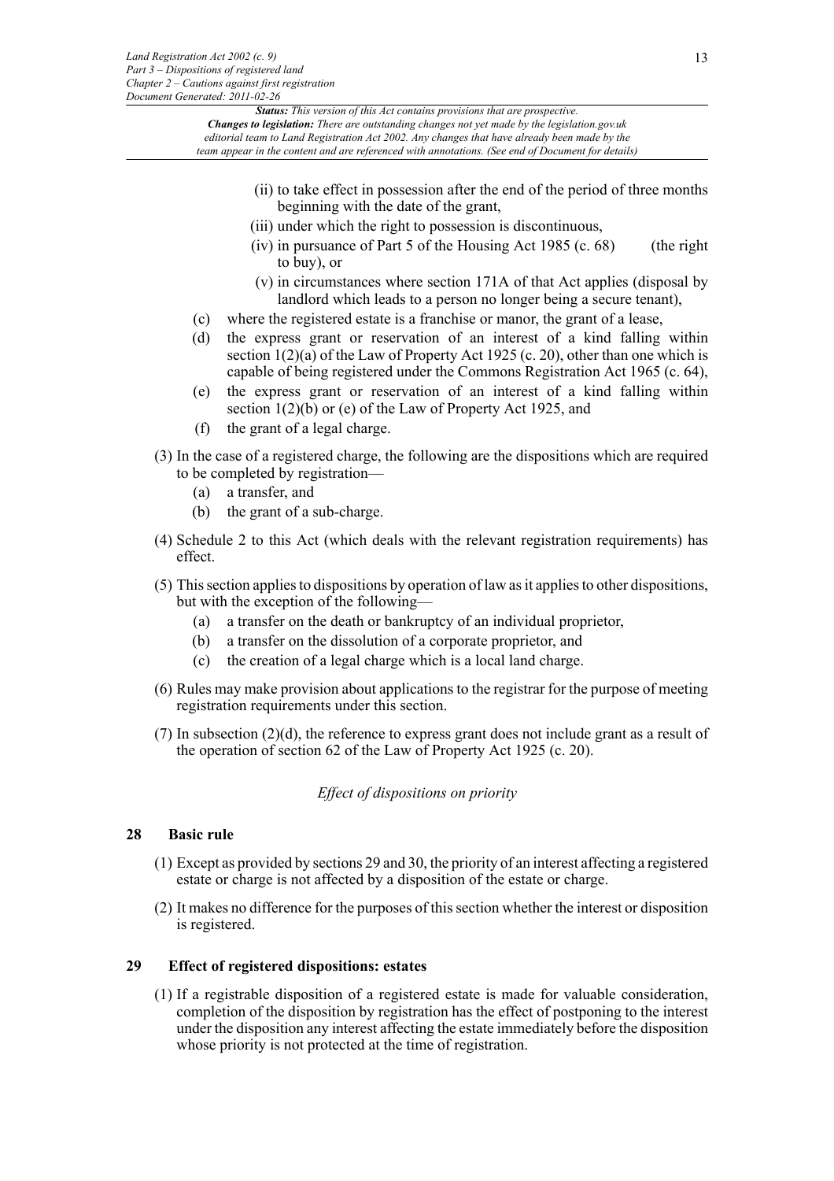(ii) to take effect in possession after the end of the period of three months beginning with the date of the grant,

(iii) under which the right to possession is discontinuous,

(iv) in pursuance of Part 5 of the Housing Act 1985 (c. 68) (the right to buy), or

(v) in circumstances where section 171A of that Act applies (disposal by landlord which leads to a person no longer being a secure tenant),

(c) where the registered estate is a franchise or manor, the grant of a lease,

(d) the express grant or reservation of an interest of a kind falling within section 1(2)(a) of the Law of Property Act 1925 (c. 20), other than one which is capable of being registered under the Commons Registration Act 1965 (c. 64),

(e) the express grant or reservation of an interest of a kind falling within section 1(2)(b) or (e) of the Law of Property Act 1925, and

(f) the grant of a legal charge.

(3) In the case of a registered charge, the following are the dispositions which are required to be completed by registration—

(a) a transfer, and

(b) the grant of a sub-charge.

(4) Schedule 2 to this Act (which deals with the relevant registration requirements) has effect.

(5) This section applies to dispositions by operation of law as it applies to other dispositions, but with the exception of the following—

(a) a transfer on the death or bankruptcy of an individual proprietor,

(b) a transfer on the dissolution of a corporate proprietor, and

(c) the creation of a legal charge which is a local land charge.

(6) Rules may make provision about applications to the registrar for the purpose of meeting registration requirements under this section.

(7) In subsection (2)(d), the reference to express grant does not include grant as a result of the operation of section 62 of the Law of Property Act 1925 (c. 20).

*Effect of dispositions on priority*

## 28 Basic rule

(1) Except as provided by sections 29 and 30, the priority of an interest affecting a registered estate or charge is not affected by a disposition of the estate or charge.

(2) It makes no difference for the purposes of this section whether the interest or disposition is registered.

## 29 Effect of registered dispositions: estates

(1) If a registrable disposition of a registered estate is made for valuable consideration, completion of the disposition by registration has the effect of postponing to the interest under the disposition any interest affecting the estate immediately before the disposition whose priority is not protected at the time of registration.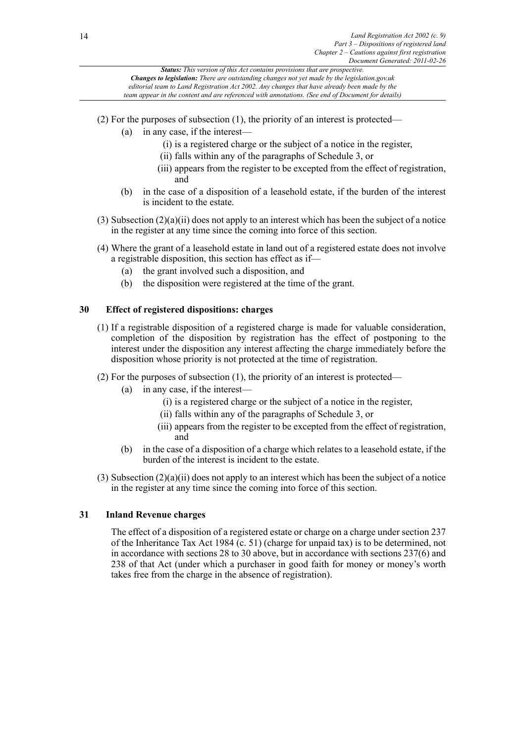(2) For the purposes of subsection (1), the priority of an interest is protected—

(a) in any case, if the interest—

(i) is a registered charge or the subject of a notice in the register,

(ii) falls within any of the paragraphs of Schedule 3, or

(iii) appears from the register to be excepted from the effect of registration, and

(b) in the case of a disposition of a leasehold estate, if the burden of the interest is incident to the estate.

(3) Subsection (2)(a)(ii) does not apply to an interest which has been the subject of a notice in the register at any time since the coming into force of this section.

(4) Where the grant of a leasehold estate in land out of a registered estate does not involve a registrable disposition, this section has effect as if—

(a) the grant involved such a disposition, and

(b) the disposition were registered at the time of the grant.

### 30 Effect of registered dispositions: charges

(1) If a registrable disposition of a registered charge is made for valuable consideration, completion of the disposition by registration has the effect of postponing to the interest under the disposition any interest affecting the charge immediately before the disposition whose priority is not protected at the time of registration.

(2) For the purposes of subsection (1), the priority of an interest is protected—

(a) in any case, if the interest—

(i) is a registered charge or the subject of a notice in the register,

(ii) falls within any of the paragraphs of Schedule 3, or

(iii) appears from the register to be excepted from the effect of registration, and

(b) in the case of a disposition of a charge which relates to a leasehold estate, if the burden of the interest is incident to the estate.

(3) Subsection (2)(a)(ii) does not apply to an interest which has been the subject of a notice in the register at any time since the coming into force of this section.

### 31 Inland Revenue charges

The effect of a disposition of a registered estate or charge on a charge under section 237 of the Inheritance Tax Act 1984 (c. 51) (charge for unpaid tax) is to be determined, not in accordance with sections 28 to 30 above, but in accordance with sections 237(6) and 238 of that Act (under which a purchaser in good faith for money or money's worth takes free from the charge in the absence of registration).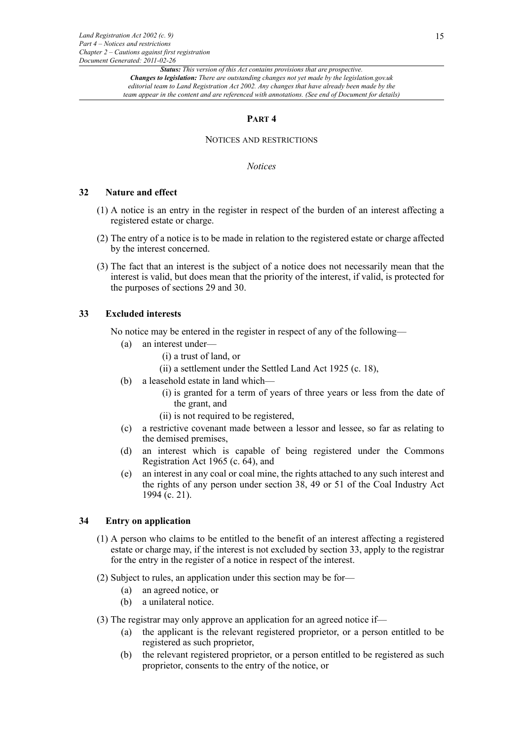# PART 4

## NOTICES AND RESTRICTIONS

### *Notices*

### 32 Nature and effect

(1) A notice is an entry in the register in respect of the burden of an interest affecting a registered estate or charge.

(2) The entry of a notice is to be made in relation to the registered estate or charge affected by the interest concerned.

(3) The fact that an interest is the subject of a notice does not necessarily mean that the interest is valid, but does mean that the priority of the interest, if valid, is protected for the purposes of sections 29 and 30.

### 33 Excluded interests

No notice may be entered in the register in respect of any of the following—

- (a) an interest under—
  - (i) a trust of land, or
  - (ii) a settlement under the Settled Land Act 1925 (c. 18),
- (b) a leasehold estate in land which—
  - (i) is granted for a term of years of three years or less from the date of the grant, and
  - (ii) is not required to be registered,
- (c) a restrictive covenant made between a lessor and lessee, so far as relating to the demised premises,
- (d) an interest which is capable of being registered under the Commons Registration Act 1965 (c. 64), and
- (e) an interest in any coal or coal mine, the rights attached to any such interest and the rights of any person under section 38, 49 or 51 of the Coal Industry Act 1994 (c. 21).

### 34 Entry on application

(1) A person who claims to be entitled to the benefit of an interest affecting a registered estate or charge may, if the interest is not excluded by section 33, apply to the registrar for the entry in the register of a notice in respect of the interest.

(2) Subject to rules, an application under this section may be for—

- (a) an agreed notice, or
- (b) a unilateral notice.

(3) The registrar may only approve an application for an agreed notice if—

- (a) the applicant is the relevant registered proprietor, or a person entitled to be registered as such proprietor,
- (b) the relevant registered proprietor, or a person entitled to be registered as such proprietor, consents to the entry of the notice, or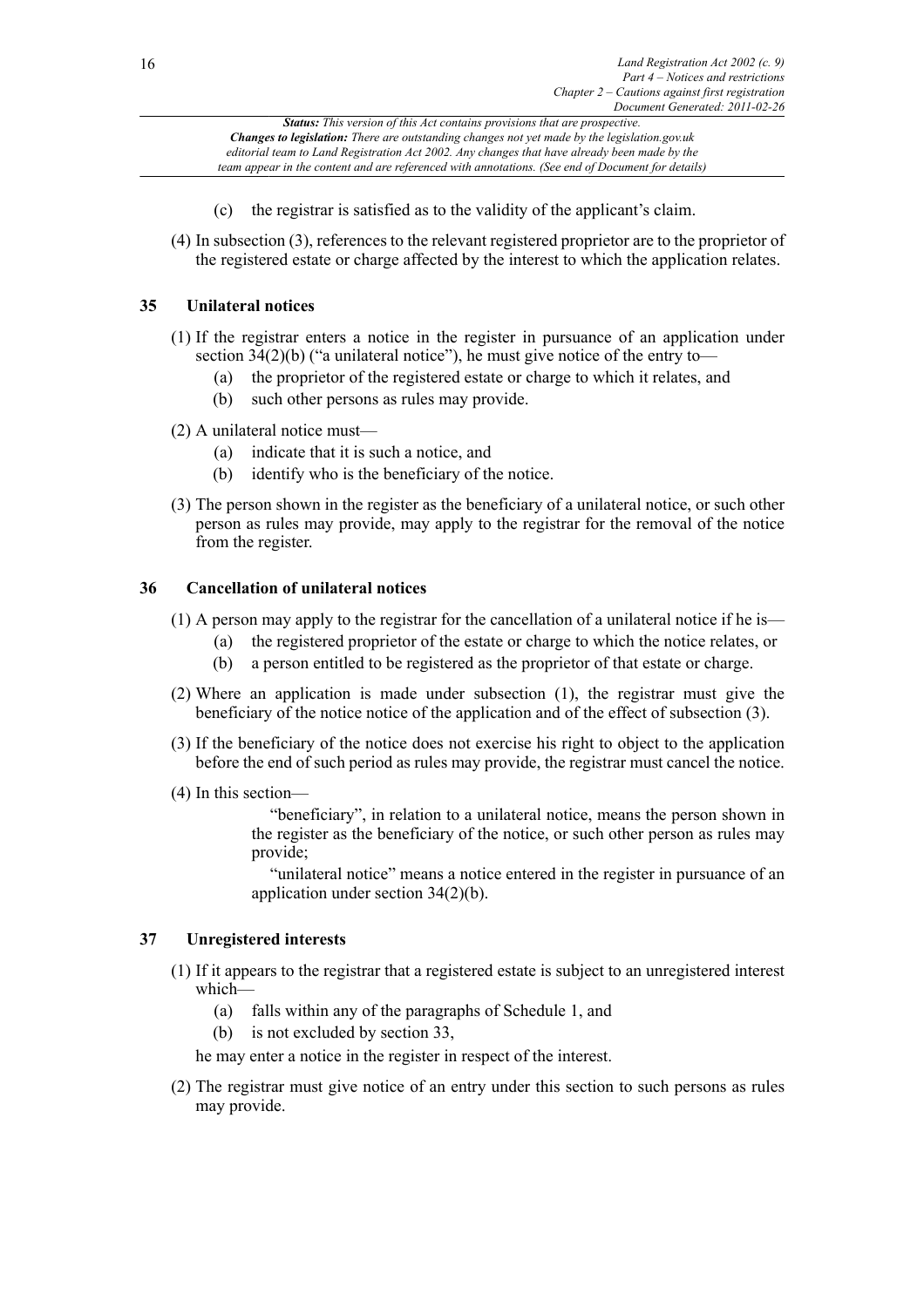(c) the registrar is satisfied as to the validity of the applicant's claim.

(4) In subsection (3), references to the relevant registered proprietor are to the proprietor of the registered estate or charge affected by the interest to which the application relates.

### 35 Unilateral notices

(1) If the registrar enters a notice in the register in pursuance of an application under section 34(2)(b) ("a unilateral notice"), he must give notice of the entry to—

- (a) the proprietor of the registered estate or charge to which it relates, and
- (b) such other persons as rules may provide.

(2) A unilateral notice must—

- (a) indicate that it is such a notice, and
- (b) identify who is the beneficiary of the notice.

(3) The person shown in the register as the beneficiary of a unilateral notice, or such other person as rules may provide, may apply to the registrar for the removal of the notice from the register.

### 36 Cancellation of unilateral notices

(1) A person may apply to the registrar for the cancellation of a unilateral notice if he is—

- (a) the registered proprietor of the estate or charge to which the notice relates, or
- (b) a person entitled to be registered as the proprietor of that estate or charge.

(2) Where an application is made under subsection (1), the registrar must give the beneficiary of the notice notice of the application and of the effect of subsection (3).

(3) If the beneficiary of the notice does not exercise his right to object to the application before the end of such period as rules may provide, the registrar must cancel the notice.

(4) In this section—

"beneficiary", in relation to a unilateral notice, means the person shown in the register as the beneficiary of the notice, or such other person as rules may provide;

"unilateral notice" means a notice entered in the register in pursuance of an application under section 34(2)(b).

### 37 Unregistered interests

(1) If it appears to the registrar that a registered estate is subject to an unregistered interest which—

- (a) falls within any of the paragraphs of Schedule 1, and
- (b) is not excluded by section 33,

he may enter a notice in the register in respect of the interest.

(2) The registrar must give notice of an entry under this section to such persons as rules may provide.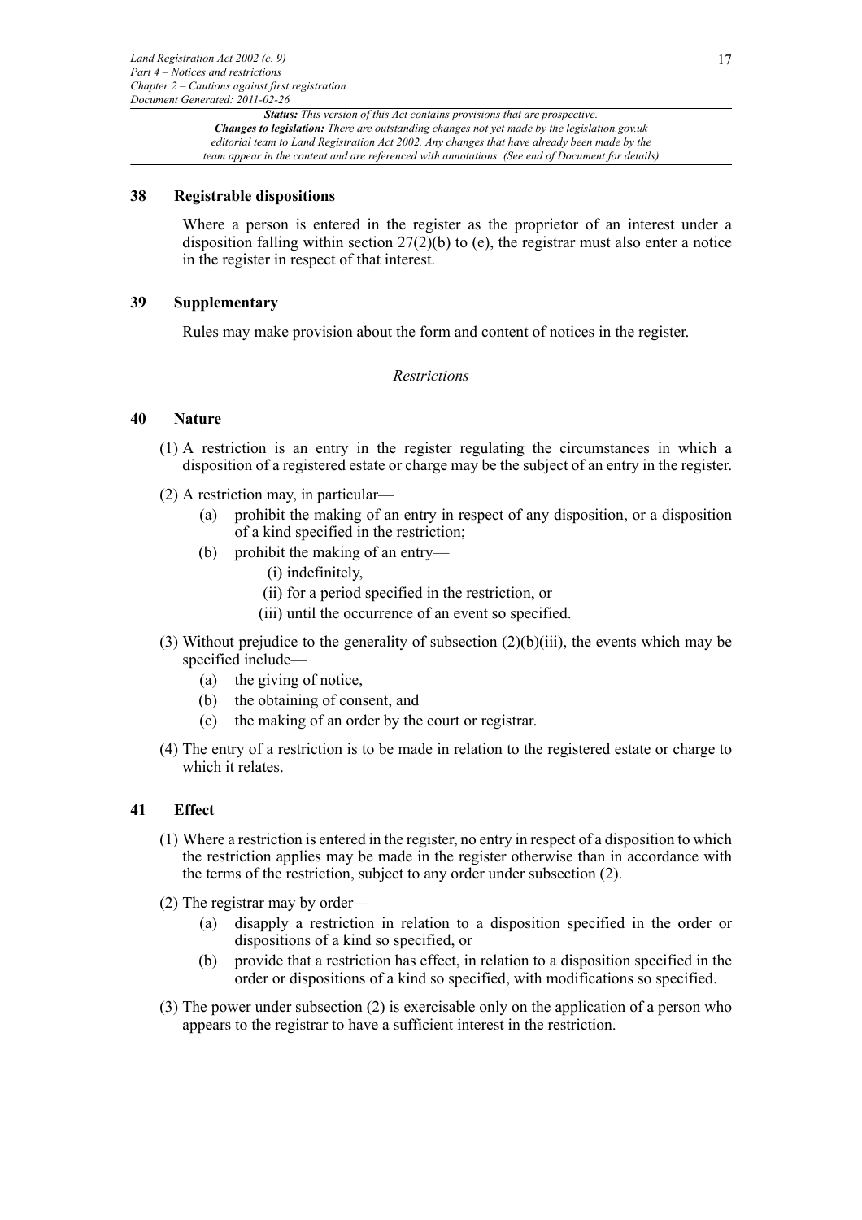### 38 Registrable dispositions

Where a person is entered in the register as the proprietor of an interest under a disposition falling within section 27(2)(b) to (e), the registrar must also enter a notice in the register in respect of that interest.

### 39 Supplementary

Rules may make provision about the form and content of notices in the register.

*Restrictions*

### 40 Nature

(1) A restriction is an entry in the register regulating the circumstances in which a disposition of a registered estate or charge may be the subject of an entry in the register.

(2) A restriction may, in particular—

- (a) prohibit the making of an entry in respect of any disposition, or a disposition of a kind specified in the restriction;
- (b) prohibit the making of an entry—
  - (i) indefinitely,
  - (ii) for a period specified in the restriction, or
  - (iii) until the occurrence of an event so specified.

(3) Without prejudice to the generality of subsection (2)(b)(iii), the events which may be specified include—

- (a) the giving of notice,
- (b) the obtaining of consent, and
- (c) the making of an order by the court or registrar.

(4) The entry of a restriction is to be made in relation to the registered estate or charge to which it relates.

### 41 Effect

(1) Where a restriction is entered in the register, no entry in respect of a disposition to which the restriction applies may be made in the register otherwise than in accordance with the terms of the restriction, subject to any order under subsection (2).

(2) The registrar may by order—

- (a) disapply a restriction in relation to a disposition specified in the order or dispositions of a kind so specified, or
- (b) provide that a restriction has effect, in relation to a disposition specified in the order or dispositions of a kind so specified, with modifications so specified.

(3) The power under subsection (2) is exercisable only on the application of a person who appears to the registrar to have a sufficient interest in the restriction.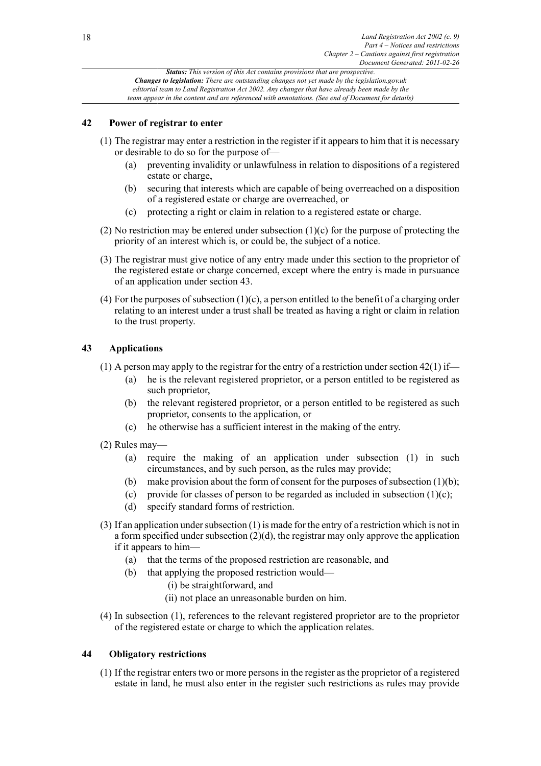## 42 Power of registrar to enter

(1) The registrar may enter a restriction in the register if it appears to him that it is necessary or desirable to do so for the purpose of—

  (a) preventing invalidity or unlawfulness in relation to dispositions of a registered estate or charge,

  (b) securing that interests which are capable of being overreached on a disposition of a registered estate or charge are overreached, or

  (c) protecting a right or claim in relation to a registered estate or charge.

(2) No restriction may be entered under subsection (1)(c) for the purpose of protecting the priority of an interest which is, or could be, the subject of a notice.

(3) The registrar must give notice of any entry made under this section to the proprietor of the registered estate or charge concerned, except where the entry is made in pursuance of an application under section 43.

(4) For the purposes of subsection (1)(c), a person entitled to the benefit of a charging order relating to an interest under a trust shall be treated as having a right or claim in relation to the trust property.

## 43 Applications

(1) A person may apply to the registrar for the entry of a restriction under section 42(1) if—

  (a) he is the relevant registered proprietor, or a person entitled to be registered as such proprietor,

  (b) the relevant registered proprietor, or a person entitled to be registered as such proprietor, consents to the application, or

  (c) he otherwise has a sufficient interest in the making of the entry.

(2) Rules may—

  (a) require the making of an application under subsection (1) in such circumstances, and by such person, as the rules may provide;

  (b) make provision about the form of consent for the purposes of subsection (1)(b);

  (c) provide for classes of person to be regarded as included in subsection (1)(c);

  (d) specify standard forms of restriction.

(3) If an application under subsection (1) is made for the entry of a restriction which is not in a form specified under subsection (2)(d), the registrar may only approve the application if it appears to him—

  (a) that the terms of the proposed restriction are reasonable, and

  (b) that applying the proposed restriction would—

    (i) be straightforward, and

    (ii) not place an unreasonable burden on him.

(4) In subsection (1), references to the relevant registered proprietor are to the proprietor of the registered estate or charge to which the application relates.

## 44 Obligatory restrictions

(1) If the registrar enters two or more persons in the register as the proprietor of a registered estate in land, he must also enter in the register such restrictions as rules may provide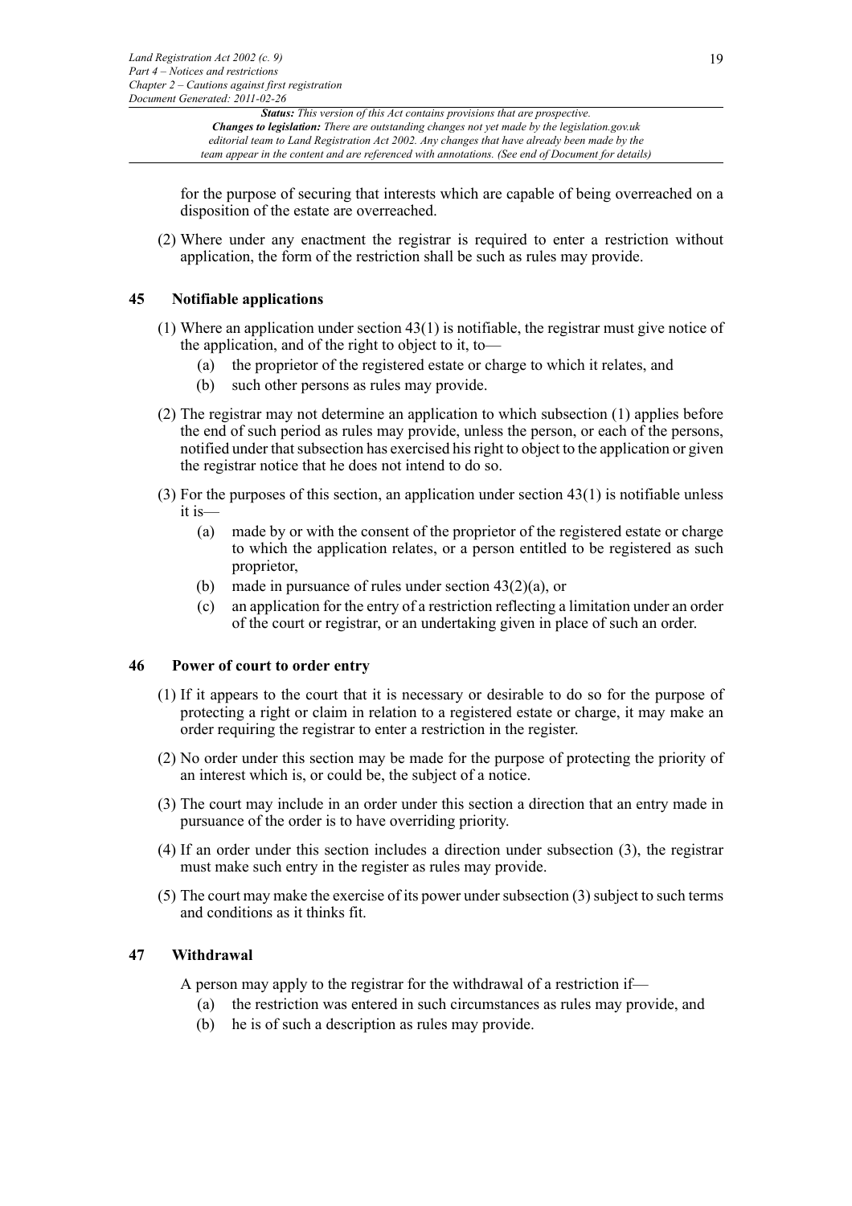for the purpose of securing that interests which are capable of being overreached on a disposition of the estate are overreached.

(2) Where under any enactment the registrar is required to enter a restriction without application, the form of the restriction shall be such as rules may provide.

### 45 Notifiable applications

(1) Where an application under section 43(1) is notifiable, the registrar must give notice of the application, and of the right to object to it, to—

- (a) the proprietor of the registered estate or charge to which it relates, and
- (b) such other persons as rules may provide.

(2) The registrar may not determine an application to which subsection (1) applies before the end of such period as rules may provide, unless the person, or each of the persons, notified under that subsection has exercised his right to object to the application or given the registrar notice that he does not intend to do so.

(3) For the purposes of this section, an application under section 43(1) is notifiable unless it is—

- (a) made by or with the consent of the proprietor of the registered estate or charge to which the application relates, or a person entitled to be registered as such proprietor,
- (b) made in pursuance of rules under section 43(2)(a), or
- (c) an application for the entry of a restriction reflecting a limitation under an order of the court or registrar, or an undertaking given in place of such an order.

### 46 Power of court to order entry

(1) If it appears to the court that it is necessary or desirable to do so for the purpose of protecting a right or claim in relation to a registered estate or charge, it may make an order requiring the registrar to enter a restriction in the register.

(2) No order under this section may be made for the purpose of protecting the priority of an interest which is, or could be, the subject of a notice.

(3) The court may include in an order under this section a direction that an entry made in pursuance of the order is to have overriding priority.

(4) If an order under this section includes a direction under subsection (3), the registrar must make such entry in the register as rules may provide.

(5) The court may make the exercise of its power under subsection (3) subject to such terms and conditions as it thinks fit.

### 47 Withdrawal

A person may apply to the registrar for the withdrawal of a restriction if—

- (a) the restriction was entered in such circumstances as rules may provide, and
- (b) he is of such a description as rules may provide.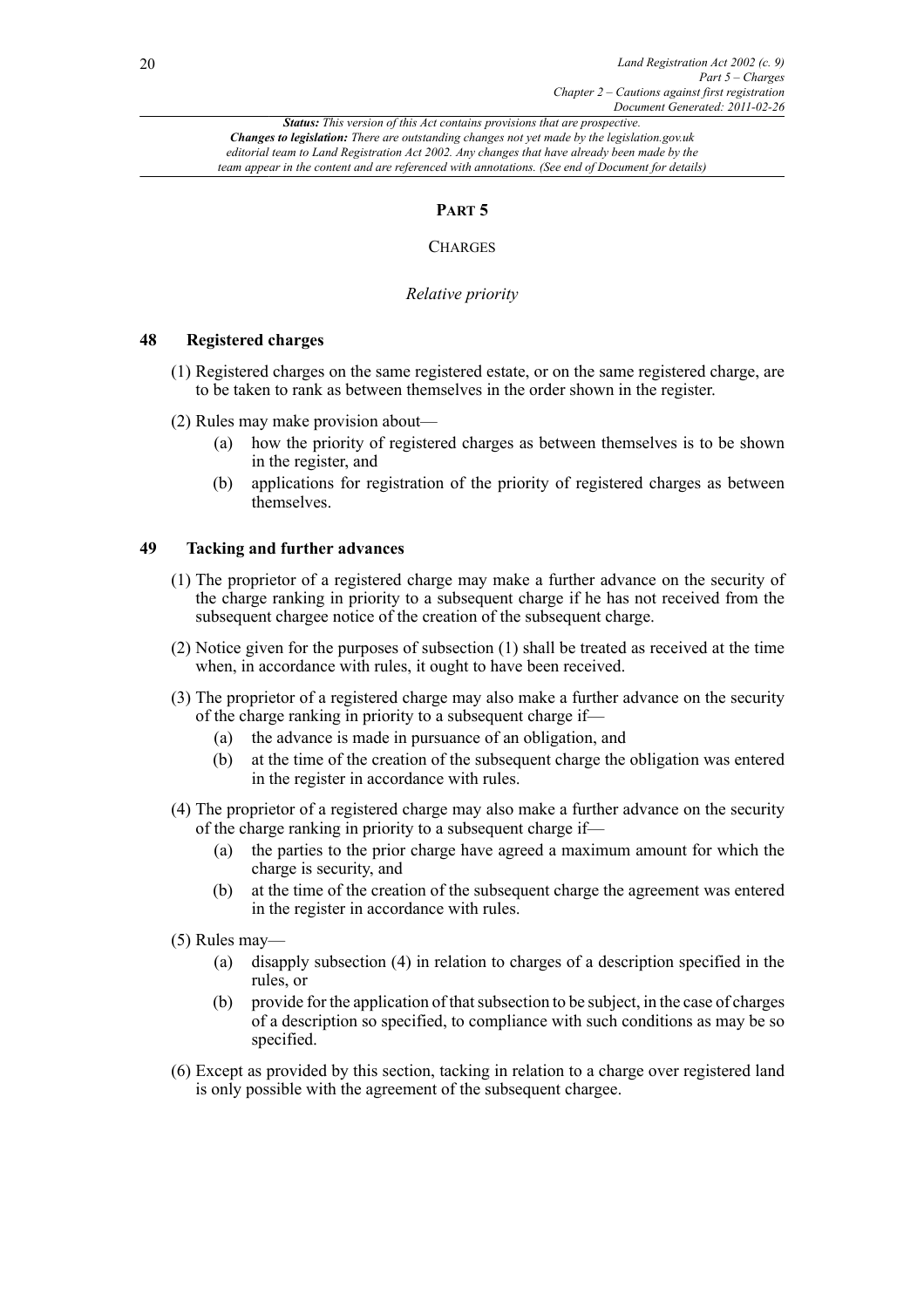# PART 5

## CHARGES

### *Relative priority*

**48 Registered charges**

(1) Registered charges on the same registered estate, or on the same registered charge, are to be taken to rank as between themselves in the order shown in the register.

(2) Rules may make provision about—

(a) how the priority of registered charges as between themselves is to be shown in the register, and

(b) applications for registration of the priority of registered charges as between themselves.

**49 Tacking and further advances**

(1) The proprietor of a registered charge may make a further advance on the security of the charge ranking in priority to a subsequent charge if he has not received from the subsequent chargee notice of the creation of the subsequent charge.

(2) Notice given for the purposes of subsection (1) shall be treated as received at the time when, in accordance with rules, it ought to have been received.

(3) The proprietor of a registered charge may also make a further advance on the security of the charge ranking in priority to a subsequent charge if—

(a) the advance is made in pursuance of an obligation, and

(b) at the time of the creation of the subsequent charge the obligation was entered in the register in accordance with rules.

(4) The proprietor of a registered charge may also make a further advance on the security of the charge ranking in priority to a subsequent charge if—

(a) the parties to the prior charge have agreed a maximum amount for which the charge is security, and

(b) at the time of the creation of the subsequent charge the agreement was entered in the register in accordance with rules.

(5) Rules may—

(a) disapply subsection (4) in relation to charges of a description specified in the rules, or

(b) provide for the application of that subsection to be subject, in the case of charges of a description so specified, to compliance with such conditions as may be so specified.

(6) Except as provided by this section, tacking in relation to a charge over registered land is only possible with the agreement of the subsequent chargee.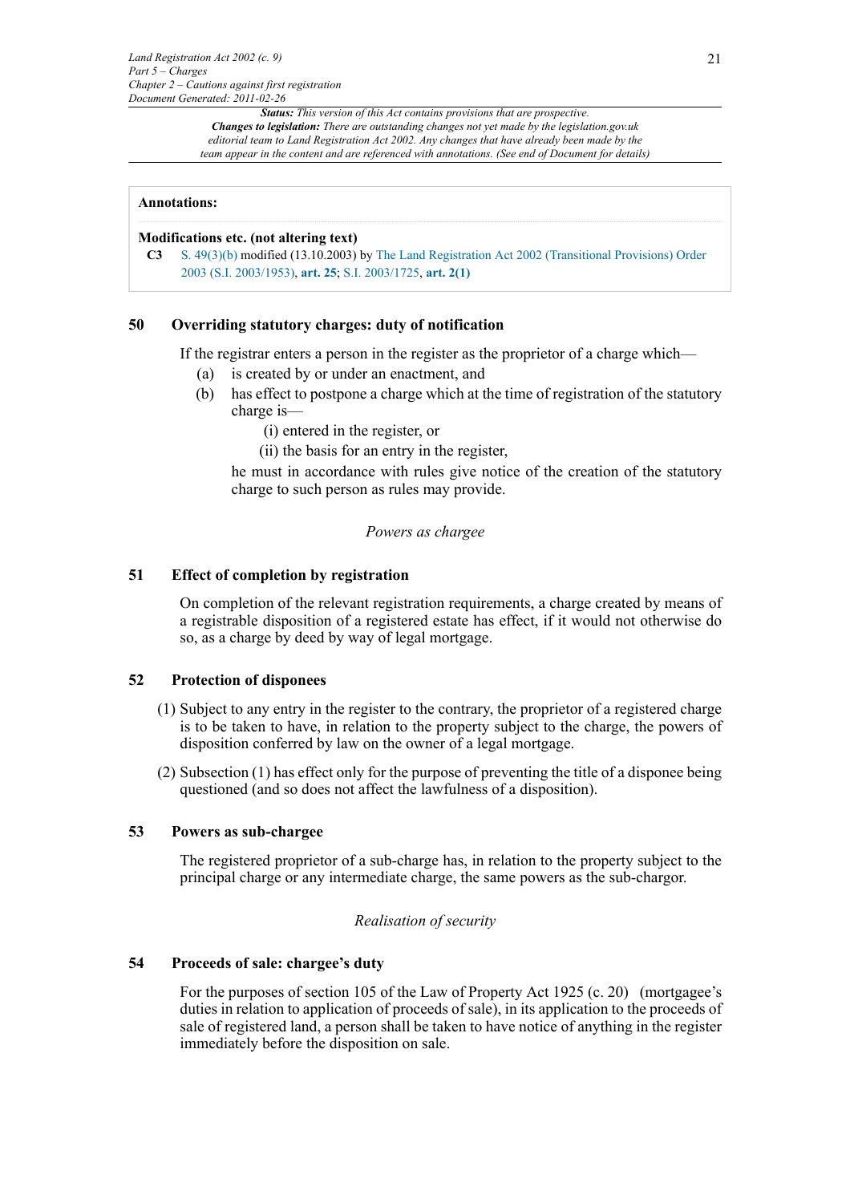**Annotations:**

**Modifications etc. (not altering text)**

**C3** S. 49(3)(b) modified (13.10.2003) by The Land Registration Act 2002 (Transitional Provisions) Order 2003 (S.I. 2003/1953), **art. 25**; S.I. 2003/1725, **art. 2(1)**

## 50 Overriding statutory charges: duty of notification

If the registrar enters a person in the register as the proprietor of a charge which—

(a) is created by or under an enactment, and

(b) has effect to postpone a charge which at the time of registration of the statutory charge is—

(i) entered in the register, or

(ii) the basis for an entry in the register,

he must in accordance with rules give notice of the creation of the statutory charge to such person as rules may provide.

*Powers as chargee*

## 51 Effect of completion by registration

On completion of the relevant registration requirements, a charge created by means of a registrable disposition of a registered estate has effect, if it would not otherwise do so, as a charge by deed by way of legal mortgage.

## 52 Protection of disponees

(1) Subject to any entry in the register to the contrary, the proprietor of a registered charge is to be taken to have, in relation to the property subject to the charge, the powers of disposition conferred by law on the owner of a legal mortgage.

(2) Subsection (1) has effect only for the purpose of preventing the title of a disponee being questioned (and so does not affect the lawfulness of a disposition).

## 53 Powers as sub-chargee

The registered proprietor of a sub-charge has, in relation to the property subject to the principal charge or any intermediate charge, the same powers as the sub-chargor.

*Realisation of security*

## 54 Proceeds of sale: chargee's duty

For the purposes of section 105 of the Law of Property Act 1925 (c. 20) (mortgagee's duties in relation to application of proceeds of sale), in its application to the proceeds of sale of registered land, a person shall be taken to have notice of anything in the register immediately before the disposition on sale.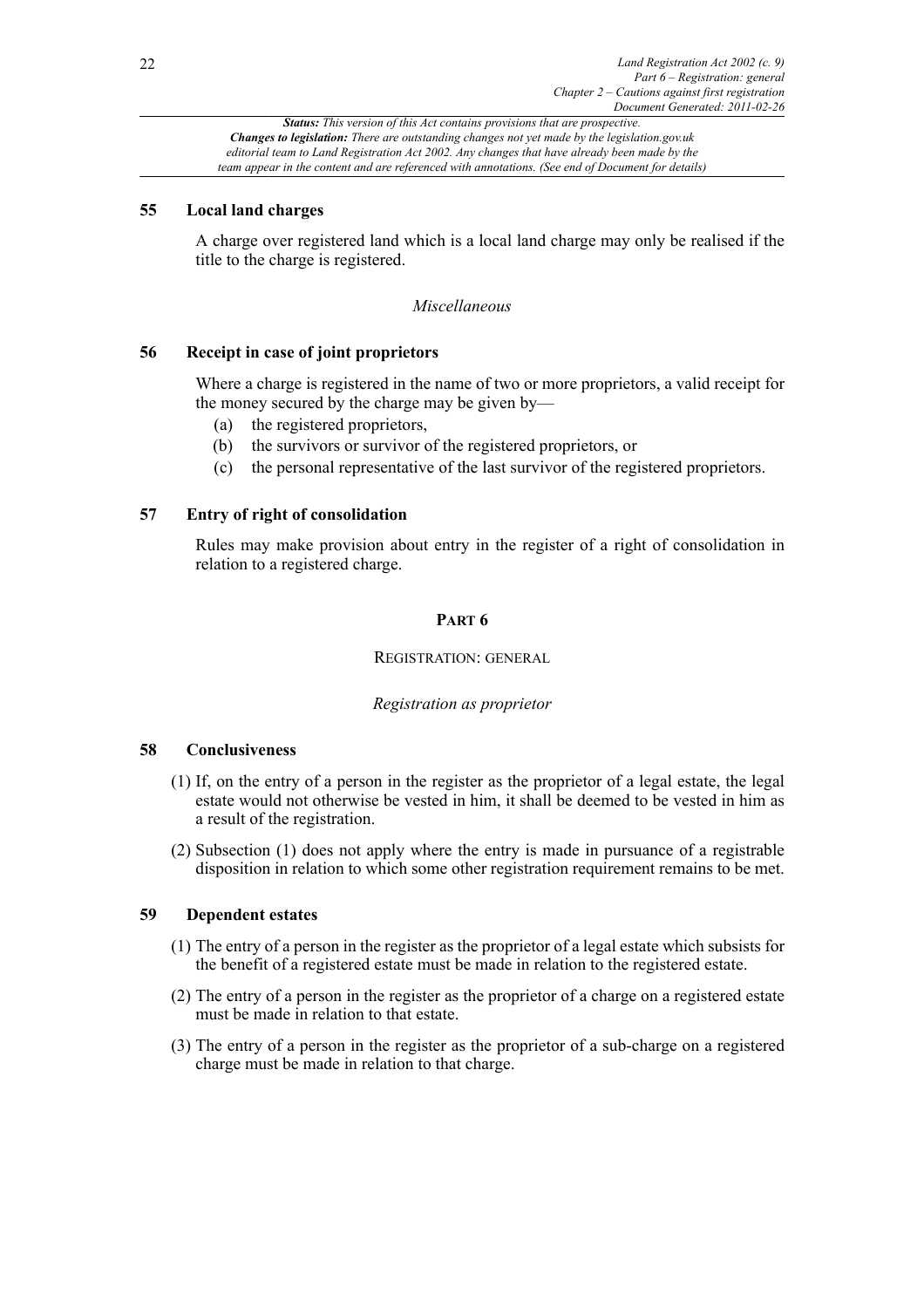### 55 Local land charges

A charge over registered land which is a local land charge may only be realised if the title to the charge is registered.

*Miscellaneous*

### 56 Receipt in case of joint proprietors

Where a charge is registered in the name of two or more proprietors, a valid receipt for the money secured by the charge may be given by—

- (a) the registered proprietors,
- (b) the survivors or survivor of the registered proprietors, or
- (c) the personal representative of the last survivor of the registered proprietors.

### 57 Entry of right of consolidation

Rules may make provision about entry in the register of a right of consolidation in relation to a registered charge.

## PART 6

## REGISTRATION: GENERAL

*Registration as proprietor*

### 58 Conclusiveness

(1) If, on the entry of a person in the register as the proprietor of a legal estate, the legal estate would not otherwise be vested in him, it shall be deemed to be vested in him as a result of the registration.

(2) Subsection (1) does not apply where the entry is made in pursuance of a registrable disposition in relation to which some other registration requirement remains to be met.

### 59 Dependent estates

(1) The entry of a person in the register as the proprietor of a legal estate which subsists for the benefit of a registered estate must be made in relation to the registered estate.

(2) The entry of a person in the register as the proprietor of a charge on a registered estate must be made in relation to that estate.

(3) The entry of a person in the register as the proprietor of a sub-charge on a registered charge must be made in relation to that charge.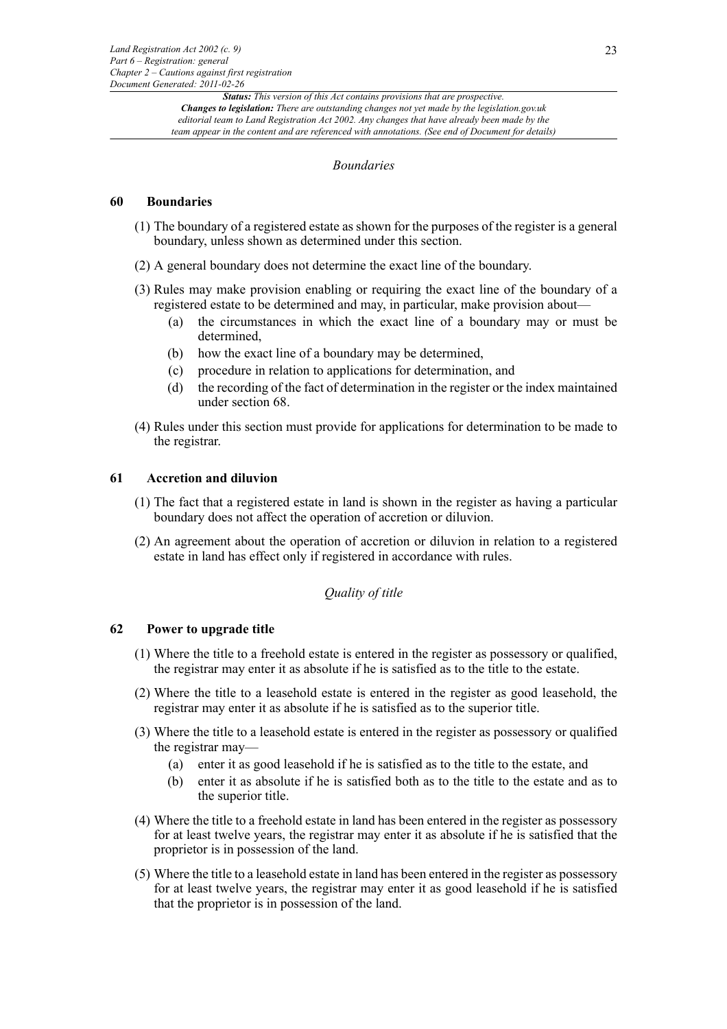*Boundaries*

## 60 Boundaries

(1) The boundary of a registered estate as shown for the purposes of the register is a general boundary, unless shown as determined under this section.

(2) A general boundary does not determine the exact line of the boundary.

(3) Rules may make provision enabling or requiring the exact line of the boundary of a registered estate to be determined and may, in particular, make provision about—

- (a) the circumstances in which the exact line of a boundary may or must be determined,
- (b) how the exact line of a boundary may be determined,
- (c) procedure in relation to applications for determination, and
- (d) the recording of the fact of determination in the register or the index maintained under section 68.

(4) Rules under this section must provide for applications for determination to be made to the registrar.

## 61 Accretion and diluvion

(1) The fact that a registered estate in land is shown in the register as having a particular boundary does not affect the operation of accretion or diluvion.

(2) An agreement about the operation of accretion or diluvion in relation to a registered estate in land has effect only if registered in accordance with rules.

*Quality of title*

## 62 Power to upgrade title

(1) Where the title to a freehold estate is entered in the register as possessory or qualified, the registrar may enter it as absolute if he is satisfied as to the title to the estate.

(2) Where the title to a leasehold estate is entered in the register as good leasehold, the registrar may enter it as absolute if he is satisfied as to the superior title.

(3) Where the title to a leasehold estate is entered in the register as possessory or qualified the registrar may—

- (a) enter it as good leasehold if he is satisfied as to the title to the estate, and
- (b) enter it as absolute if he is satisfied both as to the title to the estate and as to the superior title.

(4) Where the title to a freehold estate in land has been entered in the register as possessory for at least twelve years, the registrar may enter it as absolute if he is satisfied that the proprietor is in possession of the land.

(5) Where the title to a leasehold estate in land has been entered in the register as possessory for at least twelve years, the registrar may enter it as good leasehold if he is satisfied that the proprietor is in possession of the land.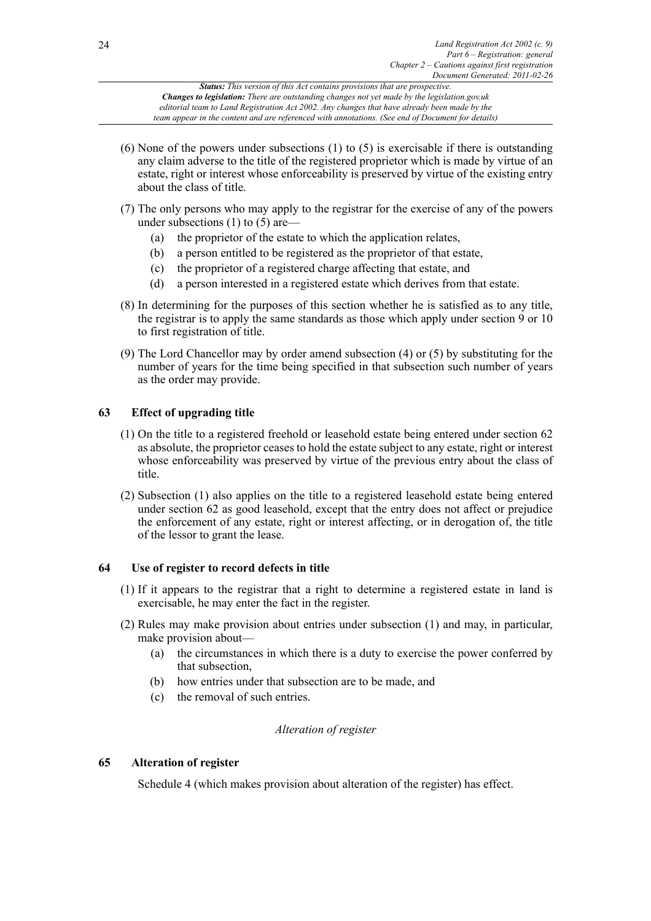(6) None of the powers under subsections (1) to (5) is exercisable if there is outstanding any claim adverse to the title of the registered proprietor which is made by virtue of an estate, right or interest whose enforceability is preserved by virtue of the existing entry about the class of title.

(7) The only persons who may apply to the registrar for the exercise of any of the powers under subsections (1) to (5) are—

(a) the proprietor of the estate to which the application relates,

(b) a person entitled to be registered as the proprietor of that estate,

(c) the proprietor of a registered charge affecting that estate, and

(d) a person interested in a registered estate which derives from that estate.

(8) In determining for the purposes of this section whether he is satisfied as to any title, the registrar is to apply the same standards as those which apply under section 9 or 10 to first registration of title.

(9) The Lord Chancellor may by order amend subsection (4) or (5) by substituting for the number of years for the time being specified in that subsection such number of years as the order may provide.

### 63 Effect of upgrading title

(1) On the title to a registered freehold or leasehold estate being entered under section 62 as absolute, the proprietor ceases to hold the estate subject to any estate, right or interest whose enforceability was preserved by virtue of the previous entry about the class of title.

(2) Subsection (1) also applies on the title to a registered leasehold estate being entered under section 62 as good leasehold, except that the entry does not affect or prejudice the enforcement of any estate, right or interest affecting, or in derogation of, the title of the lessor to grant the lease.

### 64 Use of register to record defects in title

(1) If it appears to the registrar that a right to determine a registered estate in land is exercisable, he may enter the fact in the register.

(2) Rules may make provision about entries under subsection (1) and may, in particular, make provision about—

(a) the circumstances in which there is a duty to exercise the power conferred by that subsection,

(b) how entries under that subsection are to be made, and

(c) the removal of such entries.

*Alteration of register*

### 65 Alteration of register

Schedule 4 (which makes provision about alteration of the register) has effect.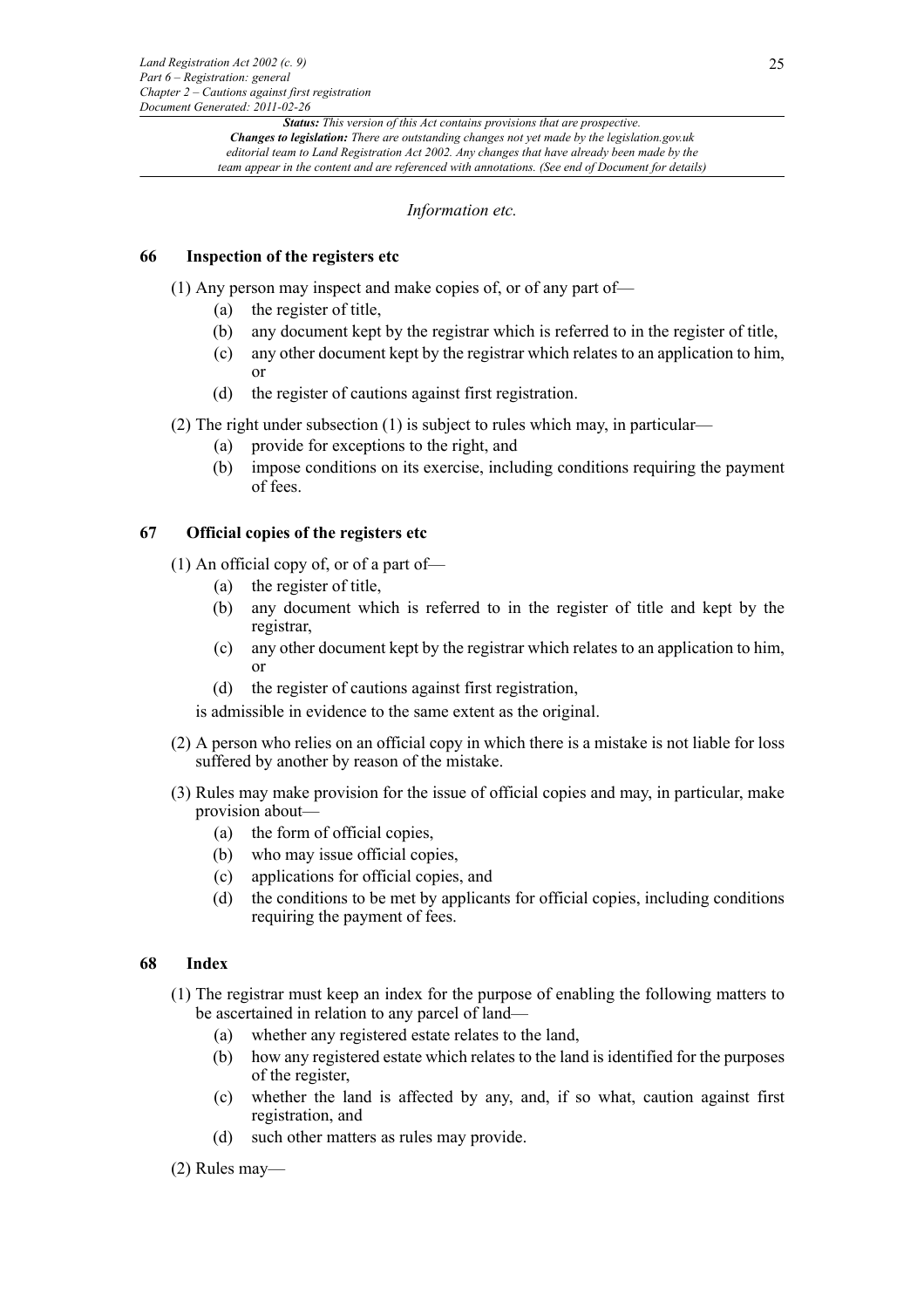*Information etc.*

### 66 Inspection of the registers etc

(1) Any person may inspect and make copies of, or of any part of—

- (a) the register of title,
- (b) any document kept by the registrar which is referred to in the register of title,
- (c) any other document kept by the registrar which relates to an application to him, or
- (d) the register of cautions against first registration.

(2) The right under subsection (1) is subject to rules which may, in particular—

- (a) provide for exceptions to the right, and
- (b) impose conditions on its exercise, including conditions requiring the payment of fees.

### 67 Official copies of the registers etc

(1) An official copy of, or of a part of—

- (a) the register of title,
- (b) any document which is referred to in the register of title and kept by the registrar,
- (c) any other document kept by the registrar which relates to an application to him, or
- (d) the register of cautions against first registration,

is admissible in evidence to the same extent as the original.

(2) A person who relies on an official copy in which there is a mistake is not liable for loss suffered by another by reason of the mistake.

(3) Rules may make provision for the issue of official copies and may, in particular, make provision about—

- (a) the form of official copies,
- (b) who may issue official copies,
- (c) applications for official copies, and
- (d) the conditions to be met by applicants for official copies, including conditions requiring the payment of fees.

### 68 Index

(1) The registrar must keep an index for the purpose of enabling the following matters to be ascertained in relation to any parcel of land—

- (a) whether any registered estate relates to the land,
- (b) how any registered estate which relates to the land is identified for the purposes of the register,
- (c) whether the land is affected by any, and, if so what, caution against first registration, and
- (d) such other matters as rules may provide.

(2) Rules may—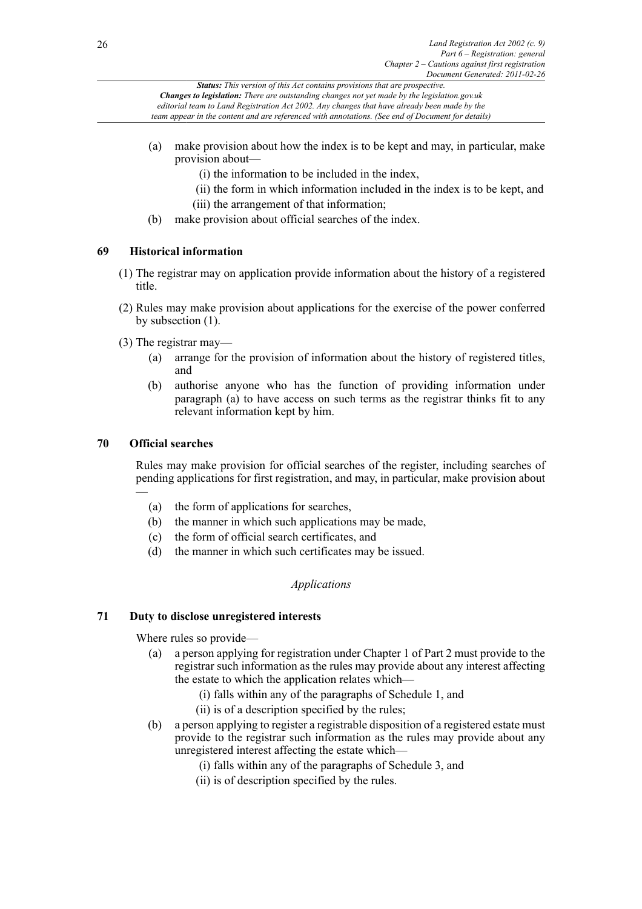(a) make provision about how the index is to be kept and may, in particular, make provision about—

  (i) the information to be included in the index,

  (ii) the form in which information included in the index is to be kept, and

  (iii) the arrangement of that information;

(b) make provision about official searches of the index.

## 69 Historical information

(1) The registrar may on application provide information about the history of a registered title.

(2) Rules may make provision about applications for the exercise of the power conferred by subsection (1).

(3) The registrar may—

  (a) arrange for the provision of information about the history of registered titles, and

  (b) authorise anyone who has the function of providing information under paragraph (a) to have access on such terms as the registrar thinks fit to any relevant information kept by him.

## 70 Official searches

Rules may make provision for official searches of the register, including searches of pending applications for first registration, and may, in particular, make provision about —

  (a) the form of applications for searches,

  (b) the manner in which such applications may be made,

  (c) the form of official search certificates, and

  (d) the manner in which such certificates may be issued.

*Applications*

## 71 Duty to disclose unregistered interests

Where rules so provide—

  (a) a person applying for registration under Chapter 1 of Part 2 must provide to the registrar such information as the rules may provide about any interest affecting the estate to which the application relates which—

    (i) falls within any of the paragraphs of Schedule 1, and

    (ii) is of a description specified by the rules;

  (b) a person applying to register a registrable disposition of a registered estate must provide to the registrar such information as the rules may provide about any unregistered interest affecting the estate which—

    (i) falls within any of the paragraphs of Schedule 3, and

    (ii) is of description specified by the rules.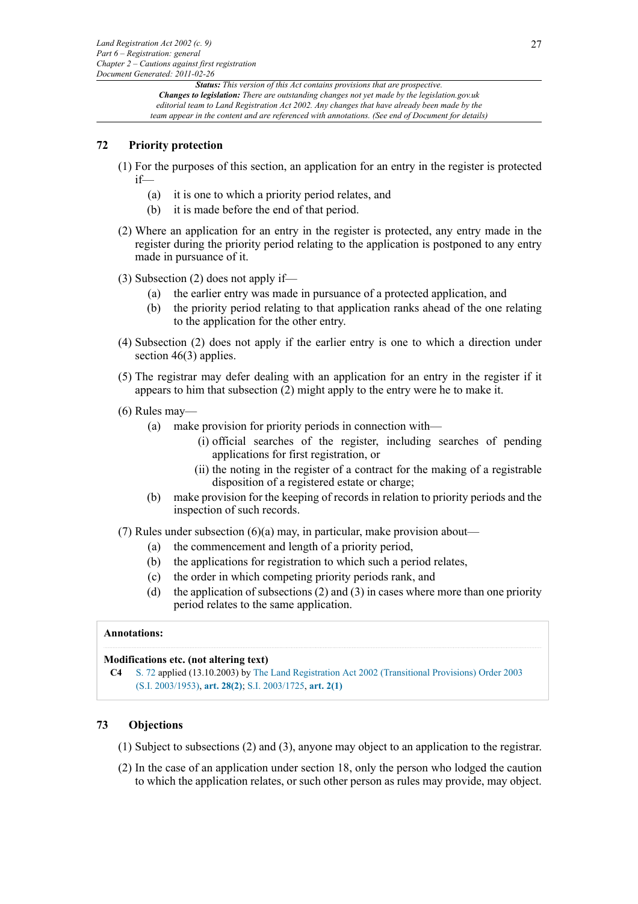## 72 Priority protection

(1) For the purposes of this section, an application for an entry in the register is protected if—

- (a) it is one to which a priority period relates, and
- (b) it is made before the end of that period.

(2) Where an application for an entry in the register is protected, any entry made in the register during the priority period relating to the application is postponed to any entry made in pursuance of it.

(3) Subsection (2) does not apply if—

- (a) the earlier entry was made in pursuance of a protected application, and
- (b) the priority period relating to that application ranks ahead of the one relating to the application for the other entry.

(4) Subsection (2) does not apply if the earlier entry is one to which a direction under section 46(3) applies.

(5) The registrar may defer dealing with an application for an entry in the register if it appears to him that subsection (2) might apply to the entry were he to make it.

(6) Rules may—

- (a) make provision for priority periods in connection with—
  - (i) official searches of the register, including searches of pending applications for first registration, or
  - (ii) the noting in the register of a contract for the making of a registrable disposition of a registered estate or charge;
- (b) make provision for the keeping of records in relation to priority periods and the inspection of such records.

(7) Rules under subsection (6)(a) may, in particular, make provision about—

- (a) the commencement and length of a priority period,
- (b) the applications for registration to which such a period relates,
- (c) the order in which competing priority periods rank, and
- (d) the application of subsections (2) and (3) in cases where more than one priority period relates to the same application.

**Annotations:**

**Modifications etc. (not altering text)**

**C4** S. 72 applied (13.10.2003) by The Land Registration Act 2002 (Transitional Provisions) Order 2003 (S.I. 2003/1953), **art. 28(2)**; S.I. 2003/1725, **art. 2(1)**

## 73 Objections

(1) Subject to subsections (2) and (3), anyone may object to an application to the registrar.

(2) In the case of an application under section 18, only the person who lodged the caution to which the application relates, or such other person as rules may provide, may object.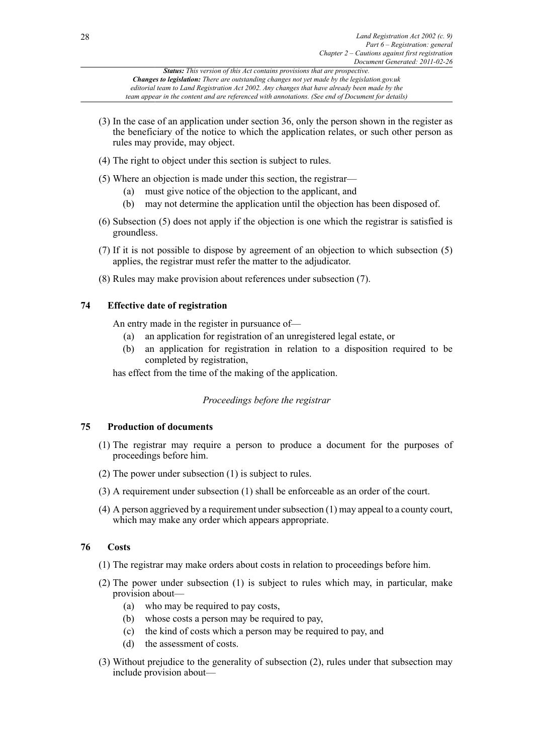(3) In the case of an application under section 36, only the person shown in the register as the beneficiary of the notice to which the application relates, or such other person as rules may provide, may object.

(4) The right to object under this section is subject to rules.

(5) Where an objection is made under this section, the registrar—

(a) must give notice of the objection to the applicant, and

(b) may not determine the application until the objection has been disposed of.

(6) Subsection (5) does not apply if the objection is one which the registrar is satisfied is groundless.

(7) If it is not possible to dispose by agreement of an objection to which subsection (5) applies, the registrar must refer the matter to the adjudicator.

(8) Rules may make provision about references under subsection (7).

### 74 Effective date of registration

An entry made in the register in pursuance of—

(a) an application for registration of an unregistered legal estate, or

(b) an application for registration in relation to a disposition required to be completed by registration,

has effect from the time of the making of the application.

*Proceedings before the registrar*

### 75 Production of documents

(1) The registrar may require a person to produce a document for the purposes of proceedings before him.

(2) The power under subsection (1) is subject to rules.

(3) A requirement under subsection (1) shall be enforceable as an order of the court.

(4) A person aggrieved by a requirement under subsection (1) may appeal to a county court, which may make any order which appears appropriate.

### 76 Costs

(1) The registrar may make orders about costs in relation to proceedings before him.

(2) The power under subsection (1) is subject to rules which may, in particular, make provision about—

(a) who may be required to pay costs,

(b) whose costs a person may be required to pay,

(c) the kind of costs which a person may be required to pay, and

(d) the assessment of costs.

(3) Without prejudice to the generality of subsection (2), rules under that subsection may include provision about—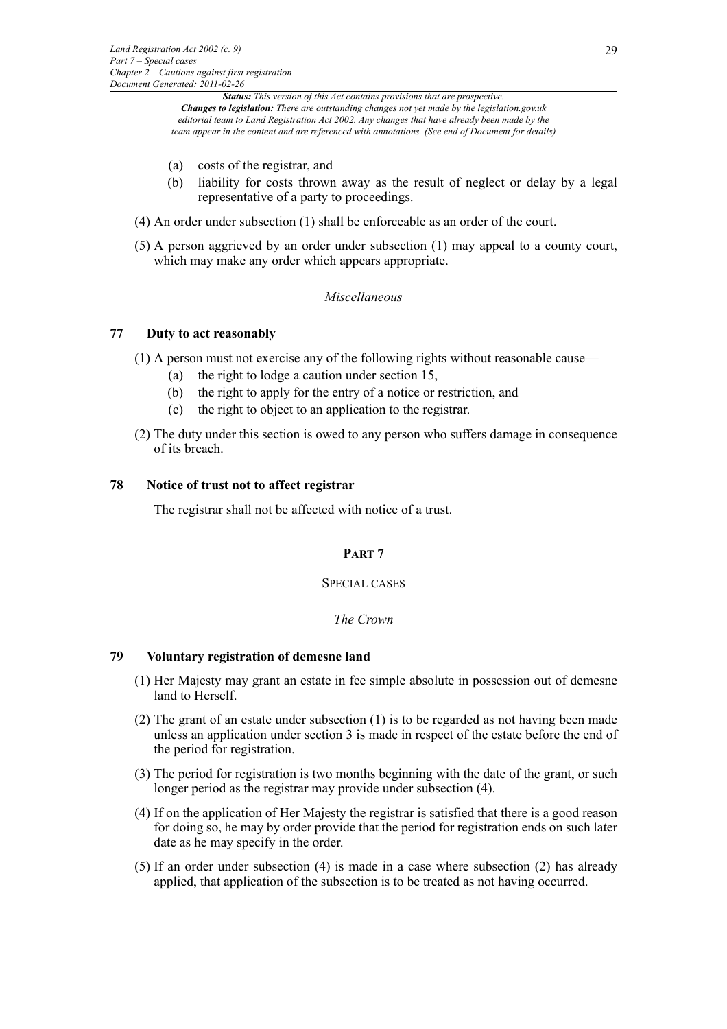(a) costs of the registrar, and

(b) liability for costs thrown away as the result of neglect or delay by a legal representative of a party to proceedings.

(4) An order under subsection (1) shall be enforceable as an order of the court.

(5) A person aggrieved by an order under subsection (1) may appeal to a county court, which may make any order which appears appropriate.

*Miscellaneous*

### 77 Duty to act reasonably

(1) A person must not exercise any of the following rights without reasonable cause—

(a) the right to lodge a caution under section 15,

(b) the right to apply for the entry of a notice or restriction, and

(c) the right to object to an application to the registrar.

(2) The duty under this section is owed to any person who suffers damage in consequence of its breach.

### 78 Notice of trust not to affect registrar

The registrar shall not be affected with notice of a trust.

## PART 7

## SPECIAL CASES

*The Crown*

### 79 Voluntary registration of demesne land

(1) Her Majesty may grant an estate in fee simple absolute in possession out of demesne land to Herself.

(2) The grant of an estate under subsection (1) is to be regarded as not having been made unless an application under section 3 is made in respect of the estate before the end of the period for registration.

(3) The period for registration is two months beginning with the date of the grant, or such longer period as the registrar may provide under subsection (4).

(4) If on the application of Her Majesty the registrar is satisfied that there is a good reason for doing so, he may by order provide that the period for registration ends on such later date as he may specify in the order.

(5) If an order under subsection (4) is made in a case where subsection (2) has already applied, that application of the subsection is to be treated as not having occurred.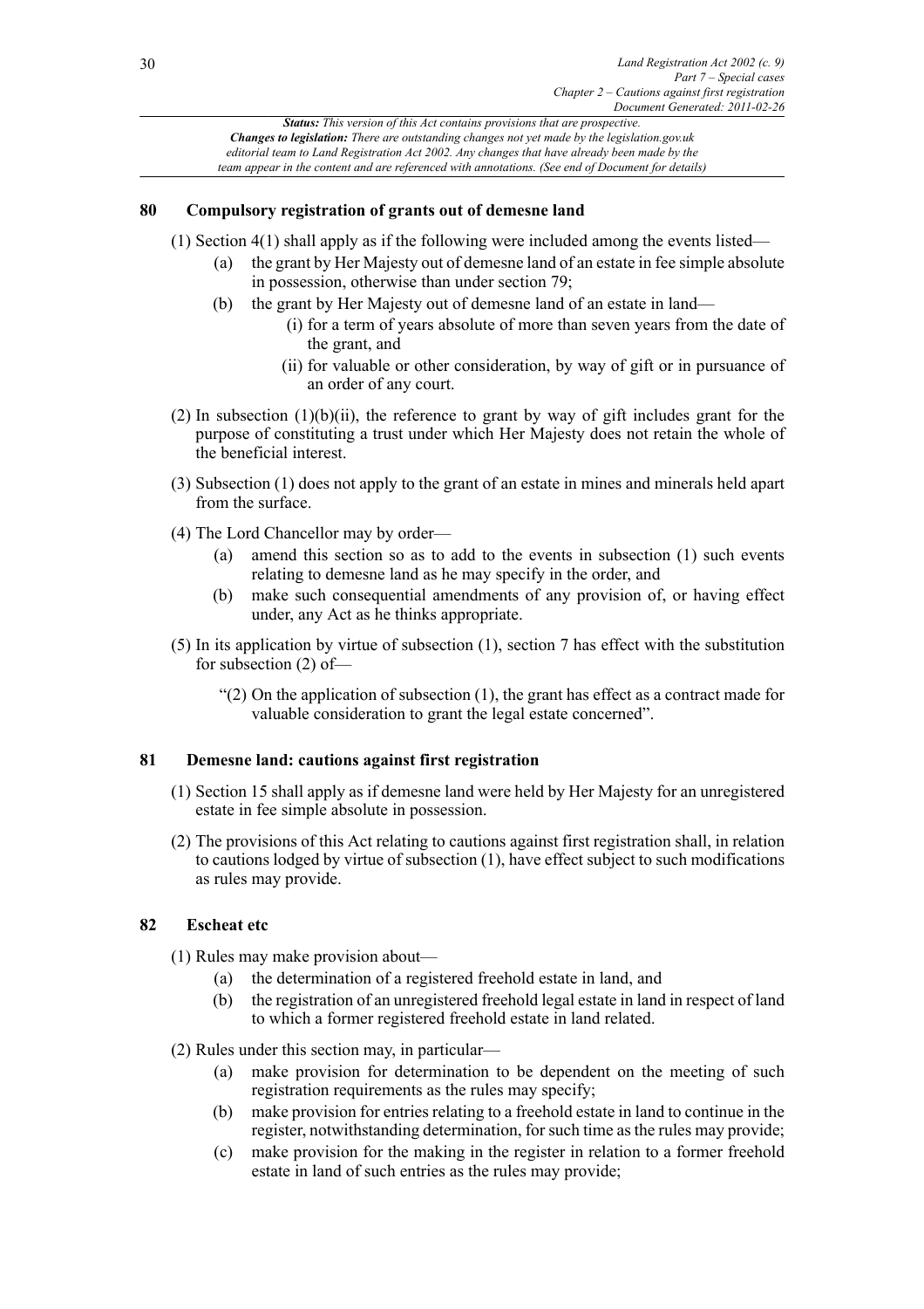### 80 Compulsory registration of grants out of demesne land

(1) Section 4(1) shall apply as if the following were included among the events listed—

- (a) the grant by Her Majesty out of demesne land of an estate in fee simple absolute in possession, otherwise than under section 79;
- (b) the grant by Her Majesty out of demesne land of an estate in land—
  - (i) for a term of years absolute of more than seven years from the date of the grant, and
  - (ii) for valuable or other consideration, by way of gift or in pursuance of an order of any court.

(2) In subsection (1)(b)(ii), the reference to grant by way of gift includes grant for the purpose of constituting a trust under which Her Majesty does not retain the whole of the beneficial interest.

(3) Subsection (1) does not apply to the grant of an estate in mines and minerals held apart from the surface.

(4) The Lord Chancellor may by order—

- (a) amend this section so as to add to the events in subsection (1) such events relating to demesne land as he may specify in the order, and
- (b) make such consequential amendments of any provision of, or having effect under, any Act as he thinks appropriate.

(5) In its application by virtue of subsection (1), section 7 has effect with the substitution for subsection (2) of—

> "(2) On the application of subsection (1), the grant has effect as a contract made for valuable consideration to grant the legal estate concerned".

### 81 Demesne land: cautions against first registration

(1) Section 15 shall apply as if demesne land were held by Her Majesty for an unregistered estate in fee simple absolute in possession.

(2) The provisions of this Act relating to cautions against first registration shall, in relation to cautions lodged by virtue of subsection (1), have effect subject to such modifications as rules may provide.

### 82 Escheat etc

(1) Rules may make provision about—

- (a) the determination of a registered freehold estate in land, and
- (b) the registration of an unregistered freehold legal estate in land in respect of land to which a former registered freehold estate in land related.

(2) Rules under this section may, in particular—

- (a) make provision for determination to be dependent on the meeting of such registration requirements as the rules may specify;
- (b) make provision for entries relating to a freehold estate in land to continue in the register, notwithstanding determination, for such time as the rules may provide;
- (c) make provision for the making in the register in relation to a former freehold estate in land of such entries as the rules may provide;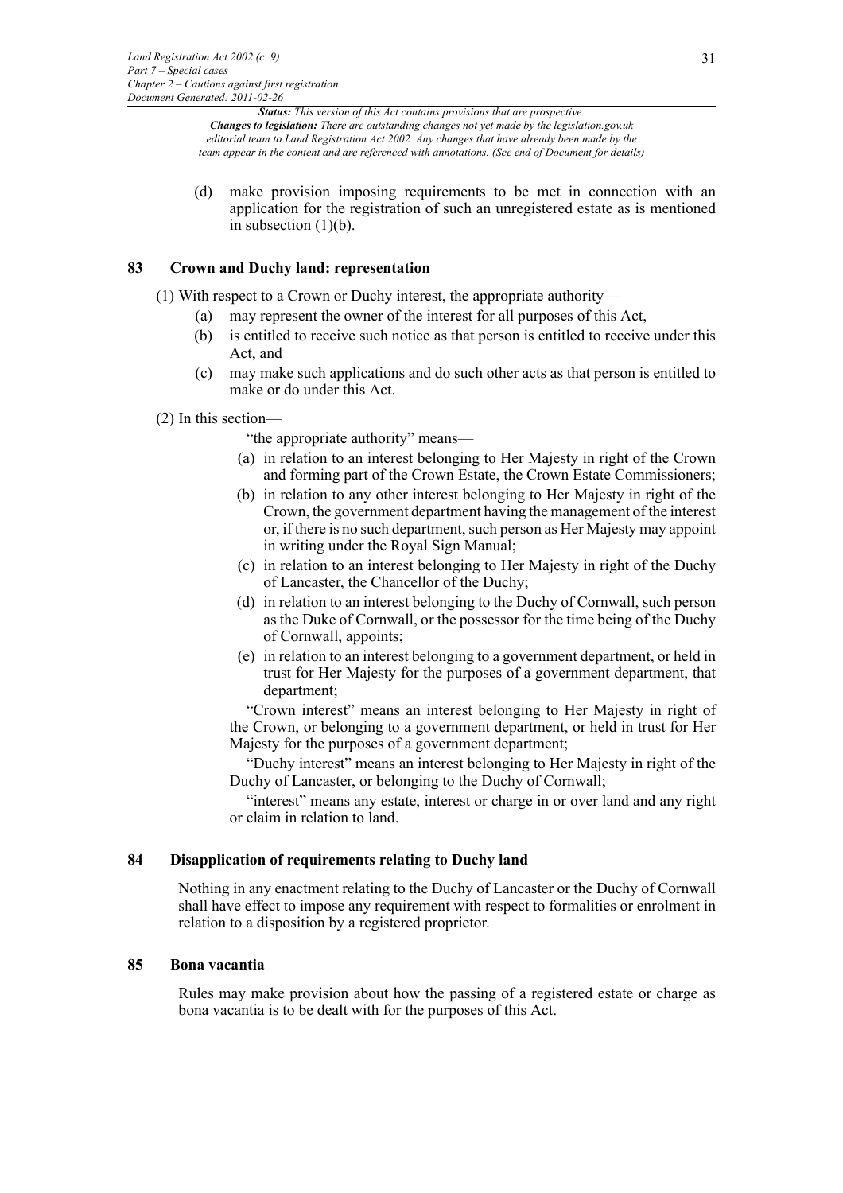(d) make provision imposing requirements to be met in connection with an application for the registration of such an unregistered estate as is mentioned in subsection (1)(b).

## 83 Crown and Duchy land: representation

(1) With respect to a Crown or Duchy interest, the appropriate authority—

- (a) may represent the owner of the interest for all purposes of this Act,
- (b) is entitled to receive such notice as that person is entitled to receive under this Act, and
- (c) may make such applications and do such other acts as that person is entitled to make or do under this Act.

(2) In this section—

"the appropriate authority" means—

- (a) in relation to an interest belonging to Her Majesty in right of the Crown and forming part of the Crown Estate, the Crown Estate Commissioners;
- (b) in relation to any other interest belonging to Her Majesty in right of the Crown, the government department having the management of the interest or, if there is no such department, such person as Her Majesty may appoint in writing under the Royal Sign Manual;
- (c) in relation to an interest belonging to Her Majesty in right of the Duchy of Lancaster, the Chancellor of the Duchy;
- (d) in relation to an interest belonging to the Duchy of Cornwall, such person as the Duke of Cornwall, or the possessor for the time being of the Duchy of Cornwall, appoints;
- (e) in relation to an interest belonging to a government department, or held in trust for Her Majesty for the purposes of a government department, that department;

"Crown interest" means an interest belonging to Her Majesty in right of the Crown, or belonging to a government department, or held in trust for Her Majesty for the purposes of a government department;

"Duchy interest" means an interest belonging to Her Majesty in right of the Duchy of Lancaster, or belonging to the Duchy of Cornwall;

"interest" means any estate, interest or charge in or over land and any right or claim in relation to land.

## 84 Disapplication of requirements relating to Duchy land

Nothing in any enactment relating to the Duchy of Lancaster or the Duchy of Cornwall shall have effect to impose any requirement with respect to formalities or enrolment in relation to a disposition by a registered proprietor.

## 85 Bona vacantia

Rules may make provision about how the passing of a registered estate or charge as bona vacantia is to be dealt with for the purposes of this Act.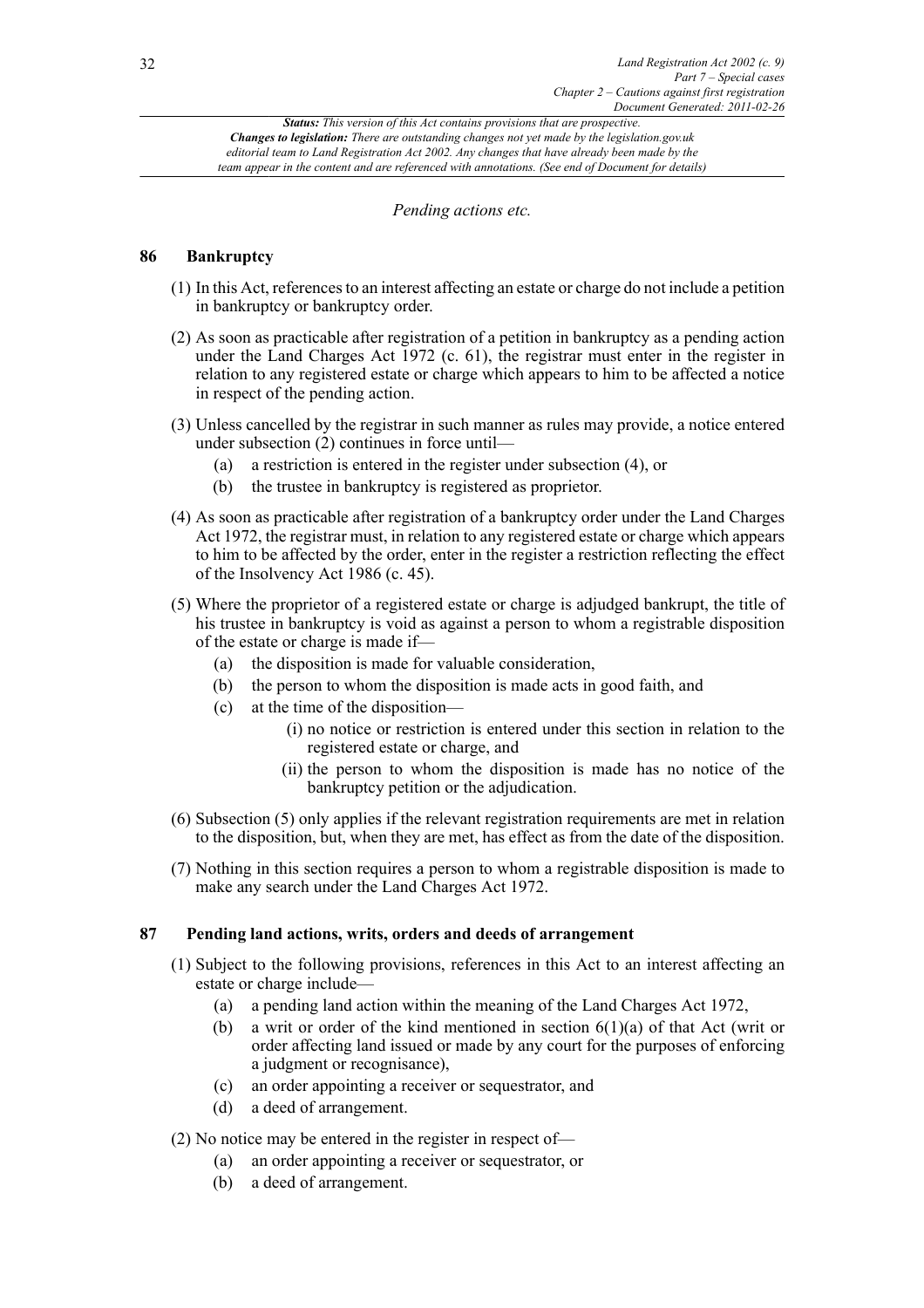*Pending actions etc.*

## 86 Bankruptcy

(1) In this Act, references to an interest affecting an estate or charge do not include a petition in bankruptcy or bankruptcy order.

(2) As soon as practicable after registration of a petition in bankruptcy as a pending action under the Land Charges Act 1972 (c. 61), the registrar must enter in the register in relation to any registered estate or charge which appears to him to be affected a notice in respect of the pending action.

(3) Unless cancelled by the registrar in such manner as rules may provide, a notice entered under subsection (2) continues in force until—

- (a) a restriction is entered in the register under subsection (4), or
- (b) the trustee in bankruptcy is registered as proprietor.

(4) As soon as practicable after registration of a bankruptcy order under the Land Charges Act 1972, the registrar must, in relation to any registered estate or charge which appears to him to be affected by the order, enter in the register a restriction reflecting the effect of the Insolvency Act 1986 (c. 45).

(5) Where the proprietor of a registered estate or charge is adjudged bankrupt, the title of his trustee in bankruptcy is void as against a person to whom a registrable disposition of the estate or charge is made if—

- (a) the disposition is made for valuable consideration,
- (b) the person to whom the disposition is made acts in good faith, and
- (c) at the time of the disposition—
  - (i) no notice or restriction is entered under this section in relation to the registered estate or charge, and
  - (ii) the person to whom the disposition is made has no notice of the bankruptcy petition or the adjudication.

(6) Subsection (5) only applies if the relevant registration requirements are met in relation to the disposition, but, when they are met, has effect as from the date of the disposition.

(7) Nothing in this section requires a person to whom a registrable disposition is made to make any search under the Land Charges Act 1972.

## 87 Pending land actions, writs, orders and deeds of arrangement

(1) Subject to the following provisions, references in this Act to an interest affecting an estate or charge include—

- (a) a pending land action within the meaning of the Land Charges Act 1972,
- (b) a writ or order of the kind mentioned in section 6(1)(a) of that Act (writ or order affecting land issued or made by any court for the purposes of enforcing a judgment or recognisance),
- (c) an order appointing a receiver or sequestrator, and
- (d) a deed of arrangement.

(2) No notice may be entered in the register in respect of—

- (a) an order appointing a receiver or sequestrator, or
- (b) a deed of arrangement.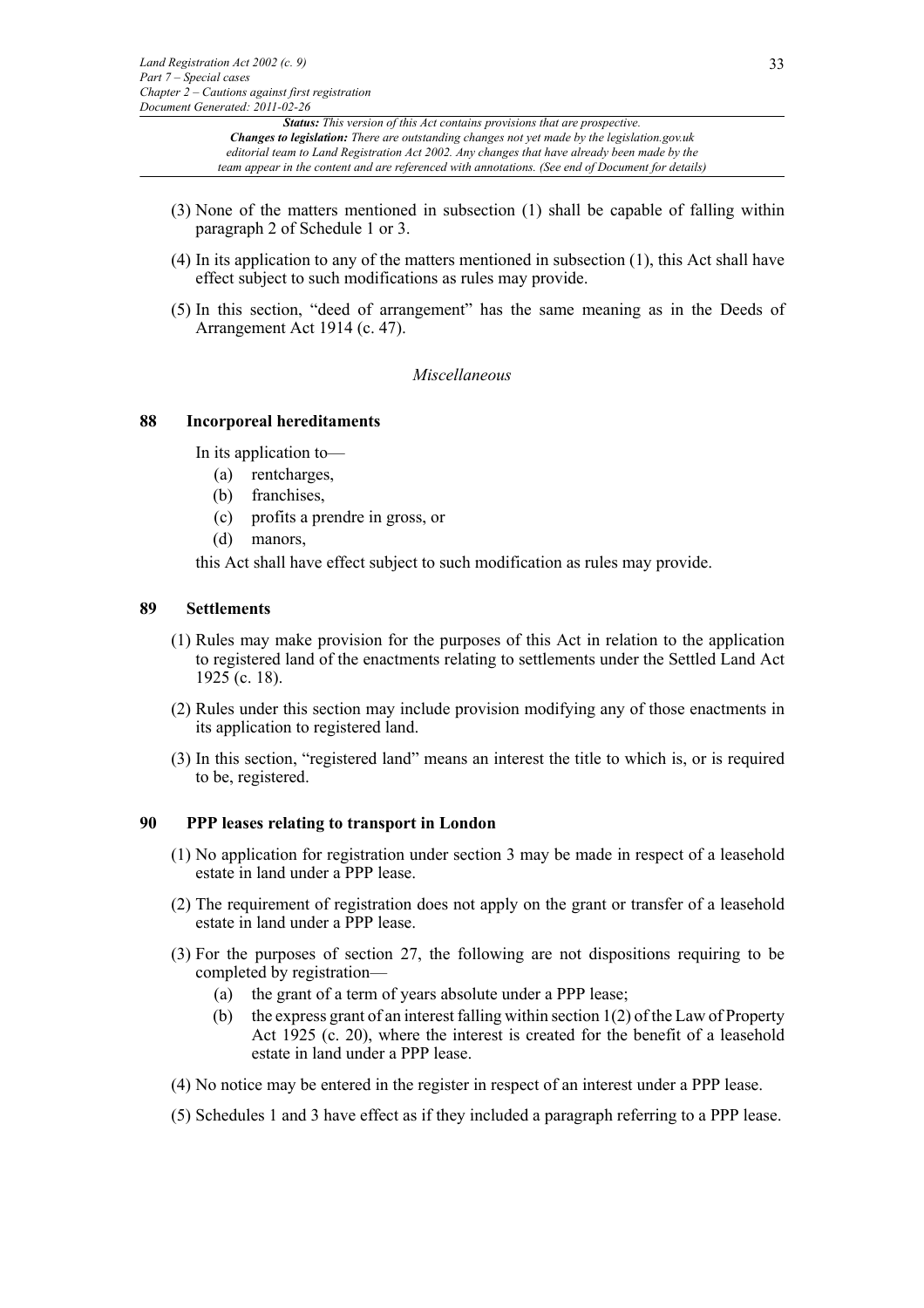(3) None of the matters mentioned in subsection (1) shall be capable of falling within paragraph 2 of Schedule 1 or 3.

(4) In its application to any of the matters mentioned in subsection (1), this Act shall have effect subject to such modifications as rules may provide.

(5) In this section, "deed of arrangement" has the same meaning as in the Deeds of Arrangement Act 1914 (c. 47).

*Miscellaneous*

### 88 Incorporeal hereditaments

In its application to—

- (a) rentcharges,
- (b) franchises,
- (c) profits a prendre in gross, or
- (d) manors,

this Act shall have effect subject to such modification as rules may provide.

### 89 Settlements

(1) Rules may make provision for the purposes of this Act in relation to the application to registered land of the enactments relating to settlements under the Settled Land Act 1925 (c. 18).

(2) Rules under this section may include provision modifying any of those enactments in its application to registered land.

(3) In this section, "registered land" means an interest the title to which is, or is required to be, registered.

### 90 PPP leases relating to transport in London

(1) No application for registration under section 3 may be made in respect of a leasehold estate in land under a PPP lease.

(2) The requirement of registration does not apply on the grant or transfer of a leasehold estate in land under a PPP lease.

(3) For the purposes of section 27, the following are not dispositions requiring to be completed by registration—

- (a) the grant of a term of years absolute under a PPP lease;
- (b) the express grant of an interest falling within section 1(2) of the Law of Property Act 1925 (c. 20), where the interest is created for the benefit of a leasehold estate in land under a PPP lease.

(4) No notice may be entered in the register in respect of an interest under a PPP lease.

(5) Schedules 1 and 3 have effect as if they included a paragraph referring to a PPP lease.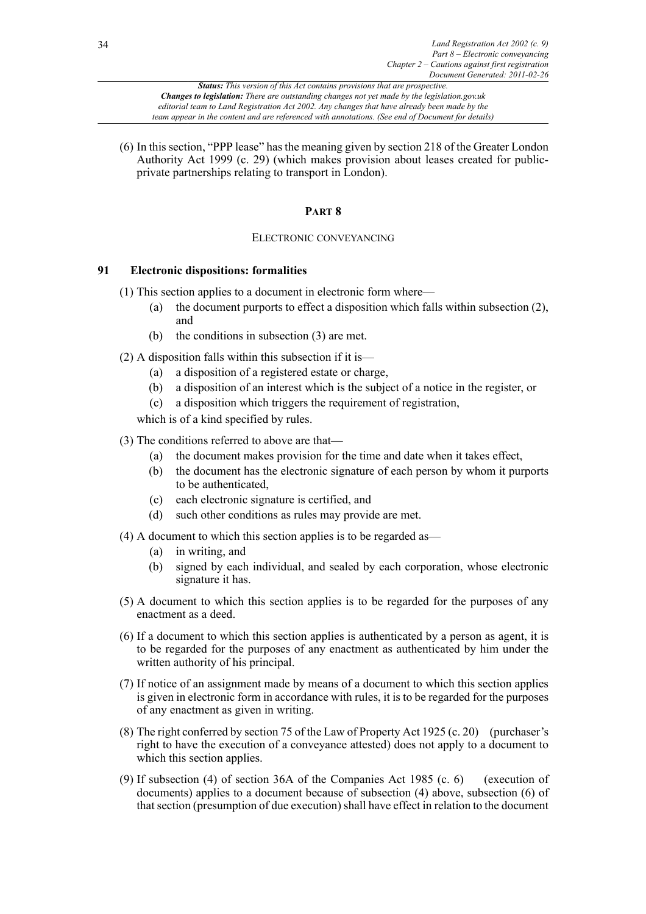(6) In this section, "PPP lease" has the meaning given by section 218 of the Greater London Authority Act 1999 (c. 29) (which makes provision about leases created for public-private partnerships relating to transport in London).

## PART 8

### ELECTRONIC CONVEYANCING

### 91 Electronic dispositions: formalities

(1) This section applies to a document in electronic form where—

- (a) the document purports to effect a disposition which falls within subsection (2), and
- (b) the conditions in subsection (3) are met.

(2) A disposition falls within this subsection if it is—

- (a) a disposition of a registered estate or charge,
- (b) a disposition of an interest which is the subject of a notice in the register, or
- (c) a disposition which triggers the requirement of registration,

which is of a kind specified by rules.

(3) The conditions referred to above are that—

- (a) the document makes provision for the time and date when it takes effect,
- (b) the document has the electronic signature of each person by whom it purports to be authenticated,
- (c) each electronic signature is certified, and
- (d) such other conditions as rules may provide are met.

(4) A document to which this section applies is to be regarded as—

- (a) in writing, and
- (b) signed by each individual, and sealed by each corporation, whose electronic signature it has.

(5) A document to which this section applies is to be regarded for the purposes of any enactment as a deed.

(6) If a document to which this section applies is authenticated by a person as agent, it is to be regarded for the purposes of any enactment as authenticated by him under the written authority of his principal.

(7) If notice of an assignment made by means of a document to which this section applies is given in electronic form in accordance with rules, it is to be regarded for the purposes of any enactment as given in writing.

(8) The right conferred by section 75 of the Law of Property Act 1925 (c. 20) (purchaser's right to have the execution of a conveyance attested) does not apply to a document to which this section applies.

(9) If subsection (4) of section 36A of the Companies Act 1985 (c. 6) (execution of documents) applies to a document because of subsection (4) above, subsection (6) of that section (presumption of due execution) shall have effect in relation to the document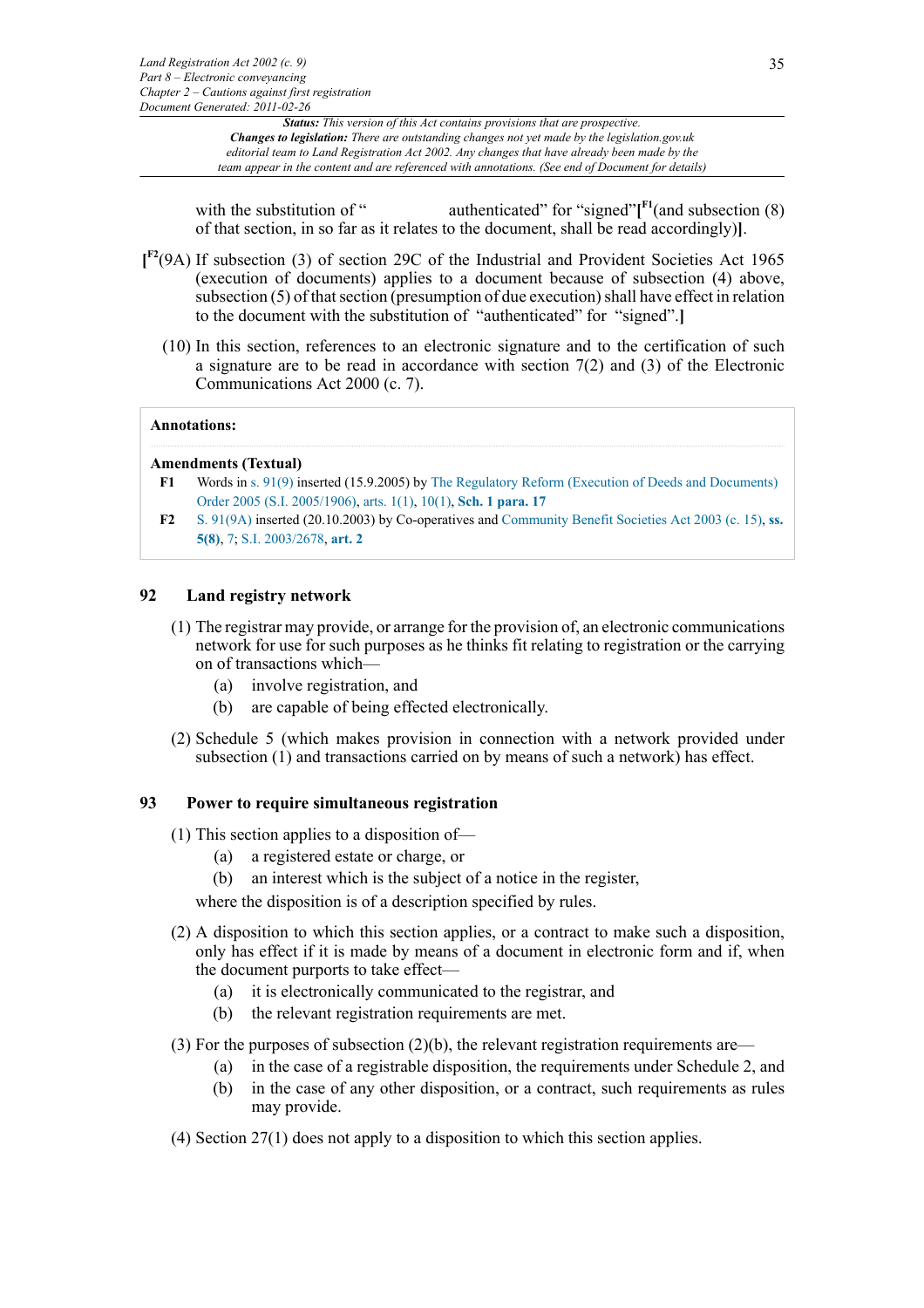with the substitution of " authenticated" for "signed"[F1(and subsection (8) of that section, in so far as it relates to the document, shall be read accordingly)].

[F2(9A) If subsection (3) of section 29C of the Industrial and Provident Societies Act 1965 (execution of documents) applies to a document because of subsection (4) above, subsection (5) of that section (presumption of due execution) shall have effect in relation to the document with the substitution of "authenticated" for "signed".]

(10) In this section, references to an electronic signature and to the certification of such a signature are to be read in accordance with section 7(2) and (3) of the Electronic Communications Act 2000 (c. 7).

**Annotations:**

**Amendments (Textual)**

**F1** Words in s. 91(9) inserted (15.9.2005) by The Regulatory Reform (Execution of Deeds and Documents) Order 2005 (S.I. 2005/1906), arts. 1(1), 10(1), **Sch. 1 para. 17**

**F2** S. 91(9A) inserted (20.10.2003) by Co-operatives and Community Benefit Societies Act 2003 (c. 15), **ss. 5(8)**, 7; S.I. 2003/2678, **art. 2**

## 92 Land registry network

(1) The registrar may provide, or arrange for the provision of, an electronic communications network for use for such purposes as he thinks fit relating to registration or the carrying on of transactions which—

- (a) involve registration, and
- (b) are capable of being effected electronically.

(2) Schedule 5 (which makes provision in connection with a network provided under subsection (1) and transactions carried on by means of such a network) has effect.

## 93 Power to require simultaneous registration

(1) This section applies to a disposition of—

- (a) a registered estate or charge, or
- (b) an interest which is the subject of a notice in the register,

where the disposition is of a description specified by rules.

(2) A disposition to which this section applies, or a contract to make such a disposition, only has effect if it is made by means of a document in electronic form and if, when the document purports to take effect—

- (a) it is electronically communicated to the registrar, and
- (b) the relevant registration requirements are met.

(3) For the purposes of subsection (2)(b), the relevant registration requirements are—

- (a) in the case of a registrable disposition, the requirements under Schedule 2, and
- (b) in the case of any other disposition, or a contract, such requirements as rules may provide.

(4) Section 27(1) does not apply to a disposition to which this section applies.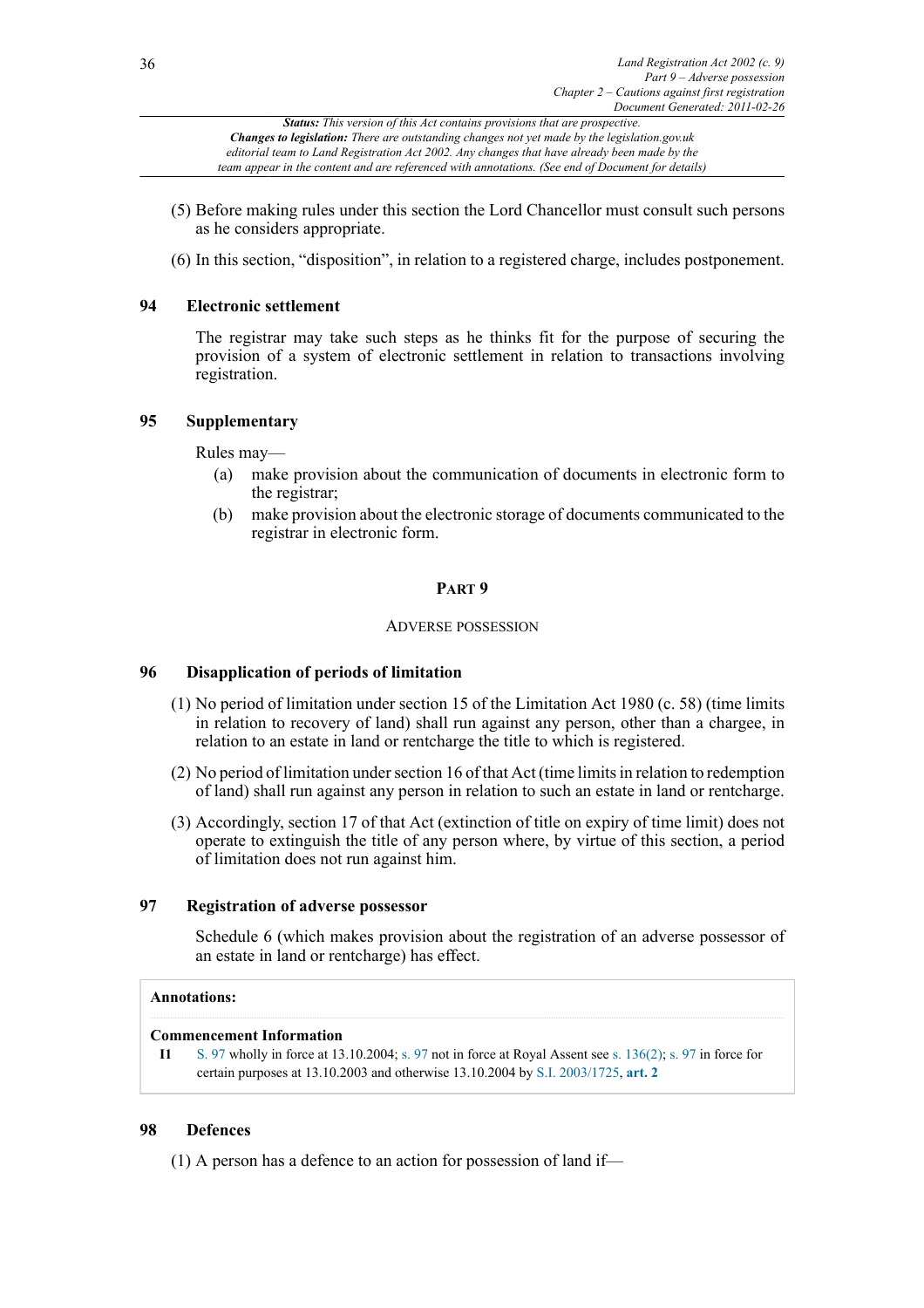(5) Before making rules under this section the Lord Chancellor must consult such persons as he considers appropriate.

(6) In this section, "disposition", in relation to a registered charge, includes postponement.

### 94 Electronic settlement

The registrar may take such steps as he thinks fit for the purpose of securing the provision of a system of electronic settlement in relation to transactions involving registration.

### 95 Supplementary

Rules may—

(a) make provision about the communication of documents in electronic form to the registrar;

(b) make provision about the electronic storage of documents communicated to the registrar in electronic form.

## PART 9

## ADVERSE POSSESSION

### 96 Disapplication of periods of limitation

(1) No period of limitation under section 15 of the Limitation Act 1980 (c. 58) (time limits in relation to recovery of land) shall run against any person, other than a chargee, in relation to an estate in land or rentcharge the title to which is registered.

(2) No period of limitation under section 16 of that Act (time limits in relation to redemption of land) shall run against any person in relation to such an estate in land or rentcharge.

(3) Accordingly, section 17 of that Act (extinction of title on expiry of time limit) does not operate to extinguish the title of any person where, by virtue of this section, a period of limitation does not run against him.

### 97 Registration of adverse possessor

Schedule 6 (which makes provision about the registration of an adverse possessor of an estate in land or rentcharge) has effect.

**Annotations:**

**Commencement Information**

**I1** S. 97 wholly in force at 13.10.2004; s. 97 not in force at Royal Assent see s. 136(2); s. 97 in force for certain purposes at 13.10.2003 and otherwise 13.10.2004 by S.I. 2003/1725, **art. 2**

### 98 Defences

(1) A person has a defence to an action for possession of land if—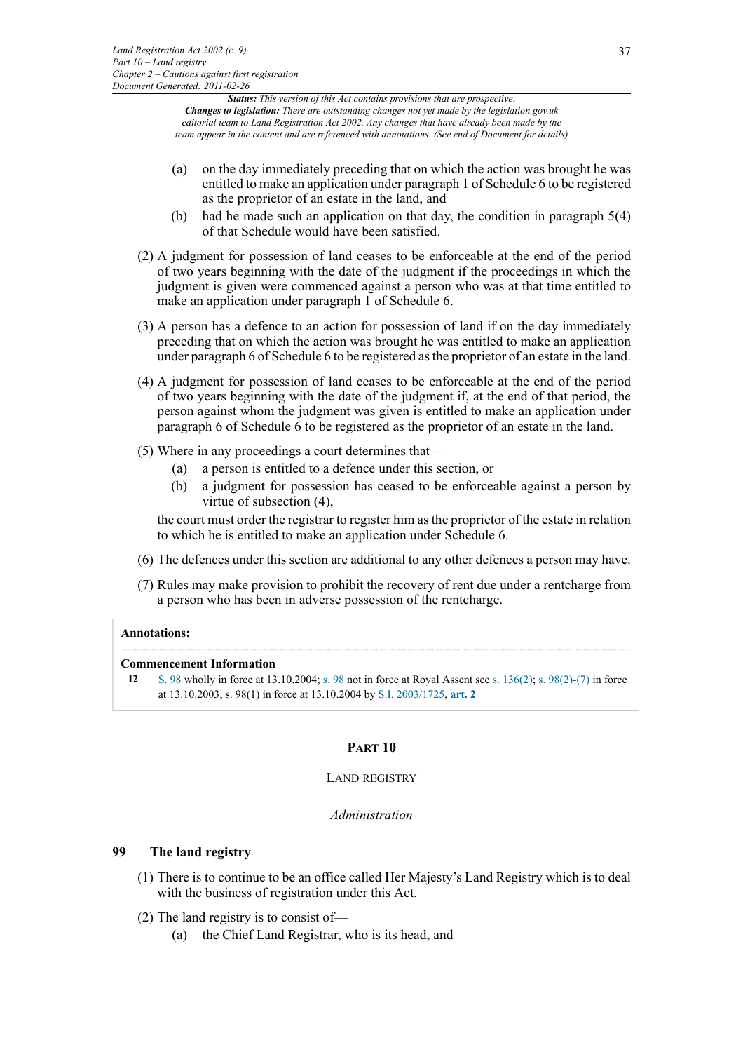(a) on the day immediately preceding that on which the action was brought he was entitled to make an application under paragraph 1 of Schedule 6 to be registered as the proprietor of an estate in the land, and

(b) had he made such an application on that day, the condition in paragraph 5(4) of that Schedule would have been satisfied.

(2) A judgment for possession of land ceases to be enforceable at the end of the period of two years beginning with the date of the judgment if the proceedings in which the judgment is given were commenced against a person who was at that time entitled to make an application under paragraph 1 of Schedule 6.

(3) A person has a defence to an action for possession of land if on the day immediately preceding that on which the action was brought he was entitled to make an application under paragraph 6 of Schedule 6 to be registered as the proprietor of an estate in the land.

(4) A judgment for possession of land ceases to be enforceable at the end of the period of two years beginning with the date of the judgment if, at the end of that period, the person against whom the judgment was given is entitled to make an application under paragraph 6 of Schedule 6 to be registered as the proprietor of an estate in the land.

(5) Where in any proceedings a court determines that—

(a) a person is entitled to a defence under this section, or

(b) a judgment for possession has ceased to be enforceable against a person by virtue of subsection (4),

the court must order the registrar to register him as the proprietor of the estate in relation to which he is entitled to make an application under Schedule 6.

(6) The defences under this section are additional to any other defences a person may have.

(7) Rules may make provision to prohibit the recovery of rent due under a rentcharge from a person who has been in adverse possession of the rentcharge.

**Annotations:**

**Commencement Information**

**I2** S. 98 wholly in force at 13.10.2004; s. 98 not in force at Royal Assent see s. 136(2); s. 98(2)-(7) in force at 13.10.2003, s. 98(1) in force at 13.10.2004 by S.I. 2003/1725, **art. 2**

## PART 10

### LAND REGISTRY

*Administration*

### 99 The land registry

(1) There is to continue to be an office called Her Majesty's Land Registry which is to deal with the business of registration under this Act.

(2) The land registry is to consist of—

(a) the Chief Land Registrar, who is its head, and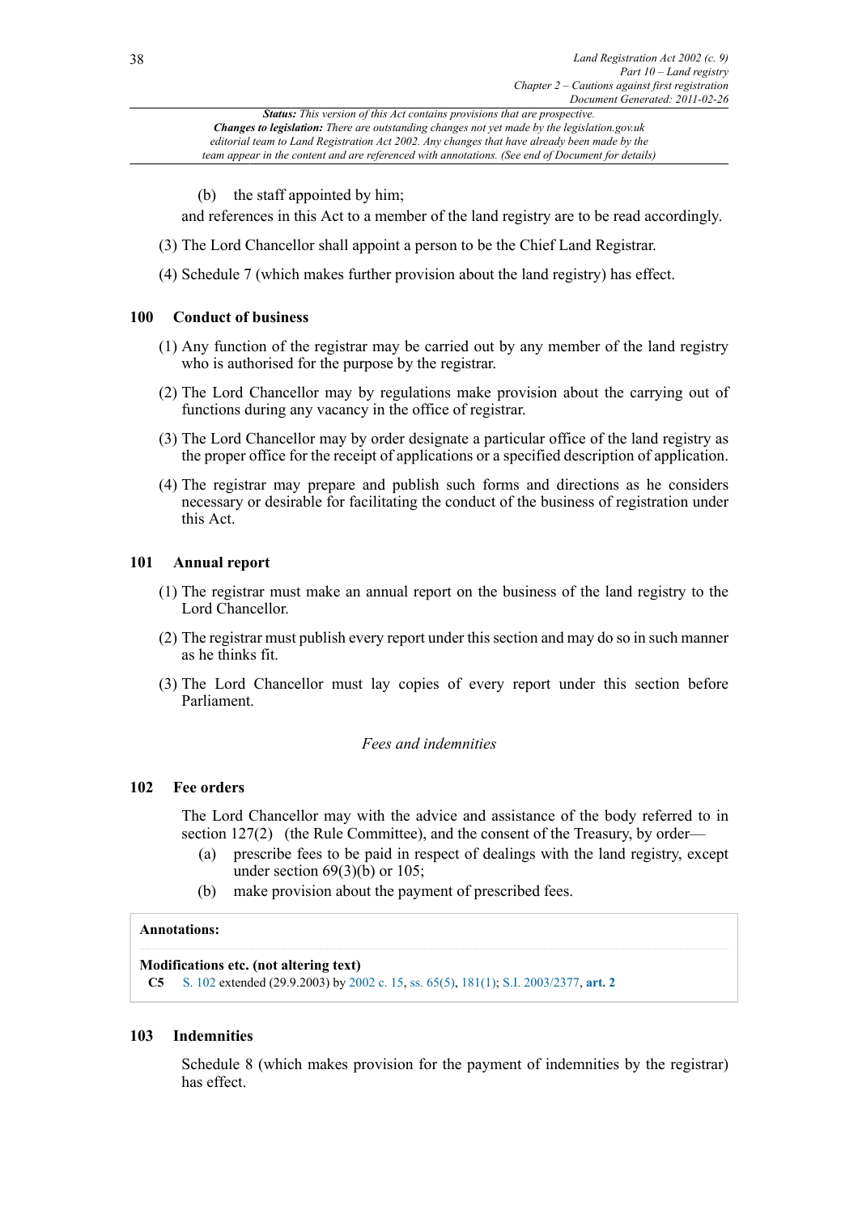*Status: This version of this Act contains provisions that are prospective.*
***Changes to legislation:** There are outstanding changes not yet made by the legislation.gov.uk editorial team to Land Registration Act 2002. Any changes that have already been made by the team appear in the content and are referenced with annotations. (See end of Document for details)*

(b) the staff appointed by him;

and references in this Act to a member of the land registry are to be read accordingly.

(3) The Lord Chancellor shall appoint a person to be the Chief Land Registrar.

(4) Schedule 7 (which makes further provision about the land registry) has effect.

**100 Conduct of business**

(1) Any function of the registrar may be carried out by any member of the land registry who is authorised for the purpose by the registrar.

(2) The Lord Chancellor may by regulations make provision about the carrying out of functions during any vacancy in the office of registrar.

(3) The Lord Chancellor may by order designate a particular office of the land registry as the proper office for the receipt of applications or a specified description of application.

(4) The registrar may prepare and publish such forms and directions as he considers necessary or desirable for facilitating the conduct of the business of registration under this Act.

**101 Annual report**

(1) The registrar must make an annual report on the business of the land registry to the Lord Chancellor.

(2) The registrar must publish every report under this section and may do so in such manner as he thinks fit.

(3) The Lord Chancellor must lay copies of every report under this section before Parliament.

*Fees and indemnities*

**102 Fee orders**

The Lord Chancellor may with the advice and assistance of the body referred to in section 127(2) (the Rule Committee), and the consent of the Treasury, by order—

(a) prescribe fees to be paid in respect of dealings with the land registry, except under section 69(3)(b) or 105;

(b) make provision about the payment of prescribed fees.

**Annotations:**

**Modifications etc. (not altering text)**

**C5** S. 102 extended (29.9.2003) by 2002 c. 15, ss. 65(5), 181(1); S.I. 2003/2377, **art. 2**

**103 Indemnities**

Schedule 8 (which makes provision for the payment of indemnities by the registrar) has effect.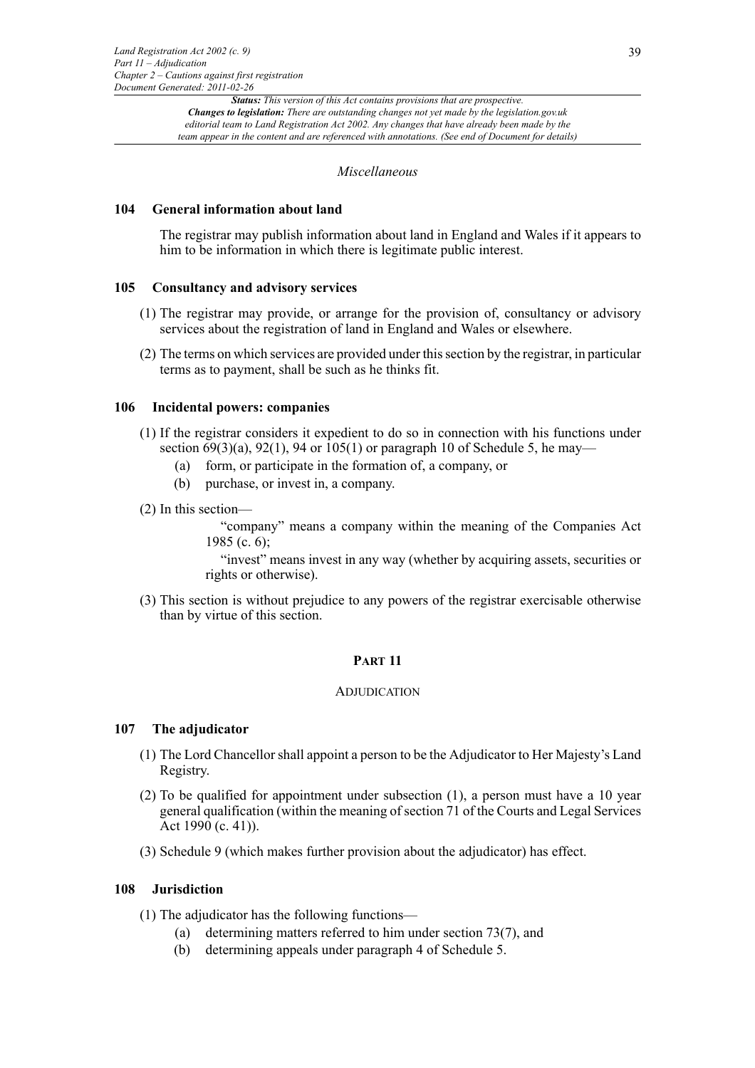*Miscellaneous*

### 104 General information about land

The registrar may publish information about land in England and Wales if it appears to him to be information in which there is legitimate public interest.

### 105 Consultancy and advisory services

(1) The registrar may provide, or arrange for the provision of, consultancy or advisory services about the registration of land in England and Wales or elsewhere.

(2) The terms on which services are provided under this section by the registrar, in particular terms as to payment, shall be such as he thinks fit.

### 106 Incidental powers: companies

(1) If the registrar considers it expedient to do so in connection with his functions under section 69(3)(a), 92(1), 94 or 105(1) or paragraph 10 of Schedule 5, he may—

- (a) form, or participate in the formation of, a company, or
- (b) purchase, or invest in, a company.

(2) In this section—

"company" means a company within the meaning of the Companies Act 1985 (c. 6);

"invest" means invest in any way (whether by acquiring assets, securities or rights or otherwise).

(3) This section is without prejudice to any powers of the registrar exercisable otherwise than by virtue of this section.

## PART 11

## ADJUDICATION

### 107 The adjudicator

(1) The Lord Chancellor shall appoint a person to be the Adjudicator to Her Majesty's Land Registry.

(2) To be qualified for appointment under subsection (1), a person must have a 10 year general qualification (within the meaning of section 71 of the Courts and Legal Services Act 1990 (c. 41)).

(3) Schedule 9 (which makes further provision about the adjudicator) has effect.

### 108 Jurisdiction

(1) The adjudicator has the following functions—

- (a) determining matters referred to him under section 73(7), and
- (b) determining appeals under paragraph 4 of Schedule 5.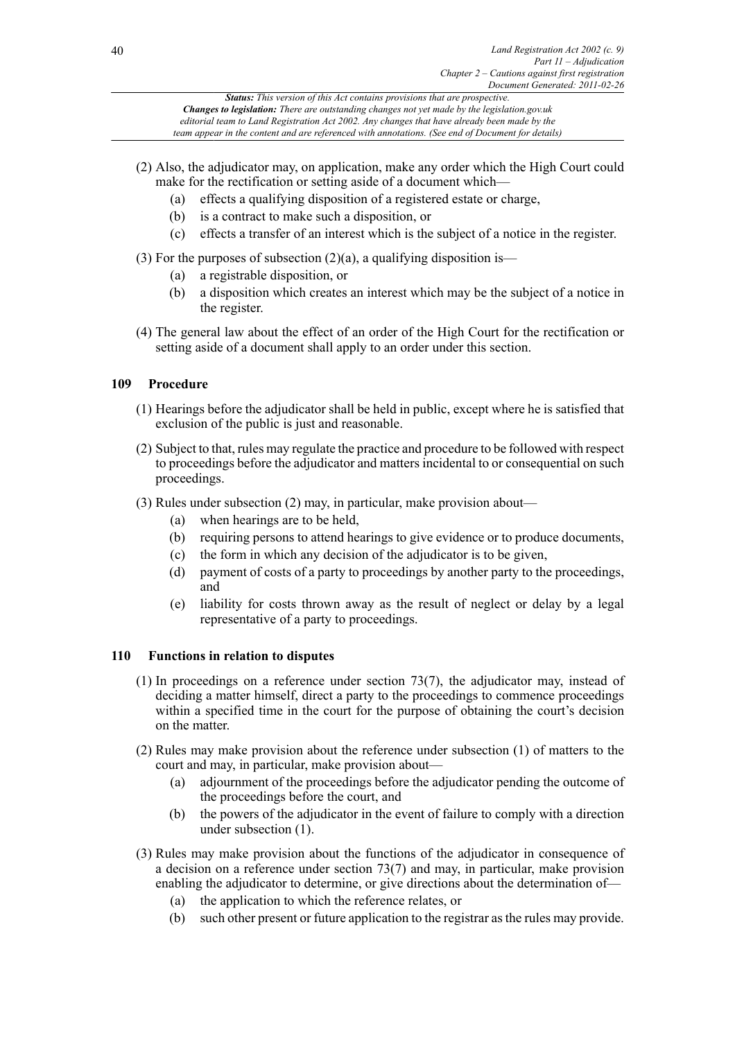(2) Also, the adjudicator may, on application, make any order which the High Court could make for the rectification or setting aside of a document which—

   (a) effects a qualifying disposition of a registered estate or charge,

   (b) is a contract to make such a disposition, or

   (c) effects a transfer of an interest which is the subject of a notice in the register.

(3) For the purposes of subsection (2)(a), a qualifying disposition is—

   (a) a registrable disposition, or

   (b) a disposition which creates an interest which may be the subject of a notice in the register.

(4) The general law about the effect of an order of the High Court for the rectification or setting aside of a document shall apply to an order under this section.

### 109 Procedure

(1) Hearings before the adjudicator shall be held in public, except where he is satisfied that exclusion of the public is just and reasonable.

(2) Subject to that, rules may regulate the practice and procedure to be followed with respect to proceedings before the adjudicator and matters incidental to or consequential on such proceedings.

(3) Rules under subsection (2) may, in particular, make provision about—

   (a) when hearings are to be held,

   (b) requiring persons to attend hearings to give evidence or to produce documents,

   (c) the form in which any decision of the adjudicator is to be given,

   (d) payment of costs of a party to proceedings by another party to the proceedings, and

   (e) liability for costs thrown away as the result of neglect or delay by a legal representative of a party to proceedings.

### 110 Functions in relation to disputes

(1) In proceedings on a reference under section 73(7), the adjudicator may, instead of deciding a matter himself, direct a party to the proceedings to commence proceedings within a specified time in the court for the purpose of obtaining the court's decision on the matter.

(2) Rules may make provision about the reference under subsection (1) of matters to the court and may, in particular, make provision about—

   (a) adjournment of the proceedings before the adjudicator pending the outcome of the proceedings before the court, and

   (b) the powers of the adjudicator in the event of failure to comply with a direction under subsection (1).

(3) Rules may make provision about the functions of the adjudicator in consequence of a decision on a reference under section 73(7) and may, in particular, make provision enabling the adjudicator to determine, or give directions about the determination of—

   (a) the application to which the reference relates, or

   (b) such other present or future application to the registrar as the rules may provide.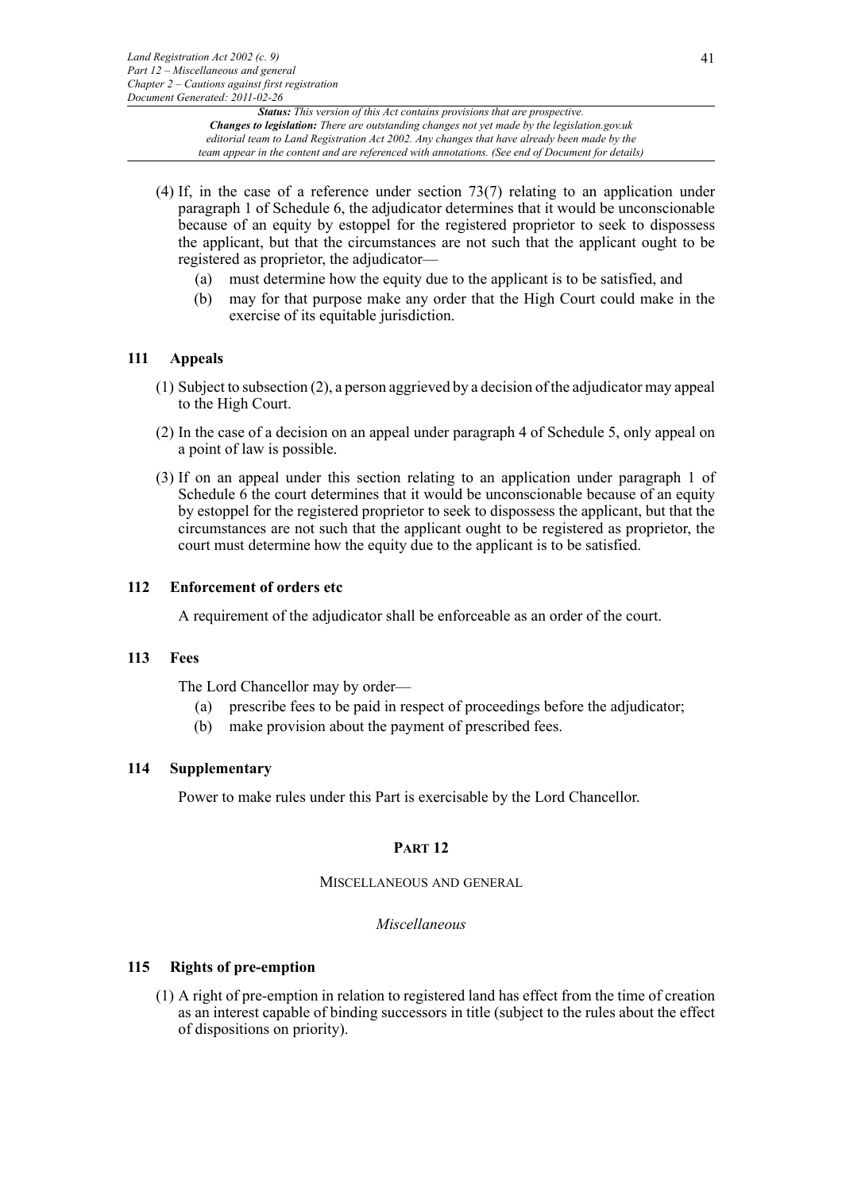(4) If, in the case of a reference under section 73(7) relating to an application under paragraph 1 of Schedule 6, the adjudicator determines that it would be unconscionable because of an equity by estoppel for the registered proprietor to seek to dispossess the applicant, but that the circumstances are not such that the applicant ought to be registered as proprietor, the adjudicator—

(a) must determine how the equity due to the applicant is to be satisfied, and

(b) may for that purpose make any order that the High Court could make in the exercise of its equitable jurisdiction.

### 111 Appeals

(1) Subject to subsection (2), a person aggrieved by a decision of the adjudicator may appeal to the High Court.

(2) In the case of a decision on an appeal under paragraph 4 of Schedule 5, only appeal on a point of law is possible.

(3) If on an appeal under this section relating to an application under paragraph 1 of Schedule 6 the court determines that it would be unconscionable because of an equity by estoppel for the registered proprietor to seek to dispossess the applicant, but that the circumstances are not such that the applicant ought to be registered as proprietor, the court must determine how the equity due to the applicant is to be satisfied.

### 112 Enforcement of orders etc

A requirement of the adjudicator shall be enforceable as an order of the court.

### 113 Fees

The Lord Chancellor may by order—

(a) prescribe fees to be paid in respect of proceedings before the adjudicator;

(b) make provision about the payment of prescribed fees.

### 114 Supplementary

Power to make rules under this Part is exercisable by the Lord Chancellor.

## PART 12

MISCELLANEOUS AND GENERAL

*Miscellaneous*

### 115 Rights of pre-emption

(1) A right of pre-emption in relation to registered land has effect from the time of creation as an interest capable of binding successors in title (subject to the rules about the effect of dispositions on priority).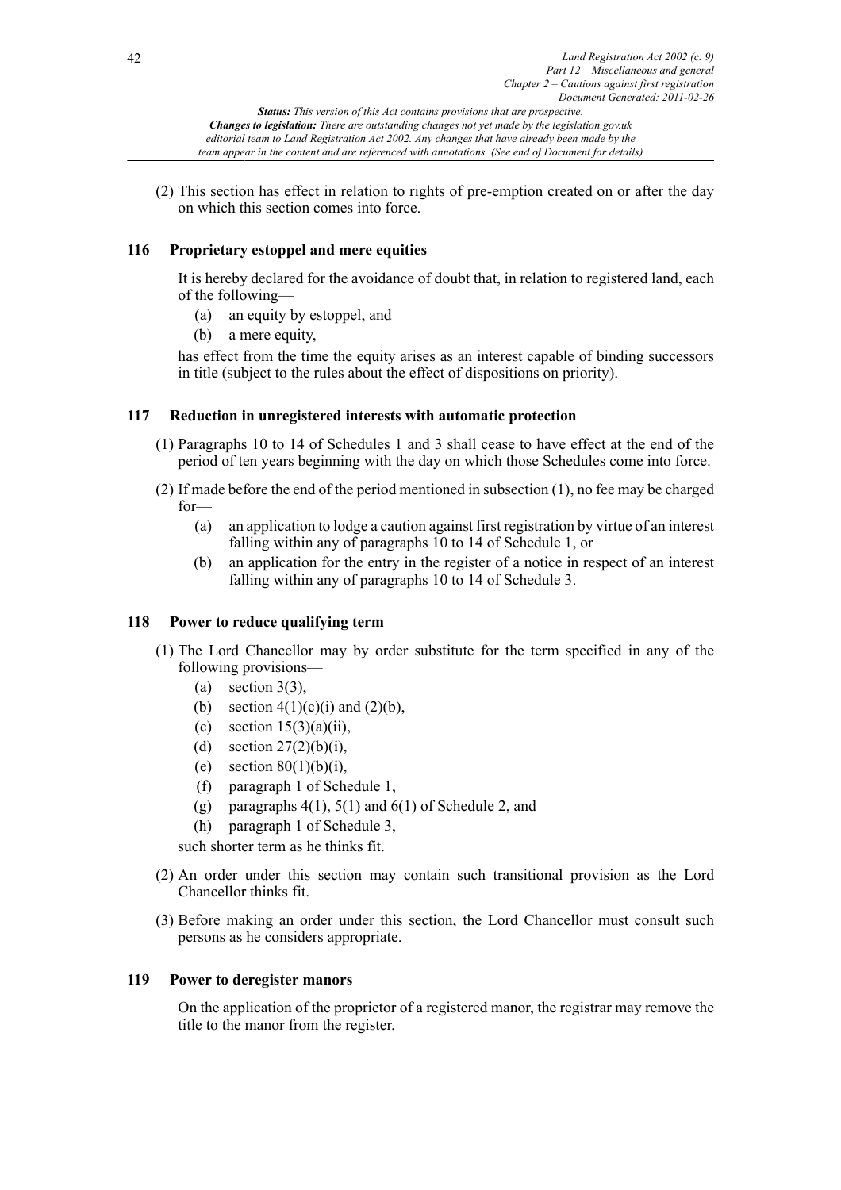(2) This section has effect in relation to rights of pre-emption created on or after the day on which this section comes into force.

### 116 Proprietary estoppel and mere equities

It is hereby declared for the avoidance of doubt that, in relation to registered land, each of the following—

(a) an equity by estoppel, and

(b) a mere equity,

has effect from the time the equity arises as an interest capable of binding successors in title (subject to the rules about the effect of dispositions on priority).

### 117 Reduction in unregistered interests with automatic protection

(1) Paragraphs 10 to 14 of Schedules 1 and 3 shall cease to have effect at the end of the period of ten years beginning with the day on which those Schedules come into force.

(2) If made before the end of the period mentioned in subsection (1), no fee may be charged for—

(a) an application to lodge a caution against first registration by virtue of an interest falling within any of paragraphs 10 to 14 of Schedule 1, or

(b) an application for the entry in the register of a notice in respect of an interest falling within any of paragraphs 10 to 14 of Schedule 3.

### 118 Power to reduce qualifying term

(1) The Lord Chancellor may by order substitute for the term specified in any of the following provisions—

(a) section 3(3),

(b) section 4(1)(c)(i) and (2)(b),

(c) section 15(3)(a)(ii),

(d) section 27(2)(b)(i),

(e) section 80(1)(b)(i),

(f) paragraph 1 of Schedule 1,

(g) paragraphs 4(1), 5(1) and 6(1) of Schedule 2, and

(h) paragraph 1 of Schedule 3,

such shorter term as he thinks fit.

(2) An order under this section may contain such transitional provision as the Lord Chancellor thinks fit.

(3) Before making an order under this section, the Lord Chancellor must consult such persons as he considers appropriate.

### 119 Power to deregister manors

On the application of the proprietor of a registered manor, the registrar may remove the title to the manor from the register.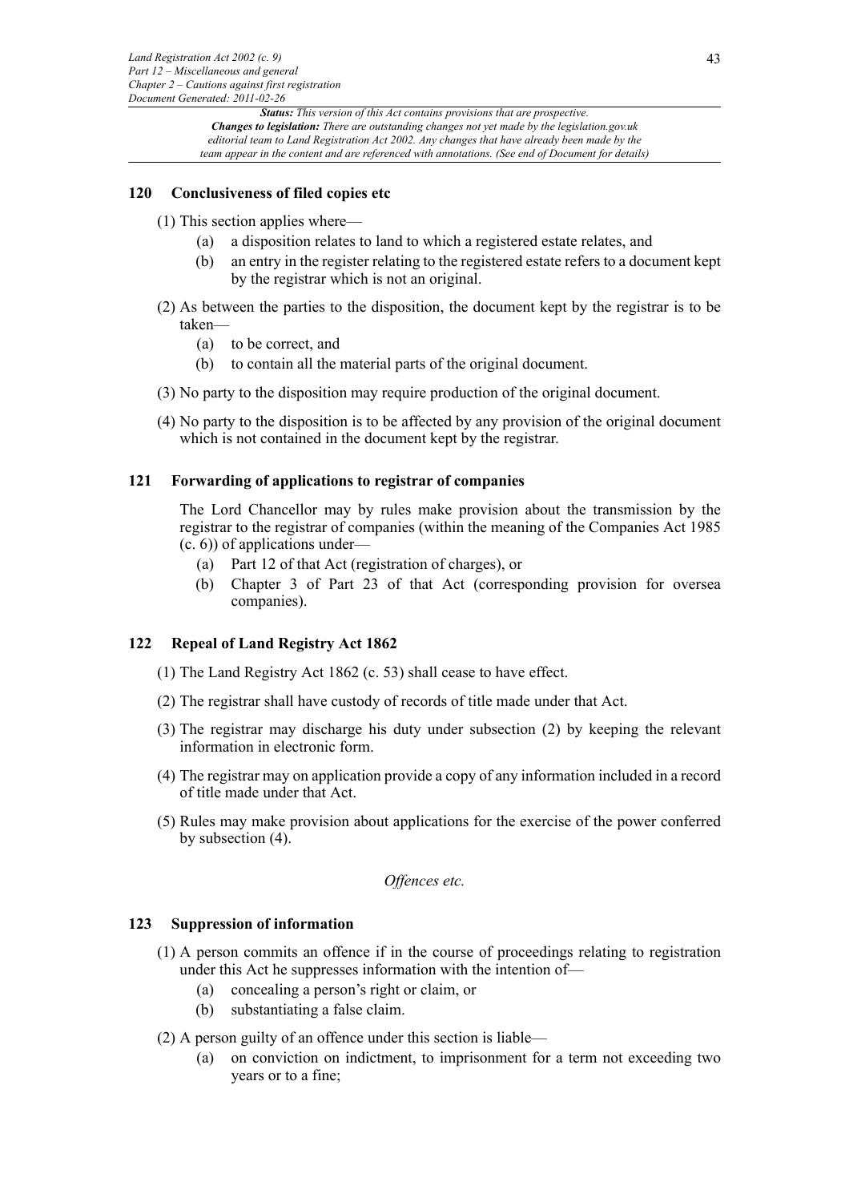### 120 Conclusiveness of filed copies etc

(1) This section applies where—

(a) a disposition relates to land to which a registered estate relates, and

(b) an entry in the register relating to the registered estate refers to a document kept by the registrar which is not an original.

(2) As between the parties to the disposition, the document kept by the registrar is to be taken—

(a) to be correct, and

(b) to contain all the material parts of the original document.

(3) No party to the disposition may require production of the original document.

(4) No party to the disposition is to be affected by any provision of the original document which is not contained in the document kept by the registrar.

### 121 Forwarding of applications to registrar of companies

The Lord Chancellor may by rules make provision about the transmission by the registrar to the registrar of companies (within the meaning of the Companies Act 1985 (c. 6)) of applications under—

(a) Part 12 of that Act (registration of charges), or

(b) Chapter 3 of Part 23 of that Act (corresponding provision for oversea companies).

### 122 Repeal of Land Registry Act 1862

(1) The Land Registry Act 1862 (c. 53) shall cease to have effect.

(2) The registrar shall have custody of records of title made under that Act.

(3) The registrar may discharge his duty under subsection (2) by keeping the relevant information in electronic form.

(4) The registrar may on application provide a copy of any information included in a record of title made under that Act.

(5) Rules may make provision about applications for the exercise of the power conferred by subsection (4).

*Offences etc.*

### 123 Suppression of information

(1) A person commits an offence if in the course of proceedings relating to registration under this Act he suppresses information with the intention of—

(a) concealing a person's right or claim, or

(b) substantiating a false claim.

(2) A person guilty of an offence under this section is liable—

(a) on conviction on indictment, to imprisonment for a term not exceeding two years or to a fine;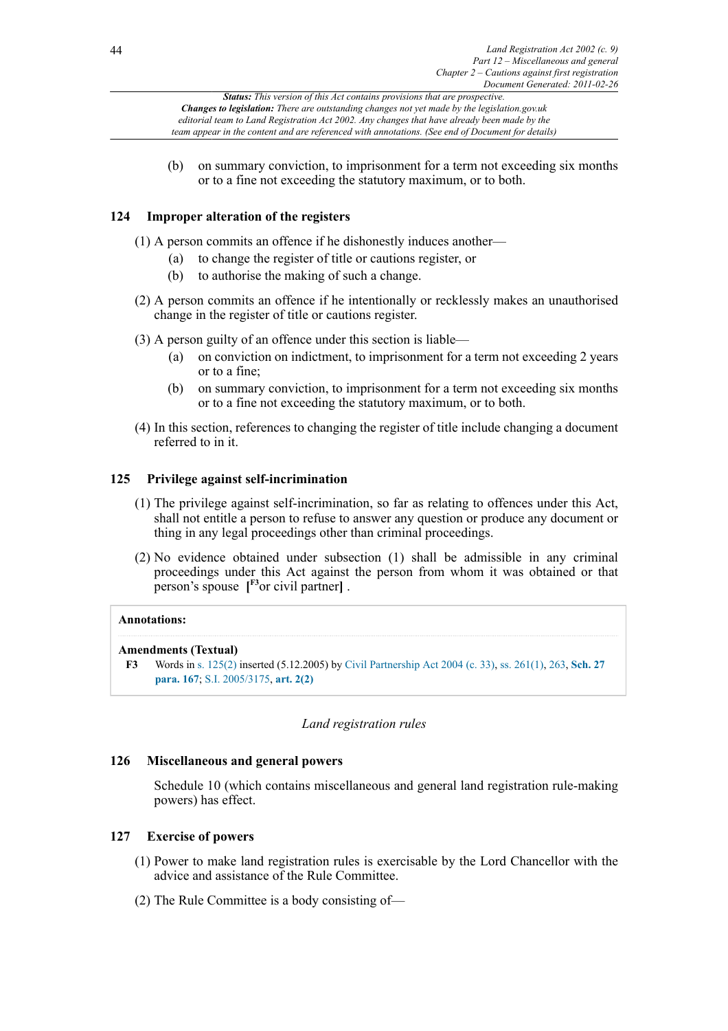(b) on summary conviction, to imprisonment for a term not exceeding six months or to a fine not exceeding the statutory maximum, or to both.

### 124 Improper alteration of the registers

(1) A person commits an offence if he dishonestly induces another—

- (a) to change the register of title or cautions register, or
- (b) to authorise the making of such a change.

(2) A person commits an offence if he intentionally or recklessly makes an unauthorised change in the register of title or cautions register.

(3) A person guilty of an offence under this section is liable—

- (a) on conviction on indictment, to imprisonment for a term not exceeding 2 years or to a fine;
- (b) on summary conviction, to imprisonment for a term not exceeding six months or to a fine not exceeding the statutory maximum, or to both.

(4) In this section, references to changing the register of title include changing a document referred to in it.

### 125 Privilege against self-incrimination

(1) The privilege against self-incrimination, so far as relating to offences under this Act, shall not entitle a person to refuse to answer any question or produce any document or thing in any legal proceedings other than criminal proceedings.

(2) No evidence obtained under subsection (1) shall be admissible in any criminal proceedings under this Act against the person from whom it was obtained or that person's spouse **[**[F3]or civil partner**]** .

**Annotations:**

**Amendments (Textual)**

**F3** Words in s. 125(2) inserted (5.12.2005) by Civil Partnership Act 2004 (c. 33), ss. 261(1), 263, **Sch. 27 para. 167**; S.I. 2005/3175, **art. 2(2)**

*Land registration rules*

### 126 Miscellaneous and general powers

Schedule 10 (which contains miscellaneous and general land registration rule-making powers) has effect.

### 127 Exercise of powers

(1) Power to make land registration rules is exercisable by the Lord Chancellor with the advice and assistance of the Rule Committee.

(2) The Rule Committee is a body consisting of—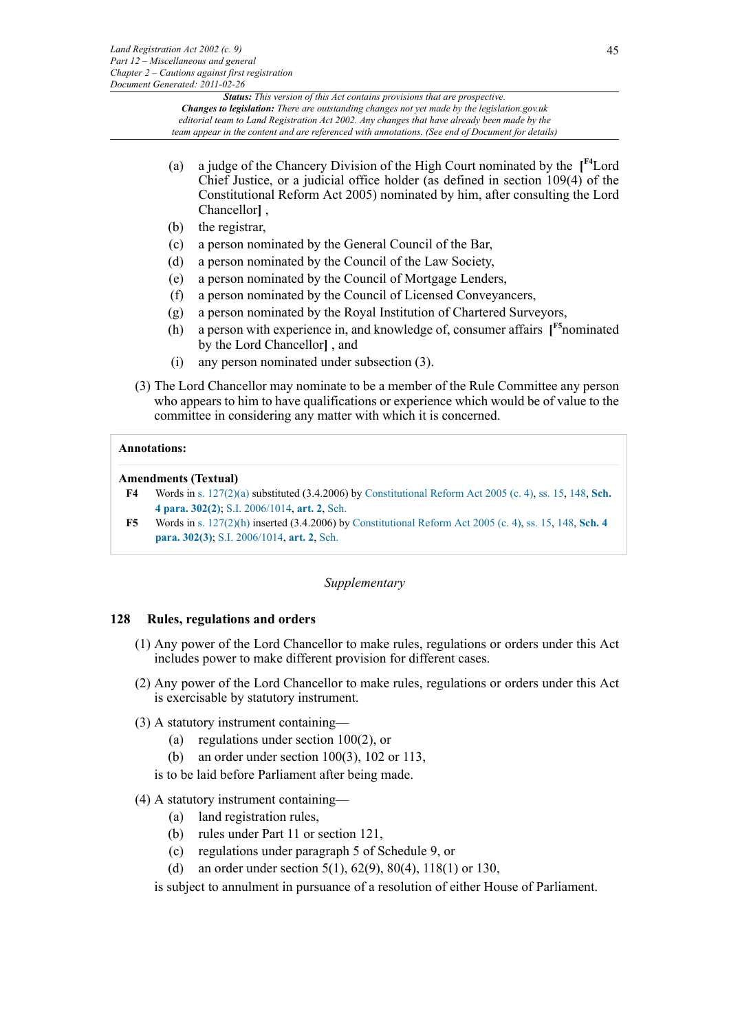*Status: This version of this Act contains provisions that are prospective.*
***Changes to legislation:** There are outstanding changes not yet made by the legislation.gov.uk editorial team to Land Registration Act 2002. Any changes that have already been made by the team appear in the content and are referenced with annotations. (See end of Document for details)*

(a) a judge of the Chancery Division of the High Court nominated by the [F4Lord Chief Justice, or a judicial office holder (as defined in section 109(4) of the Constitutional Reform Act 2005) nominated by him, after consulting the Lord Chancellor] ,

(b) the registrar,

(c) a person nominated by the General Council of the Bar,

(d) a person nominated by the Council of the Law Society,

(e) a person nominated by the Council of Mortgage Lenders,

(f) a person nominated by the Council of Licensed Conveyancers,

(g) a person nominated by the Royal Institution of Chartered Surveyors,

(h) a person with experience in, and knowledge of, consumer affairs [F5nominated by the Lord Chancellor] , and

(i) any person nominated under subsection (3).

(3) The Lord Chancellor may nominate to be a member of the Rule Committee any person who appears to him to have qualifications or experience which would be of value to the committee in considering any matter with which it is concerned.

**Annotations:**

**Amendments (Textual)**

**F4** Words in s. 127(2)(a) substituted (3.4.2006) by Constitutional Reform Act 2005 (c. 4), ss. 15, 148, **Sch. 4 para. 302(2)**; S.I. 2006/1014, **art. 2**, Sch.

**F5** Words in s. 127(2)(h) inserted (3.4.2006) by Constitutional Reform Act 2005 (c. 4), ss. 15, 148, **Sch. 4 para. 302(3)**; S.I. 2006/1014, **art. 2**, Sch.

*Supplementary*

## 128 Rules, regulations and orders

(1) Any power of the Lord Chancellor to make rules, regulations or orders under this Act includes power to make different provision for different cases.

(2) Any power of the Lord Chancellor to make rules, regulations or orders under this Act is exercisable by statutory instrument.

(3) A statutory instrument containing—

(a) regulations under section 100(2), or

(b) an order under section 100(3), 102 or 113,

is to be laid before Parliament after being made.

(4) A statutory instrument containing—

(a) land registration rules,

(b) rules under Part 11 or section 121,

(c) regulations under paragraph 5 of Schedule 9, or

(d) an order under section 5(1), 62(9), 80(4), 118(1) or 130,

is subject to annulment in pursuance of a resolution of either House of Parliament.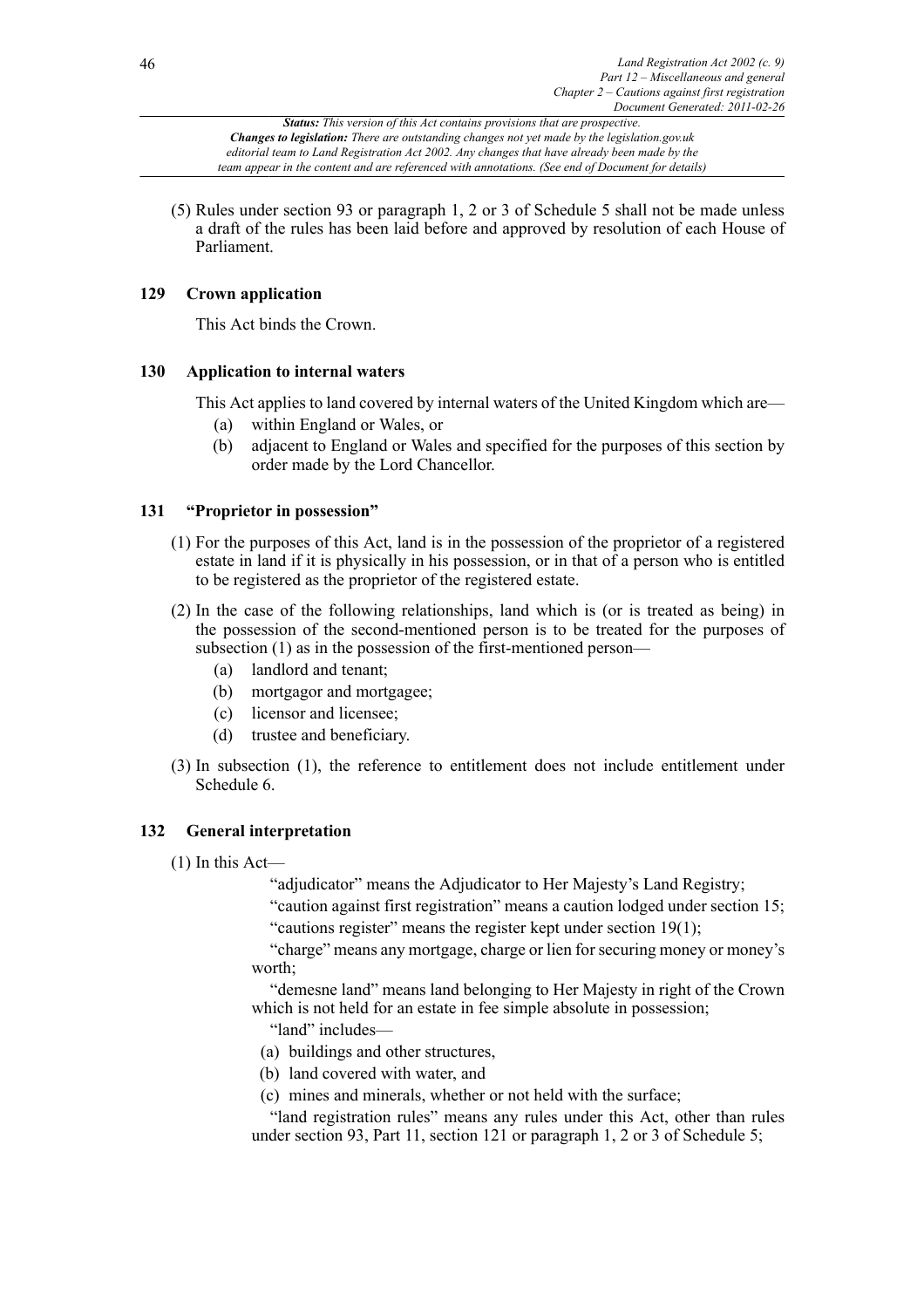(5) Rules under section 93 or paragraph 1, 2 or 3 of Schedule 5 shall not be made unless a draft of the rules has been laid before and approved by resolution of each House of Parliament.

### 129 Crown application

This Act binds the Crown.

### 130 Application to internal waters

This Act applies to land covered by internal waters of the United Kingdom which are—

(a) within England or Wales, or

(b) adjacent to England or Wales and specified for the purposes of this section by order made by the Lord Chancellor.

### 131 "Proprietor in possession"

(1) For the purposes of this Act, land is in the possession of the proprietor of a registered estate in land if it is physically in his possession, or in that of a person who is entitled to be registered as the proprietor of the registered estate.

(2) In the case of the following relationships, land which is (or is treated as being) in the possession of the second-mentioned person is to be treated for the purposes of subsection (1) as in the possession of the first-mentioned person—

(a) landlord and tenant;

(b) mortgagor and mortgagee;

(c) licensor and licensee;

(d) trustee and beneficiary.

(3) In subsection (1), the reference to entitlement does not include entitlement under Schedule 6.

### 132 General interpretation

(1) In this Act—

"adjudicator" means the Adjudicator to Her Majesty's Land Registry;

"caution against first registration" means a caution lodged under section 15;

"cautions register" means the register kept under section 19(1);

"charge" means any mortgage, charge or lien for securing money or money's worth;

"demesne land" means land belonging to Her Majesty in right of the Crown which is not held for an estate in fee simple absolute in possession;

"land" includes—

(a) buildings and other structures,

(b) land covered with water, and

(c) mines and minerals, whether or not held with the surface;

"land registration rules" means any rules under this Act, other than rules under section 93, Part 11, section 121 or paragraph 1, 2 or 3 of Schedule 5;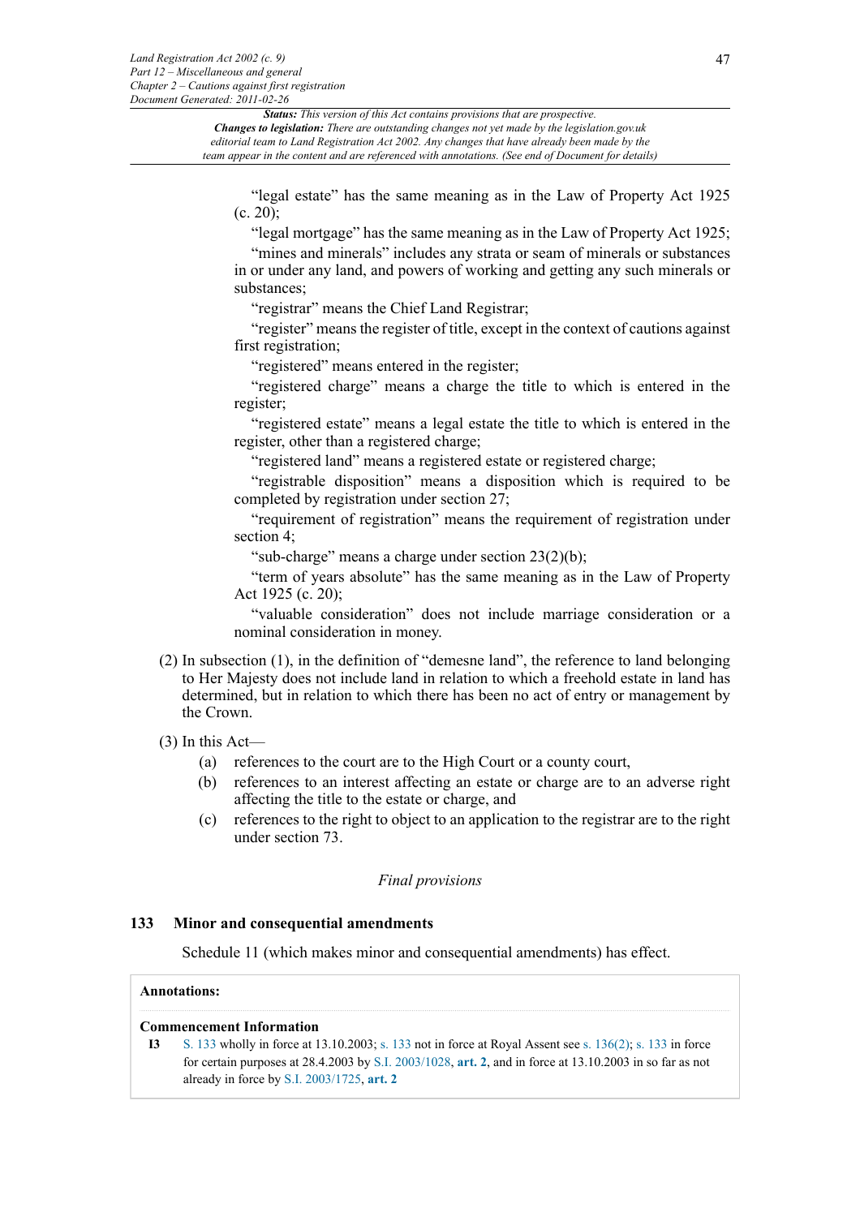"legal estate" has the same meaning as in the Law of Property Act 1925 (c. 20);

"legal mortgage" has the same meaning as in the Law of Property Act 1925;

"mines and minerals" includes any strata or seam of minerals or substances in or under any land, and powers of working and getting any such minerals or substances;

"registrar" means the Chief Land Registrar;

"register" means the register of title, except in the context of cautions against first registration;

"registered" means entered in the register;

"registered charge" means a charge the title to which is entered in the register;

"registered estate" means a legal estate the title to which is entered in the register, other than a registered charge;

"registered land" means a registered estate or registered charge;

"registrable disposition" means a disposition which is required to be completed by registration under section 27;

"requirement of registration" means the requirement of registration under section 4;

"sub-charge" means a charge under section 23(2)(b);

"term of years absolute" has the same meaning as in the Law of Property Act 1925 (c. 20);

"valuable consideration" does not include marriage consideration or a nominal consideration in money.

(2) In subsection (1), in the definition of "demesne land", the reference to land belonging to Her Majesty does not include land in relation to which a freehold estate in land has determined, but in relation to which there has been no act of entry or management by the Crown.

(3) In this Act—

(a) references to the court are to the High Court or a county court,

(b) references to an interest affecting an estate or charge are to an adverse right affecting the title to the estate or charge, and

(c) references to the right to object to an application to the registrar are to the right under section 73.

*Final provisions*

## 133 Minor and consequential amendments

Schedule 11 (which makes minor and consequential amendments) has effect.

**Annotations:**

**Commencement Information**

**I3** S. 133 wholly in force at 13.10.2003; s. 133 not in force at Royal Assent see s. 136(2); s. 133 in force for certain purposes at 28.4.2003 by S.I. 2003/1028, **art. 2**, and in force at 13.10.2003 in so far as not already in force by S.I. 2003/1725, **art. 2**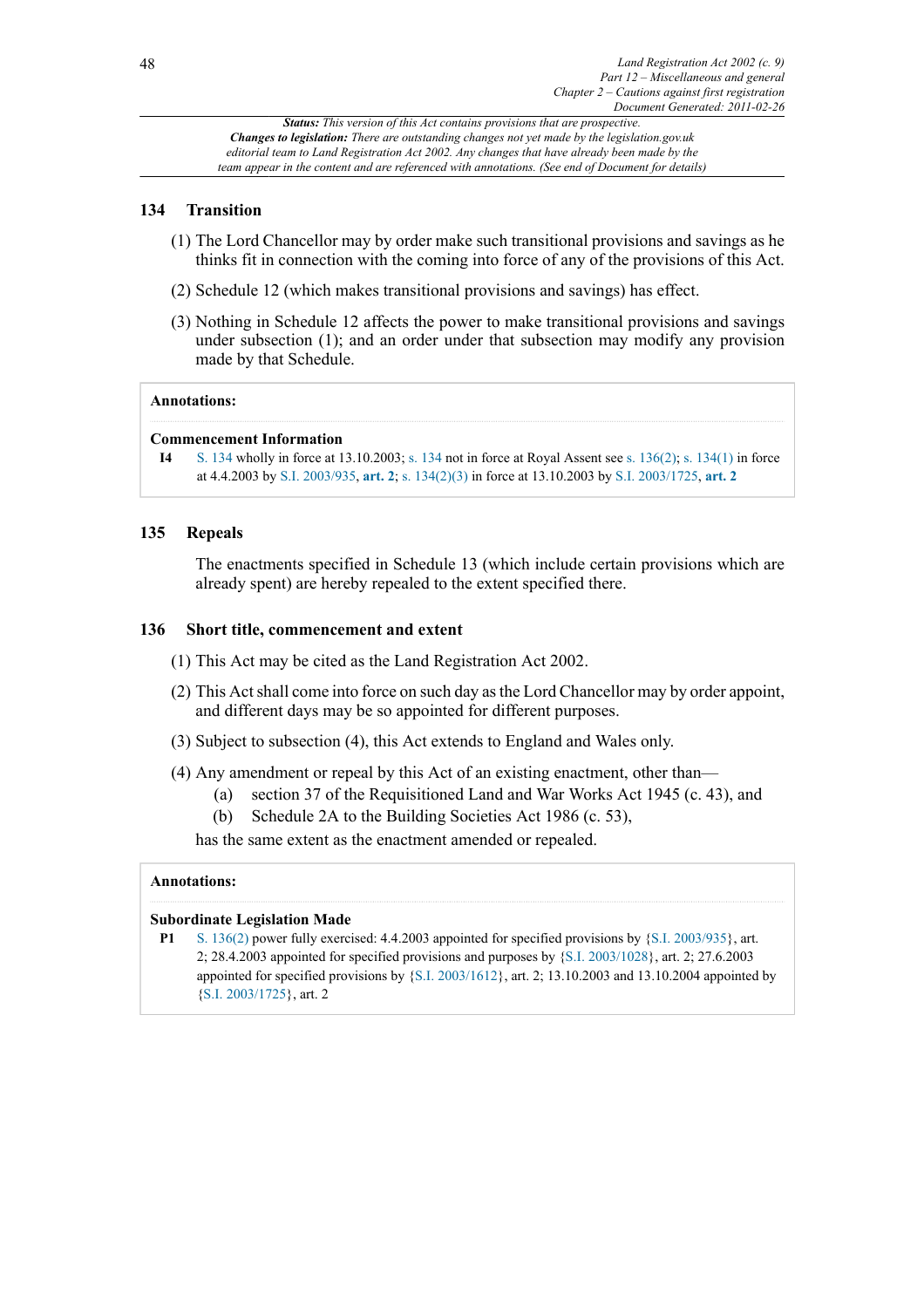*Status: This version of this Act contains provisions that are prospective.*
*Changes to legislation: There are outstanding changes not yet made by the legislation.gov.uk editorial team to Land Registration Act 2002. Any changes that have already been made by the team appear in the content and are referenced with annotations. (See end of Document for details)*

### 134 Transition

(1) The Lord Chancellor may by order make such transitional provisions and savings as he thinks fit in connection with the coming into force of any of the provisions of this Act.

(2) Schedule 12 (which makes transitional provisions and savings) has effect.

(3) Nothing in Schedule 12 affects the power to make transitional provisions and savings under subsection (1); and an order under that subsection may modify any provision made by that Schedule.

**Annotations:**

**Commencement Information**

**I4** S. 134 wholly in force at 13.10.2003; s. 134 not in force at Royal Assent see s. 136(2); s. 134(1) in force at 4.4.2003 by S.I. 2003/935, **art. 2**; s. 134(2)(3) in force at 13.10.2003 by S.I. 2003/1725, **art. 2**

### 135 Repeals

The enactments specified in Schedule 13 (which include certain provisions which are already spent) are hereby repealed to the extent specified there.

### 136 Short title, commencement and extent

(1) This Act may be cited as the Land Registration Act 2002.

(2) This Act shall come into force on such day as the Lord Chancellor may by order appoint, and different days may be so appointed for different purposes.

(3) Subject to subsection (4), this Act extends to England and Wales only.

(4) Any amendment or repeal by this Act of an existing enactment, other than—

- (a) section 37 of the Requisitioned Land and War Works Act 1945 (c. 43), and
- (b) Schedule 2A to the Building Societies Act 1986 (c. 53),

has the same extent as the enactment amended or repealed.

**Annotations:**

**Subordinate Legislation Made**

**P1** S. 136(2) power fully exercised: 4.4.2003 appointed for specified provisions by {S.I. 2003/935}, art. 2; 28.4.2003 appointed for specified provisions and purposes by {S.I. 2003/1028}, art. 2; 27.6.2003 appointed for specified provisions by {S.I. 2003/1612}, art. 2; 13.10.2003 and 13.10.2004 appointed by {S.I. 2003/1725}, art. 2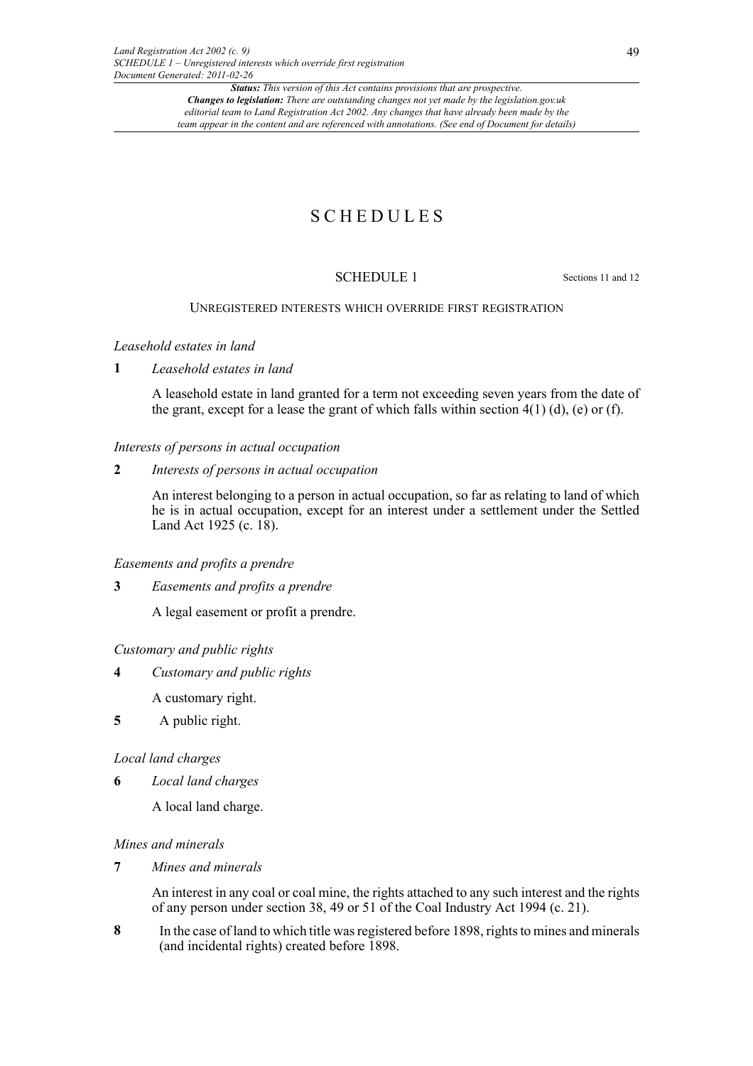# SCHEDULES

## SCHEDULE 1

Sections 11 and 12

### UNREGISTERED INTERESTS WHICH OVERRIDE FIRST REGISTRATION

*Leasehold estates in land*

**1** *Leasehold estates in land*

A leasehold estate in land granted for a term not exceeding seven years from the date of the grant, except for a lease the grant of which falls within section 4(1) (d), (e) or (f).

*Interests of persons in actual occupation*

**2** *Interests of persons in actual occupation*

An interest belonging to a person in actual occupation, so far as relating to land of which he is in actual occupation, except for an interest under a settlement under the Settled Land Act 1925 (c. 18).

*Easements and profits a prendre*

**3** *Easements and profits a prendre*

A legal easement or profit a prendre.

*Customary and public rights*

**4** *Customary and public rights*

A customary right.

**5** A public right.

*Local land charges*

**6** *Local land charges*

A local land charge.

*Mines and minerals*

**7** *Mines and minerals*

An interest in any coal or coal mine, the rights attached to any such interest and the rights of any person under section 38, 49 or 51 of the Coal Industry Act 1994 (c. 21).

**8** In the case of land to which title was registered before 1898, rights to mines and minerals (and incidental rights) created before 1898.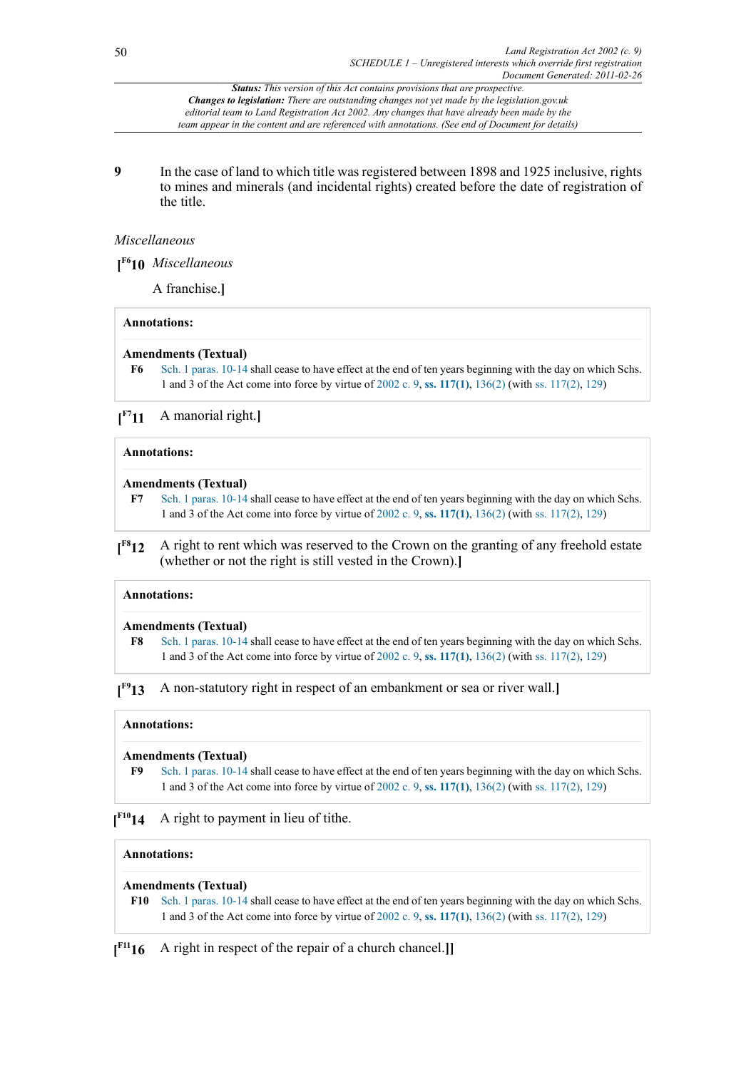Status: *This version of this Act contains provisions that are prospective.*
*Changes to legislation:* *There are outstanding changes not yet made by the legislation.gov.uk editorial team to Land Registration Act 2002. Any changes that have already been made by the team appear in the content and are referenced with annotations. (See end of Document for details)*

**9** In the case of land to which title was registered between 1898 and 1925 inclusive, rights to mines and minerals (and incidental rights) created before the date of registration of the title.

*Miscellaneous*

**[F6 10** *Miscellaneous*

A franchise.**]**

**Annotations:**

**Amendments (Textual)**

**F6** Sch. 1 paras. 10-14 shall cease to have effect at the end of ten years beginning with the day on which Schs. 1 and 3 of the Act come into force by virtue of 2002 c. 9, **ss. 117(1)**, 136(2) (with ss. 117(2), 129)

**[F7 11** A manorial right.**]**

**Annotations:**

**Amendments (Textual)**

**F7** Sch. 1 paras. 10-14 shall cease to have effect at the end of ten years beginning with the day on which Schs. 1 and 3 of the Act come into force by virtue of 2002 c. 9, **ss. 117(1)**, 136(2) (with ss. 117(2), 129)

**[F8 12** A right to rent which was reserved to the Crown on the granting of any freehold estate (whether or not the right is still vested in the Crown).**]**

**Annotations:**

**Amendments (Textual)**

**F8** Sch. 1 paras. 10-14 shall cease to have effect at the end of ten years beginning with the day on which Schs. 1 and 3 of the Act come into force by virtue of 2002 c. 9, **ss. 117(1)**, 136(2) (with ss. 117(2), 129)

**[F9 13** A non-statutory right in respect of an embankment or sea or river wall.**]**

**Annotations:**

**Amendments (Textual)**

**F9** Sch. 1 paras. 10-14 shall cease to have effect at the end of ten years beginning with the day on which Schs. 1 and 3 of the Act come into force by virtue of 2002 c. 9, **ss. 117(1)**, 136(2) (with ss. 117(2), 129)

**[F10 14** A right to payment in lieu of tithe.

**Annotations:**

**Amendments (Textual)**

**F10** Sch. 1 paras. 10-14 shall cease to have effect at the end of ten years beginning with the day on which Schs. 1 and 3 of the Act come into force by virtue of 2002 c. 9, **ss. 117(1)**, 136(2) (with ss. 117(2), 129)

**[F11 16** A right in respect of the repair of a church chancel.**]]**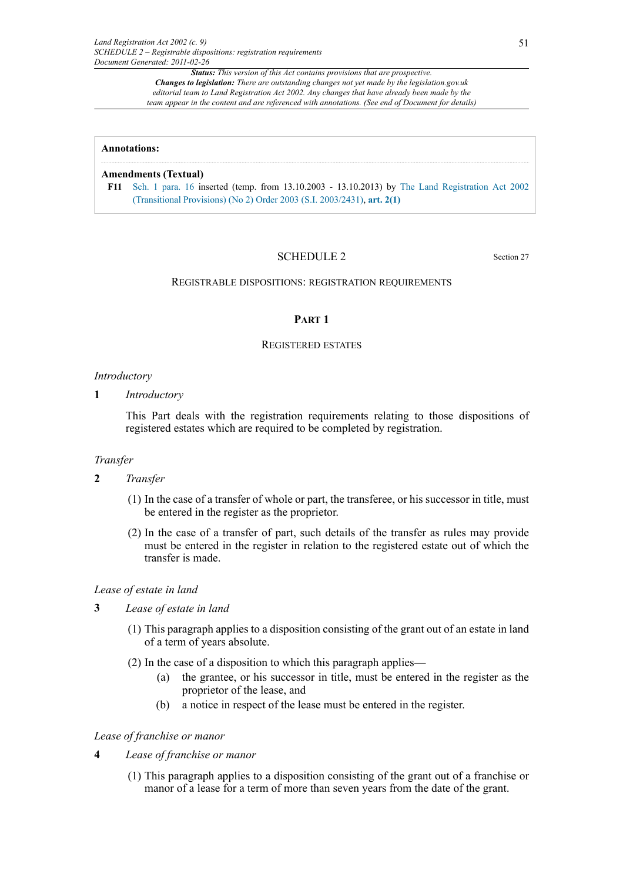**Annotations:**

**Amendments (Textual)**

**F11** Sch. 1 para. 16 inserted (temp. from 13.10.2003 - 13.10.2013) by The Land Registration Act 2002 (Transitional Provisions) (No 2) Order 2003 (S.I. 2003/2431), **art. 2(1)**

## SCHEDULE 2

Section 27

### REGISTRABLE DISPOSITIONS: REGISTRATION REQUIREMENTS

### PART 1

### REGISTERED ESTATES

*Introductory*

**1** *Introductory*

This Part deals with the registration requirements relating to those dispositions of registered estates which are required to be completed by registration.

*Transfer*

**2** *Transfer*

(1) In the case of a transfer of whole or part, the transferee, or his successor in title, must be entered in the register as the proprietor.

(2) In the case of a transfer of part, such details of the transfer as rules may provide must be entered in the register in relation to the registered estate out of which the transfer is made.

*Lease of estate in land*

**3** *Lease of estate in land*

(1) This paragraph applies to a disposition consisting of the grant out of an estate in land of a term of years absolute.

(2) In the case of a disposition to which this paragraph applies—

(a) the grantee, or his successor in title, must be entered in the register as the proprietor of the lease, and

(b) a notice in respect of the lease must be entered in the register.

*Lease of franchise or manor*

**4** *Lease of franchise or manor*

(1) This paragraph applies to a disposition consisting of the grant out of a franchise or manor of a lease for a term of more than seven years from the date of the grant.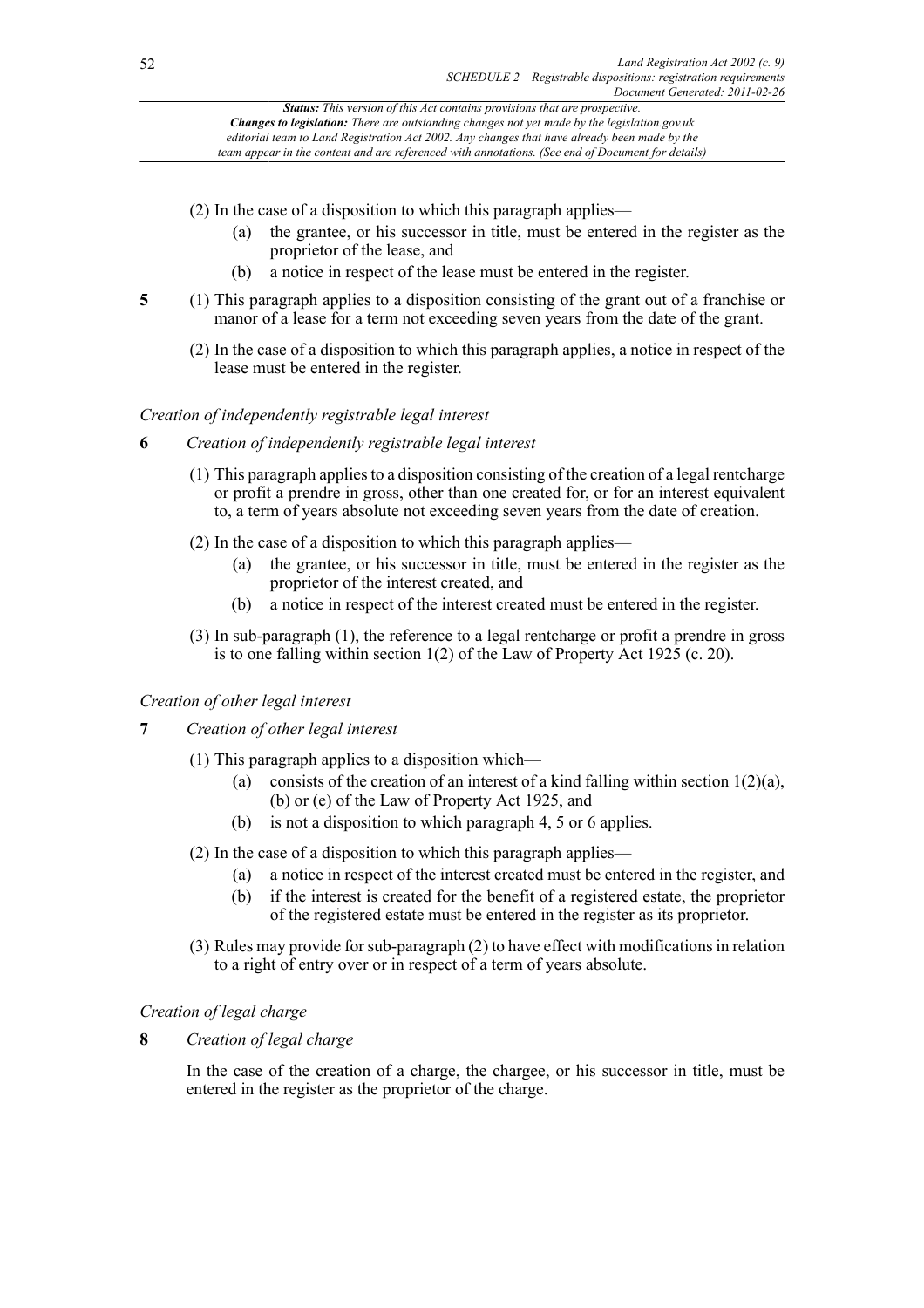(2) In the case of a disposition to which this paragraph applies—

- (a) the grantee, or his successor in title, must be entered in the register as the proprietor of the lease, and
- (b) a notice in respect of the lease must be entered in the register.

**5** (1) This paragraph applies to a disposition consisting of the grant out of a franchise or manor of a lease for a term not exceeding seven years from the date of the grant.

(2) In the case of a disposition to which this paragraph applies, a notice in respect of the lease must be entered in the register.

*Creation of independently registrable legal interest*

**6** *Creation of independently registrable legal interest*

(1) This paragraph applies to a disposition consisting of the creation of a legal rentcharge or profit a prendre in gross, other than one created for, or for an interest equivalent to, a term of years absolute not exceeding seven years from the date of creation.

(2) In the case of a disposition to which this paragraph applies—

- (a) the grantee, or his successor in title, must be entered in the register as the proprietor of the interest created, and
- (b) a notice in respect of the interest created must be entered in the register.

(3) In sub-paragraph (1), the reference to a legal rentcharge or profit a prendre in gross is to one falling within section 1(2) of the Law of Property Act 1925 (c. 20).

*Creation of other legal interest*

**7** *Creation of other legal interest*

(1) This paragraph applies to a disposition which—

- (a) consists of the creation of an interest of a kind falling within section 1(2)(a), (b) or (e) of the Law of Property Act 1925, and
- (b) is not a disposition to which paragraph 4, 5 or 6 applies.

(2) In the case of a disposition to which this paragraph applies—

- (a) a notice in respect of the interest created must be entered in the register, and
- (b) if the interest is created for the benefit of a registered estate, the proprietor of the registered estate must be entered in the register as its proprietor.

(3) Rules may provide for sub-paragraph (2) to have effect with modifications in relation to a right of entry over or in respect of a term of years absolute.

*Creation of legal charge*

**8** *Creation of legal charge*

In the case of the creation of a charge, the chargee, or his successor in title, must be entered in the register as the proprietor of the charge.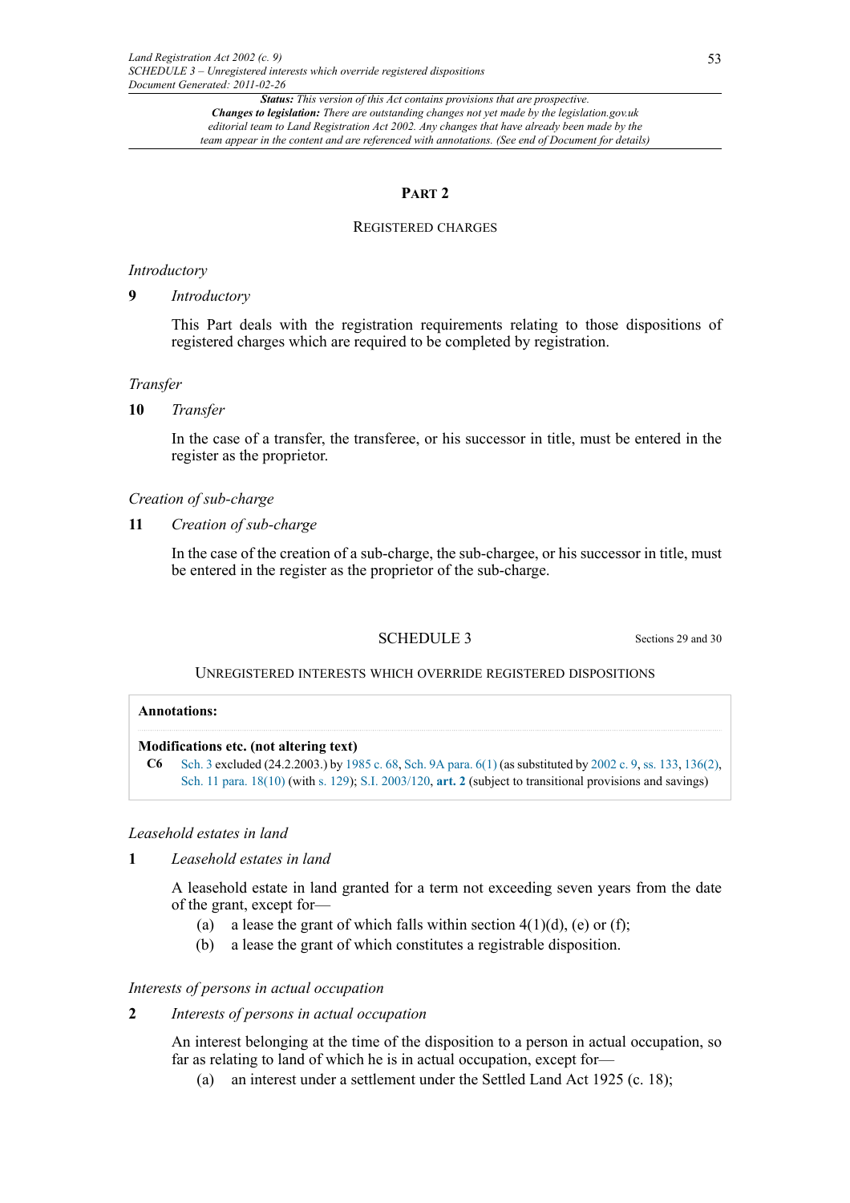## PART 2

### REGISTERED CHARGES

*Introductory*

**9** *Introductory*

This Part deals with the registration requirements relating to those dispositions of registered charges which are required to be completed by registration.

*Transfer*

**10** *Transfer*

In the case of a transfer, the transferee, or his successor in title, must be entered in the register as the proprietor.

*Creation of sub-charge*

**11** *Creation of sub-charge*

In the case of the creation of a sub-charge, the sub-chargee, or his successor in title, must be entered in the register as the proprietor of the sub-charge.

## SCHEDULE 3

Sections 29 and 30

### UNREGISTERED INTERESTS WHICH OVERRIDE REGISTERED DISPOSITIONS

**Annotations:**

**Modifications etc. (not altering text)**

**C6** Sch. 3 excluded (24.2.2003.) by 1985 c. 68, Sch. 9A para. 6(1) (as substituted by 2002 c. 9, ss. 133, 136(2), Sch. 11 para. 18(10) (with s. 129); S.I. 2003/120, **art. 2** (subject to transitional provisions and savings)

*Leasehold estates in land*

**1** *Leasehold estates in land*

A leasehold estate in land granted for a term not exceeding seven years from the date of the grant, except for—

(a) a lease the grant of which falls within section 4(1)(d), (e) or (f);

(b) a lease the grant of which constitutes a registrable disposition.

*Interests of persons in actual occupation*

**2** *Interests of persons in actual occupation*

An interest belonging at the time of the disposition to a person in actual occupation, so far as relating to land of which he is in actual occupation, except for—

(a) an interest under a settlement under the Settled Land Act 1925 (c. 18);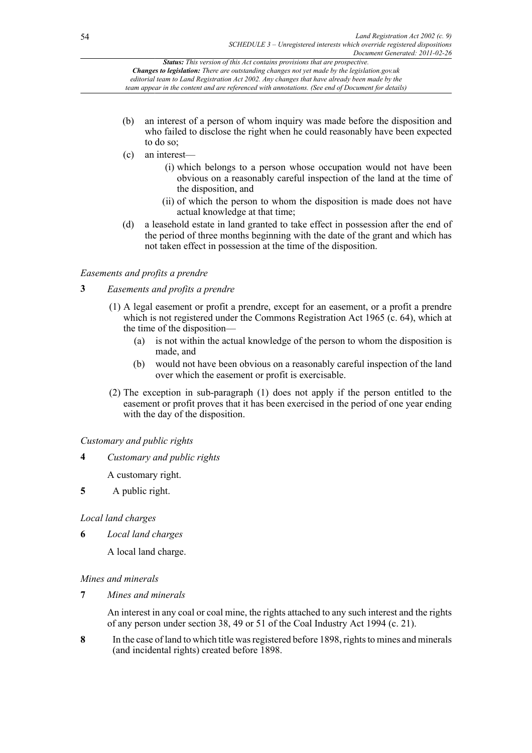(b) an interest of a person of whom inquiry was made before the disposition and who failed to disclose the right when he could reasonably have been expected to do so;

(c) an interest—

  (i) which belongs to a person whose occupation would not have been obvious on a reasonably careful inspection of the land at the time of the disposition, and

  (ii) of which the person to whom the disposition is made does not have actual knowledge at that time;

(d) a leasehold estate in land granted to take effect in possession after the end of the period of three months beginning with the date of the grant and which has not taken effect in possession at the time of the disposition.

*Easements and profits a prendre*

**3** *Easements and profits a prendre*

(1) A legal easement or profit a prendre, except for an easement, or a profit a prendre which is not registered under the Commons Registration Act 1965 (c. 64), which at the time of the disposition—

  (a) is not within the actual knowledge of the person to whom the disposition is made, and

  (b) would not have been obvious on a reasonably careful inspection of the land over which the easement or profit is exercisable.

(2) The exception in sub-paragraph (1) does not apply if the person entitled to the easement or profit proves that it has been exercised in the period of one year ending with the day of the disposition.

*Customary and public rights*

**4** *Customary and public rights*

A customary right.

**5** A public right.

*Local land charges*

**6** *Local land charges*

A local land charge.

*Mines and minerals*

**7** *Mines and minerals*

An interest in any coal or coal mine, the rights attached to any such interest and the rights of any person under section 38, 49 or 51 of the Coal Industry Act 1994 (c. 21).

**8** In the case of land to which title was registered before 1898, rights to mines and minerals (and incidental rights) created before 1898.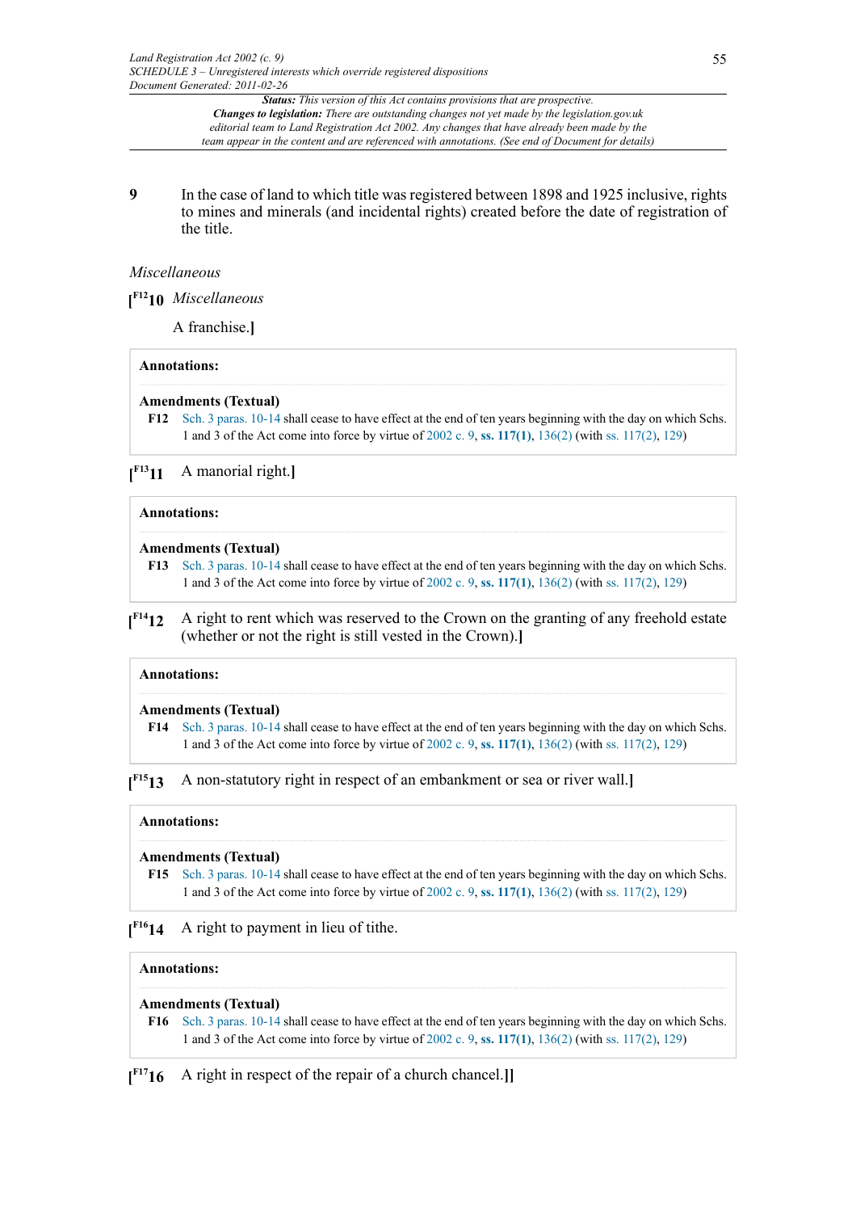**9** In the case of land to which title was registered between 1898 and 1925 inclusive, rights to mines and minerals (and incidental rights) created before the date of registration of the title.

*Miscellaneous*

[F12 **10** *Miscellaneous*

A franchise.]

**Annotations:**

**Amendments (Textual)**

**F12** Sch. 3 paras. 10-14 shall cease to have effect at the end of ten years beginning with the day on which Schs. 1 and 3 of the Act come into force by virtue of 2002 c. 9, **ss. 117(1)**, 136(2) (with ss. 117(2), 129)

[F13 **11** A manorial right.]

**Annotations:**

**Amendments (Textual)**

**F13** Sch. 3 paras. 10-14 shall cease to have effect at the end of ten years beginning with the day on which Schs. 1 and 3 of the Act come into force by virtue of 2002 c. 9, **ss. 117(1)**, 136(2) (with ss. 117(2), 129)

[F14 **12** A right to rent which was reserved to the Crown on the granting of any freehold estate (whether or not the right is still vested in the Crown).]

**Annotations:**

**Amendments (Textual)**

**F14** Sch. 3 paras. 10-14 shall cease to have effect at the end of ten years beginning with the day on which Schs. 1 and 3 of the Act come into force by virtue of 2002 c. 9, **ss. 117(1)**, 136(2) (with ss. 117(2), 129)

[F15 **13** A non-statutory right in respect of an embankment or sea or river wall.]

**Annotations:**

**Amendments (Textual)**

**F15** Sch. 3 paras. 10-14 shall cease to have effect at the end of ten years beginning with the day on which Schs. 1 and 3 of the Act come into force by virtue of 2002 c. 9, **ss. 117(1)**, 136(2) (with ss. 117(2), 129)

[F16 **14** A right to payment in lieu of tithe.

**Annotations:**

**Amendments (Textual)**

**F16** Sch. 3 paras. 10-14 shall cease to have effect at the end of ten years beginning with the day on which Schs. 1 and 3 of the Act come into force by virtue of 2002 c. 9, **ss. 117(1)**, 136(2) (with ss. 117(2), 129)

[F17 **16** A right in respect of the repair of a church chancel.]]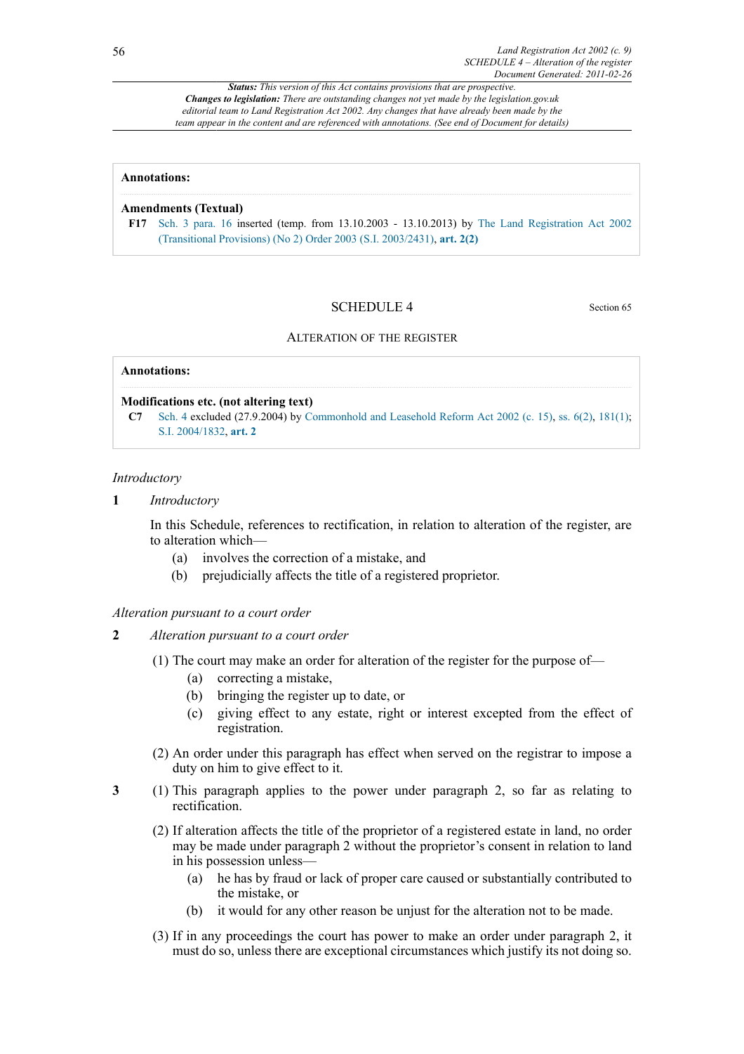**Status:** *This version of this Act contains provisions that are prospective.*
**Changes to legislation:** *There are outstanding changes not yet made by the legislation.gov.uk editorial team to Land Registration Act 2002. Any changes that have already been made by the team appear in the content and are referenced with annotations. (See end of Document for details)*

---

**Annotations:**

**Amendments (Textual)**

**F17** Sch. 3 para. 16 inserted (temp. from 13.10.2003 - 13.10.2013) by The Land Registration Act 2002 (Transitional Provisions) (No 2) Order 2003 (S.I. 2003/2431), **art. 2(2)**

---

## SCHEDULE 4

Section 65

### ALTERATION OF THE REGISTER

**Annotations:**

**Modifications etc. (not altering text)**

**C7** Sch. 4 excluded (27.9.2004) by Commonhold and Leasehold Reform Act 2002 (c. 15), ss. 6(2), 181(1); S.I. 2004/1832, **art. 2**

---

*Introductory*

**1** *Introductory*

In this Schedule, references to rectification, in relation to alteration of the register, are to alteration which—

(a) involves the correction of a mistake, and

(b) prejudicially affects the title of a registered proprietor.

*Alteration pursuant to a court order*

**2** *Alteration pursuant to a court order*

(1) The court may make an order for alteration of the register for the purpose of—

(a) correcting a mistake,

(b) bringing the register up to date, or

(c) giving effect to any estate, right or interest excepted from the effect of registration.

(2) An order under this paragraph has effect when served on the registrar to impose a duty on him to give effect to it.

**3** (1) This paragraph applies to the power under paragraph 2, so far as relating to rectification.

(2) If alteration affects the title of the proprietor of a registered estate in land, no order may be made under paragraph 2 without the proprietor's consent in relation to land in his possession unless—

(a) he has by fraud or lack of proper care caused or substantially contributed to the mistake, or

(b) it would for any other reason be unjust for the alteration not to be made.

(3) If in any proceedings the court has power to make an order under paragraph 2, it must do so, unless there are exceptional circumstances which justify its not doing so.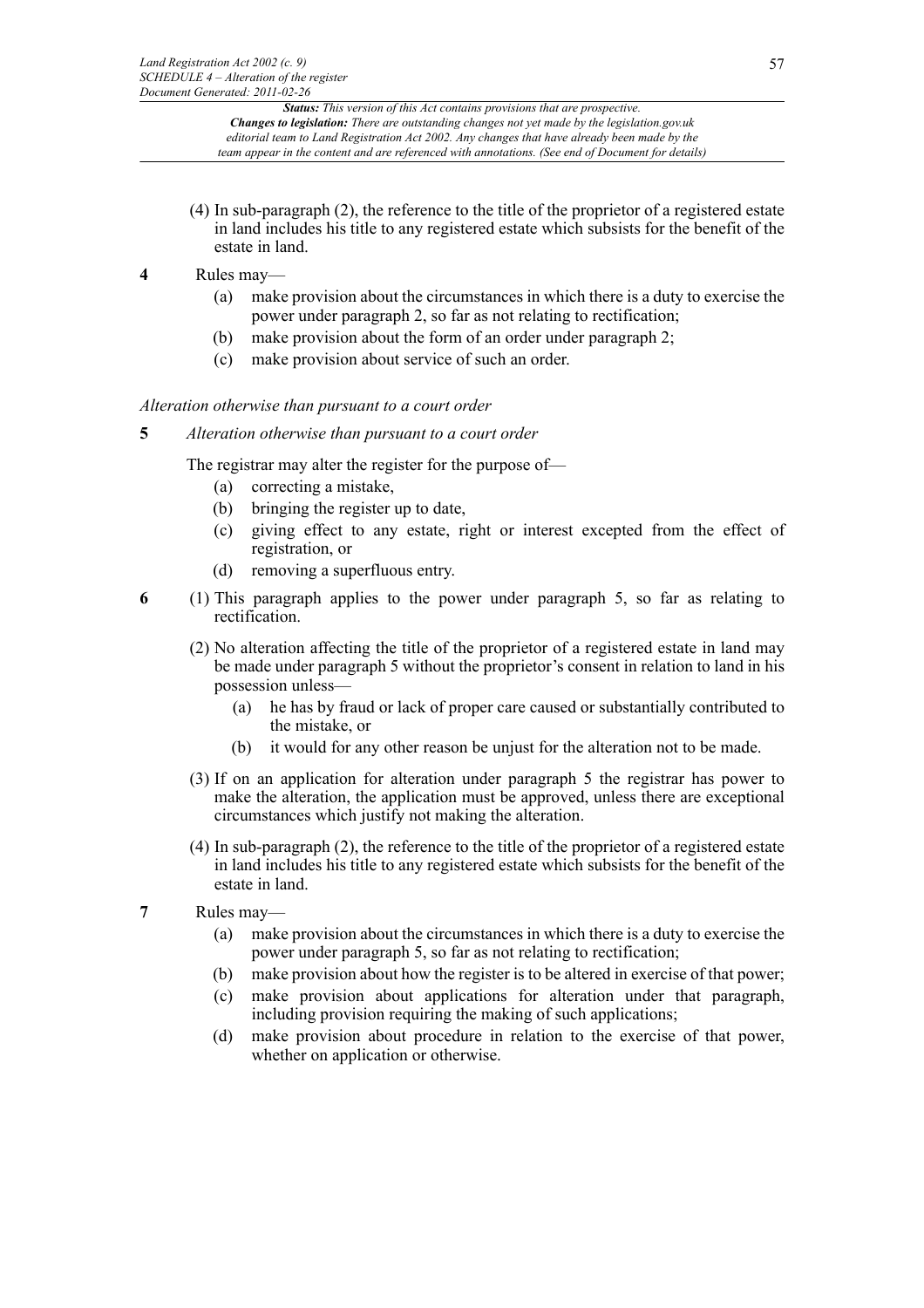(4) In sub-paragraph (2), the reference to the title of the proprietor of a registered estate in land includes his title to any registered estate which subsists for the benefit of the estate in land.

**4** Rules may—

(a) make provision about the circumstances in which there is a duty to exercise the power under paragraph 2, so far as not relating to rectification;

(b) make provision about the form of an order under paragraph 2;

(c) make provision about service of such an order.

*Alteration otherwise than pursuant to a court order*

**5** *Alteration otherwise than pursuant to a court order*

The registrar may alter the register for the purpose of—

(a) correcting a mistake,

(b) bringing the register up to date,

(c) giving effect to any estate, right or interest excepted from the effect of registration, or

(d) removing a superfluous entry.

**6** (1) This paragraph applies to the power under paragraph 5, so far as relating to rectification.

(2) No alteration affecting the title of the proprietor of a registered estate in land may be made under paragraph 5 without the proprietor's consent in relation to land in his possession unless—

(a) he has by fraud or lack of proper care caused or substantially contributed to the mistake, or

(b) it would for any other reason be unjust for the alteration not to be made.

(3) If on an application for alteration under paragraph 5 the registrar has power to make the alteration, the application must be approved, unless there are exceptional circumstances which justify not making the alteration.

(4) In sub-paragraph (2), the reference to the title of the proprietor of a registered estate in land includes his title to any registered estate which subsists for the benefit of the estate in land.

**7** Rules may—

(a) make provision about the circumstances in which there is a duty to exercise the power under paragraph 5, so far as not relating to rectification;

(b) make provision about how the register is to be altered in exercise of that power;

(c) make provision about applications for alteration under that paragraph, including provision requiring the making of such applications;

(d) make provision about procedure in relation to the exercise of that power, whether on application or otherwise.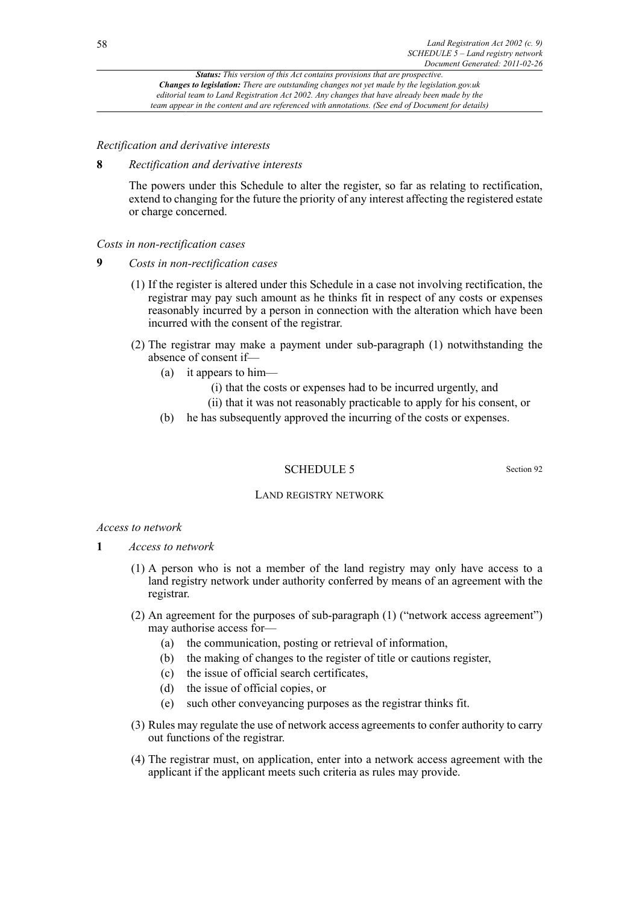*Rectification and derivative interests*

**8** *Rectification and derivative interests*

The powers under this Schedule to alter the register, so far as relating to rectification, extend to changing for the future the priority of any interest affecting the registered estate or charge concerned.

*Costs in non-rectification cases*

**9** *Costs in non-rectification cases*

(1) If the register is altered under this Schedule in a case not involving rectification, the registrar may pay such amount as he thinks fit in respect of any costs or expenses reasonably incurred by a person in connection with the alteration which have been incurred with the consent of the registrar.

(2) The registrar may make a payment under sub-paragraph (1) notwithstanding the absence of consent if—

(a) it appears to him—

(i) that the costs or expenses had to be incurred urgently, and

(ii) that it was not reasonably practicable to apply for his consent, or

(b) he has subsequently approved the incurring of the costs or expenses.

## SCHEDULE 5

Section 92

### LAND REGISTRY NETWORK

*Access to network*

**1** *Access to network*

(1) A person who is not a member of the land registry may only have access to a land registry network under authority conferred by means of an agreement with the registrar.

(2) An agreement for the purposes of sub-paragraph (1) ("network access agreement") may authorise access for—

(a) the communication, posting or retrieval of information,

(b) the making of changes to the register of title or cautions register,

(c) the issue of official search certificates,

(d) the issue of official copies, or

(e) such other conveyancing purposes as the registrar thinks fit.

(3) Rules may regulate the use of network access agreements to confer authority to carry out functions of the registrar.

(4) The registrar must, on application, enter into a network access agreement with the applicant if the applicant meets such criteria as rules may provide.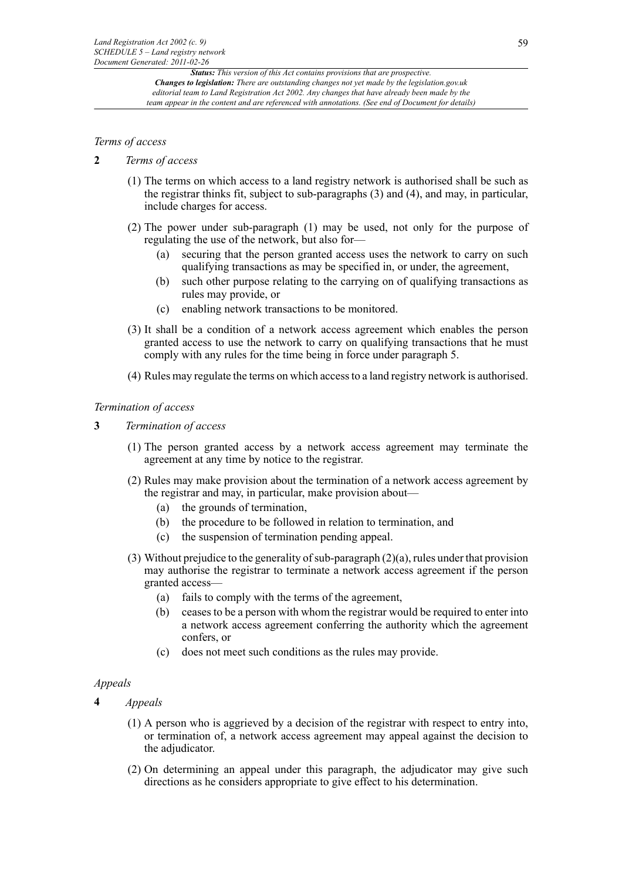*Terms of access*

**2** *Terms of access*

(1) The terms on which access to a land registry network is authorised shall be such as the registrar thinks fit, subject to sub-paragraphs (3) and (4), and may, in particular, include charges for access.

(2) The power under sub-paragraph (1) may be used, not only for the purpose of regulating the use of the network, but also for—

- (a) securing that the person granted access uses the network to carry on such qualifying transactions as may be specified in, or under, the agreement,
- (b) such other purpose relating to the carrying on of qualifying transactions as rules may provide, or
- (c) enabling network transactions to be monitored.

(3) It shall be a condition of a network access agreement which enables the person granted access to use the network to carry on qualifying transactions that he must comply with any rules for the time being in force under paragraph 5.

(4) Rules may regulate the terms on which access to a land registry network is authorised.

*Termination of access*

**3** *Termination of access*

(1) The person granted access by a network access agreement may terminate the agreement at any time by notice to the registrar.

(2) Rules may make provision about the termination of a network access agreement by the registrar and may, in particular, make provision about—

- (a) the grounds of termination,
- (b) the procedure to be followed in relation to termination, and
- (c) the suspension of termination pending appeal.

(3) Without prejudice to the generality of sub-paragraph (2)(a), rules under that provision may authorise the registrar to terminate a network access agreement if the person granted access—

- (a) fails to comply with the terms of the agreement,
- (b) ceases to be a person with whom the registrar would be required to enter into a network access agreement conferring the authority which the agreement confers, or
- (c) does not meet such conditions as the rules may provide.

*Appeals*

**4** *Appeals*

(1) A person who is aggrieved by a decision of the registrar with respect to entry into, or termination of, a network access agreement may appeal against the decision to the adjudicator.

(2) On determining an appeal under this paragraph, the adjudicator may give such directions as he considers appropriate to give effect to his determination.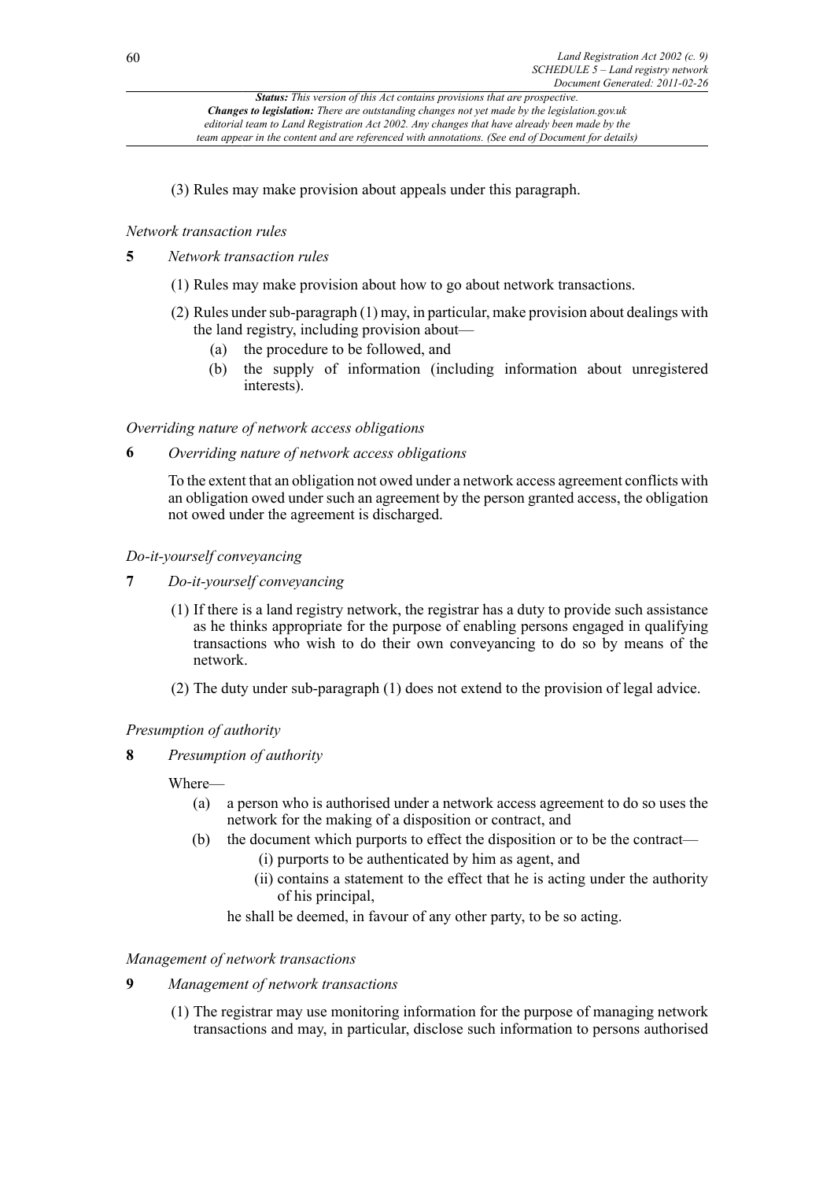(3) Rules may make provision about appeals under this paragraph.

*Network transaction rules*

**5** *Network transaction rules*

(1) Rules may make provision about how to go about network transactions.

(2) Rules under sub-paragraph (1) may, in particular, make provision about dealings with the land registry, including provision about—

- (a) the procedure to be followed, and
- (b) the supply of information (including information about unregistered interests).

*Overriding nature of network access obligations*

**6** *Overriding nature of network access obligations*

To the extent that an obligation not owed under a network access agreement conflicts with an obligation owed under such an agreement by the person granted access, the obligation not owed under the agreement is discharged.

*Do-it-yourself conveyancing*

**7** *Do-it-yourself conveyancing*

(1) If there is a land registry network, the registrar has a duty to provide such assistance as he thinks appropriate for the purpose of enabling persons engaged in qualifying transactions who wish to do their own conveyancing to do so by means of the network.

(2) The duty under sub-paragraph (1) does not extend to the provision of legal advice.

*Presumption of authority*

**8** *Presumption of authority*

Where—

- (a) a person who is authorised under a network access agreement to do so uses the network for the making of a disposition or contract, and
- (b) the document which purports to effect the disposition or to be the contract—
  - (i) purports to be authenticated by him as agent, and
  - (ii) contains a statement to the effect that he is acting under the authority of his principal,

he shall be deemed, in favour of any other party, to be so acting.

*Management of network transactions*

**9** *Management of network transactions*

(1) The registrar may use monitoring information for the purpose of managing network transactions and may, in particular, disclose such information to persons authorised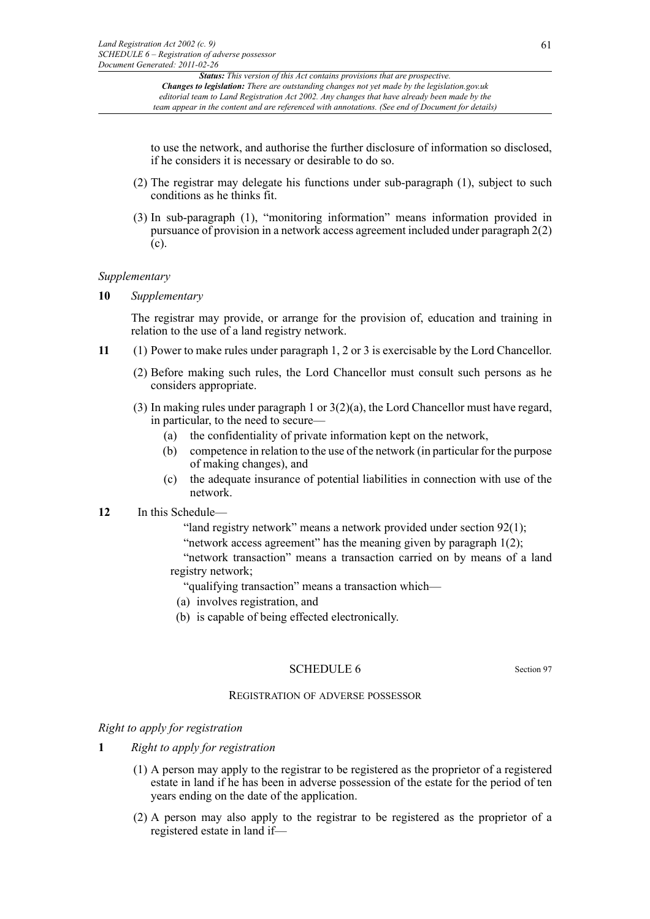to use the network, and authorise the further disclosure of information so disclosed, if he considers it is necessary or desirable to do so.

(2) The registrar may delegate his functions under sub-paragraph (1), subject to such conditions as he thinks fit.

(3) In sub-paragraph (1), "monitoring information" means information provided in pursuance of provision in a network access agreement included under paragraph 2(2)(c).

*Supplementary*

**10** *Supplementary*

The registrar may provide, or arrange for the provision of, education and training in relation to the use of a land registry network.

**11** (1) Power to make rules under paragraph 1, 2 or 3 is exercisable by the Lord Chancellor.

(2) Before making such rules, the Lord Chancellor must consult such persons as he considers appropriate.

(3) In making rules under paragraph 1 or 3(2)(a), the Lord Chancellor must have regard, in particular, to the need to secure—

- (a) the confidentiality of private information kept on the network,
- (b) competence in relation to the use of the network (in particular for the purpose of making changes), and
- (c) the adequate insurance of potential liabilities in connection with use of the network.

**12** In this Schedule—

"land registry network" means a network provided under section 92(1);

"network access agreement" has the meaning given by paragraph 1(2);

"network transaction" means a transaction carried on by means of a land registry network;

"qualifying transaction" means a transaction which—

- (a) involves registration, and
- (b) is capable of being effected electronically.

## SCHEDULE 6

Section 97

### REGISTRATION OF ADVERSE POSSESSOR

*Right to apply for registration*

**1** *Right to apply for registration*

(1) A person may apply to the registrar to be registered as the proprietor of a registered estate in land if he has been in adverse possession of the estate for the period of ten years ending on the date of the application.

(2) A person may also apply to the registrar to be registered as the proprietor of a registered estate in land if—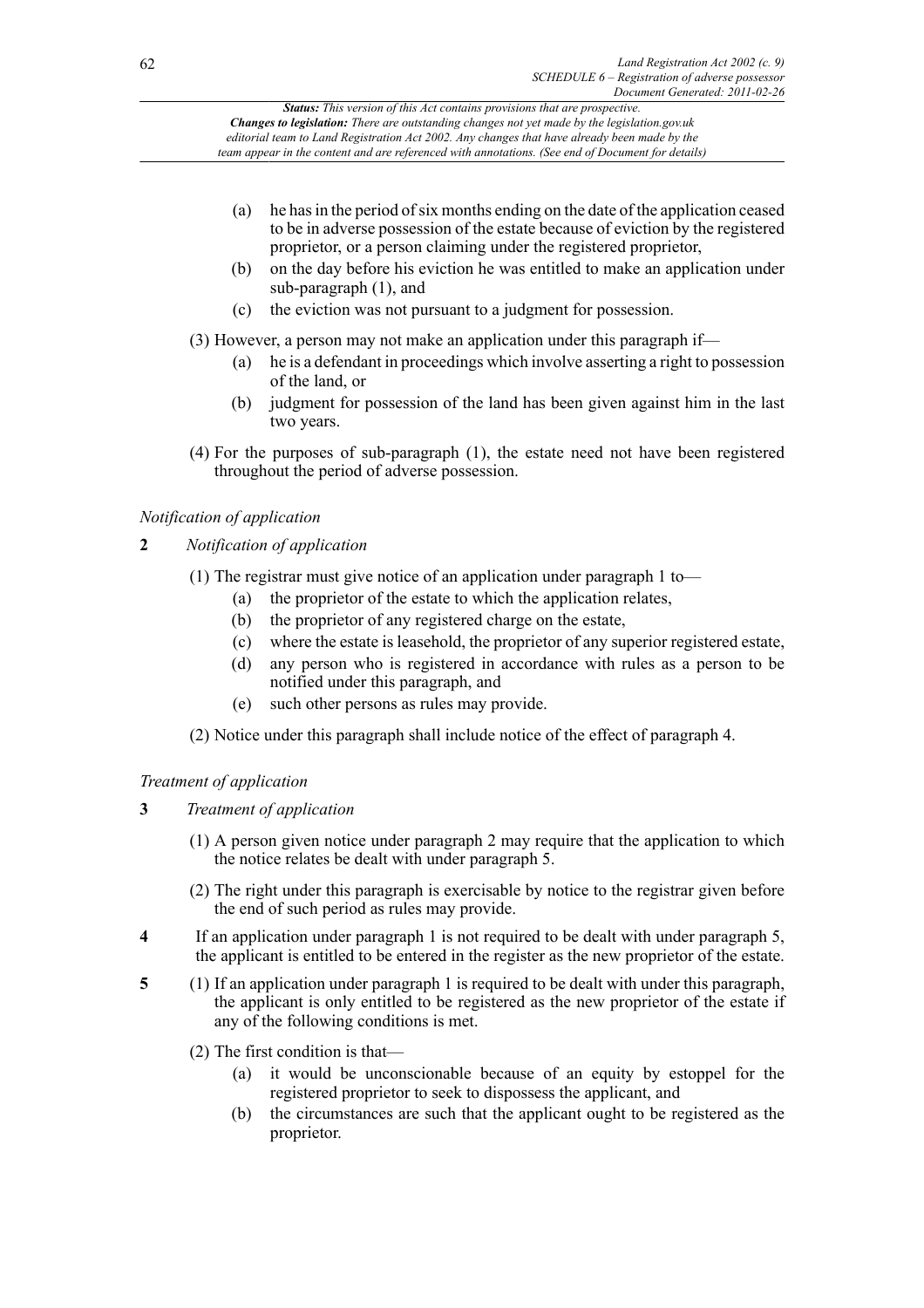(a) he has in the period of six months ending on the date of the application ceased to be in adverse possession of the estate because of eviction by the registered proprietor, or a person claiming under the registered proprietor,

(b) on the day before his eviction he was entitled to make an application under sub-paragraph (1), and

(c) the eviction was not pursuant to a judgment for possession.

(3) However, a person may not make an application under this paragraph if—

(a) he is a defendant in proceedings which involve asserting a right to possession of the land, or

(b) judgment for possession of the land has been given against him in the last two years.

(4) For the purposes of sub-paragraph (1), the estate need not have been registered throughout the period of adverse possession.

*Notification of application*

**2** *Notification of application*

(1) The registrar must give notice of an application under paragraph 1 to—

(a) the proprietor of the estate to which the application relates,

(b) the proprietor of any registered charge on the estate,

(c) where the estate is leasehold, the proprietor of any superior registered estate,

(d) any person who is registered in accordance with rules as a person to be notified under this paragraph, and

(e) such other persons as rules may provide.

(2) Notice under this paragraph shall include notice of the effect of paragraph 4.

*Treatment of application*

**3** *Treatment of application*

(1) A person given notice under paragraph 2 may require that the application to which the notice relates be dealt with under paragraph 5.

(2) The right under this paragraph is exercisable by notice to the registrar given before the end of such period as rules may provide.

**4** If an application under paragraph 1 is not required to be dealt with under paragraph 5, the applicant is entitled to be entered in the register as the new proprietor of the estate.

**5** (1) If an application under paragraph 1 is required to be dealt with under this paragraph, the applicant is only entitled to be registered as the new proprietor of the estate if any of the following conditions is met.

(2) The first condition is that—

(a) it would be unconscionable because of an equity by estoppel for the registered proprietor to seek to dispossess the applicant, and

(b) the circumstances are such that the applicant ought to be registered as the proprietor.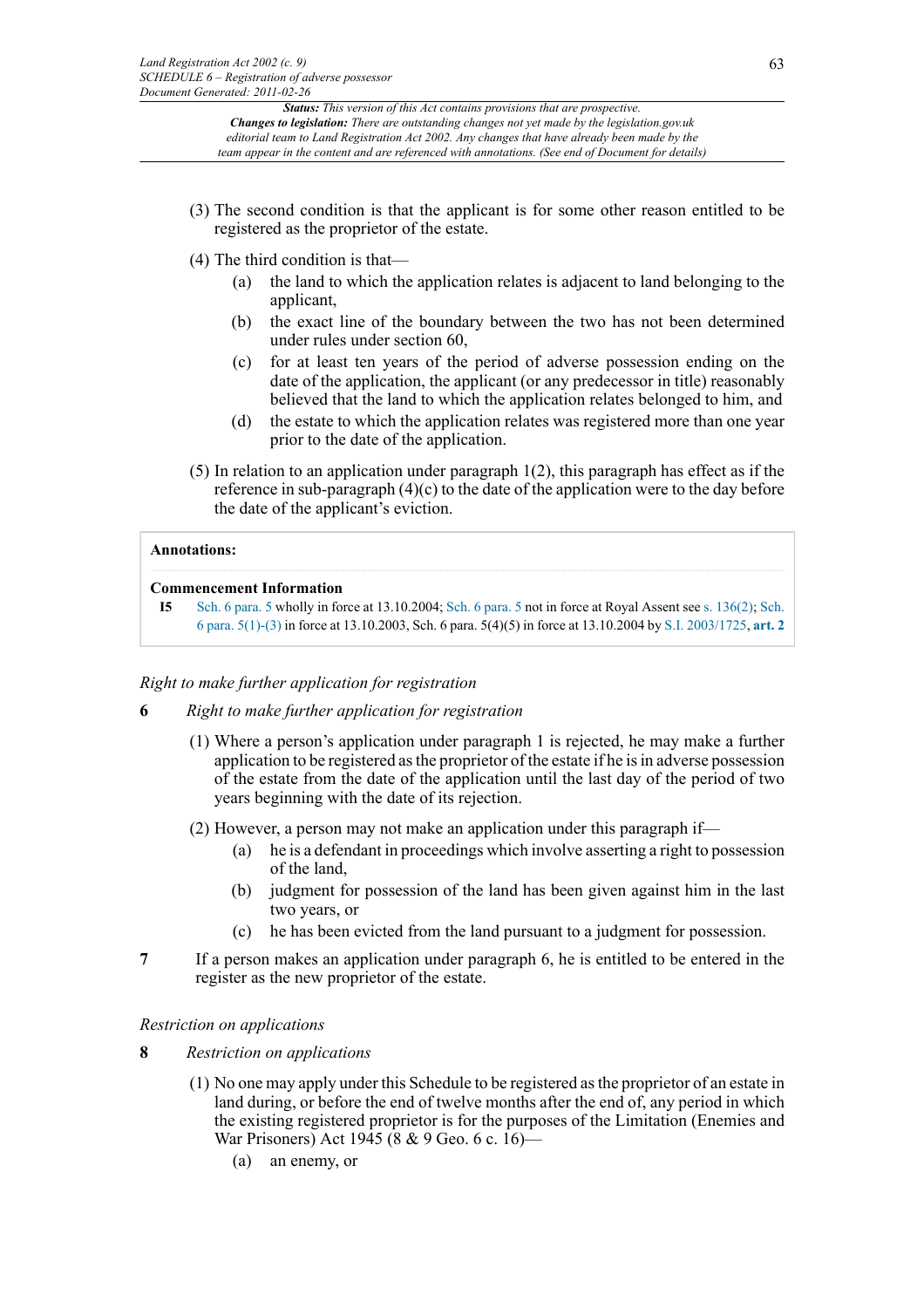(3) The second condition is that the applicant is for some other reason entitled to be registered as the proprietor of the estate.

(4) The third condition is that—

(a) the land to which the application relates is adjacent to land belonging to the applicant,

(b) the exact line of the boundary between the two has not been determined under rules under section 60,

(c) for at least ten years of the period of adverse possession ending on the date of the application, the applicant (or any predecessor in title) reasonably believed that the land to which the application relates belonged to him, and

(d) the estate to which the application relates was registered more than one year prior to the date of the application.

(5) In relation to an application under paragraph 1(2), this paragraph has effect as if the reference in sub-paragraph (4)(c) to the date of the application were to the day before the date of the applicant's eviction.

**Annotations:**

**Commencement Information**

**I5** Sch. 6 para. 5 wholly in force at 13.10.2004; Sch. 6 para. 5 not in force at Royal Assent see s. 136(2); Sch. 6 para. 5(1)-(3) in force at 13.10.2003, Sch. 6 para. 5(4)(5) in force at 13.10.2004 by S.I. 2003/1725, **art. 2**

*Right to make further application for registration*

**6** *Right to make further application for registration*

(1) Where a person's application under paragraph 1 is rejected, he may make a further application to be registered as the proprietor of the estate if he is in adverse possession of the estate from the date of the application until the last day of the period of two years beginning with the date of its rejection.

(2) However, a person may not make an application under this paragraph if—

(a) he is a defendant in proceedings which involve asserting a right to possession of the land,

(b) judgment for possession of the land has been given against him in the last two years, or

(c) he has been evicted from the land pursuant to a judgment for possession.

**7** If a person makes an application under paragraph 6, he is entitled to be entered in the register as the new proprietor of the estate.

*Restriction on applications*

**8** *Restriction on applications*

(1) No one may apply under this Schedule to be registered as the proprietor of an estate in land during, or before the end of twelve months after the end of, any period in which the existing registered proprietor is for the purposes of the Limitation (Enemies and War Prisoners) Act 1945 (8 & 9 Geo. 6 c. 16)—

(a) an enemy, or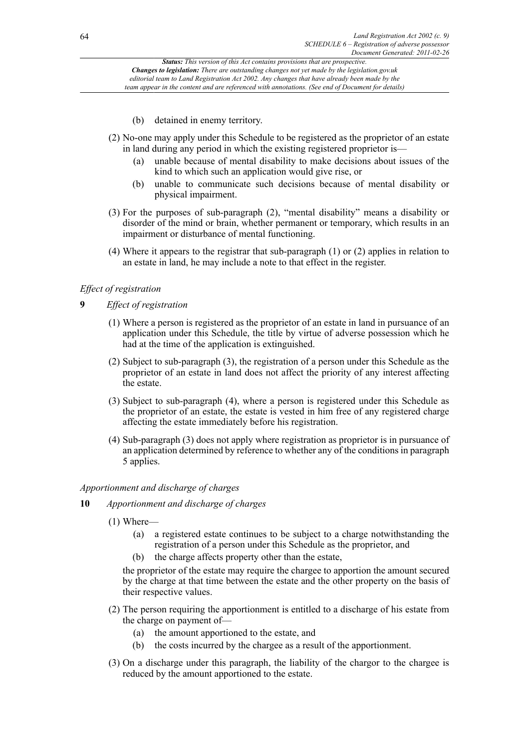(b) detained in enemy territory.

(2) No-one may apply under this Schedule to be registered as the proprietor of an estate in land during any period in which the existing registered proprietor is—

(a) unable because of mental disability to make decisions about issues of the kind to which such an application would give rise, or

(b) unable to communicate such decisions because of mental disability or physical impairment.

(3) For the purposes of sub-paragraph (2), "mental disability" means a disability or disorder of the mind or brain, whether permanent or temporary, which results in an impairment or disturbance of mental functioning.

(4) Where it appears to the registrar that sub-paragraph (1) or (2) applies in relation to an estate in land, he may include a note to that effect in the register.

*Effect of registration*

**9** *Effect of registration*

(1) Where a person is registered as the proprietor of an estate in land in pursuance of an application under this Schedule, the title by virtue of adverse possession which he had at the time of the application is extinguished.

(2) Subject to sub-paragraph (3), the registration of a person under this Schedule as the proprietor of an estate in land does not affect the priority of any interest affecting the estate.

(3) Subject to sub-paragraph (4), where a person is registered under this Schedule as the proprietor of an estate, the estate is vested in him free of any registered charge affecting the estate immediately before his registration.

(4) Sub-paragraph (3) does not apply where registration as proprietor is in pursuance of an application determined by reference to whether any of the conditions in paragraph 5 applies.

*Apportionment and discharge of charges*

**10** *Apportionment and discharge of charges*

(1) Where—

(a) a registered estate continues to be subject to a charge notwithstanding the registration of a person under this Schedule as the proprietor, and

(b) the charge affects property other than the estate,

the proprietor of the estate may require the chargee to apportion the amount secured by the charge at that time between the estate and the other property on the basis of their respective values.

(2) The person requiring the apportionment is entitled to a discharge of his estate from the charge on payment of—

(a) the amount apportioned to the estate, and

(b) the costs incurred by the chargee as a result of the apportionment.

(3) On a discharge under this paragraph, the liability of the chargor to the chargee is reduced by the amount apportioned to the estate.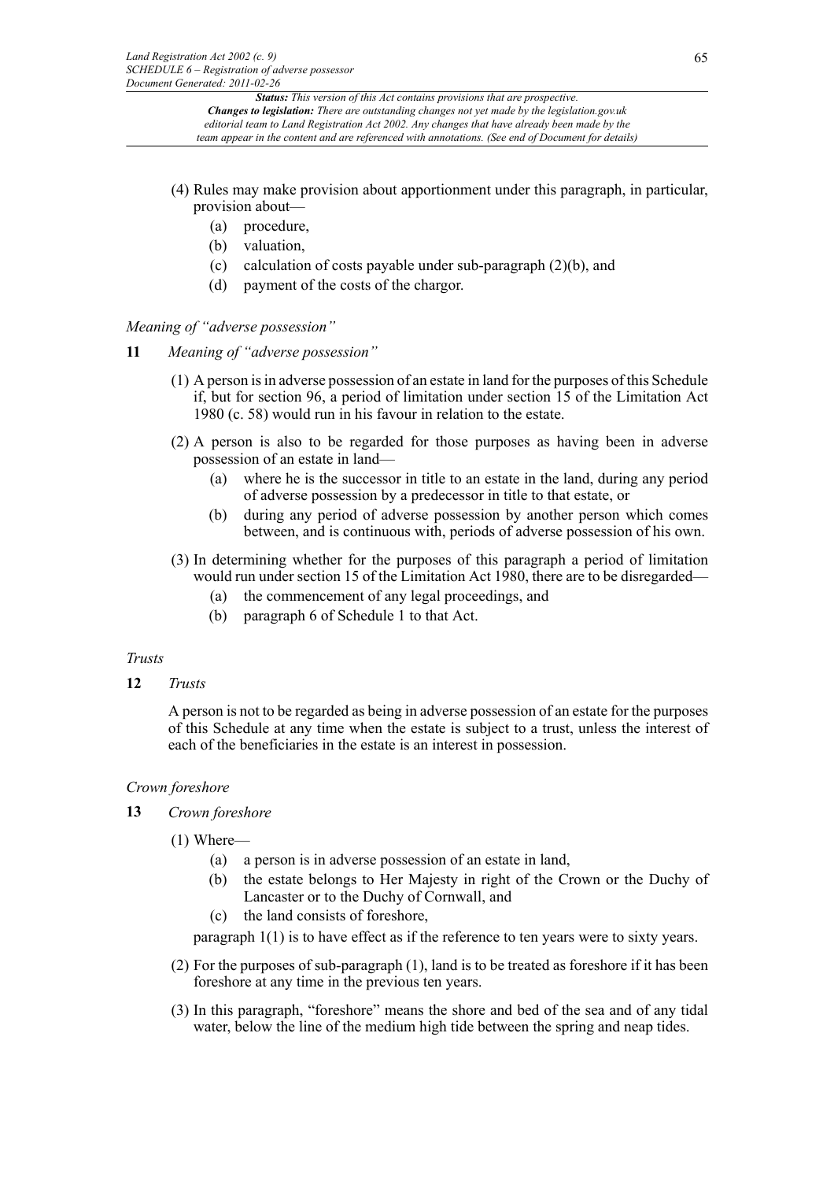(4) Rules may make provision about apportionment under this paragraph, in particular, provision about—

(a) procedure,

(b) valuation,

(c) calculation of costs payable under sub-paragraph (2)(b), and

(d) payment of the costs of the chargor.

*Meaning of "adverse possession"*

**11** *Meaning of "adverse possession"*

(1) A person is in adverse possession of an estate in land for the purposes of this Schedule if, but for section 96, a period of limitation under section 15 of the Limitation Act 1980 (c. 58) would run in his favour in relation to the estate.

(2) A person is also to be regarded for those purposes as having been in adverse possession of an estate in land—

(a) where he is the successor in title to an estate in the land, during any period of adverse possession by a predecessor in title to that estate, or

(b) during any period of adverse possession by another person which comes between, and is continuous with, periods of adverse possession of his own.

(3) In determining whether for the purposes of this paragraph a period of limitation would run under section 15 of the Limitation Act 1980, there are to be disregarded—

(a) the commencement of any legal proceedings, and

(b) paragraph 6 of Schedule 1 to that Act.

*Trusts*

**12** *Trusts*

A person is not to be regarded as being in adverse possession of an estate for the purposes of this Schedule at any time when the estate is subject to a trust, unless the interest of each of the beneficiaries in the estate is an interest in possession.

*Crown foreshore*

**13** *Crown foreshore*

(1) Where—

(a) a person is in adverse possession of an estate in land,

(b) the estate belongs to Her Majesty in right of the Crown or the Duchy of Lancaster or to the Duchy of Cornwall, and

(c) the land consists of foreshore,

paragraph 1(1) is to have effect as if the reference to ten years were to sixty years.

(2) For the purposes of sub-paragraph (1), land is to be treated as foreshore if it has been foreshore at any time in the previous ten years.

(3) In this paragraph, "foreshore" means the shore and bed of the sea and of any tidal water, below the line of the medium high tide between the spring and neap tides.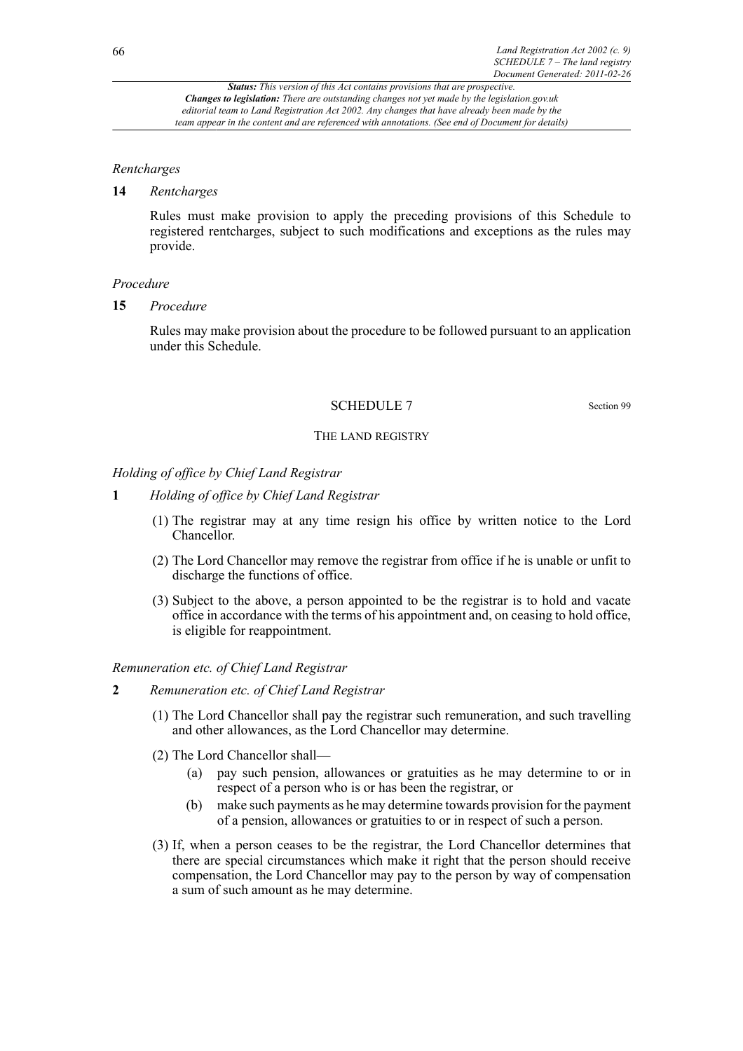*Rentcharges*

**14** *Rentcharges*

Rules must make provision to apply the preceding provisions of this Schedule to registered rentcharges, subject to such modifications and exceptions as the rules may provide.

*Procedure*

**15** *Procedure*

Rules may make provision about the procedure to be followed pursuant to an application under this Schedule.

## SCHEDULE 7

Section 99

THE LAND REGISTRY

*Holding of office by Chief Land Registrar*

**1** *Holding of office by Chief Land Registrar*

(1) The registrar may at any time resign his office by written notice to the Lord Chancellor.

(2) The Lord Chancellor may remove the registrar from office if he is unable or unfit to discharge the functions of office.

(3) Subject to the above, a person appointed to be the registrar is to hold and vacate office in accordance with the terms of his appointment and, on ceasing to hold office, is eligible for reappointment.

*Remuneration etc. of Chief Land Registrar*

**2** *Remuneration etc. of Chief Land Registrar*

(1) The Lord Chancellor shall pay the registrar such remuneration, and such travelling and other allowances, as the Lord Chancellor may determine.

(2) The Lord Chancellor shall—

(a) pay such pension, allowances or gratuities as he may determine to or in respect of a person who is or has been the registrar, or

(b) make such payments as he may determine towards provision for the payment of a pension, allowances or gratuities to or in respect of such a person.

(3) If, when a person ceases to be the registrar, the Lord Chancellor determines that there are special circumstances which make it right that the person should receive compensation, the Lord Chancellor may pay to the person by way of compensation a sum of such amount as he may determine.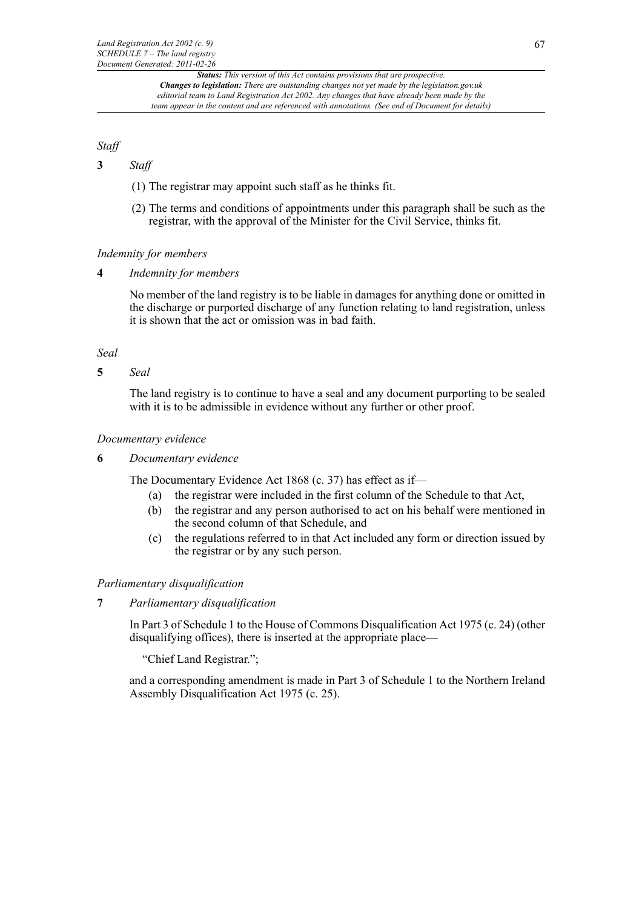*Staff*

**3** *Staff*

(1) The registrar may appoint such staff as he thinks fit.

(2) The terms and conditions of appointments under this paragraph shall be such as the registrar, with the approval of the Minister for the Civil Service, thinks fit.

*Indemnity for members*

**4** *Indemnity for members*

No member of the land registry is to be liable in damages for anything done or omitted in the discharge or purported discharge of any function relating to land registration, unless it is shown that the act or omission was in bad faith.

*Seal*

**5** *Seal*

The land registry is to continue to have a seal and any document purporting to be sealed with it is to be admissible in evidence without any further or other proof.

*Documentary evidence*

**6** *Documentary evidence*

The Documentary Evidence Act 1868 (c. 37) has effect as if—

(a) the registrar were included in the first column of the Schedule to that Act,

(b) the registrar and any person authorised to act on his behalf were mentioned in the second column of that Schedule, and

(c) the regulations referred to in that Act included any form or direction issued by the registrar or by any such person.

*Parliamentary disqualification*

**7** *Parliamentary disqualification*

In Part 3 of Schedule 1 to the House of Commons Disqualification Act 1975 (c. 24) (other disqualifying offices), there is inserted at the appropriate place—

"Chief Land Registrar.";

and a corresponding amendment is made in Part 3 of Schedule 1 to the Northern Ireland Assembly Disqualification Act 1975 (c. 25).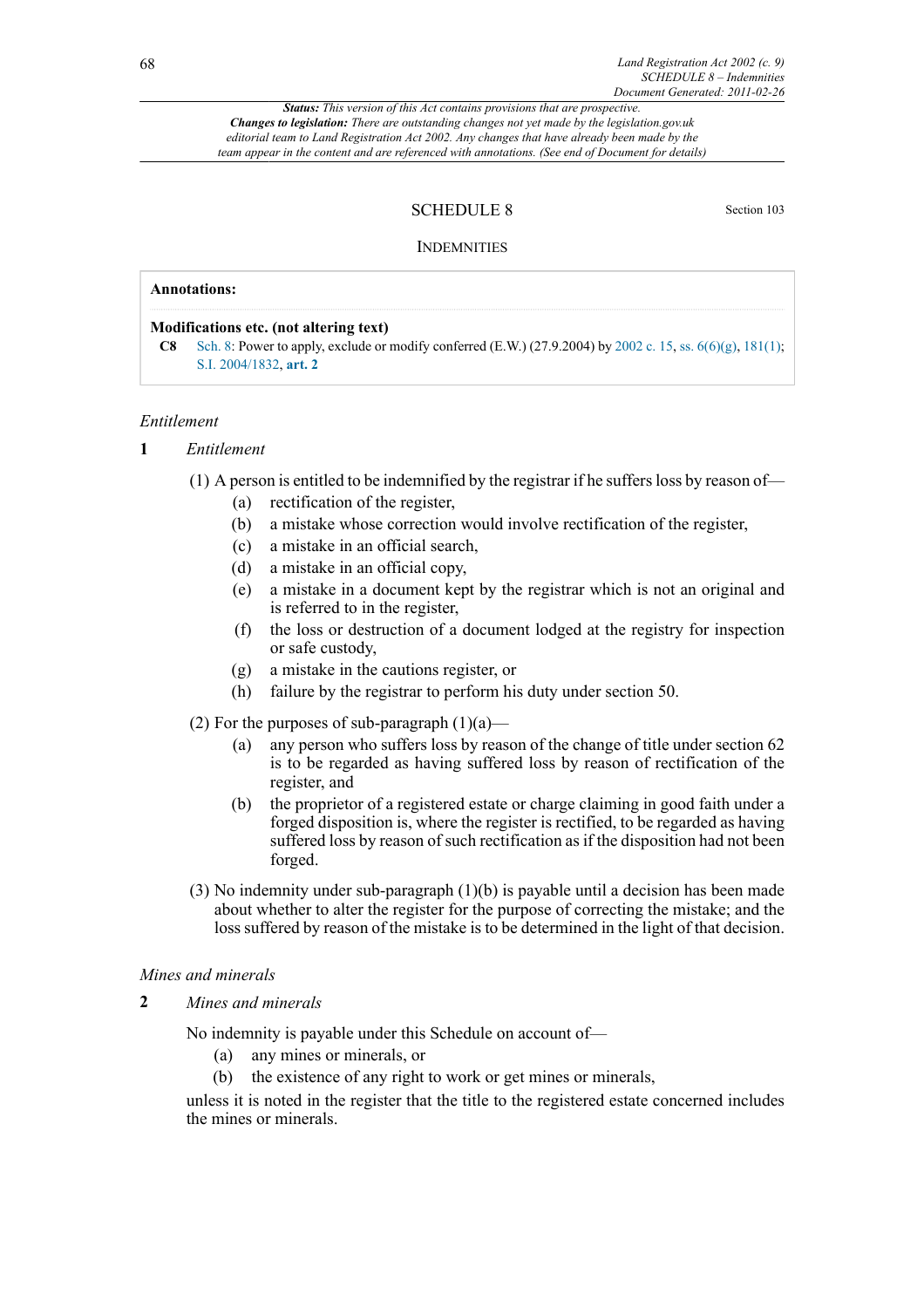**Status:** *This version of this Act contains provisions that are prospective.*
***Changes to legislation:*** *There are outstanding changes not yet made by the legislation.gov.uk editorial team to Land Registration Act 2002. Any changes that have already been made by the team appear in the content and are referenced with annotations. (See end of Document for details)*

## SCHEDULE 8

Section 103

### INDEMNITIES

**Annotations:**

**Modifications etc. (not altering text)**

**C8** Sch. 8: Power to apply, exclude or modify conferred (E.W.) (27.9.2004) by 2002 c. 15, ss. 6(6)(g), 181(1); S.I. 2004/1832, **art. 2**

*Entitlement*

**1** *Entitlement*

(1) A person is entitled to be indemnified by the registrar if he suffers loss by reason of—

- (a) rectification of the register,
- (b) a mistake whose correction would involve rectification of the register,
- (c) a mistake in an official search,
- (d) a mistake in an official copy,
- (e) a mistake in a document kept by the registrar which is not an original and is referred to in the register,
- (f) the loss or destruction of a document lodged at the registry for inspection or safe custody,
- (g) a mistake in the cautions register, or
- (h) failure by the registrar to perform his duty under section 50.

(2) For the purposes of sub-paragraph (1)(a)—

- (a) any person who suffers loss by reason of the change of title under section 62 is to be regarded as having suffered loss by reason of rectification of the register, and
- (b) the proprietor of a registered estate or charge claiming in good faith under a forged disposition is, where the register is rectified, to be regarded as having suffered loss by reason of such rectification as if the disposition had not been forged.

(3) No indemnity under sub-paragraph (1)(b) is payable until a decision has been made about whether to alter the register for the purpose of correcting the mistake; and the loss suffered by reason of the mistake is to be determined in the light of that decision.

*Mines and minerals*

**2** *Mines and minerals*

No indemnity is payable under this Schedule on account of—

- (a) any mines or minerals, or
- (b) the existence of any right to work or get mines or minerals,

unless it is noted in the register that the title to the registered estate concerned includes the mines or minerals.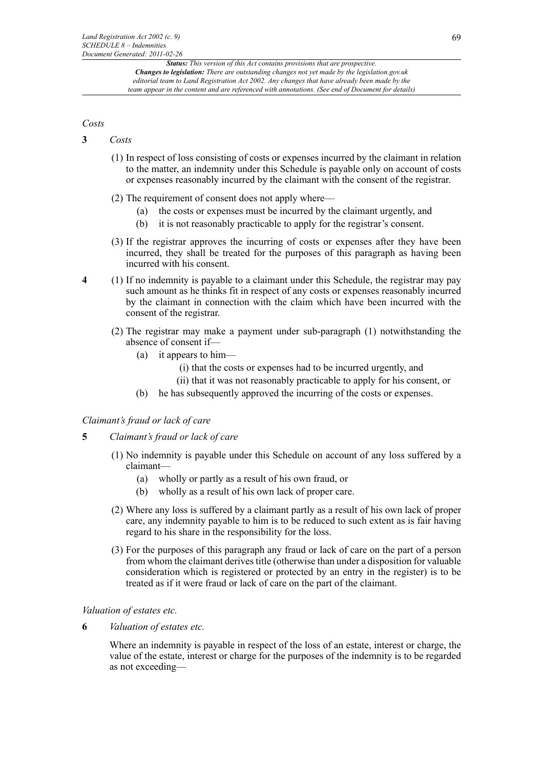*Costs*

**3** *Costs*

(1) In respect of loss consisting of costs or expenses incurred by the claimant in relation to the matter, an indemnity under this Schedule is payable only on account of costs or expenses reasonably incurred by the claimant with the consent of the registrar.

(2) The requirement of consent does not apply where—

(a) the costs or expenses must be incurred by the claimant urgently, and

(b) it is not reasonably practicable to apply for the registrar's consent.

(3) If the registrar approves the incurring of costs or expenses after they have been incurred, they shall be treated for the purposes of this paragraph as having been incurred with his consent.

**4** (1) If no indemnity is payable to a claimant under this Schedule, the registrar may pay such amount as he thinks fit in respect of any costs or expenses reasonably incurred by the claimant in connection with the claim which have been incurred with the consent of the registrar.

(2) The registrar may make a payment under sub-paragraph (1) notwithstanding the absence of consent if—

(a) it appears to him—

(i) that the costs or expenses had to be incurred urgently, and

(ii) that it was not reasonably practicable to apply for his consent, or

(b) he has subsequently approved the incurring of the costs or expenses.

*Claimant's fraud or lack of care*

**5** *Claimant's fraud or lack of care*

(1) No indemnity is payable under this Schedule on account of any loss suffered by a claimant—

(a) wholly or partly as a result of his own fraud, or

(b) wholly as a result of his own lack of proper care.

(2) Where any loss is suffered by a claimant partly as a result of his own lack of proper care, any indemnity payable to him is to be reduced to such extent as is fair having regard to his share in the responsibility for the loss.

(3) For the purposes of this paragraph any fraud or lack of care on the part of a person from whom the claimant derives title (otherwise than under a disposition for valuable consideration which is registered or protected by an entry in the register) is to be treated as if it were fraud or lack of care on the part of the claimant.

*Valuation of estates etc.*

**6** *Valuation of estates etc.*

Where an indemnity is payable in respect of the loss of an estate, interest or charge, the value of the estate, interest or charge for the purposes of the indemnity is to be regarded as not exceeding—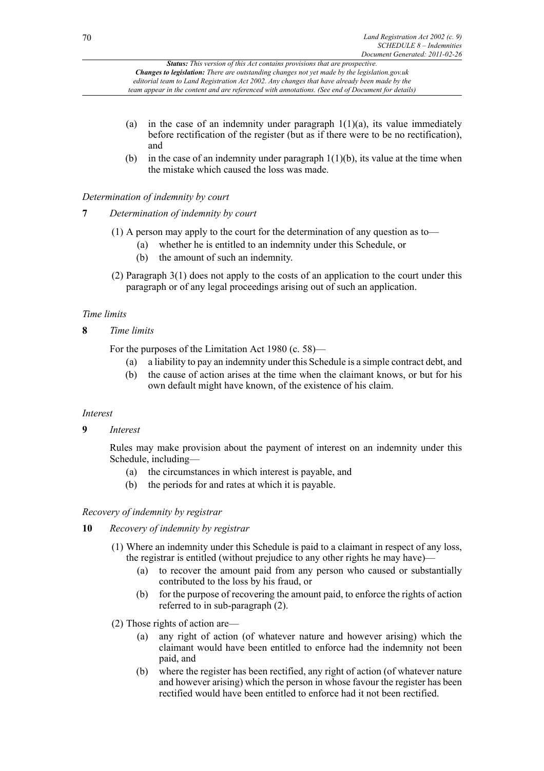(a) in the case of an indemnity under paragraph 1(1)(a), its value immediately before rectification of the register (but as if there were to be no rectification), and

(b) in the case of an indemnity under paragraph 1(1)(b), its value at the time when the mistake which caused the loss was made.

*Determination of indemnity by court*

**7** *Determination of indemnity by court*

(1) A person may apply to the court for the determination of any question as to—

(a) whether he is entitled to an indemnity under this Schedule, or

(b) the amount of such an indemnity.

(2) Paragraph 3(1) does not apply to the costs of an application to the court under this paragraph or of any legal proceedings arising out of such an application.

*Time limits*

**8** *Time limits*

For the purposes of the Limitation Act 1980 (c. 58)—

(a) a liability to pay an indemnity under this Schedule is a simple contract debt, and

(b) the cause of action arises at the time when the claimant knows, or but for his own default might have known, of the existence of his claim.

*Interest*

**9** *Interest*

Rules may make provision about the payment of interest on an indemnity under this Schedule, including—

(a) the circumstances in which interest is payable, and

(b) the periods for and rates at which it is payable.

*Recovery of indemnity by registrar*

**10** *Recovery of indemnity by registrar*

(1) Where an indemnity under this Schedule is paid to a claimant in respect of any loss, the registrar is entitled (without prejudice to any other rights he may have)—

(a) to recover the amount paid from any person who caused or substantially contributed to the loss by his fraud, or

(b) for the purpose of recovering the amount paid, to enforce the rights of action referred to in sub-paragraph (2).

(2) Those rights of action are—

(a) any right of action (of whatever nature and however arising) which the claimant would have been entitled to enforce had the indemnity not been paid, and

(b) where the register has been rectified, any right of action (of whatever nature and however arising) which the person in whose favour the register has been rectified would have been entitled to enforce had it not been rectified.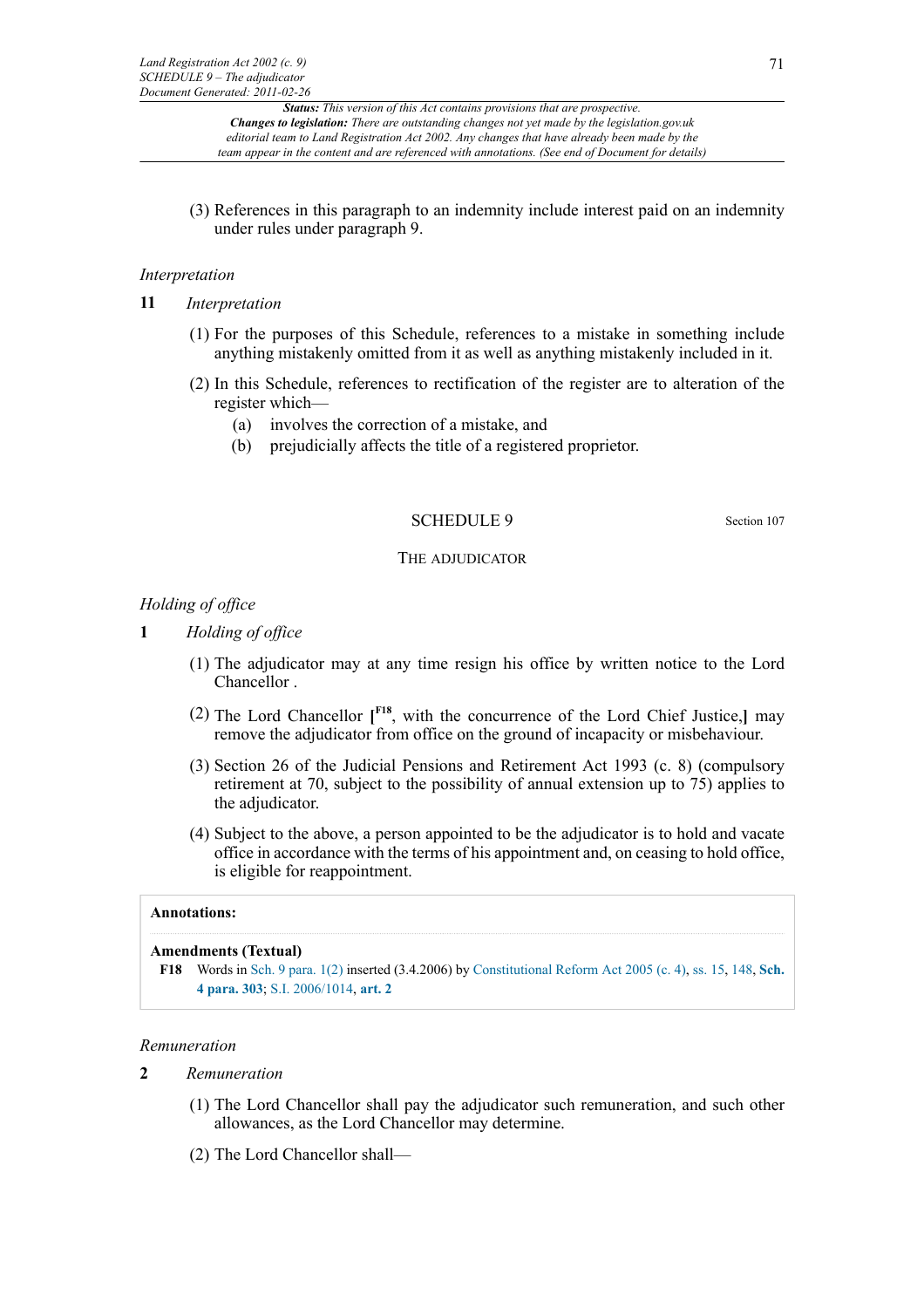(3) References in this paragraph to an indemnity include interest paid on an indemnity under rules under paragraph 9.

*Interpretation*

**11** *Interpretation*

(1) For the purposes of this Schedule, references to a mistake in something include anything mistakenly omitted from it as well as anything mistakenly included in it.

(2) In this Schedule, references to rectification of the register are to alteration of the register which—

(a) involves the correction of a mistake, and

(b) prejudicially affects the title of a registered proprietor.

## SCHEDULE 9

Section 107

### THE ADJUDICATOR

*Holding of office*

**1** *Holding of office*

(1) The adjudicator may at any time resign his office by written notice to the Lord Chancellor .

(2) The Lord Chancellor [F18, with the concurrence of the Lord Chief Justice,] may remove the adjudicator from office on the ground of incapacity or misbehaviour.

(3) Section 26 of the Judicial Pensions and Retirement Act 1993 (c. 8) (compulsory retirement at 70, subject to the possibility of annual extension up to 75) applies to the adjudicator.

(4) Subject to the above, a person appointed to be the adjudicator is to hold and vacate office in accordance with the terms of his appointment and, on ceasing to hold office, is eligible for reappointment.

**Annotations:**

**Amendments (Textual)**

**F18** Words in Sch. 9 para. 1(2) inserted (3.4.2006) by Constitutional Reform Act 2005 (c. 4), ss. 15, 148, **Sch. 4 para. 303**; S.I. 2006/1014, **art. 2**

*Remuneration*

**2** *Remuneration*

(1) The Lord Chancellor shall pay the adjudicator such remuneration, and such other allowances, as the Lord Chancellor may determine.

(2) The Lord Chancellor shall—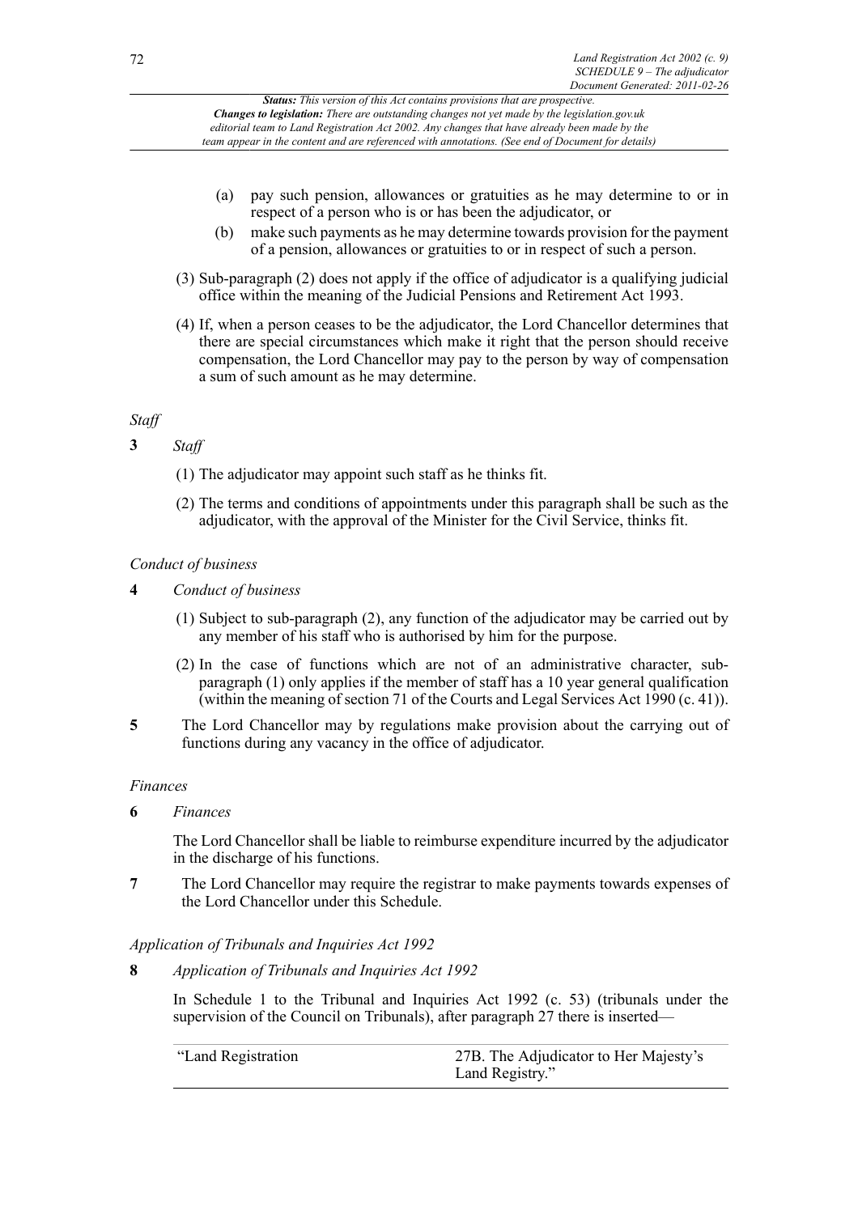*Status: This version of this Act contains provisions that are prospective.*
*Changes to legislation: There are outstanding changes not yet made by the legislation.gov.uk editorial team to Land Registration Act 2002. Any changes that have already been made by the team appear in the content and are referenced with annotations. (See end of Document for details)*

(a) pay such pension, allowances or gratuities as he may determine to or in respect of a person who is or has been the adjudicator, or

(b) make such payments as he may determine towards provision for the payment of a pension, allowances or gratuities to or in respect of such a person.

(3) Sub-paragraph (2) does not apply if the office of adjudicator is a qualifying judicial office within the meaning of the Judicial Pensions and Retirement Act 1993.

(4) If, when a person ceases to be the adjudicator, the Lord Chancellor determines that there are special circumstances which make it right that the person should receive compensation, the Lord Chancellor may pay to the person by way of compensation a sum of such amount as he may determine.

*Staff*

**3** *Staff*

(1) The adjudicator may appoint such staff as he thinks fit.

(2) The terms and conditions of appointments under this paragraph shall be such as the adjudicator, with the approval of the Minister for the Civil Service, thinks fit.

*Conduct of business*

**4** *Conduct of business*

(1) Subject to sub-paragraph (2), any function of the adjudicator may be carried out by any member of his staff who is authorised by him for the purpose.

(2) In the case of functions which are not of an administrative character, sub-paragraph (1) only applies if the member of staff has a 10 year general qualification (within the meaning of section 71 of the Courts and Legal Services Act 1990 (c. 41)).

**5** The Lord Chancellor may by regulations make provision about the carrying out of functions during any vacancy in the office of adjudicator.

*Finances*

**6** *Finances*

The Lord Chancellor shall be liable to reimburse expenditure incurred by the adjudicator in the discharge of his functions.

**7** The Lord Chancellor may require the registrar to make payments towards expenses of the Lord Chancellor under this Schedule.

*Application of Tribunals and Inquiries Act 1992*

**8** *Application of Tribunals and Inquiries Act 1992*

In Schedule 1 to the Tribunal and Inquiries Act 1992 (c. 53) (tribunals under the supervision of the Council on Tribunals), after paragraph 27 there is inserted—

| | |
|---|---|
| "Land Registration | 27B. The Adjudicator to Her Majesty's Land Registry." |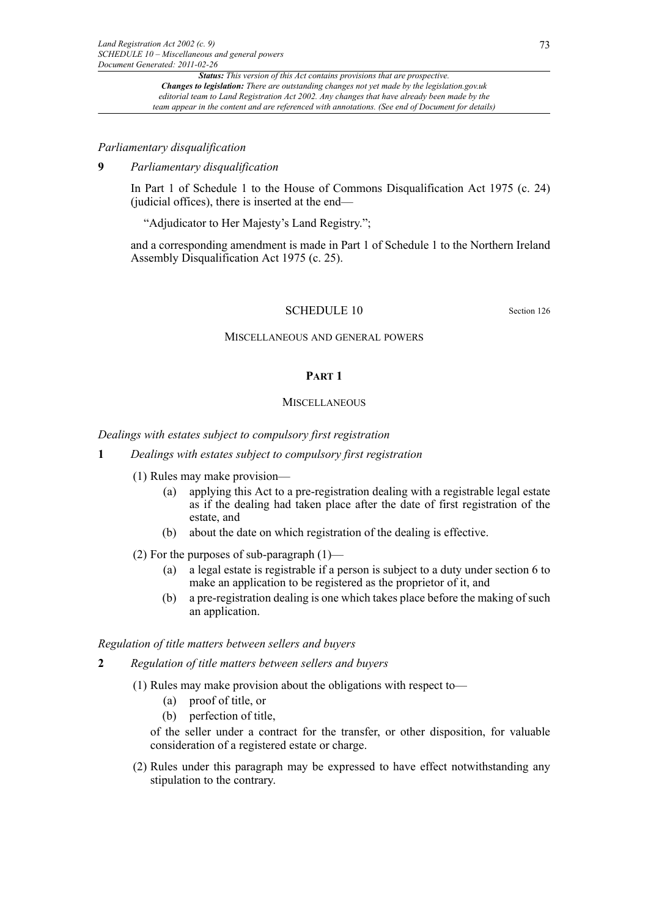*Parliamentary disqualification*

**9** *Parliamentary disqualification*

In Part 1 of Schedule 1 to the House of Commons Disqualification Act 1975 (c. 24) (judicial offices), there is inserted at the end—

"Adjudicator to Her Majesty's Land Registry.";

and a corresponding amendment is made in Part 1 of Schedule 1 to the Northern Ireland Assembly Disqualification Act 1975 (c. 25).

## SCHEDULE 10

Section 126

MISCELLANEOUS AND GENERAL POWERS

### PART 1

MISCELLANEOUS

*Dealings with estates subject to compulsory first registration*

**1** *Dealings with estates subject to compulsory first registration*

(1) Rules may make provision—

(a) applying this Act to a pre-registration dealing with a registrable legal estate as if the dealing had taken place after the date of first registration of the estate, and

(b) about the date on which registration of the dealing is effective.

(2) For the purposes of sub-paragraph (1)—

(a) a legal estate is registrable if a person is subject to a duty under section 6 to make an application to be registered as the proprietor of it, and

(b) a pre-registration dealing is one which takes place before the making of such an application.

*Regulation of title matters between sellers and buyers*

**2** *Regulation of title matters between sellers and buyers*

(1) Rules may make provision about the obligations with respect to—

(a) proof of title, or

(b) perfection of title,

of the seller under a contract for the transfer, or other disposition, for valuable consideration of a registered estate or charge.

(2) Rules under this paragraph may be expressed to have effect notwithstanding any stipulation to the contrary.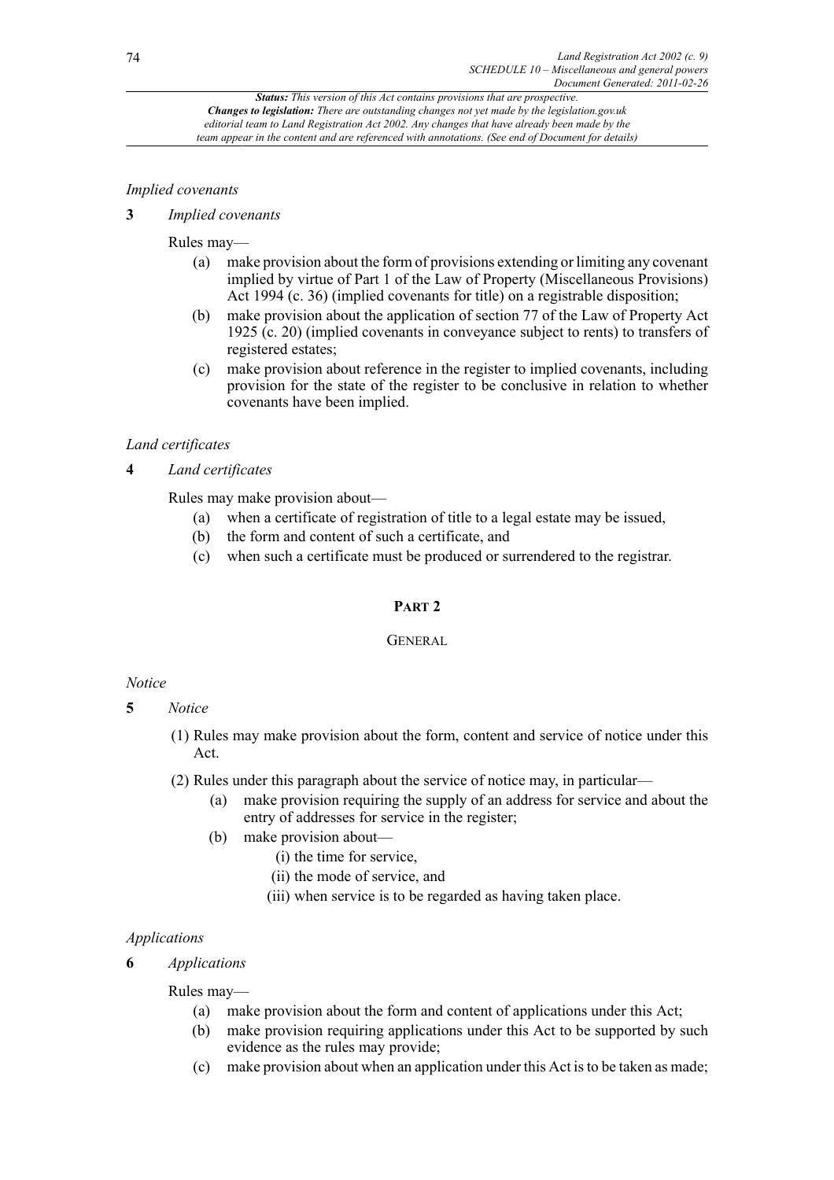*Implied covenants*

**3** *Implied covenants*

Rules may—

- (a) make provision about the form of provisions extending or limiting any covenant implied by virtue of Part 1 of the Law of Property (Miscellaneous Provisions) Act 1994 (c. 36) (implied covenants for title) on a registrable disposition;
- (b) make provision about the application of section 77 of the Law of Property Act 1925 (c. 20) (implied covenants in conveyance subject to rents) to transfers of registered estates;
- (c) make provision about reference in the register to implied covenants, including provision for the state of the register to be conclusive in relation to whether covenants have been implied.

*Land certificates*

**4** *Land certificates*

Rules may make provision about—

- (a) when a certificate of registration of title to a legal estate may be issued,
- (b) the form and content of such a certificate, and
- (c) when such a certificate must be produced or surrendered to the registrar.

## PART 2

### GENERAL

*Notice*

**5** *Notice*

(1) Rules may make provision about the form, content and service of notice under this Act.

(2) Rules under this paragraph about the service of notice may, in particular—

- (a) make provision requiring the supply of an address for service and about the entry of addresses for service in the register;
- (b) make provision about—
  - (i) the time for service,
  - (ii) the mode of service, and
  - (iii) when service is to be regarded as having taken place.

*Applications*

**6** *Applications*

Rules may—

- (a) make provision about the form and content of applications under this Act;
- (b) make provision requiring applications under this Act to be supported by such evidence as the rules may provide;
- (c) make provision about when an application under this Act is to be taken as made;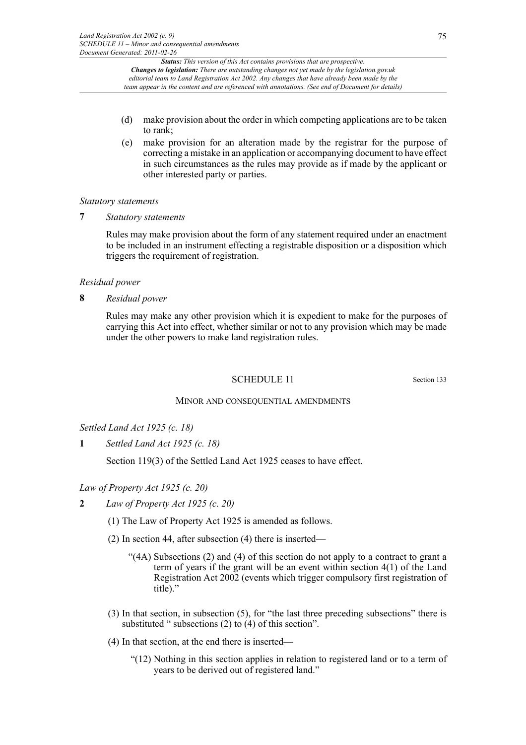(d) make provision about the order in which competing applications are to be taken to rank;

(e) make provision for an alteration made by the registrar for the purpose of correcting a mistake in an application or accompanying document to have effect in such circumstances as the rules may provide as if made by the applicant or other interested party or parties.

*Statutory statements*

**7** *Statutory statements*

Rules may make provision about the form of any statement required under an enactment to be included in an instrument effecting a registrable disposition or a disposition which triggers the requirement of registration.

*Residual power*

**8** *Residual power*

Rules may make any other provision which it is expedient to make for the purposes of carrying this Act into effect, whether similar or not to any provision which may be made under the other powers to make land registration rules.

## SCHEDULE 11

Section 133

### MINOR AND CONSEQUENTIAL AMENDMENTS

*Settled Land Act 1925 (c. 18)*

**1** *Settled Land Act 1925 (c. 18)*

Section 119(3) of the Settled Land Act 1925 ceases to have effect.

*Law of Property Act 1925 (c. 20)*

**2** *Law of Property Act 1925 (c. 20)*

(1) The Law of Property Act 1925 is amended as follows.

(2) In section 44, after subsection (4) there is inserted—

"(4A) Subsections (2) and (4) of this section do not apply to a contract to grant a term of years if the grant will be an event within section 4(1) of the Land Registration Act 2002 (events which trigger compulsory first registration of title)."

(3) In that section, in subsection (5), for "the last three preceding subsections" there is substituted " subsections (2) to (4) of this section".

(4) In that section, at the end there is inserted—

"(12) Nothing in this section applies in relation to registered land or to a term of years to be derived out of registered land."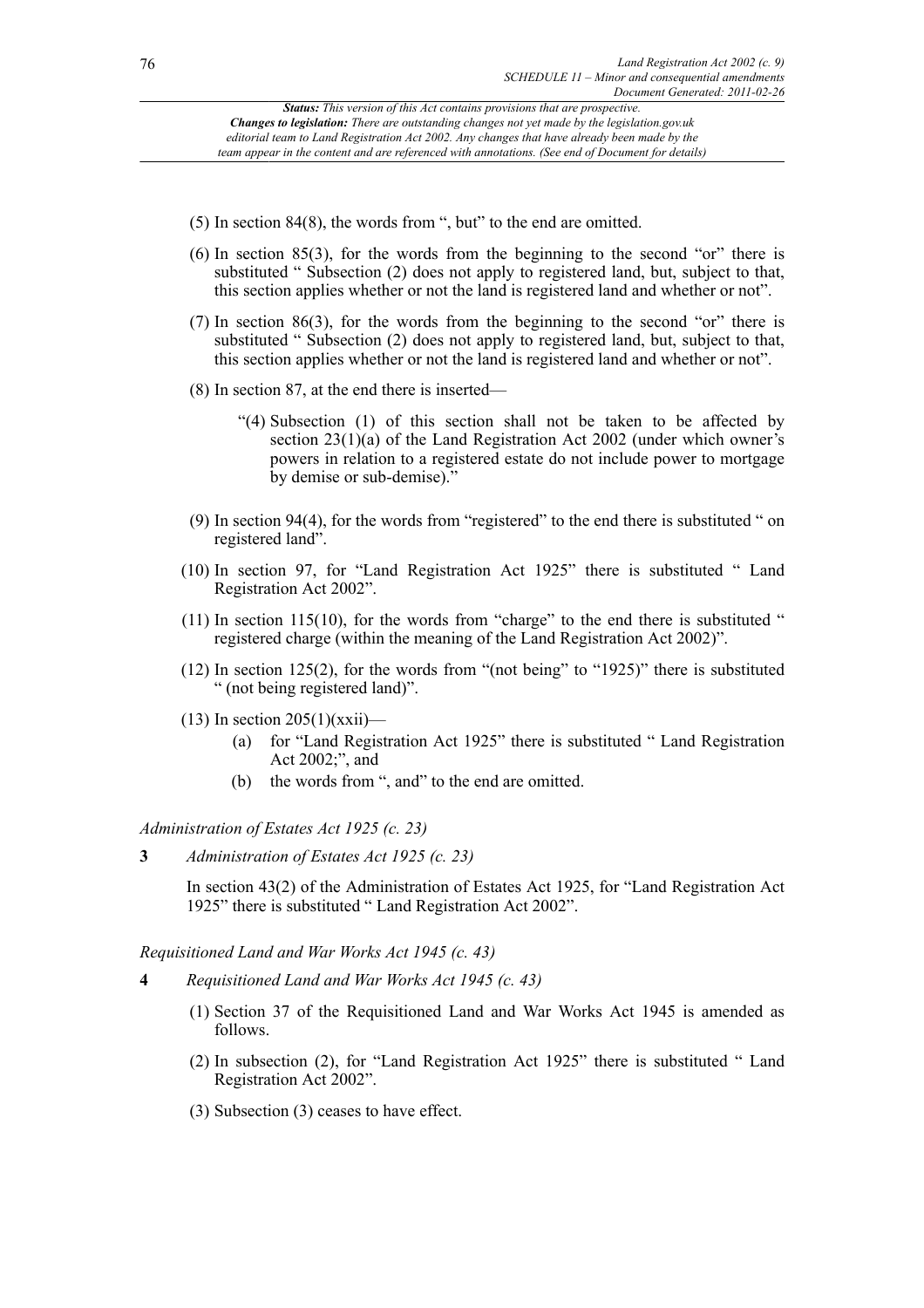(5) In section 84(8), the words from ", but" to the end are omitted.

(6) In section 85(3), for the words from the beginning to the second "or" there is substituted " Subsection (2) does not apply to registered land, but, subject to that, this section applies whether or not the land is registered land and whether or not".

(7) In section 86(3), for the words from the beginning to the second "or" there is substituted " Subsection (2) does not apply to registered land, but, subject to that, this section applies whether or not the land is registered land and whether or not".

(8) In section 87, at the end there is inserted—

> "(4) Subsection (1) of this section shall not be taken to be affected by section 23(1)(a) of the Land Registration Act 2002 (under which owner's powers in relation to a registered estate do not include power to mortgage by demise or sub-demise)."

(9) In section 94(4), for the words from "registered" to the end there is substituted " on registered land".

(10) In section 97, for "Land Registration Act 1925" there is substituted " Land Registration Act 2002".

(11) In section 115(10), for the words from "charge" to the end there is substituted " registered charge (within the meaning of the Land Registration Act 2002)".

(12) In section 125(2), for the words from "(not being" to "1925)" there is substituted " (not being registered land)".

(13) In section 205(1)(xxii)—

(a) for "Land Registration Act 1925" there is substituted " Land Registration Act 2002;", and

(b) the words from ", and" to the end are omitted.

*Administration of Estates Act 1925 (c. 23)*

**3** *Administration of Estates Act 1925 (c. 23)*

In section 43(2) of the Administration of Estates Act 1925, for "Land Registration Act 1925" there is substituted " Land Registration Act 2002".

*Requisitioned Land and War Works Act 1945 (c. 43)*

**4** *Requisitioned Land and War Works Act 1945 (c. 43)*

(1) Section 37 of the Requisitioned Land and War Works Act 1945 is amended as follows.

(2) In subsection (2), for "Land Registration Act 1925" there is substituted " Land Registration Act 2002".

(3) Subsection (3) ceases to have effect.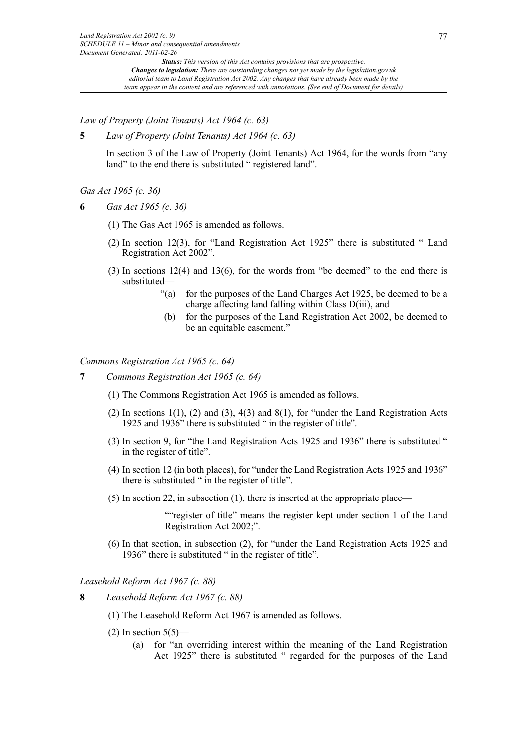*Law of Property (Joint Tenants) Act 1964 (c. 63)*

**5** *Law of Property (Joint Tenants) Act 1964 (c. 63)*

In section 3 of the Law of Property (Joint Tenants) Act 1964, for the words from "any land" to the end there is substituted " registered land".

*Gas Act 1965 (c. 36)*

**6** *Gas Act 1965 (c. 36)*

(1) The Gas Act 1965 is amended as follows.

(2) In section 12(3), for "Land Registration Act 1925" there is substituted " Land Registration Act 2002".

(3) In sections 12(4) and 13(6), for the words from "be deemed" to the end there is substituted—

"(a) for the purposes of the Land Charges Act 1925, be deemed to be a charge affecting land falling within Class D(iii), and

(b) for the purposes of the Land Registration Act 2002, be deemed to be an equitable easement."

*Commons Registration Act 1965 (c. 64)*

**7** *Commons Registration Act 1965 (c. 64)*

(1) The Commons Registration Act 1965 is amended as follows.

(2) In sections 1(1), (2) and (3), 4(3) and 8(1), for "under the Land Registration Acts 1925 and 1936" there is substituted " in the register of title".

(3) In section 9, for "the Land Registration Acts 1925 and 1936" there is substituted " in the register of title".

(4) In section 12 (in both places), for "under the Land Registration Acts 1925 and 1936" there is substituted " in the register of title".

(5) In section 22, in subsection (1), there is inserted at the appropriate place—

""register of title" means the register kept under section 1 of the Land Registration Act 2002;".

(6) In that section, in subsection (2), for "under the Land Registration Acts 1925 and 1936" there is substituted " in the register of title".

*Leasehold Reform Act 1967 (c. 88)*

**8** *Leasehold Reform Act 1967 (c. 88)*

(1) The Leasehold Reform Act 1967 is amended as follows.

(2) In section 5(5)—

(a) for "an overriding interest within the meaning of the Land Registration Act 1925" there is substituted " regarded for the purposes of the Land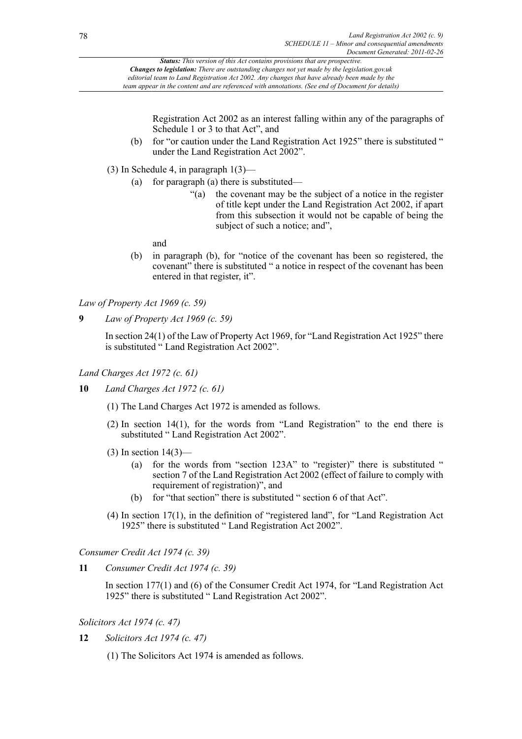Registration Act 2002 as an interest falling within any of the paragraphs of Schedule 1 or 3 to that Act", and

(b) for "or caution under the Land Registration Act 1925" there is substituted " under the Land Registration Act 2002".

(3) In Schedule 4, in paragraph 1(3)—

(a) for paragraph (a) there is substituted—

"(a) the covenant may be the subject of a notice in the register of title kept under the Land Registration Act 2002, if apart from this subsection it would not be capable of being the subject of such a notice; and",

and

(b) in paragraph (b), for "notice of the covenant has been so registered, the covenant" there is substituted " a notice in respect of the covenant has been entered in that register, it".

*Law of Property Act 1969 (c. 59)*

**9** *Law of Property Act 1969 (c. 59)*

In section 24(1) of the Law of Property Act 1969, for "Land Registration Act 1925" there is substituted " Land Registration Act 2002".

*Land Charges Act 1972 (c. 61)*

**10** *Land Charges Act 1972 (c. 61)*

(1) The Land Charges Act 1972 is amended as follows.

(2) In section 14(1), for the words from "Land Registration" to the end there is substituted " Land Registration Act 2002".

(3) In section 14(3)—

(a) for the words from "section 123A" to "register)" there is substituted " section 7 of the Land Registration Act 2002 (effect of failure to comply with requirement of registration)", and

(b) for "that section" there is substituted " section 6 of that Act".

(4) In section 17(1), in the definition of "registered land", for "Land Registration Act 1925" there is substituted " Land Registration Act 2002".

*Consumer Credit Act 1974 (c. 39)*

**11** *Consumer Credit Act 1974 (c. 39)*

In section 177(1) and (6) of the Consumer Credit Act 1974, for "Land Registration Act 1925" there is substituted " Land Registration Act 2002".

*Solicitors Act 1974 (c. 47)*

**12** *Solicitors Act 1974 (c. 47)*

(1) The Solicitors Act 1974 is amended as follows.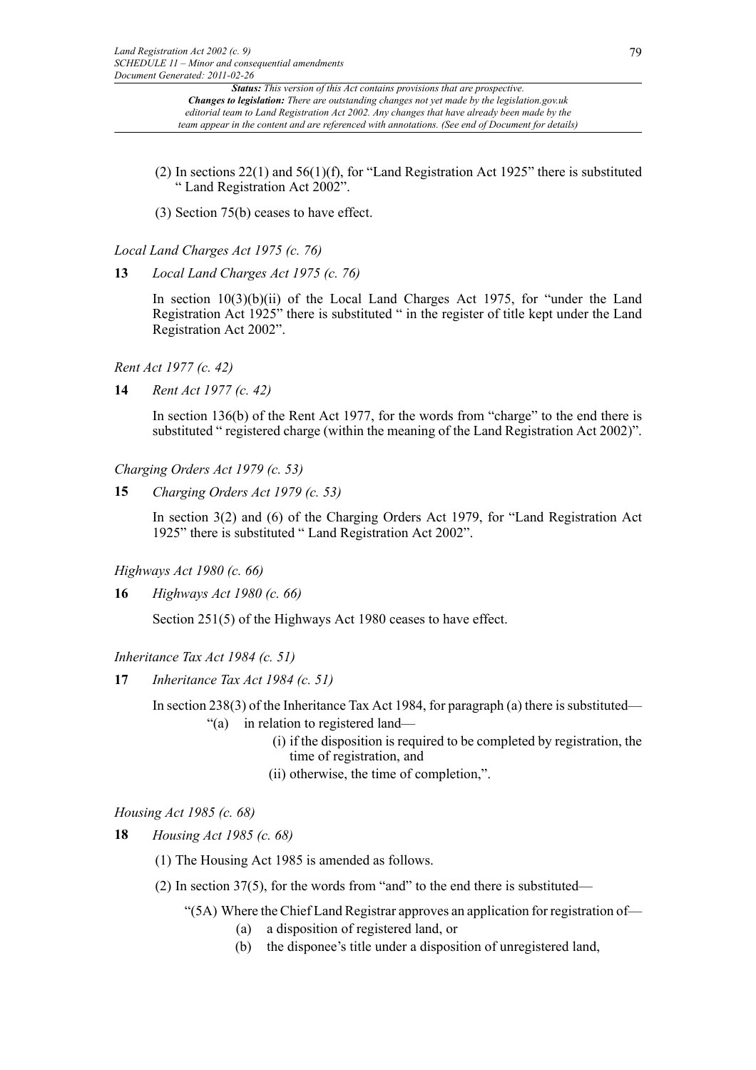(2) In sections 22(1) and 56(1)(f), for "Land Registration Act 1925" there is substituted " Land Registration Act 2002".

(3) Section 75(b) ceases to have effect.

*Local Land Charges Act 1975 (c. 76)*

**13** *Local Land Charges Act 1975 (c. 76)*

In section 10(3)(b)(ii) of the Local Land Charges Act 1975, for "under the Land Registration Act 1925" there is substituted " in the register of title kept under the Land Registration Act 2002".

*Rent Act 1977 (c. 42)*

**14** *Rent Act 1977 (c. 42)*

In section 136(b) of the Rent Act 1977, for the words from "charge" to the end there is substituted " registered charge (within the meaning of the Land Registration Act 2002)".

*Charging Orders Act 1979 (c. 53)*

**15** *Charging Orders Act 1979 (c. 53)*

In section 3(2) and (6) of the Charging Orders Act 1979, for "Land Registration Act 1925" there is substituted " Land Registration Act 2002".

*Highways Act 1980 (c. 66)*

**16** *Highways Act 1980 (c. 66)*

Section 251(5) of the Highways Act 1980 ceases to have effect.

*Inheritance Tax Act 1984 (c. 51)*

**17** *Inheritance Tax Act 1984 (c. 51)*

In section 238(3) of the Inheritance Tax Act 1984, for paragraph (a) there is substituted—

"(a) in relation to registered land—

(i) if the disposition is required to be completed by registration, the time of registration, and

(ii) otherwise, the time of completion,".

*Housing Act 1985 (c. 68)*

**18** *Housing Act 1985 (c. 68)*

(1) The Housing Act 1985 is amended as follows.

(2) In section 37(5), for the words from "and" to the end there is substituted—

"(5A) Where the Chief Land Registrar approves an application for registration of—

(a) a disposition of registered land, or

(b) the disponee's title under a disposition of unregistered land,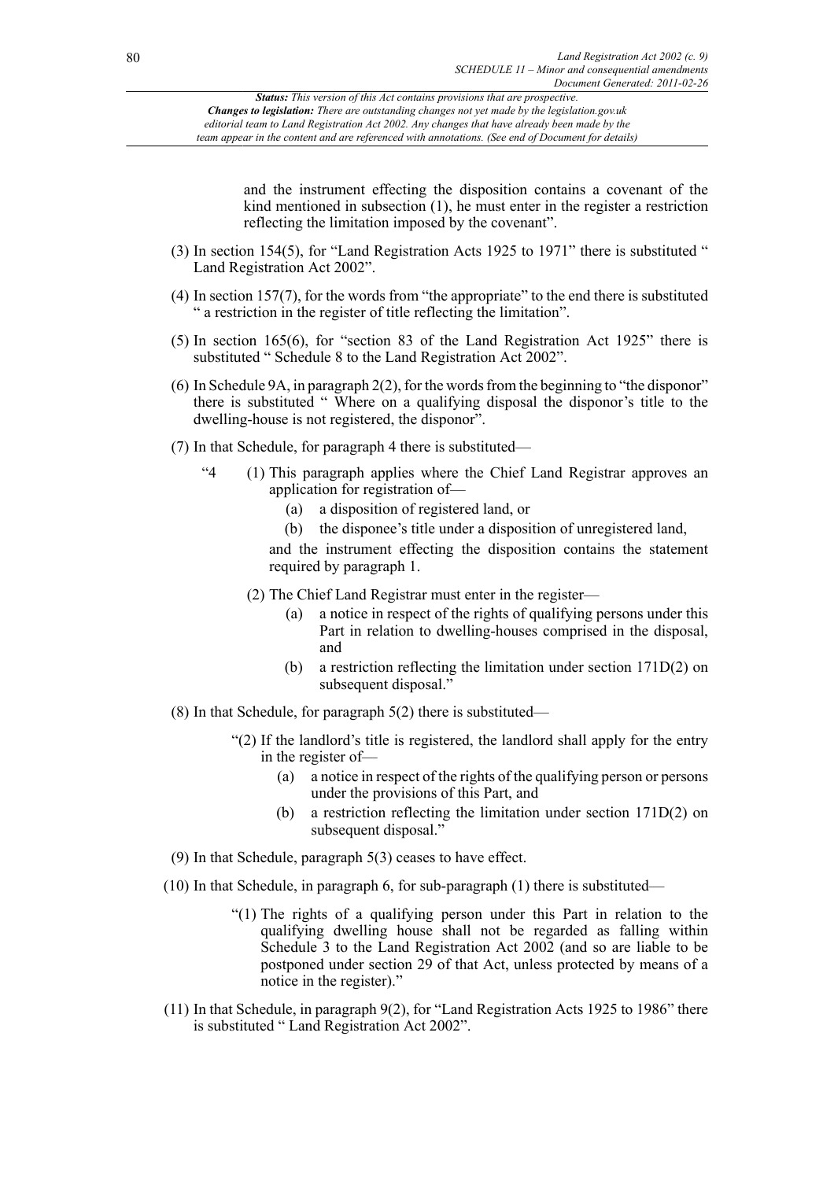*Status: This version of this Act contains provisions that are prospective.*
***Changes to legislation:** There are outstanding changes not yet made by the legislation.gov.uk editorial team to Land Registration Act 2002. Any changes that have already been made by the team appear in the content and are referenced with annotations. (See end of Document for details)*

and the instrument effecting the disposition contains a covenant of the kind mentioned in subsection (1), he must enter in the register a restriction reflecting the limitation imposed by the covenant".

(3) In section 154(5), for "Land Registration Acts 1925 to 1971" there is substituted " Land Registration Act 2002".

(4) In section 157(7), for the words from "the appropriate" to the end there is substituted " a restriction in the register of title reflecting the limitation".

(5) In section 165(6), for "section 83 of the Land Registration Act 1925" there is substituted " Schedule 8 to the Land Registration Act 2002".

(6) In Schedule 9A, in paragraph 2(2), for the words from the beginning to "the disponor" there is substituted " Where on a qualifying disposal the disponor's title to the dwelling-house is not registered, the disponor".

(7) In that Schedule, for paragraph 4 there is substituted—

"4 (1) This paragraph applies where the Chief Land Registrar approves an application for registration of—

(a) a disposition of registered land, or

(b) the disponee's title under a disposition of unregistered land,

and the instrument effecting the disposition contains the statement required by paragraph 1.

(2) The Chief Land Registrar must enter in the register—

(a) a notice in respect of the rights of qualifying persons under this Part in relation to dwelling-houses comprised in the disposal, and

(b) a restriction reflecting the limitation under section 171D(2) on subsequent disposal."

(8) In that Schedule, for paragraph 5(2) there is substituted—

"(2) If the landlord's title is registered, the landlord shall apply for the entry in the register of—

(a) a notice in respect of the rights of the qualifying person or persons under the provisions of this Part, and

(b) a restriction reflecting the limitation under section 171D(2) on subsequent disposal."

(9) In that Schedule, paragraph 5(3) ceases to have effect.

(10) In that Schedule, in paragraph 6, for sub-paragraph (1) there is substituted—

"(1) The rights of a qualifying person under this Part in relation to the qualifying dwelling house shall not be regarded as falling within Schedule 3 to the Land Registration Act 2002 (and so are liable to be postponed under section 29 of that Act, unless protected by means of a notice in the register)."

(11) In that Schedule, in paragraph 9(2), for "Land Registration Acts 1925 to 1986" there is substituted " Land Registration Act 2002".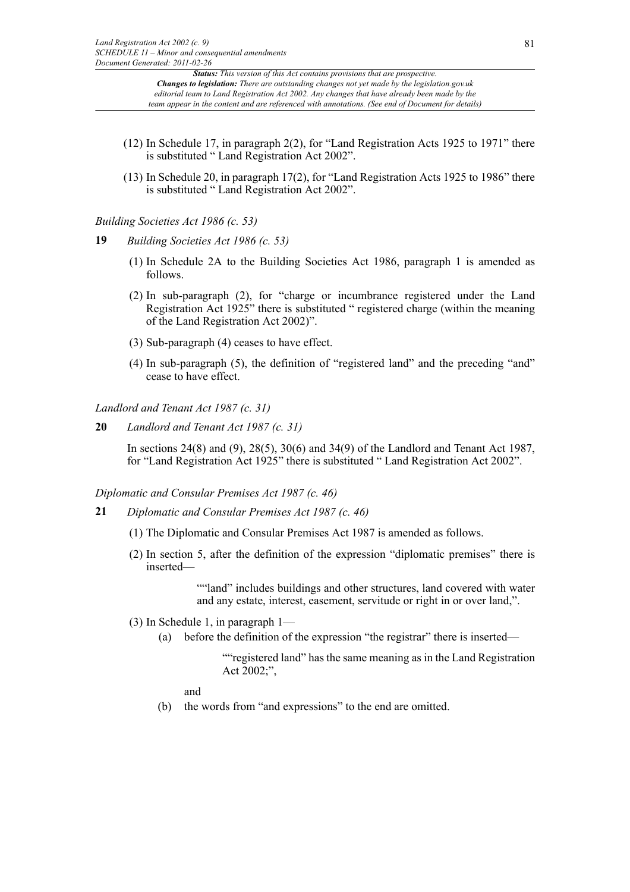(12) In Schedule 17, in paragraph 2(2), for "Land Registration Acts 1925 to 1971" there is substituted " Land Registration Act 2002".

(13) In Schedule 20, in paragraph 17(2), for "Land Registration Acts 1925 to 1986" there is substituted " Land Registration Act 2002".

*Building Societies Act 1986 (c. 53)*

**19** *Building Societies Act 1986 (c. 53)*

(1) In Schedule 2A to the Building Societies Act 1986, paragraph 1 is amended as follows.

(2) In sub-paragraph (2), for "charge or incumbrance registered under the Land Registration Act 1925" there is substituted " registered charge (within the meaning of the Land Registration Act 2002)".

(3) Sub-paragraph (4) ceases to have effect.

(4) In sub-paragraph (5), the definition of "registered land" and the preceding "and" cease to have effect.

*Landlord and Tenant Act 1987 (c. 31)*

**20** *Landlord and Tenant Act 1987 (c. 31)*

In sections 24(8) and (9), 28(5), 30(6) and 34(9) of the Landlord and Tenant Act 1987, for "Land Registration Act 1925" there is substituted " Land Registration Act 2002".

*Diplomatic and Consular Premises Act 1987 (c. 46)*

**21** *Diplomatic and Consular Premises Act 1987 (c. 46)*

(1) The Diplomatic and Consular Premises Act 1987 is amended as follows.

(2) In section 5, after the definition of the expression "diplomatic premises" there is inserted—

> ""land" includes buildings and other structures, land covered with water and any estate, interest, easement, servitude or right in or over land,".

(3) In Schedule 1, in paragraph 1—

(a) before the definition of the expression "the registrar" there is inserted—

> ""registered land" has the same meaning as in the Land Registration Act 2002;",

and

(b) the words from "and expressions" to the end are omitted.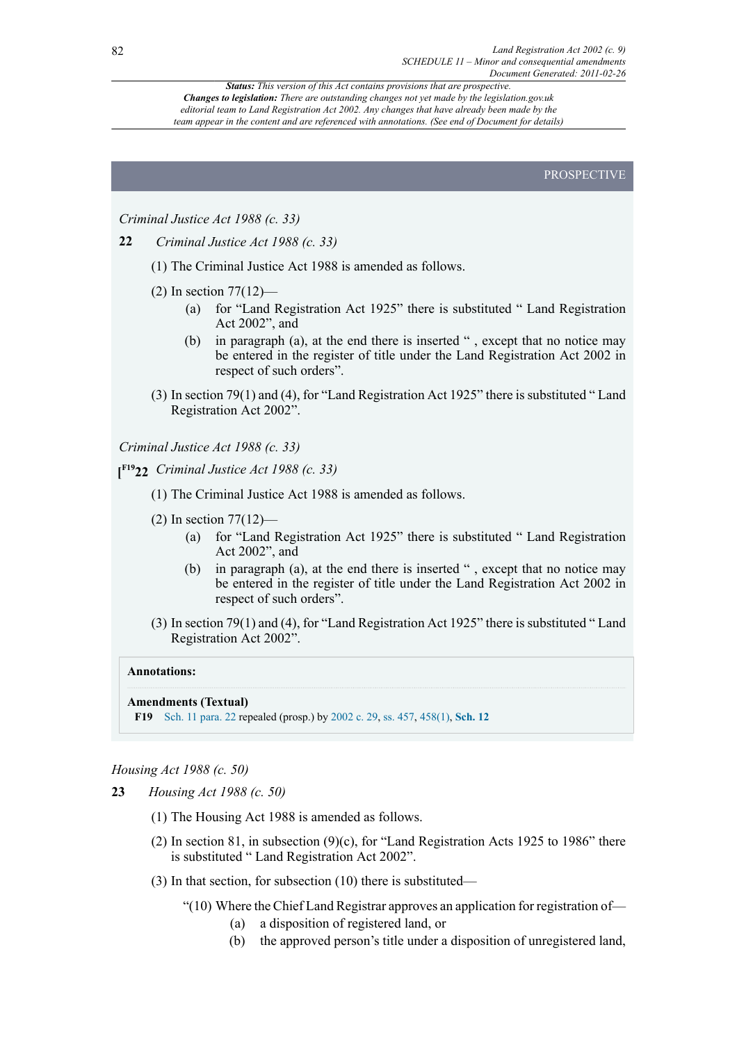PROSPECTIVE

*Criminal Justice Act 1988 (c. 33)*

**22** *Criminal Justice Act 1988 (c. 33)*

(1) The Criminal Justice Act 1988 is amended as follows.

(2) In section 77(12)—

- (a) for "Land Registration Act 1925" there is substituted " Land Registration Act 2002", and
- (b) in paragraph (a), at the end there is inserted " , except that no notice may be entered in the register of title under the Land Registration Act 2002 in respect of such orders".

(3) In section 79(1) and (4), for "Land Registration Act 1925" there is substituted " Land Registration Act 2002".

*Criminal Justice Act 1988 (c. 33)*

**[F19 22** *Criminal Justice Act 1988 (c. 33)*

(1) The Criminal Justice Act 1988 is amended as follows.

(2) In section 77(12)—

- (a) for "Land Registration Act 1925" there is substituted " Land Registration Act 2002", and
- (b) in paragraph (a), at the end there is inserted " , except that no notice may be entered in the register of title under the Land Registration Act 2002 in respect of such orders".

(3) In section 79(1) and (4), for "Land Registration Act 1925" there is substituted " Land Registration Act 2002".

**Annotations:**

**Amendments (Textual)**

**F19** Sch. 11 para. 22 repealed (prosp.) by 2002 c. 29, ss. 457, 458(1), **Sch. 12**

*Housing Act 1988 (c. 50)*

**23** *Housing Act 1988 (c. 50)*

(1) The Housing Act 1988 is amended as follows.

(2) In section 81, in subsection (9)(c), for "Land Registration Acts 1925 to 1986" there is substituted " Land Registration Act 2002".

(3) In that section, for subsection (10) there is substituted—

"(10) Where the Chief Land Registrar approves an application for registration of—

- (a) a disposition of registered land, or
- (b) the approved person's title under a disposition of unregistered land,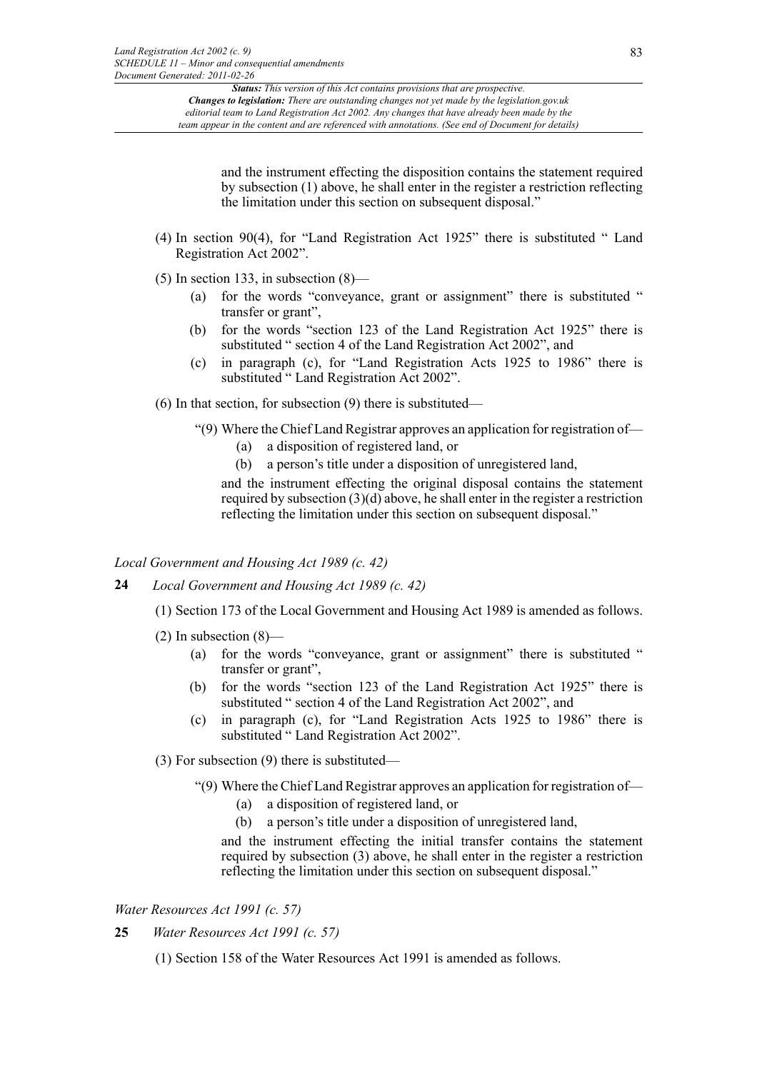and the instrument effecting the disposition contains the statement required by subsection (1) above, he shall enter in the register a restriction reflecting the limitation under this section on subsequent disposal."

(4) In section 90(4), for "Land Registration Act 1925" there is substituted " Land Registration Act 2002".

(5) In section 133, in subsection (8)—

(a) for the words "conveyance, grant or assignment" there is substituted " transfer or grant",

(b) for the words "section 123 of the Land Registration Act 1925" there is substituted " section 4 of the Land Registration Act 2002", and

(c) in paragraph (c), for "Land Registration Acts 1925 to 1986" there is substituted " Land Registration Act 2002".

(6) In that section, for subsection (9) there is substituted—

"(9) Where the Chief Land Registrar approves an application for registration of—

(a) a disposition of registered land, or

(b) a person's title under a disposition of unregistered land,

and the instrument effecting the original disposal contains the statement required by subsection (3)(d) above, he shall enter in the register a restriction reflecting the limitation under this section on subsequent disposal."

*Local Government and Housing Act 1989 (c. 42)*

**24** *Local Government and Housing Act 1989 (c. 42)*

(1) Section 173 of the Local Government and Housing Act 1989 is amended as follows.

(2) In subsection (8)—

(a) for the words "conveyance, grant or assignment" there is substituted " transfer or grant",

(b) for the words "section 123 of the Land Registration Act 1925" there is substituted " section 4 of the Land Registration Act 2002", and

(c) in paragraph (c), for "Land Registration Acts 1925 to 1986" there is substituted " Land Registration Act 2002".

(3) For subsection (9) there is substituted—

"(9) Where the Chief Land Registrar approves an application for registration of—

(a) a disposition of registered land, or

(b) a person's title under a disposition of unregistered land,

and the instrument effecting the initial transfer contains the statement required by subsection (3) above, he shall enter in the register a restriction reflecting the limitation under this section on subsequent disposal."

*Water Resources Act 1991 (c. 57)*

**25** *Water Resources Act 1991 (c. 57)*

(1) Section 158 of the Water Resources Act 1991 is amended as follows.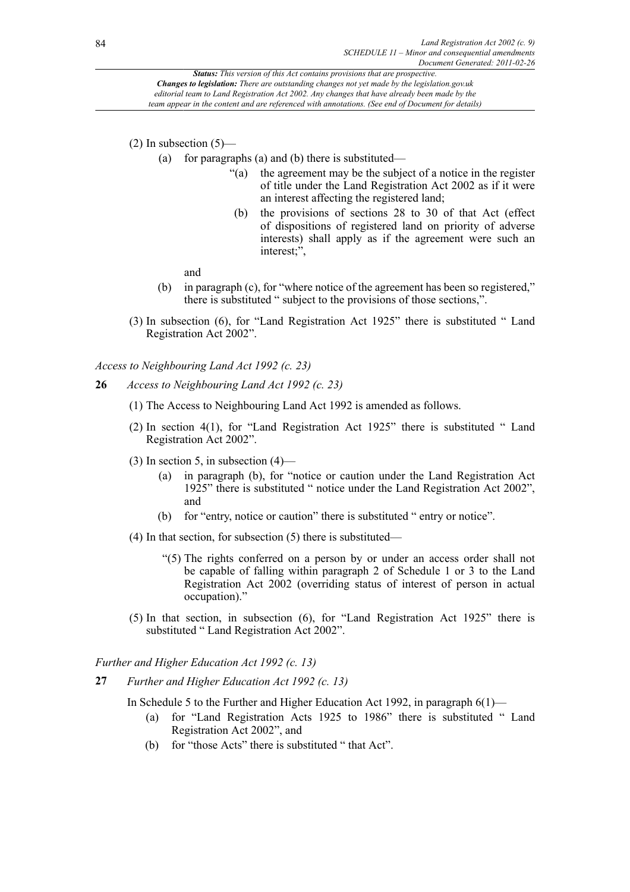(2) In subsection (5)—

(a) for paragraphs (a) and (b) there is substituted—

"(a) the agreement may be the subject of a notice in the register of title under the Land Registration Act 2002 as if it were an interest affecting the registered land;

(b) the provisions of sections 28 to 30 of that Act (effect of dispositions of registered land on priority of adverse interests) shall apply as if the agreement were such an interest;",

and

(b) in paragraph (c), for "where notice of the agreement has been so registered," there is substituted " subject to the provisions of those sections,".

(3) In subsection (6), for "Land Registration Act 1925" there is substituted " Land Registration Act 2002".

*Access to Neighbouring Land Act 1992 (c. 23)*

**26** *Access to Neighbouring Land Act 1992 (c. 23)*

(1) The Access to Neighbouring Land Act 1992 is amended as follows.

(2) In section 4(1), for "Land Registration Act 1925" there is substituted " Land Registration Act 2002".

(3) In section 5, in subsection (4)—

(a) in paragraph (b), for "notice or caution under the Land Registration Act 1925" there is substituted " notice under the Land Registration Act 2002", and

(b) for "entry, notice or caution" there is substituted " entry or notice".

(4) In that section, for subsection (5) there is substituted—

"(5) The rights conferred on a person by or under an access order shall not be capable of falling within paragraph 2 of Schedule 1 or 3 to the Land Registration Act 2002 (overriding status of interest of person in actual occupation)."

(5) In that section, in subsection (6), for "Land Registration Act 1925" there is substituted " Land Registration Act 2002".

*Further and Higher Education Act 1992 (c. 13)*

**27** *Further and Higher Education Act 1992 (c. 13)*

In Schedule 5 to the Further and Higher Education Act 1992, in paragraph 6(1)—

(a) for "Land Registration Acts 1925 to 1986" there is substituted " Land Registration Act 2002", and

(b) for "those Acts" there is substituted " that Act".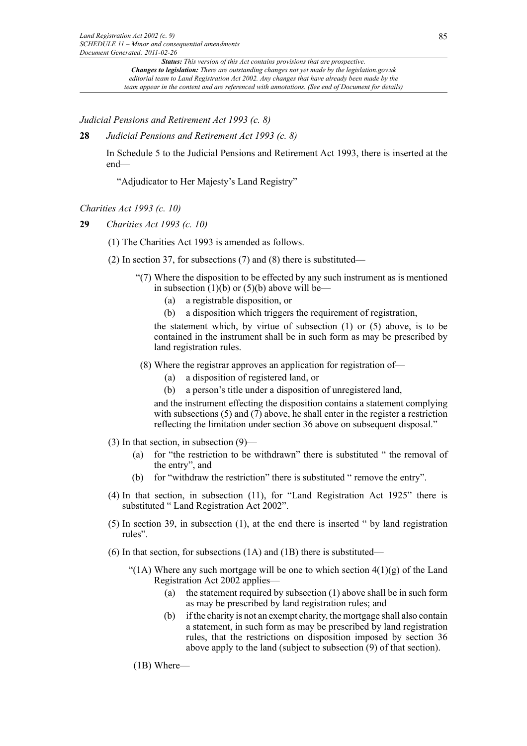*Judicial Pensions and Retirement Act 1993 (c. 8)*

**28** *Judicial Pensions and Retirement Act 1993 (c. 8)*

In Schedule 5 to the Judicial Pensions and Retirement Act 1993, there is inserted at the end—

"Adjudicator to Her Majesty's Land Registry"

*Charities Act 1993 (c. 10)*

**29** *Charities Act 1993 (c. 10)*

(1) The Charities Act 1993 is amended as follows.

(2) In section 37, for subsections (7) and (8) there is substituted—

"(7) Where the disposition to be effected by any such instrument as is mentioned in subsection (1)(b) or (5)(b) above will be—

(a) a registrable disposition, or

(b) a disposition which triggers the requirement of registration,

the statement which, by virtue of subsection (1) or (5) above, is to be contained in the instrument shall be in such form as may be prescribed by land registration rules.

(8) Where the registrar approves an application for registration of—

(a) a disposition of registered land, or

(b) a person's title under a disposition of unregistered land,

and the instrument effecting the disposition contains a statement complying with subsections (5) and (7) above, he shall enter in the register a restriction reflecting the limitation under section 36 above on subsequent disposal."

(3) In that section, in subsection (9)—

(a) for "the restriction to be withdrawn" there is substituted " the removal of the entry", and

(b) for "withdraw the restriction" there is substituted " remove the entry".

(4) In that section, in subsection (11), for "Land Registration Act 1925" there is substituted " Land Registration Act 2002".

(5) In section 39, in subsection (1), at the end there is inserted " by land registration rules".

(6) In that section, for subsections (1A) and (1B) there is substituted—

"(1A) Where any such mortgage will be one to which section 4(1)(g) of the Land Registration Act 2002 applies—

(a) the statement required by subsection (1) above shall be in such form as may be prescribed by land registration rules; and

(b) if the charity is not an exempt charity, the mortgage shall also contain a statement, in such form as may be prescribed by land registration rules, that the restrictions on disposition imposed by section 36 above apply to the land (subject to subsection (9) of that section).

(1B) Where—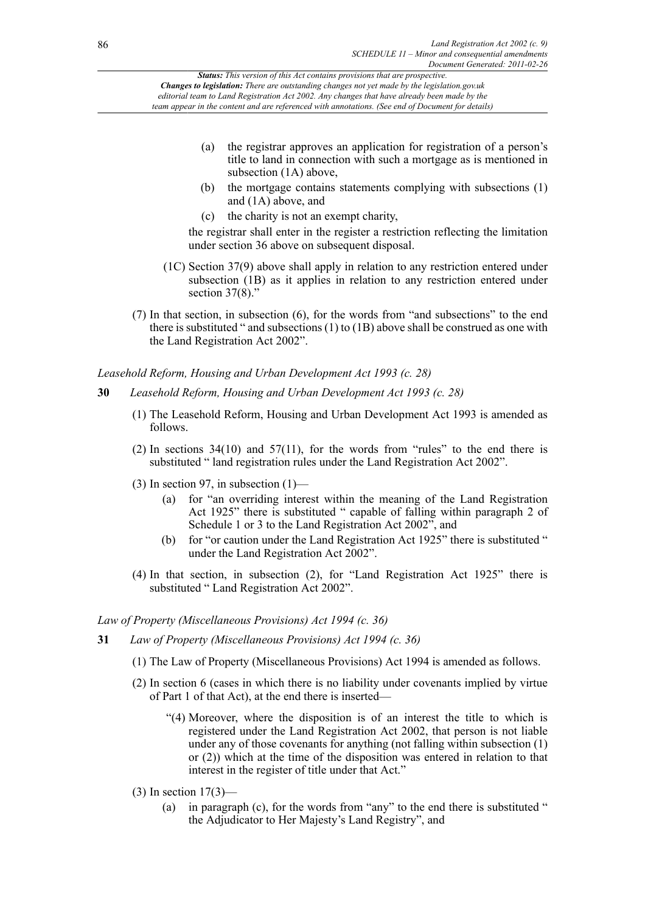(a) the registrar approves an application for registration of a person's title to land in connection with such a mortgage as is mentioned in subsection (1A) above,

(b) the mortgage contains statements complying with subsections (1) and (1A) above, and

(c) the charity is not an exempt charity,

the registrar shall enter in the register a restriction reflecting the limitation under section 36 above on subsequent disposal.

(1C) Section 37(9) above shall apply in relation to any restriction entered under subsection (1B) as it applies in relation to any restriction entered under section 37(8)."

(7) In that section, in subsection (6), for the words from "and subsections" to the end there is substituted " and subsections (1) to (1B) above shall be construed as one with the Land Registration Act 2002".

*Leasehold Reform, Housing and Urban Development Act 1993 (c. 28)*

**30** *Leasehold Reform, Housing and Urban Development Act 1993 (c. 28)*

(1) The Leasehold Reform, Housing and Urban Development Act 1993 is amended as follows.

(2) In sections 34(10) and 57(11), for the words from "rules" to the end there is substituted " land registration rules under the Land Registration Act 2002".

(3) In section 97, in subsection (1)—

(a) for "an overriding interest within the meaning of the Land Registration Act 1925" there is substituted " capable of falling within paragraph 2 of Schedule 1 or 3 to the Land Registration Act 2002", and

(b) for "or caution under the Land Registration Act 1925" there is substituted " under the Land Registration Act 2002".

(4) In that section, in subsection (2), for "Land Registration Act 1925" there is substituted " Land Registration Act 2002".

*Law of Property (Miscellaneous Provisions) Act 1994 (c. 36)*

**31** *Law of Property (Miscellaneous Provisions) Act 1994 (c. 36)*

(1) The Law of Property (Miscellaneous Provisions) Act 1994 is amended as follows.

(2) In section 6 (cases in which there is no liability under covenants implied by virtue of Part 1 of that Act), at the end there is inserted—

"(4) Moreover, where the disposition is of an interest the title to which is registered under the Land Registration Act 2002, that person is not liable under any of those covenants for anything (not falling within subsection (1) or (2)) which at the time of the disposition was entered in relation to that interest in the register of title under that Act."

(3) In section 17(3)—

(a) in paragraph (c), for the words from "any" to the end there is substituted " the Adjudicator to Her Majesty's Land Registry", and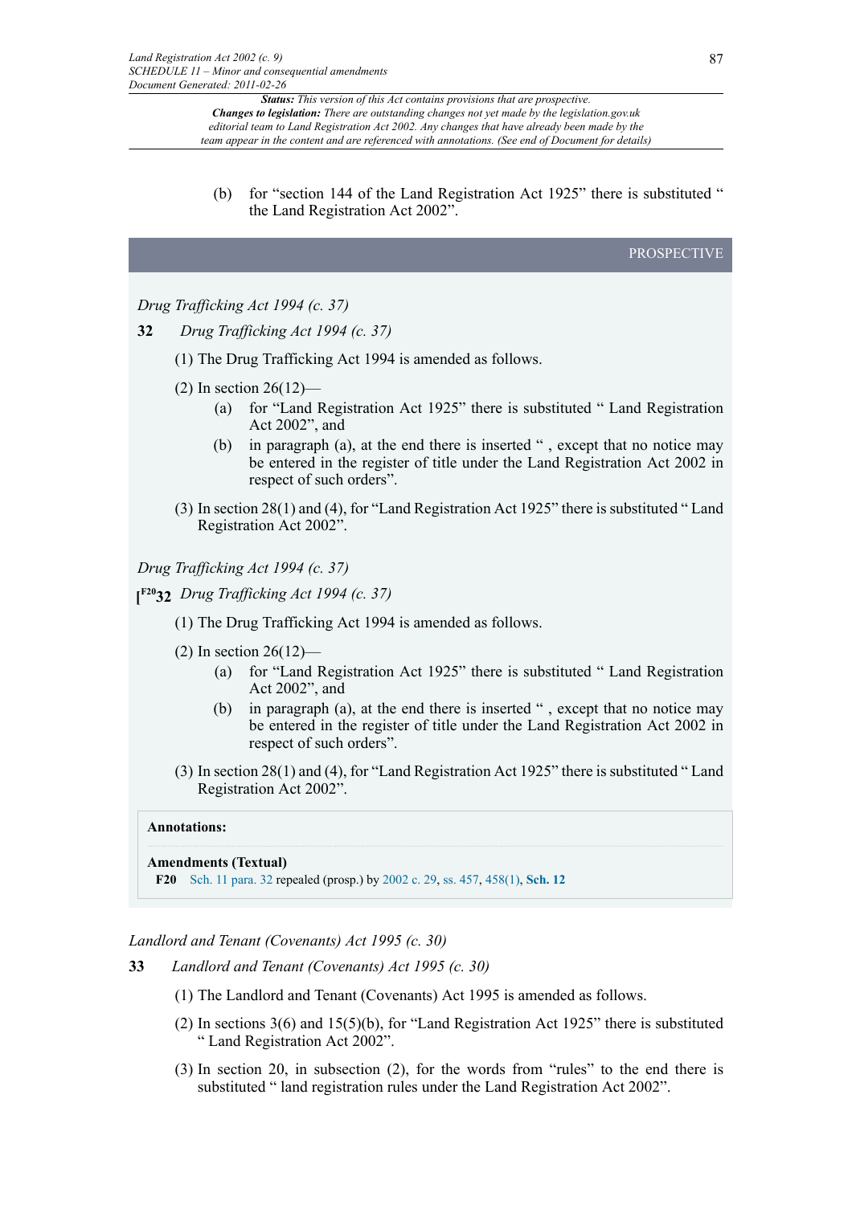(b) for "section 144 of the Land Registration Act 1925" there is substituted " the Land Registration Act 2002".

PROSPECTIVE

*Drug Trafficking Act 1994 (c. 37)*

**32** *Drug Trafficking Act 1994 (c. 37)*

(1) The Drug Trafficking Act 1994 is amended as follows.

(2) In section 26(12)—

(a) for "Land Registration Act 1925" there is substituted " Land Registration Act 2002", and

(b) in paragraph (a), at the end there is inserted " , except that no notice may be entered in the register of title under the Land Registration Act 2002 in respect of such orders".

(3) In section 28(1) and (4), for "Land Registration Act 1925" there is substituted " Land Registration Act 2002".

*Drug Trafficking Act 1994 (c. 37)*

[F20 **32** *Drug Trafficking Act 1994 (c. 37)*

(1) The Drug Trafficking Act 1994 is amended as follows.

(2) In section 26(12)—

(a) for "Land Registration Act 1925" there is substituted " Land Registration Act 2002", and

(b) in paragraph (a), at the end there is inserted " , except that no notice may be entered in the register of title under the Land Registration Act 2002 in respect of such orders".

(3) In section 28(1) and (4), for "Land Registration Act 1925" there is substituted " Land Registration Act 2002".

**Annotations:**

**Amendments (Textual)**

**F20** Sch. 11 para. 32 repealed (prosp.) by 2002 c. 29, ss. 457, 458(1), **Sch. 12**

*Landlord and Tenant (Covenants) Act 1995 (c. 30)*

**33** *Landlord and Tenant (Covenants) Act 1995 (c. 30)*

(1) The Landlord and Tenant (Covenants) Act 1995 is amended as follows.

(2) In sections 3(6) and 15(5)(b), for "Land Registration Act 1925" there is substituted " Land Registration Act 2002".

(3) In section 20, in subsection (2), for the words from "rules" to the end there is substituted " land registration rules under the Land Registration Act 2002".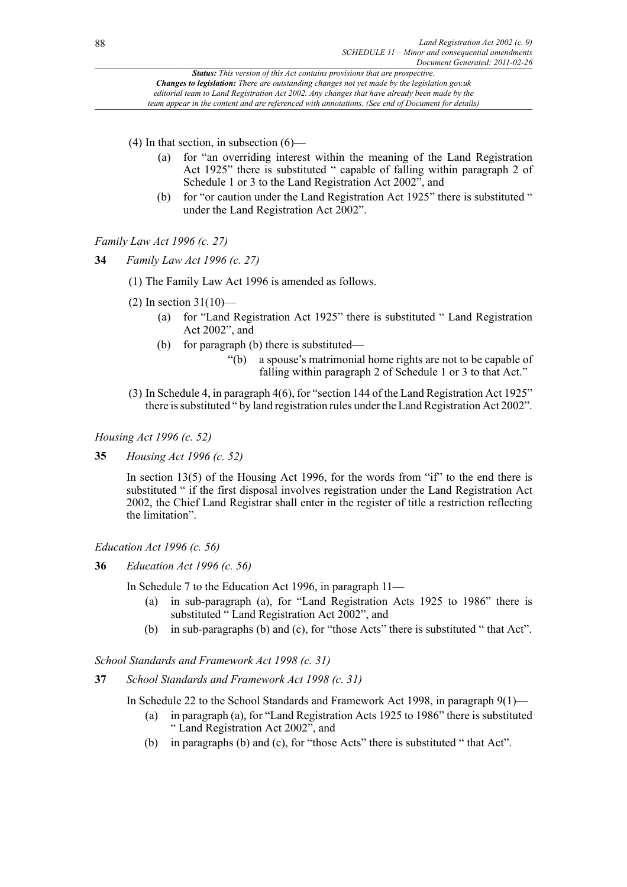(4) In that section, in subsection (6)—

(a) for "an overriding interest within the meaning of the Land Registration Act 1925" there is substituted " capable of falling within paragraph 2 of Schedule 1 or 3 to the Land Registration Act 2002", and

(b) for "or caution under the Land Registration Act 1925" there is substituted " under the Land Registration Act 2002".

*Family Law Act 1996 (c. 27)*

**34** *Family Law Act 1996 (c. 27)*

(1) The Family Law Act 1996 is amended as follows.

(2) In section 31(10)—

(a) for "Land Registration Act 1925" there is substituted " Land Registration Act 2002", and

(b) for paragraph (b) there is substituted—

"(b) a spouse's matrimonial home rights are not to be capable of falling within paragraph 2 of Schedule 1 or 3 to that Act."

(3) In Schedule 4, in paragraph 4(6), for "section 144 of the Land Registration Act 1925" there is substituted " by land registration rules under the Land Registration Act 2002".

*Housing Act 1996 (c. 52)*

**35** *Housing Act 1996 (c. 52)*

In section 13(5) of the Housing Act 1996, for the words from "if" to the end there is substituted " if the first disposal involves registration under the Land Registration Act 2002, the Chief Land Registrar shall enter in the register of title a restriction reflecting the limitation".

*Education Act 1996 (c. 56)*

**36** *Education Act 1996 (c. 56)*

In Schedule 7 to the Education Act 1996, in paragraph 11—

(a) in sub-paragraph (a), for "Land Registration Acts 1925 to 1986" there is substituted " Land Registration Act 2002", and

(b) in sub-paragraphs (b) and (c), for "those Acts" there is substituted " that Act".

*School Standards and Framework Act 1998 (c. 31)*

**37** *School Standards and Framework Act 1998 (c. 31)*

In Schedule 22 to the School Standards and Framework Act 1998, in paragraph 9(1)—

(a) in paragraph (a), for "Land Registration Acts 1925 to 1986" there is substituted " Land Registration Act 2002", and

(b) in paragraphs (b) and (c), for "those Acts" there is substituted " that Act".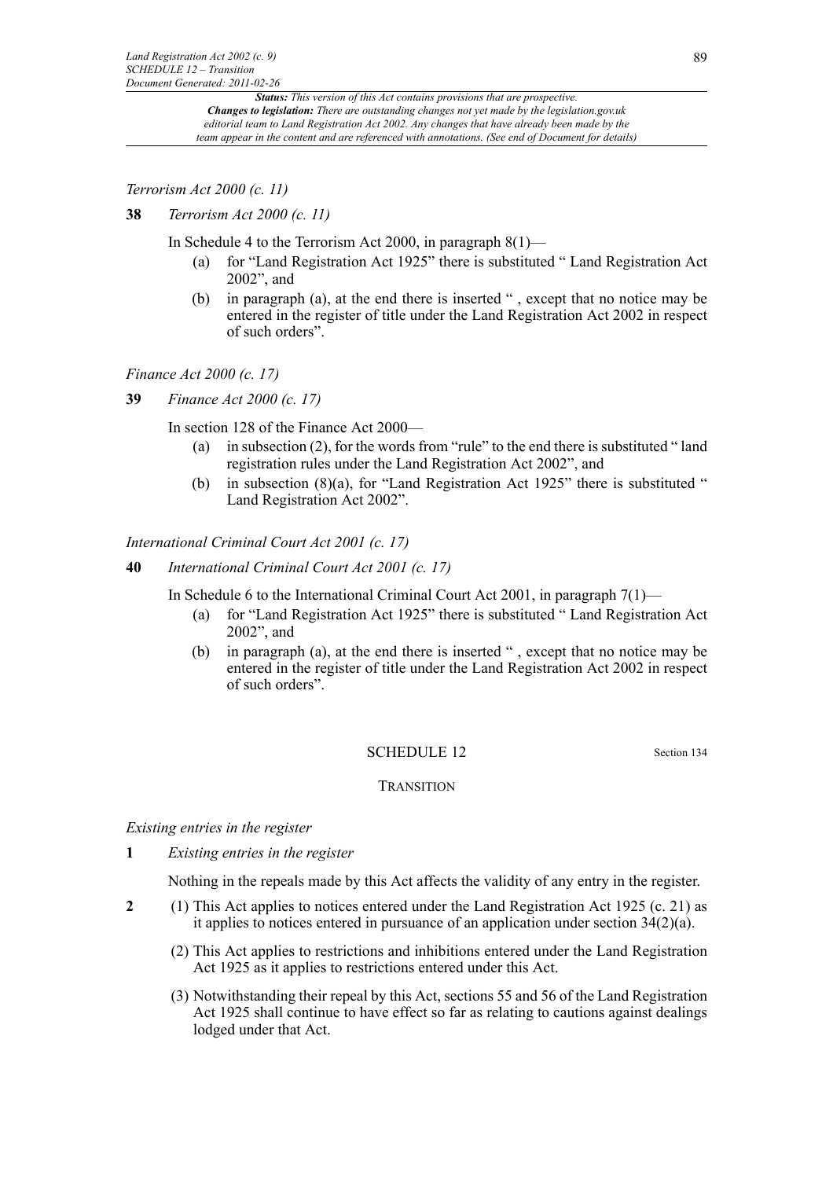*Terrorism Act 2000 (c. 11)*

**38** *Terrorism Act 2000 (c. 11)*

In Schedule 4 to the Terrorism Act 2000, in paragraph 8(1)—

(a) for "Land Registration Act 1925" there is substituted " Land Registration Act 2002", and

(b) in paragraph (a), at the end there is inserted " , except that no notice may be entered in the register of title under the Land Registration Act 2002 in respect of such orders".

*Finance Act 2000 (c. 17)*

**39** *Finance Act 2000 (c. 17)*

In section 128 of the Finance Act 2000—

(a) in subsection (2), for the words from "rule" to the end there is substituted " land registration rules under the Land Registration Act 2002", and

(b) in subsection (8)(a), for "Land Registration Act 1925" there is substituted " Land Registration Act 2002".

*International Criminal Court Act 2001 (c. 17)*

**40** *International Criminal Court Act 2001 (c. 17)*

In Schedule 6 to the International Criminal Court Act 2001, in paragraph 7(1)—

(a) for "Land Registration Act 1925" there is substituted " Land Registration Act 2002", and

(b) in paragraph (a), at the end there is inserted " , except that no notice may be entered in the register of title under the Land Registration Act 2002 in respect of such orders".

## SCHEDULE 12

Section 134

### TRANSITION

*Existing entries in the register*

**1** *Existing entries in the register*

Nothing in the repeals made by this Act affects the validity of any entry in the register.

**2** (1) This Act applies to notices entered under the Land Registration Act 1925 (c. 21) as it applies to notices entered in pursuance of an application under section 34(2)(a).

(2) This Act applies to restrictions and inhibitions entered under the Land Registration Act 1925 as it applies to restrictions entered under this Act.

(3) Notwithstanding their repeal by this Act, sections 55 and 56 of the Land Registration Act 1925 shall continue to have effect so far as relating to cautions against dealings lodged under that Act.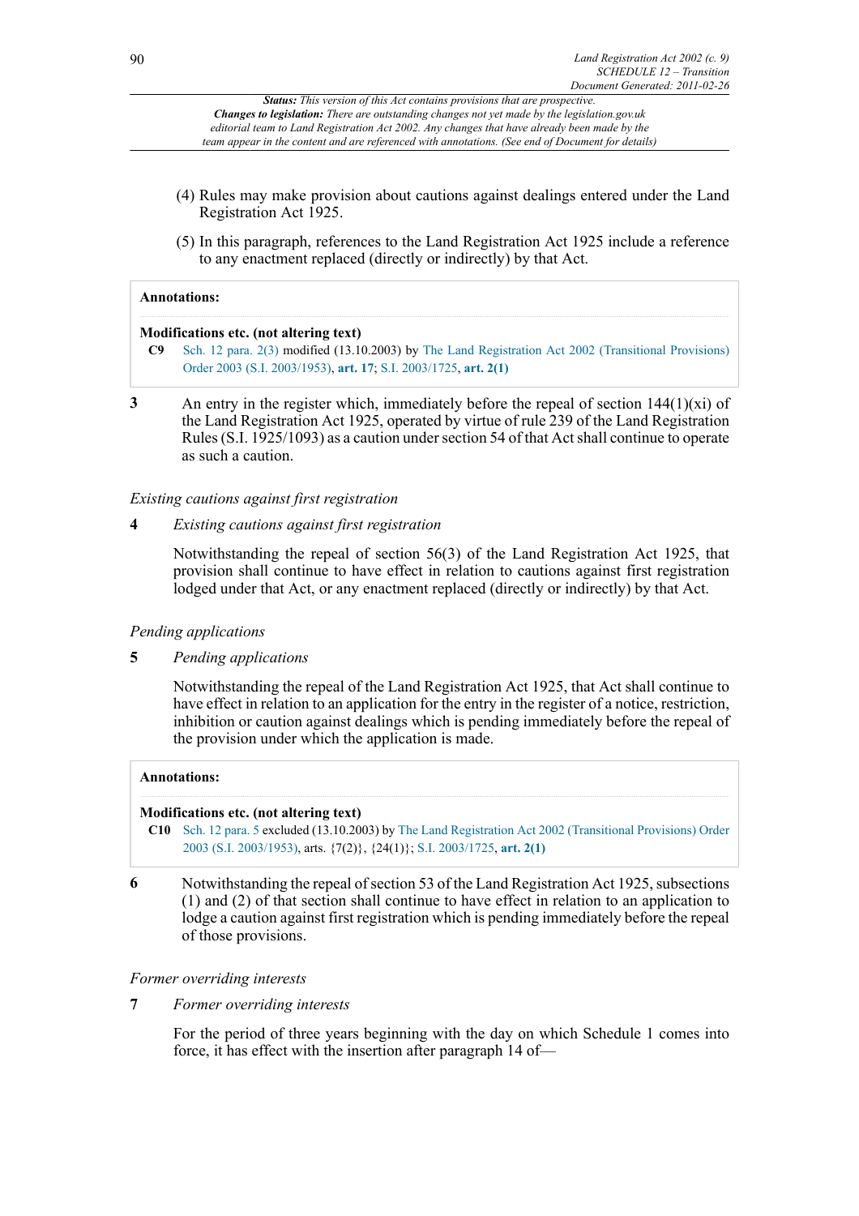*Status: This version of this Act contains provisions that are prospective.*
*Changes to legislation: There are outstanding changes not yet made by the legislation.gov.uk editorial team to Land Registration Act 2002. Any changes that have already been made by the team appear in the content and are referenced with annotations. (See end of Document for details)*

(4) Rules may make provision about cautions against dealings entered under the Land Registration Act 1925.

(5) In this paragraph, references to the Land Registration Act 1925 include a reference to any enactment replaced (directly or indirectly) by that Act.

> **Annotations:**
>
> **Modifications etc. (not altering text)**
>
> **C9** Sch. 12 para. 2(3) modified (13.10.2003) by The Land Registration Act 2002 (Transitional Provisions) Order 2003 (S.I. 2003/1953), **art. 17**; S.I. 2003/1725, **art. 2(1)**

**3** An entry in the register which, immediately before the repeal of section 144(1)(xi) of the Land Registration Act 1925, operated by virtue of rule 239 of the Land Registration Rules (S.I. 1925/1093) as a caution under section 54 of that Act shall continue to operate as such a caution.

*Existing cautions against first registration*

**4** *Existing cautions against first registration*

Notwithstanding the repeal of section 56(3) of the Land Registration Act 1925, that provision shall continue to have effect in relation to cautions against first registration lodged under that Act, or any enactment replaced (directly or indirectly) by that Act.

*Pending applications*

**5** *Pending applications*

Notwithstanding the repeal of the Land Registration Act 1925, that Act shall continue to have effect in relation to an application for the entry in the register of a notice, restriction, inhibition or caution against dealings which is pending immediately before the repeal of the provision under which the application is made.

> **Annotations:**
>
> **Modifications etc. (not altering text)**
>
> **C10** Sch. 12 para. 5 excluded (13.10.2003) by The Land Registration Act 2002 (Transitional Provisions) Order 2003 (S.I. 2003/1953), arts. {7(2)}, {24(1)}; S.I. 2003/1725, **art. 2(1)**

**6** Notwithstanding the repeal of section 53 of the Land Registration Act 1925, subsections (1) and (2) of that section shall continue to have effect in relation to an application to lodge a caution against first registration which is pending immediately before the repeal of those provisions.

*Former overriding interests*

**7** *Former overriding interests*

For the period of three years beginning with the day on which Schedule 1 comes into force, it has effect with the insertion after paragraph 14 of—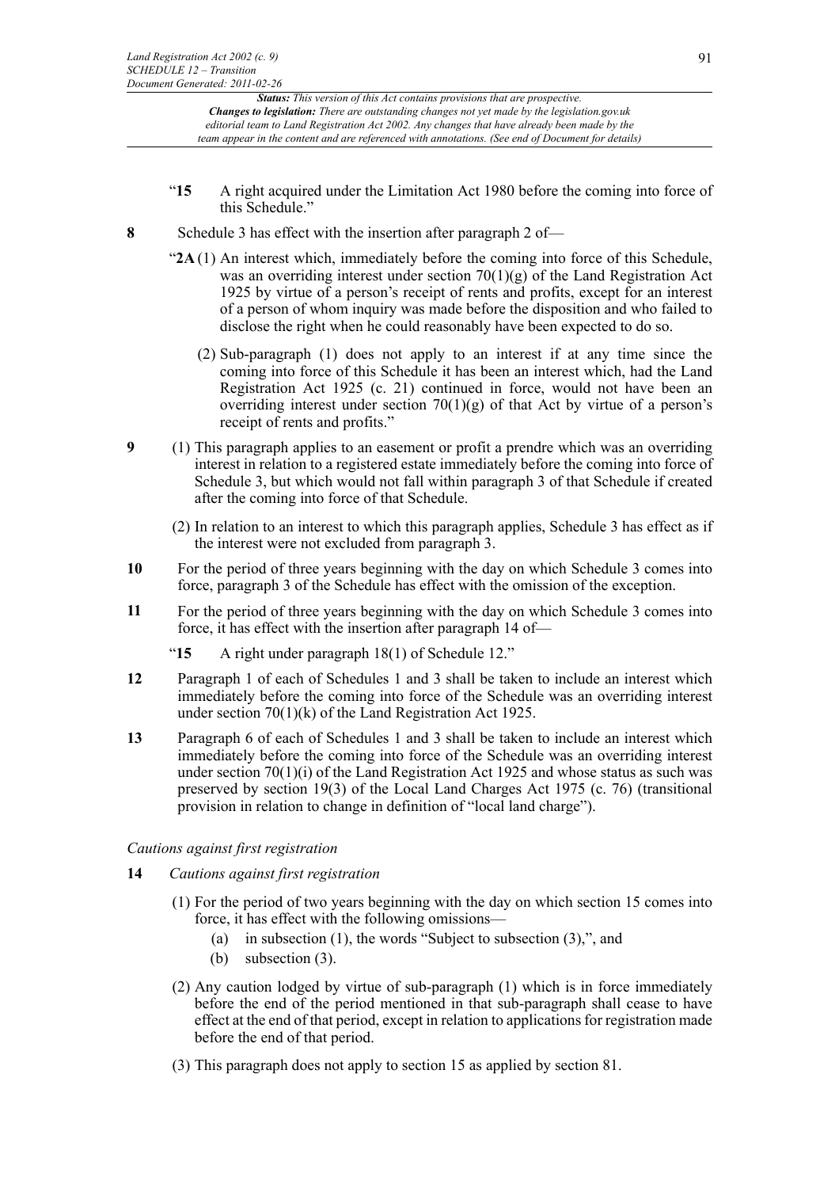"**15** A right acquired under the Limitation Act 1980 before the coming into force of this Schedule."

**8** Schedule 3 has effect with the insertion after paragraph 2 of—

"**2A** (1) An interest which, immediately before the coming into force of this Schedule, was an overriding interest under section 70(1)(g) of the Land Registration Act 1925 by virtue of a person's receipt of rents and profits, except for an interest of a person of whom inquiry was made before the disposition and who failed to disclose the right when he could reasonably have been expected to do so.

(2) Sub-paragraph (1) does not apply to an interest if at any time since the coming into force of this Schedule it has been an interest which, had the Land Registration Act 1925 (c. 21) continued in force, would not have been an overriding interest under section 70(1)(g) of that Act by virtue of a person's receipt of rents and profits."

**9** (1) This paragraph applies to an easement or profit a prendre which was an overriding interest in relation to a registered estate immediately before the coming into force of Schedule 3, but which would not fall within paragraph 3 of that Schedule if created after the coming into force of that Schedule.

(2) In relation to an interest to which this paragraph applies, Schedule 3 has effect as if the interest were not excluded from paragraph 3.

**10** For the period of three years beginning with the day on which Schedule 3 comes into force, paragraph 3 of the Schedule has effect with the omission of the exception.

**11** For the period of three years beginning with the day on which Schedule 3 comes into force, it has effect with the insertion after paragraph 14 of—

"**15** A right under paragraph 18(1) of Schedule 12."

**12** Paragraph 1 of each of Schedules 1 and 3 shall be taken to include an interest which immediately before the coming into force of the Schedule was an overriding interest under section 70(1)(k) of the Land Registration Act 1925.

**13** Paragraph 6 of each of Schedules 1 and 3 shall be taken to include an interest which immediately before the coming into force of the Schedule was an overriding interest under section 70(1)(i) of the Land Registration Act 1925 and whose status as such was preserved by section 19(3) of the Local Land Charges Act 1975 (c. 76) (transitional provision in relation to change in definition of "local land charge").

*Cautions against first registration*

**14** *Cautions against first registration*

(1) For the period of two years beginning with the day on which section 15 comes into force, it has effect with the following omissions—

- (a) in subsection (1), the words "Subject to subsection (3),", and
- (b) subsection (3).

(2) Any caution lodged by virtue of sub-paragraph (1) which is in force immediately before the end of the period mentioned in that sub-paragraph shall cease to have effect at the end of that period, except in relation to applications for registration made before the end of that period.

(3) This paragraph does not apply to section 15 as applied by section 81.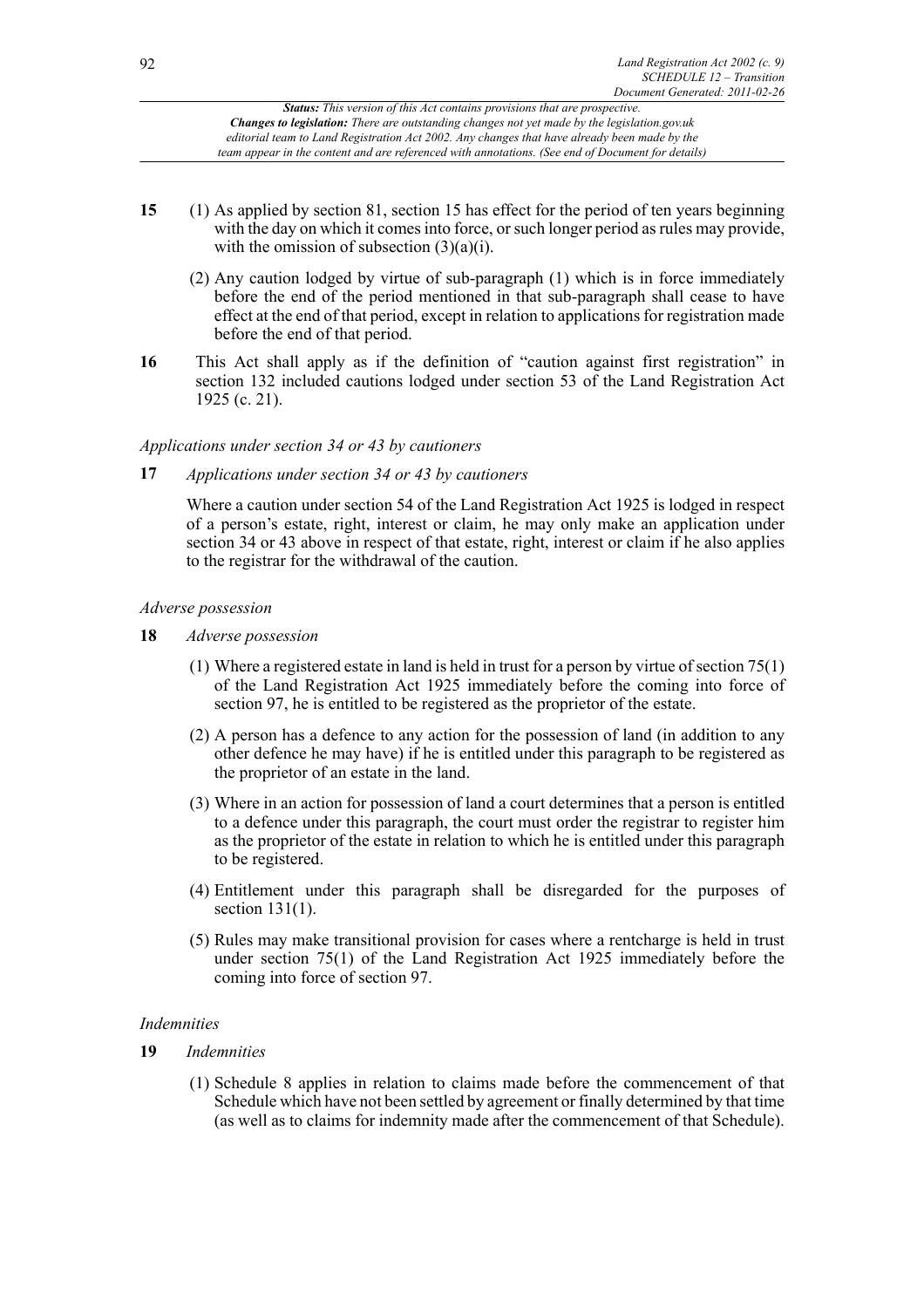**15** (1) As applied by section 81, section 15 has effect for the period of ten years beginning with the day on which it comes into force, or such longer period as rules may provide, with the omission of subsection (3)(a)(i).

(2) Any caution lodged by virtue of sub-paragraph (1) which is in force immediately before the end of the period mentioned in that sub-paragraph shall cease to have effect at the end of that period, except in relation to applications for registration made before the end of that period.

**16** This Act shall apply as if the definition of "caution against first registration" in section 132 included cautions lodged under section 53 of the Land Registration Act 1925 (c. 21).

*Applications under section 34 or 43 by cautioners*

**17** *Applications under section 34 or 43 by cautioners*

Where a caution under section 54 of the Land Registration Act 1925 is lodged in respect of a person's estate, right, interest or claim, he may only make an application under section 34 or 43 above in respect of that estate, right, interest or claim if he also applies to the registrar for the withdrawal of the caution.

*Adverse possession*

**18** *Adverse possession*

(1) Where a registered estate in land is held in trust for a person by virtue of section 75(1) of the Land Registration Act 1925 immediately before the coming into force of section 97, he is entitled to be registered as the proprietor of the estate.

(2) A person has a defence to any action for the possession of land (in addition to any other defence he may have) if he is entitled under this paragraph to be registered as the proprietor of an estate in the land.

(3) Where in an action for possession of land a court determines that a person is entitled to a defence under this paragraph, the court must order the registrar to register him as the proprietor of the estate in relation to which he is entitled under this paragraph to be registered.

(4) Entitlement under this paragraph shall be disregarded for the purposes of section 131(1).

(5) Rules may make transitional provision for cases where a rentcharge is held in trust under section 75(1) of the Land Registration Act 1925 immediately before the coming into force of section 97.

*Indemnities*

**19** *Indemnities*

(1) Schedule 8 applies in relation to claims made before the commencement of that Schedule which have not been settled by agreement or finally determined by that time (as well as to claims for indemnity made after the commencement of that Schedule).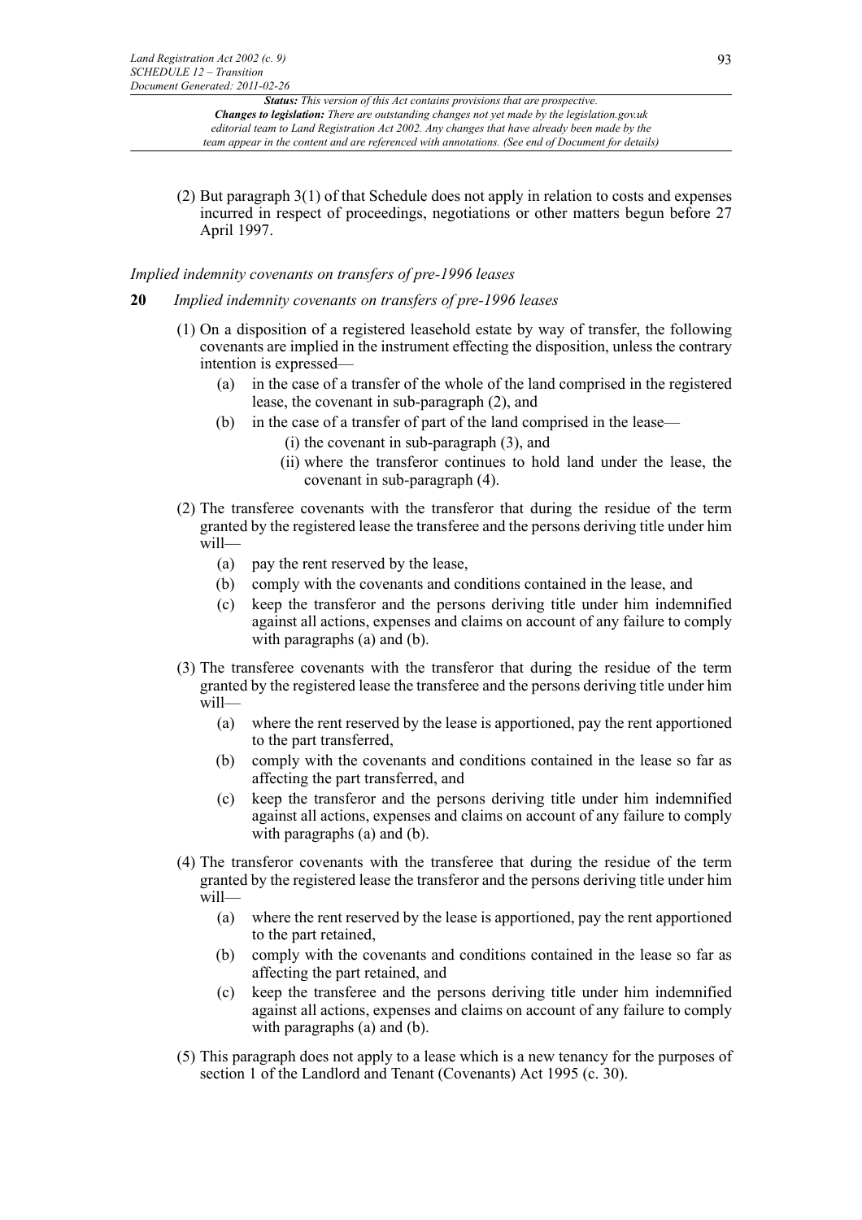(2) But paragraph 3(1) of that Schedule does not apply in relation to costs and expenses incurred in respect of proceedings, negotiations or other matters begun before 27 April 1997.

*Implied indemnity covenants on transfers of pre-1996 leases*

**20** *Implied indemnity covenants on transfers of pre-1996 leases*

(1) On a disposition of a registered leasehold estate by way of transfer, the following covenants are implied in the instrument effecting the disposition, unless the contrary intention is expressed—

- (a) in the case of a transfer of the whole of the land comprised in the registered lease, the covenant in sub-paragraph (2), and
- (b) in the case of a transfer of part of the land comprised in the lease—
  - (i) the covenant in sub-paragraph (3), and
  - (ii) where the transferor continues to hold land under the lease, the covenant in sub-paragraph (4).

(2) The transferee covenants with the transferor that during the residue of the term granted by the registered lease the transferee and the persons deriving title under him will—

- (a) pay the rent reserved by the lease,
- (b) comply with the covenants and conditions contained in the lease, and
- (c) keep the transferor and the persons deriving title under him indemnified against all actions, expenses and claims on account of any failure to comply with paragraphs (a) and (b).

(3) The transferee covenants with the transferor that during the residue of the term granted by the registered lease the transferee and the persons deriving title under him will—

- (a) where the rent reserved by the lease is apportioned, pay the rent apportioned to the part transferred,
- (b) comply with the covenants and conditions contained in the lease so far as affecting the part transferred, and
- (c) keep the transferor and the persons deriving title under him indemnified against all actions, expenses and claims on account of any failure to comply with paragraphs (a) and (b).

(4) The transferor covenants with the transferee that during the residue of the term granted by the registered lease the transferor and the persons deriving title under him will—

- (a) where the rent reserved by the lease is apportioned, pay the rent apportioned to the part retained,
- (b) comply with the covenants and conditions contained in the lease so far as affecting the part retained, and
- (c) keep the transferee and the persons deriving title under him indemnified against all actions, expenses and claims on account of any failure to comply with paragraphs (a) and (b).

(5) This paragraph does not apply to a lease which is a new tenancy for the purposes of section 1 of the Landlord and Tenant (Covenants) Act 1995 (c. 30).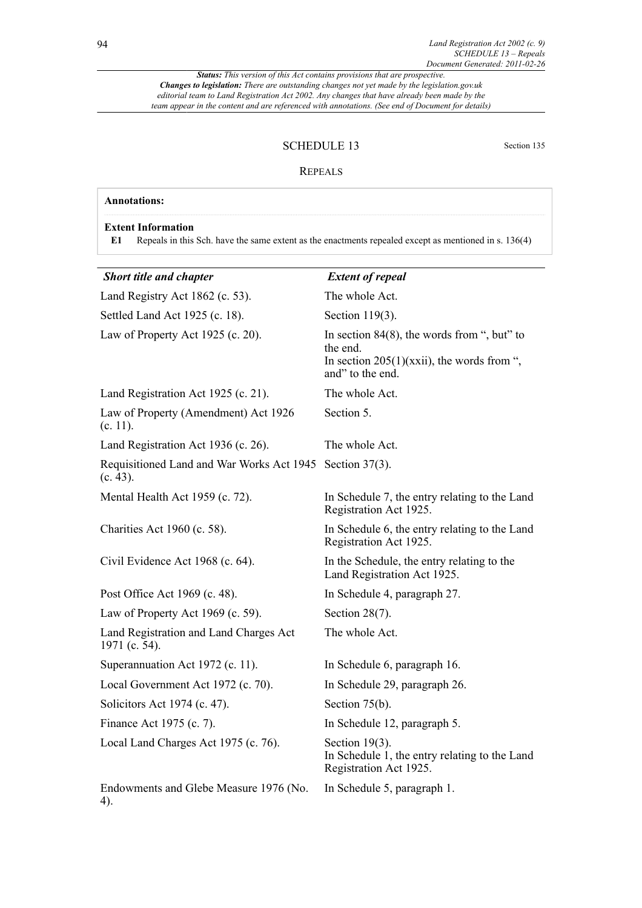**Status:** *This version of this Act contains provisions that are prospective.*
***Changes to legislation:*** *There are outstanding changes not yet made by the legislation.gov.uk editorial team to Land Registration Act 2002. Any changes that have already been made by the team appear in the content and are referenced with annotations. (See end of Document for details)*

## SCHEDULE 13

Section 135

### REPEALS

**Annotations:**

**Extent Information**

**E1** Repeals in this Sch. have the same extent as the enactments repealed except as mentioned in s. 136(4)

| *Short title and chapter* | *Extent of repeal* |
|---|---|
| Land Registry Act 1862 (c. 53). | The whole Act. |
| Settled Land Act 1925 (c. 18). | Section 119(3). |
| Law of Property Act 1925 (c. 20). | In section 84(8), the words from ", but" to the end.<br>In section 205(1)(xxii), the words from ", and" to the end. |
| Land Registration Act 1925 (c. 21). | The whole Act. |
| Law of Property (Amendment) Act 1926 (c. 11). | Section 5. |
| Land Registration Act 1936 (c. 26). | The whole Act. |
| Requisitioned Land and War Works Act 1945 (c. 43). | Section 37(3). |
| Mental Health Act 1959 (c. 72). | In Schedule 7, the entry relating to the Land Registration Act 1925. |
| Charities Act 1960 (c. 58). | In Schedule 6, the entry relating to the Land Registration Act 1925. |
| Civil Evidence Act 1968 (c. 64). | In the Schedule, the entry relating to the Land Registration Act 1925. |
| Post Office Act 1969 (c. 48). | In Schedule 4, paragraph 27. |
| Law of Property Act 1969 (c. 59). | Section 28(7). |
| Land Registration and Land Charges Act 1971 (c. 54). | The whole Act. |
| Superannuation Act 1972 (c. 11). | In Schedule 6, paragraph 16. |
| Local Government Act 1972 (c. 70). | In Schedule 29, paragraph 26. |
| Solicitors Act 1974 (c. 47). | Section 75(b). |
| Finance Act 1975 (c. 7). | In Schedule 12, paragraph 5. |
| Local Land Charges Act 1975 (c. 76). | Section 19(3).<br>In Schedule 1, the entry relating to the Land Registration Act 1925. |
| Endowments and Glebe Measure 1976 (No. 4). | In Schedule 5, paragraph 1. |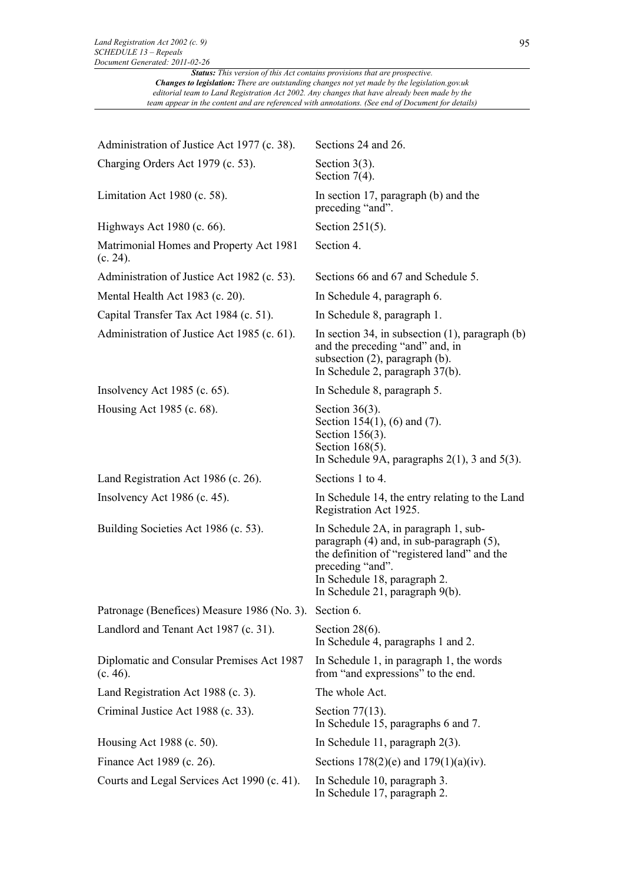| | |
|---|---|
| Administration of Justice Act 1977 (c. 38). | Sections 24 and 26. |
| Charging Orders Act 1979 (c. 53). | Section 3(3).<br>Section 7(4). |
| Limitation Act 1980 (c. 58). | In section 17, paragraph (b) and the preceding "and". |
| Highways Act 1980 (c. 66). | Section 251(5). |
| Matrimonial Homes and Property Act 1981 (c. 24). | Section 4. |
| Administration of Justice Act 1982 (c. 53). | Sections 66 and 67 and Schedule 5. |
| Mental Health Act 1983 (c. 20). | In Schedule 4, paragraph 6. |
| Capital Transfer Tax Act 1984 (c. 51). | In Schedule 8, paragraph 1. |
| Administration of Justice Act 1985 (c. 61). | In section 34, in subsection (1), paragraph (b) and the preceding "and" and, in subsection (2), paragraph (b).<br>In Schedule 2, paragraph 37(b). |
| Insolvency Act 1985 (c. 65). | In Schedule 8, paragraph 5. |
| Housing Act 1985 (c. 68). | Section 36(3).<br>Section 154(1), (6) and (7).<br>Section 156(3).<br>Section 168(5).<br>In Schedule 9A, paragraphs 2(1), 3 and 5(3). |
| Land Registration Act 1986 (c. 26). | Sections 1 to 4. |
| Insolvency Act 1986 (c. 45). | In Schedule 14, the entry relating to the Land Registration Act 1925. |
| Building Societies Act 1986 (c. 53). | In Schedule 2A, in paragraph 1, sub-paragraph (4) and, in sub-paragraph (5), the definition of "registered land" and the preceding "and".<br>In Schedule 18, paragraph 2.<br>In Schedule 21, paragraph 9(b). |
| Patronage (Benefices) Measure 1986 (No. 3). | Section 6. |
| Landlord and Tenant Act 1987 (c. 31). | Section 28(6).<br>In Schedule 4, paragraphs 1 and 2. |
| Diplomatic and Consular Premises Act 1987 (c. 46). | In Schedule 1, in paragraph 1, the words from "and expressions" to the end. |
| Land Registration Act 1988 (c. 3). | The whole Act. |
| Criminal Justice Act 1988 (c. 33). | Section 77(13).<br>In Schedule 15, paragraphs 6 and 7. |
| Housing Act 1988 (c. 50). | In Schedule 11, paragraph 2(3). |
| Finance Act 1989 (c. 26). | Sections 178(2)(e) and 179(1)(a)(iv). |
| Courts and Legal Services Act 1990 (c. 41). | In Schedule 10, paragraph 3.<br>In Schedule 17, paragraph 2. |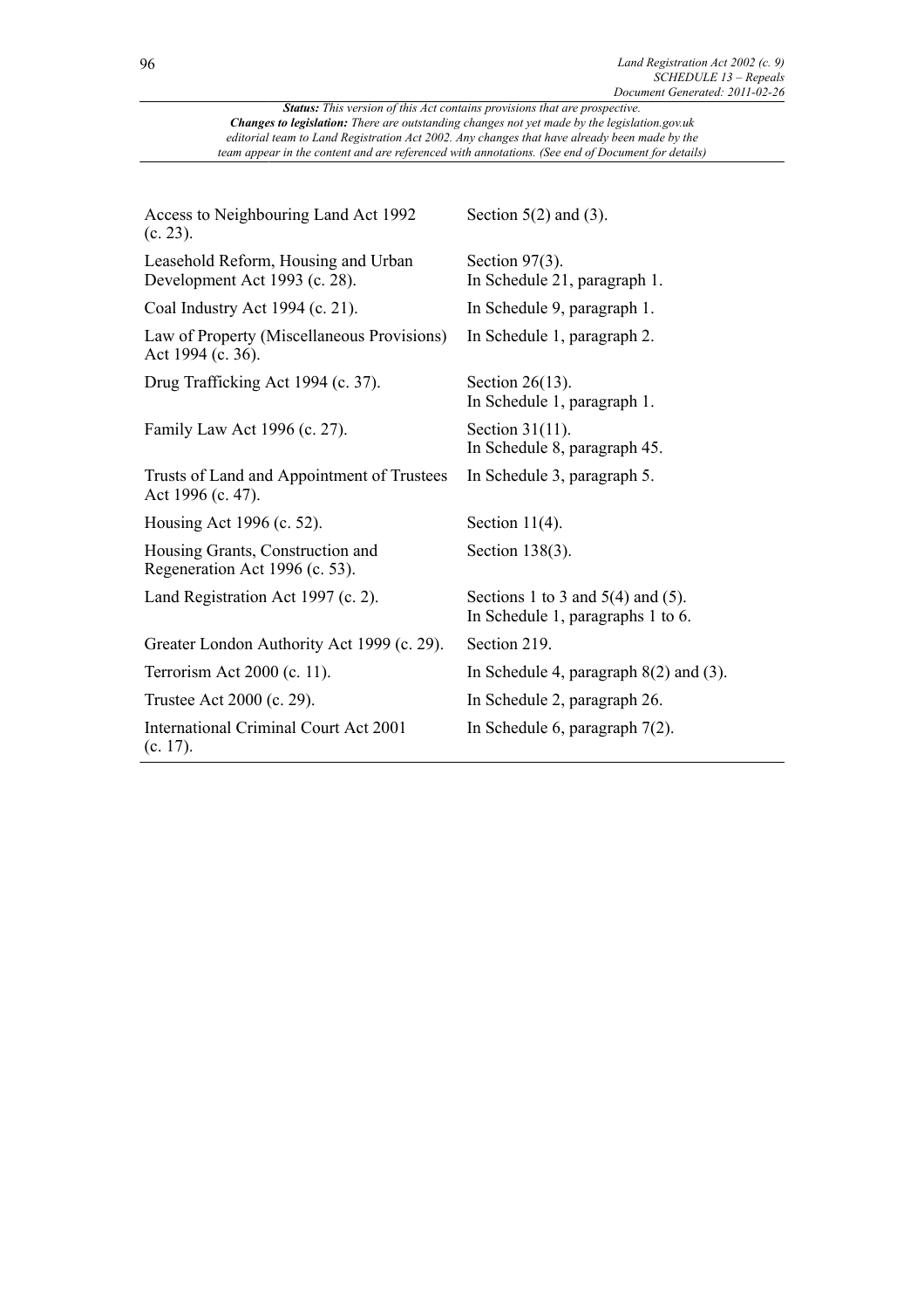*Status: This version of this Act contains provisions that are prospective.*
*Changes to legislation: There are outstanding changes not yet made by the legislation.gov.uk editorial team to Land Registration Act 2002. Any changes that have already been made by the team appear in the content and are referenced with annotations. (See end of Document for details)*

| | |
|---|---|
| Access to Neighbouring Land Act 1992 (c. 23). | Section 5(2) and (3). |
| Leasehold Reform, Housing and Urban Development Act 1993 (c. 28). | Section 97(3).<br>In Schedule 21, paragraph 1. |
| Coal Industry Act 1994 (c. 21). | In Schedule 9, paragraph 1. |
| Law of Property (Miscellaneous Provisions) Act 1994 (c. 36). | In Schedule 1, paragraph 2. |
| Drug Trafficking Act 1994 (c. 37). | Section 26(13).<br>In Schedule 1, paragraph 1. |
| Family Law Act 1996 (c. 27). | Section 31(11).<br>In Schedule 8, paragraph 45. |
| Trusts of Land and Appointment of Trustees Act 1996 (c. 47). | In Schedule 3, paragraph 5. |
| Housing Act 1996 (c. 52). | Section 11(4). |
| Housing Grants, Construction and Regeneration Act 1996 (c. 53). | Section 138(3). |
| Land Registration Act 1997 (c. 2). | Sections 1 to 3 and 5(4) and (5).<br>In Schedule 1, paragraphs 1 to 6. |
| Greater London Authority Act 1999 (c. 29). | Section 219. |
| Terrorism Act 2000 (c. 11). | In Schedule 4, paragraph 8(2) and (3). |
| Trustee Act 2000 (c. 29). | In Schedule 2, paragraph 26. |
| International Criminal Court Act 2001 (c. 17). | In Schedule 6, paragraph 7(2). |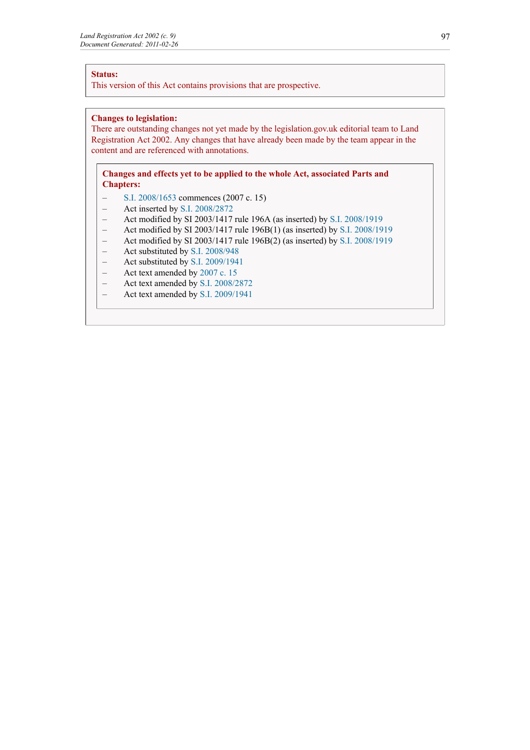**Status:**
This version of this Act contains provisions that are prospective.

**Changes to legislation:**
There are outstanding changes not yet made by the legislation.gov.uk editorial team to Land Registration Act 2002. Any changes that have already been made by the team appear in the content and are referenced with annotations.

**Changes and effects yet to be applied to the whole Act, associated Parts and Chapters:**

- S.I. 2008/1653 commences (2007 c. 15)
- Act inserted by S.I. 2008/2872
- Act modified by SI 2003/1417 rule 196A (as inserted) by S.I. 2008/1919
- Act modified by SI 2003/1417 rule 196B(1) (as inserted) by S.I. 2008/1919
- Act modified by SI 2003/1417 rule 196B(2) (as inserted) by S.I. 2008/1919
- Act substituted by S.I. 2008/948
- Act substituted by S.I. 2009/1941
- Act text amended by 2007 c. 15
- Act text amended by S.I. 2008/2872
- Act text amended by S.I. 2009/1941